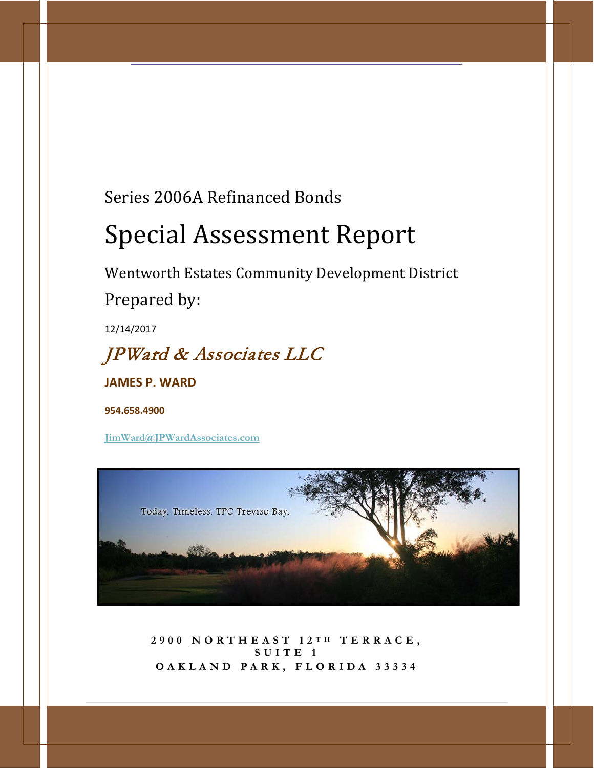Series 2006A Refinanced Bonds

# Special Assessment Report

Wentworth Estates Community Development District

Prepared by:

12/14/2017

*JPWard & Associates LLC*

**JAMES P. WARD**

**954.658.4900**

**JimWard@JPWardAssociates.com**

**2900 NORTHEAST 12TH TERRACE, SUITE 1**
**OAKLAND PARK, FLORIDA 33334**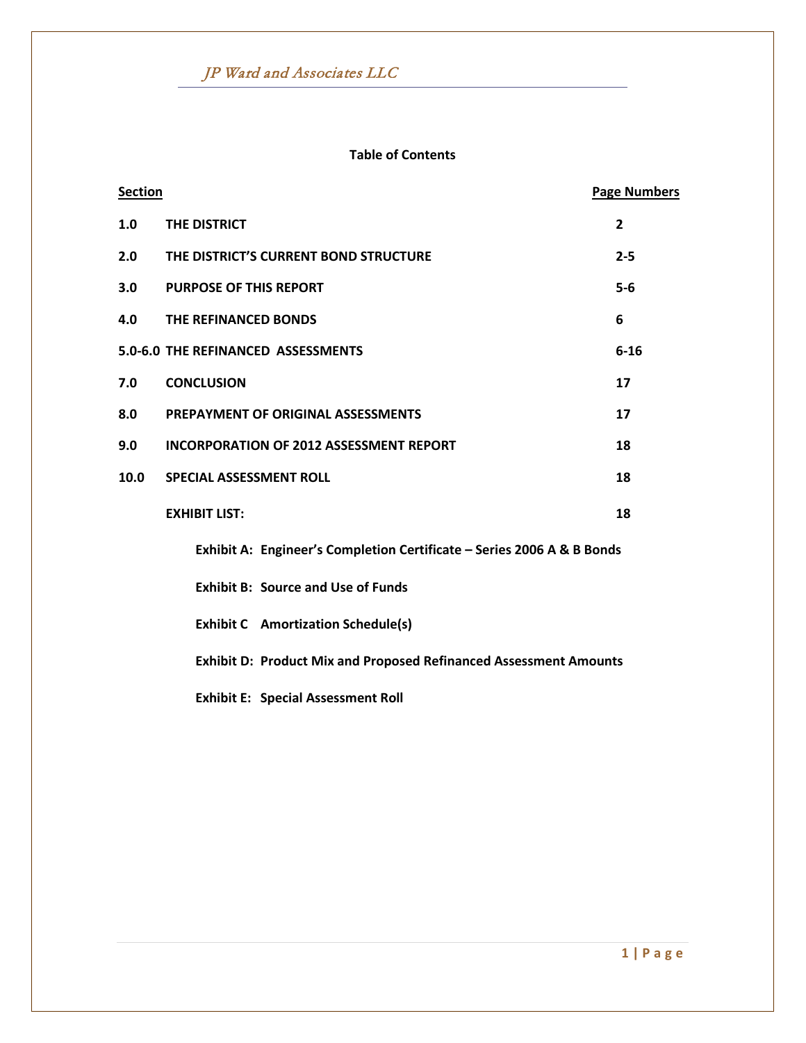## Table of Contents

| Section | | Page Numbers |
|---|---|---|
| **1.0** | **THE DISTRICT** | **2** |
| **2.0** | **THE DISTRICT'S CURRENT BOND STRUCTURE** | **2-5** |
| **3.0** | **PURPOSE OF THIS REPORT** | **5-6** |
| **4.0** | **THE REFINANCED BONDS** | **6** |
| **5.0-6.0** | **THE REFINANCED ASSESSMENTS** | **6-16** |
| **7.0** | **CONCLUSION** | **17** |
| **8.0** | **PREPAYMENT OF ORIGINAL ASSESSMENTS** | **17** |
| **9.0** | **INCORPORATION OF 2012 ASSESSMENT REPORT** | **18** |
| **10.0** | **SPECIAL ASSESSMENT ROLL** | **18** |
| | **EXHIBIT LIST:** | **18** |

**Exhibit A: Engineer's Completion Certificate – Series 2006 A & B Bonds**

**Exhibit B: Source and Use of Funds**

**Exhibit C Amortization Schedule(s)**

**Exhibit D: Product Mix and Proposed Refinanced Assessment Amounts**

**Exhibit E: Special Assessment Roll**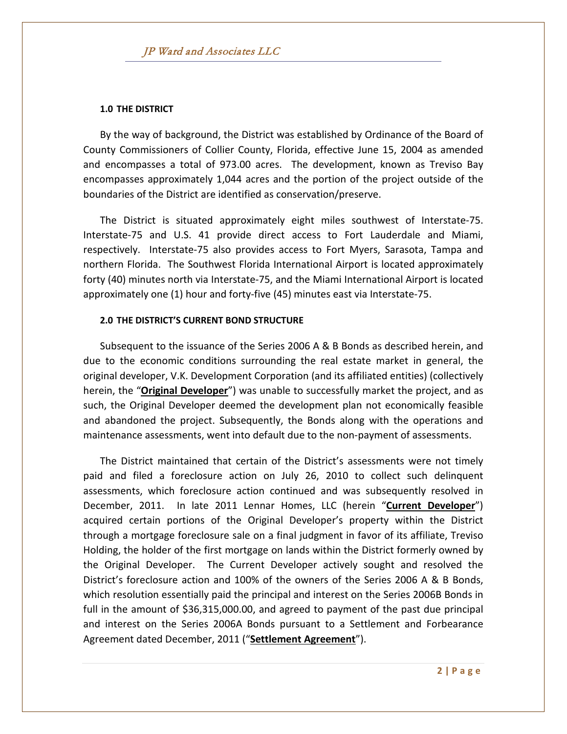### 1.0 THE DISTRICT

By the way of background, the District was established by Ordinance of the Board of County Commissioners of Collier County, Florida, effective June 15, 2004 as amended and encompasses a total of 973.00 acres. The development, known as Treviso Bay encompasses approximately 1,044 acres and the portion of the project outside of the boundaries of the District are identified as conservation/preserve.

The District is situated approximately eight miles southwest of Interstate-75. Interstate-75 and U.S. 41 provide direct access to Fort Lauderdale and Miami, respectively. Interstate-75 also provides access to Fort Myers, Sarasota, Tampa and northern Florida. The Southwest Florida International Airport is located approximately forty (40) minutes north via Interstate-75, and the Miami International Airport is located approximately one (1) hour and forty-five (45) minutes east via Interstate-75.

### 2.0 THE DISTRICT'S CURRENT BOND STRUCTURE

Subsequent to the issuance of the Series 2006 A & B Bonds as described herein, and due to the economic conditions surrounding the real estate market in general, the original developer, V.K. Development Corporation (and its affiliated entities) (collectively herein, the "**Original Developer**") was unable to successfully market the project, and as such, the Original Developer deemed the development plan not economically feasible and abandoned the project. Subsequently, the Bonds along with the operations and maintenance assessments, went into default due to the non-payment of assessments.

The District maintained that certain of the District's assessments were not timely paid and filed a foreclosure action on July 26, 2010 to collect such delinquent assessments, which foreclosure action continued and was subsequently resolved in December, 2011. In late 2011 Lennar Homes, LLC (herein "**Current Developer**") acquired certain portions of the Original Developer's property within the District through a mortgage foreclosure sale on a final judgment in favor of its affiliate, Treviso Holding, the holder of the first mortgage on lands within the District formerly owned by the Original Developer. The Current Developer actively sought and resolved the District's foreclosure action and 100% of the owners of the Series 2006 A & B Bonds, which resolution essentially paid the principal and interest on the Series 2006B Bonds in full in the amount of $36,315,000.00, and agreed to payment of the past due principal and interest on the Series 2006A Bonds pursuant to a Settlement and Forbearance Agreement dated December, 2011 ("**Settlement Agreement**").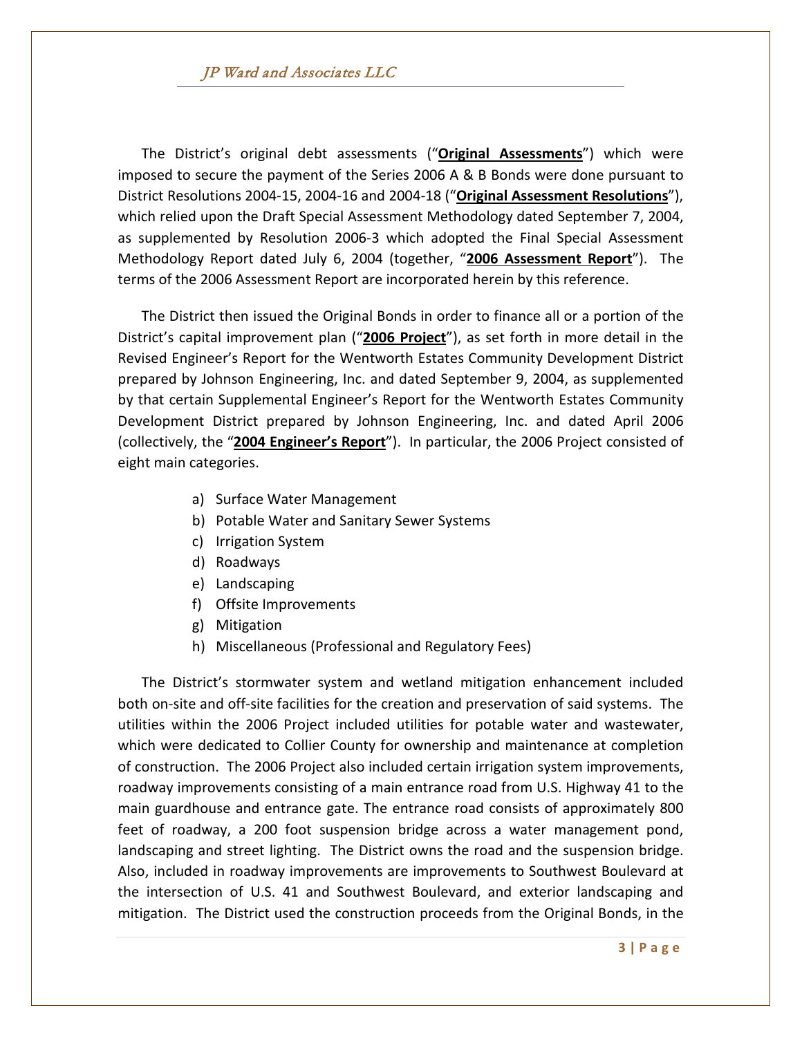The District's original debt assessments ("**Original Assessments**") which were imposed to secure the payment of the Series 2006 A & B Bonds were done pursuant to District Resolutions 2004-15, 2004-16 and 2004-18 ("**Original Assessment Resolutions**"), which relied upon the Draft Special Assessment Methodology dated September 7, 2004, as supplemented by Resolution 2006-3 which adopted the Final Special Assessment Methodology Report dated July 6, 2004 (together, "**2006 Assessment Report**"). The terms of the 2006 Assessment Report are incorporated herein by this reference.

The District then issued the Original Bonds in order to finance all or a portion of the District's capital improvement plan ("**2006 Project**"), as set forth in more detail in the Revised Engineer's Report for the Wentworth Estates Community Development District prepared by Johnson Engineering, Inc. and dated September 9, 2004, as supplemented by that certain Supplemental Engineer's Report for the Wentworth Estates Community Development District prepared by Johnson Engineering, Inc. and dated April 2006 (collectively, the "**2004 Engineer's Report**"). In particular, the 2006 Project consisted of eight main categories.

a) Surface Water Management
b) Potable Water and Sanitary Sewer Systems
c) Irrigation System
d) Roadways
e) Landscaping
f) Offsite Improvements
g) Mitigation
h) Miscellaneous (Professional and Regulatory Fees)

The District's stormwater system and wetland mitigation enhancement included both on-site and off-site facilities for the creation and preservation of said systems. The utilities within the 2006 Project included utilities for potable water and wastewater, which were dedicated to Collier County for ownership and maintenance at completion of construction. The 2006 Project also included certain irrigation system improvements, roadway improvements consisting of a main entrance road from U.S. Highway 41 to the main guardhouse and entrance gate. The entrance road consists of approximately 800 feet of roadway, a 200 foot suspension bridge across a water management pond, landscaping and street lighting. The District owns the road and the suspension bridge. Also, included in roadway improvements are improvements to Southwest Boulevard at the intersection of U.S. 41 and Southwest Boulevard, and exterior landscaping and mitigation. The District used the construction proceeds from the Original Bonds, in the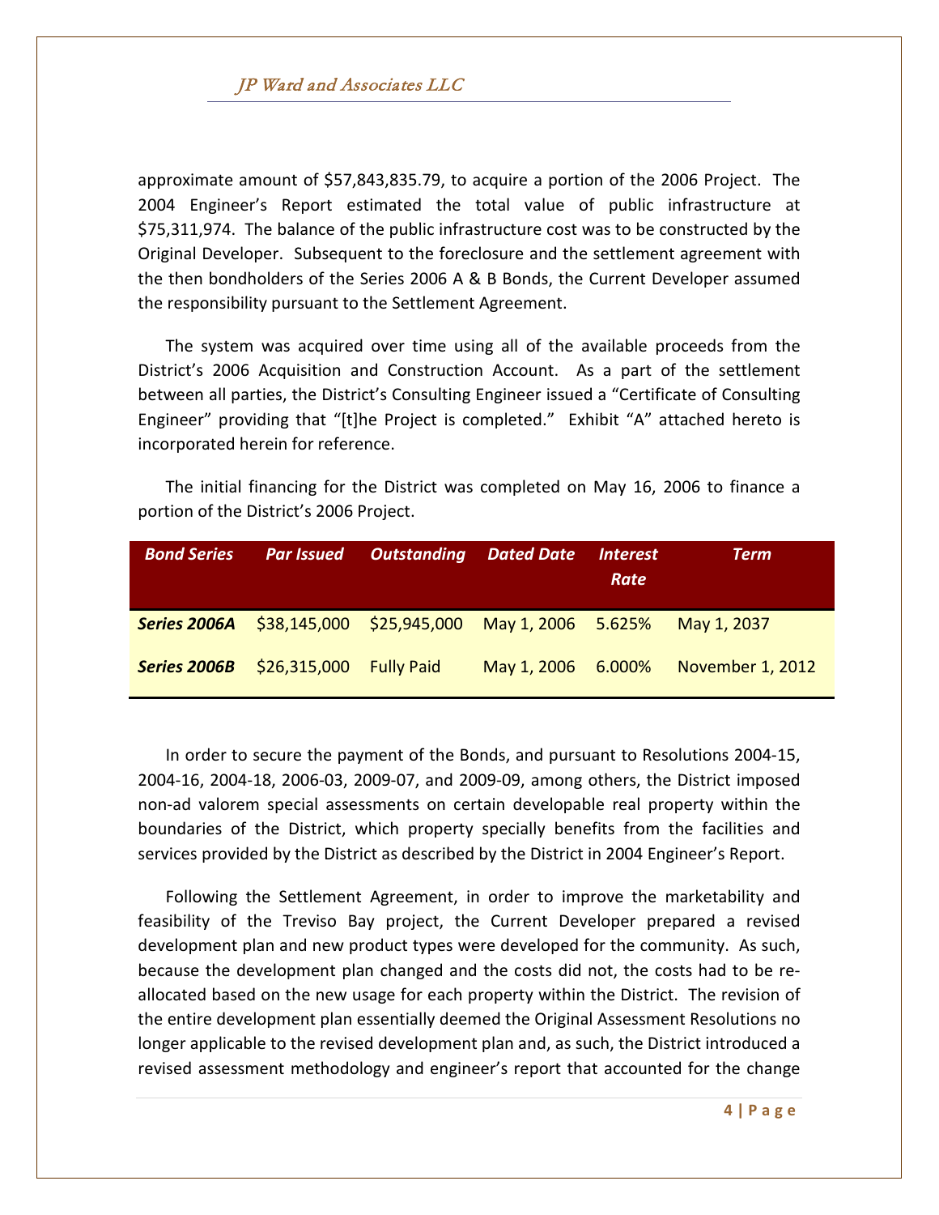approximate amount of $57,843,835.79, to acquire a portion of the 2006 Project. The 2004 Engineer's Report estimated the total value of public infrastructure at $75,311,974. The balance of the public infrastructure cost was to be constructed by the Original Developer. Subsequent to the foreclosure and the settlement agreement with the then bondholders of the Series 2006 A & B Bonds, the Current Developer assumed the responsibility pursuant to the Settlement Agreement.

The system was acquired over time using all of the available proceeds from the District's 2006 Acquisition and Construction Account. As a part of the settlement between all parties, the District's Consulting Engineer issued a "Certificate of Consulting Engineer" providing that "[t]he Project is completed." Exhibit "A" attached hereto is incorporated herein for reference.

The initial financing for the District was completed on May 16, 2006 to finance a portion of the District's 2006 Project.

| *Bond Series* | *Par Issued* | *Outstanding* | *Dated Date* | *Interest Rate* | *Term* |
|---|---|---|---|---|---|
| ***Series 2006A*** | $38,145,000 | $25,945,000 | May 1, 2006 | 5.625% | May 1, 2037 |
| ***Series 2006B*** | $26,315,000 | Fully Paid | May 1, 2006 | 6.000% | November 1, 2012 |

In order to secure the payment of the Bonds, and pursuant to Resolutions 2004-15, 2004-16, 2004-18, 2006-03, 2009-07, and 2009-09, among others, the District imposed non-ad valorem special assessments on certain developable real property within the boundaries of the District, which property specially benefits from the facilities and services provided by the District as described by the District in 2004 Engineer's Report.

Following the Settlement Agreement, in order to improve the marketability and feasibility of the Treviso Bay project, the Current Developer prepared a revised development plan and new product types were developed for the community. As such, because the development plan changed and the costs did not, the costs had to be re-allocated based on the new usage for each property within the District. The revision of the entire development plan essentially deemed the Original Assessment Resolutions no longer applicable to the revised development plan and, as such, the District introduced a revised assessment methodology and engineer's report that accounted for the change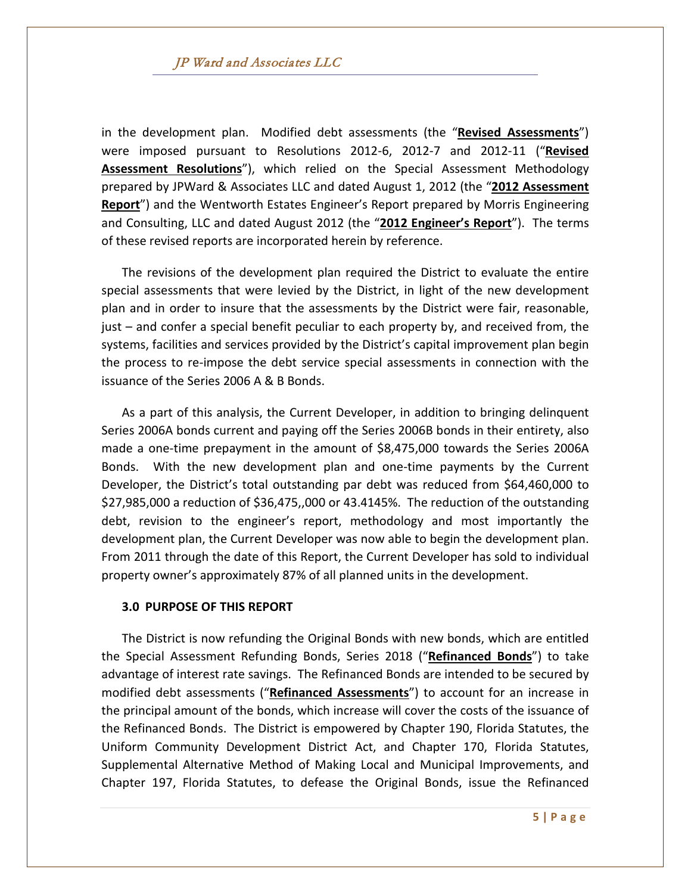in the development plan. Modified debt assessments (the "**Revised Assessments**") were imposed pursuant to Resolutions 2012-6, 2012-7 and 2012-11 ("**Revised Assessment Resolutions**"), which relied on the Special Assessment Methodology prepared by JPWard & Associates LLC and dated August 1, 2012 (the "**2012 Assessment Report**") and the Wentworth Estates Engineer's Report prepared by Morris Engineering and Consulting, LLC and dated August 2012 (the "**2012 Engineer's Report**"). The terms of these revised reports are incorporated herein by reference.

The revisions of the development plan required the District to evaluate the entire special assessments that were levied by the District, in light of the new development plan and in order to insure that the assessments by the District were fair, reasonable, just – and confer a special benefit peculiar to each property by, and received from, the systems, facilities and services provided by the District's capital improvement plan begin the process to re-impose the debt service special assessments in connection with the issuance of the Series 2006 A & B Bonds.

As a part of this analysis, the Current Developer, in addition to bringing delinquent Series 2006A bonds current and paying off the Series 2006B bonds in their entirety, also made a one-time prepayment in the amount of $8,475,000 towards the Series 2006A Bonds. With the new development plan and one-time payments by the Current Developer, the District's total outstanding par debt was reduced from $64,460,000 to $27,985,000 a reduction of $36,475,,000 or 43.4145%. The reduction of the outstanding debt, revision to the engineer's report, methodology and most importantly the development plan, the Current Developer was now able to begin the development plan. From 2011 through the date of this Report, the Current Developer has sold to individual property owner's approximately 87% of all planned units in the development.

### 3.0 PURPOSE OF THIS REPORT

The District is now refunding the Original Bonds with new bonds, which are entitled the Special Assessment Refunding Bonds, Series 2018 ("**Refinanced Bonds**") to take advantage of interest rate savings. The Refinanced Bonds are intended to be secured by modified debt assessments ("**Refinanced Assessments**") to account for an increase in the principal amount of the bonds, which increase will cover the costs of the issuance of the Refinanced Bonds. The District is empowered by Chapter 190, Florida Statutes, the Uniform Community Development District Act, and Chapter 170, Florida Statutes, Supplemental Alternative Method of Making Local and Municipal Improvements, and Chapter 197, Florida Statutes, to defease the Original Bonds, issue the Refinanced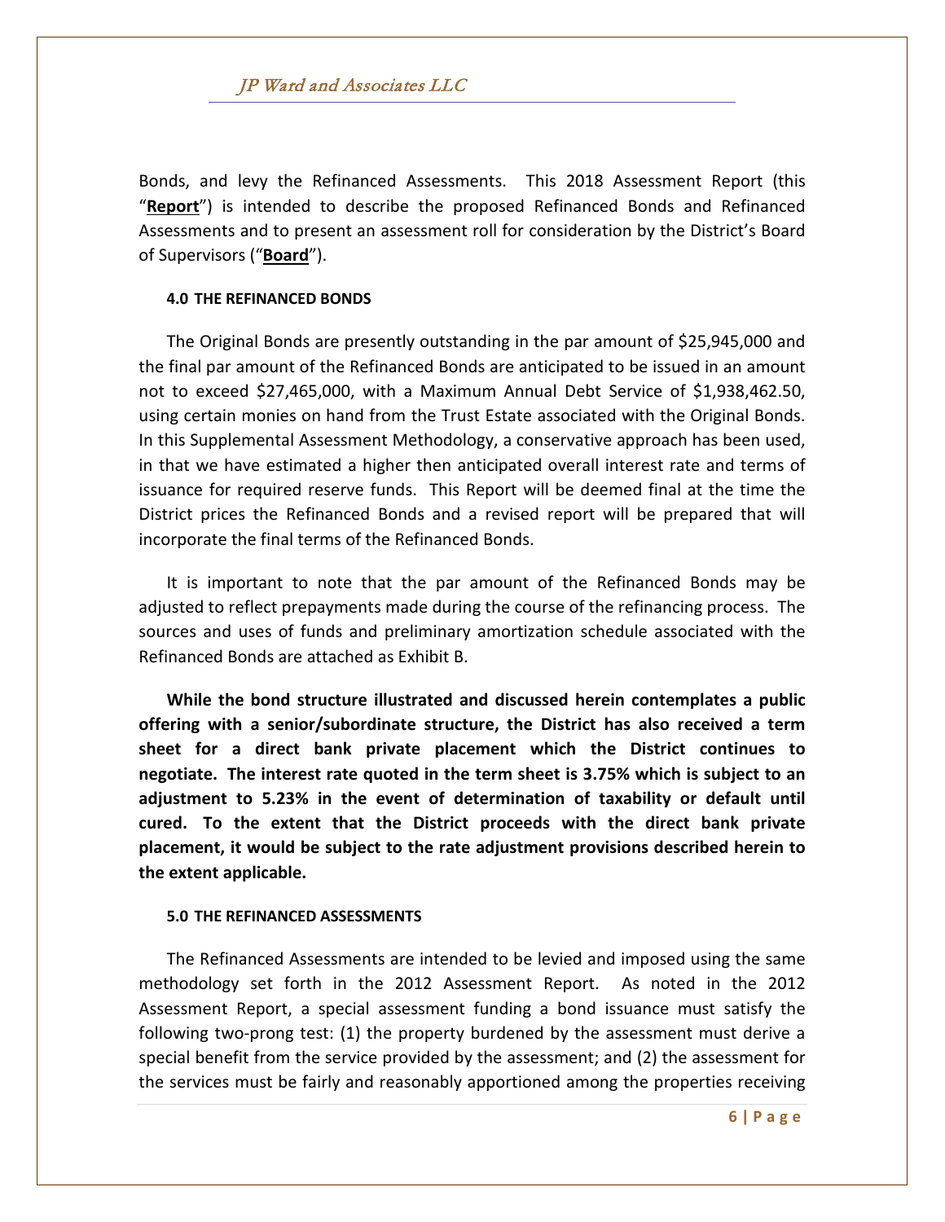Bonds, and levy the Refinanced Assessments. This 2018 Assessment Report (this "**Report**") is intended to describe the proposed Refinanced Bonds and Refinanced Assessments and to present an assessment roll for consideration by the District's Board of Supervisors ("**Board**").

#### 4.0 THE REFINANCED BONDS

The Original Bonds are presently outstanding in the par amount of $25,945,000 and the final par amount of the Refinanced Bonds are anticipated to be issued in an amount not to exceed $27,465,000, with a Maximum Annual Debt Service of $1,938,462.50, using certain monies on hand from the Trust Estate associated with the Original Bonds. In this Supplemental Assessment Methodology, a conservative approach has been used, in that we have estimated a higher then anticipated overall interest rate and terms of issuance for required reserve funds. This Report will be deemed final at the time the District prices the Refinanced Bonds and a revised report will be prepared that will incorporate the final terms of the Refinanced Bonds.

It is important to note that the par amount of the Refinanced Bonds may be adjusted to reflect prepayments made during the course of the refinancing process. The sources and uses of funds and preliminary amortization schedule associated with the Refinanced Bonds are attached as Exhibit B.

**While the bond structure illustrated and discussed herein contemplates a public offering with a senior/subordinate structure, the District has also received a term sheet for a direct bank private placement which the District continues to negotiate. The interest rate quoted in the term sheet is 3.75% which is subject to an adjustment to 5.23% in the event of determination of taxability or default until cured. To the extent that the District proceeds with the direct bank private placement, it would be subject to the rate adjustment provisions described herein to the extent applicable.**

#### 5.0 THE REFINANCED ASSESSMENTS

The Refinanced Assessments are intended to be levied and imposed using the same methodology set forth in the 2012 Assessment Report. As noted in the 2012 Assessment Report, a special assessment funding a bond issuance must satisfy the following two-prong test: (1) the property burdened by the assessment must derive a special benefit from the service provided by the assessment; and (2) the assessment for the services must be fairly and reasonably apportioned among the properties receiving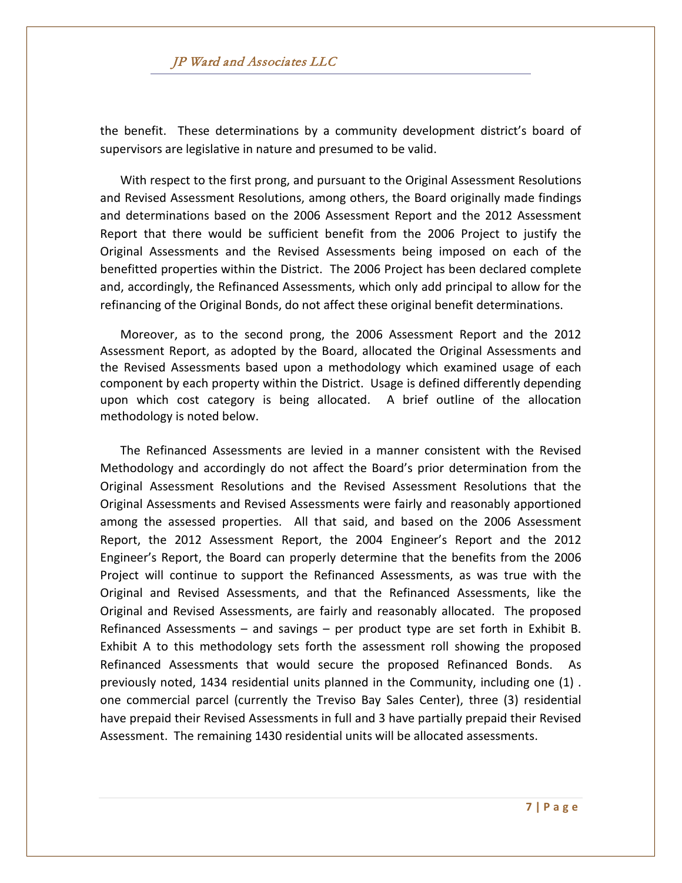the benefit. These determinations by a community development district's board of supervisors are legislative in nature and presumed to be valid.

With respect to the first prong, and pursuant to the Original Assessment Resolutions and Revised Assessment Resolutions, among others, the Board originally made findings and determinations based on the 2006 Assessment Report and the 2012 Assessment Report that there would be sufficient benefit from the 2006 Project to justify the Original Assessments and the Revised Assessments being imposed on each of the benefitted properties within the District. The 2006 Project has been declared complete and, accordingly, the Refinanced Assessments, which only add principal to allow for the refinancing of the Original Bonds, do not affect these original benefit determinations.

Moreover, as to the second prong, the 2006 Assessment Report and the 2012 Assessment Report, as adopted by the Board, allocated the Original Assessments and the Revised Assessments based upon a methodology which examined usage of each component by each property within the District. Usage is defined differently depending upon which cost category is being allocated. A brief outline of the allocation methodology is noted below.

The Refinanced Assessments are levied in a manner consistent with the Revised Methodology and accordingly do not affect the Board's prior determination from the Original Assessment Resolutions and the Revised Assessment Resolutions that the Original Assessments and Revised Assessments were fairly and reasonably apportioned among the assessed properties. All that said, and based on the 2006 Assessment Report, the 2012 Assessment Report, the 2004 Engineer's Report and the 2012 Engineer's Report, the Board can properly determine that the benefits from the 2006 Project will continue to support the Refinanced Assessments, as was true with the Original and Revised Assessments, and that the Refinanced Assessments, like the Original and Revised Assessments, are fairly and reasonably allocated. The proposed Refinanced Assessments – and savings – per product type are set forth in Exhibit B. Exhibit A to this methodology sets forth the assessment roll showing the proposed Refinanced Assessments that would secure the proposed Refinanced Bonds. As previously noted, 1434 residential units planned in the Community, including one (1) . one commercial parcel (currently the Treviso Bay Sales Center), three (3) residential have prepaid their Revised Assessments in full and 3 have partially prepaid their Revised Assessment. The remaining 1430 residential units will be allocated assessments.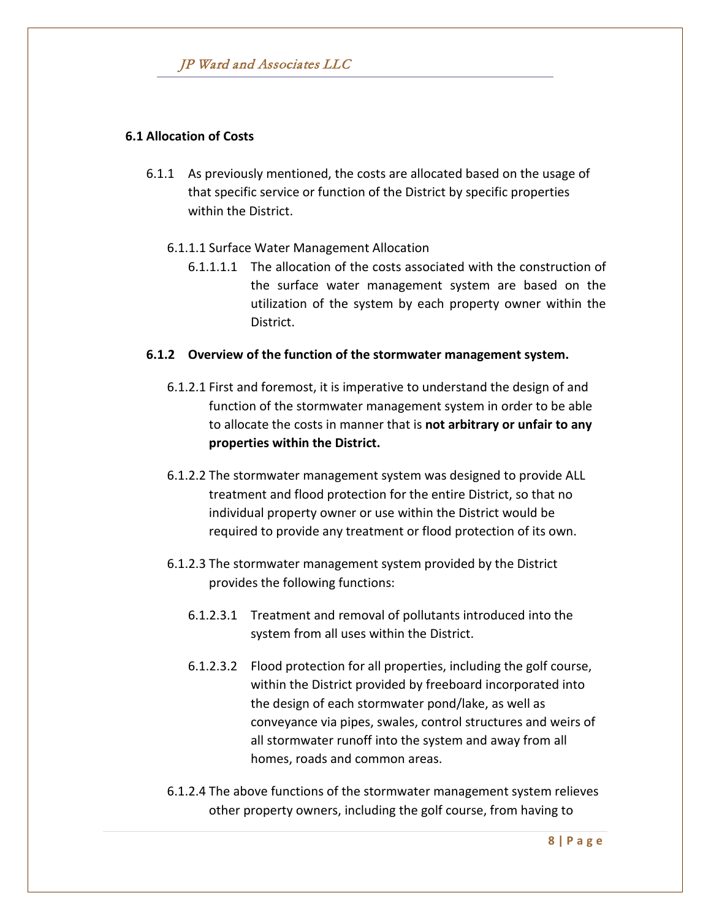### 6.1 Allocation of Costs

6.1.1 As previously mentioned, the costs are allocated based on the usage of that specific service or function of the District by specific properties within the District.

6.1.1.1 Surface Water Management Allocation

6.1.1.1.1 The allocation of the costs associated with the construction of the surface water management system are based on the utilization of the system by each property owner within the District.

**6.1.2 Overview of the function of the stormwater management system.**

6.1.2.1 First and foremost, it is imperative to understand the design of and function of the stormwater management system in order to be able to allocate the costs in manner that is **not arbitrary or unfair to any properties within the District.**

6.1.2.2 The stormwater management system was designed to provide ALL treatment and flood protection for the entire District, so that no individual property owner or use within the District would be required to provide any treatment or flood protection of its own.

6.1.2.3 The stormwater management system provided by the District provides the following functions:

6.1.2.3.1 Treatment and removal of pollutants introduced into the system from all uses within the District.

6.1.2.3.2 Flood protection for all properties, including the golf course, within the District provided by freeboard incorporated into the design of each stormwater pond/lake, as well as conveyance via pipes, swales, control structures and weirs of all stormwater runoff into the system and away from all homes, roads and common areas.

6.1.2.4 The above functions of the stormwater management system relieves other property owners, including the golf course, from having to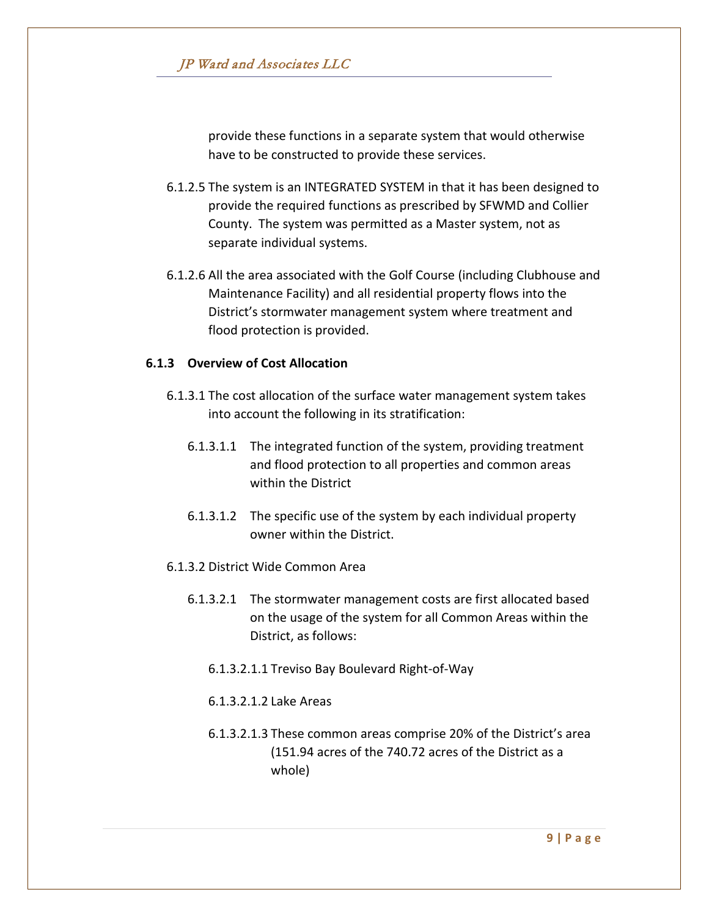provide these functions in a separate system that would otherwise have to be constructed to provide these services.

6.1.2.5 The system is an INTEGRATED SYSTEM in that it has been designed to provide the required functions as prescribed by SFWMD and Collier County. The system was permitted as a Master system, not as separate individual systems.

6.1.2.6 All the area associated with the Golf Course (including Clubhouse and Maintenance Facility) and all residential property flows into the District's stormwater management system where treatment and flood protection is provided.

### 6.1.3 Overview of Cost Allocation

6.1.3.1 The cost allocation of the surface water management system takes into account the following in its stratification:

6.1.3.1.1 The integrated function of the system, providing treatment and flood protection to all properties and common areas within the District

6.1.3.1.2 The specific use of the system by each individual property owner within the District.

6.1.3.2 District Wide Common Area

6.1.3.2.1 The stormwater management costs are first allocated based on the usage of the system for all Common Areas within the District, as follows:

6.1.3.2.1.1 Treviso Bay Boulevard Right-of-Way

6.1.3.2.1.2 Lake Areas

6.1.3.2.1.3 These common areas comprise 20% of the District's area (151.94 acres of the 740.72 acres of the District as a whole)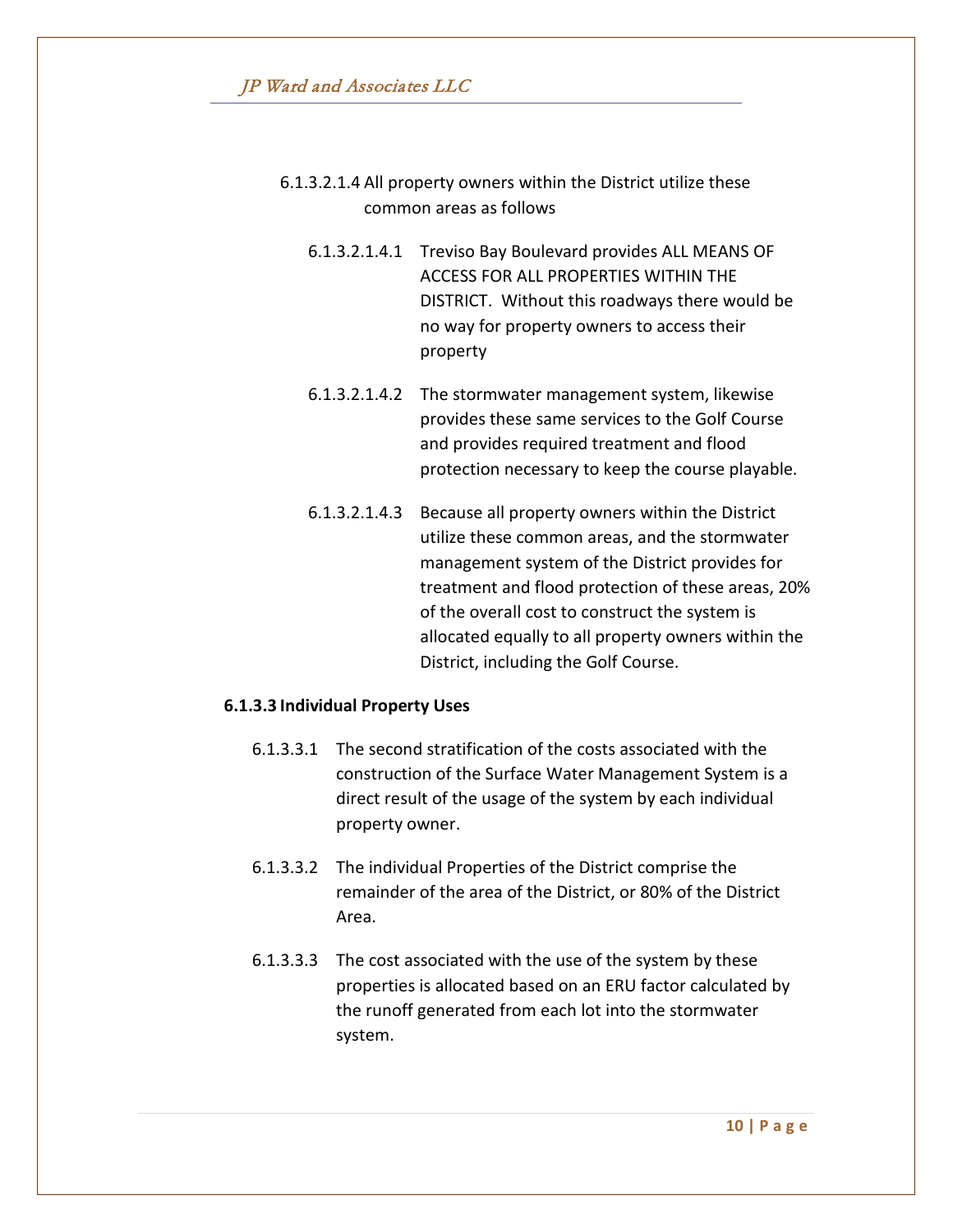6.1.3.2.1.4 All property owners within the District utilize these common areas as follows

6.1.3.2.1.4.1 Treviso Bay Boulevard provides ALL MEANS OF ACCESS FOR ALL PROPERTIES WITHIN THE DISTRICT. Without this roadways there would be no way for property owners to access their property

6.1.3.2.1.4.2 The stormwater management system, likewise provides these same services to the Golf Course and provides required treatment and flood protection necessary to keep the course playable.

6.1.3.2.1.4.3 Because all property owners within the District utilize these common areas, and the stormwater management system of the District provides for treatment and flood protection of these areas, 20% of the overall cost to construct the system is allocated equally to all property owners within the District, including the Golf Course.

**6.1.3.3 Individual Property Uses**

6.1.3.3.1 The second stratification of the costs associated with the construction of the Surface Water Management System is a direct result of the usage of the system by each individual property owner.

6.1.3.3.2 The individual Properties of the District comprise the remainder of the area of the District, or 80% of the District Area.

6.1.3.3.3 The cost associated with the use of the system by these properties is allocated based on an ERU factor calculated by the runoff generated from each lot into the stormwater system.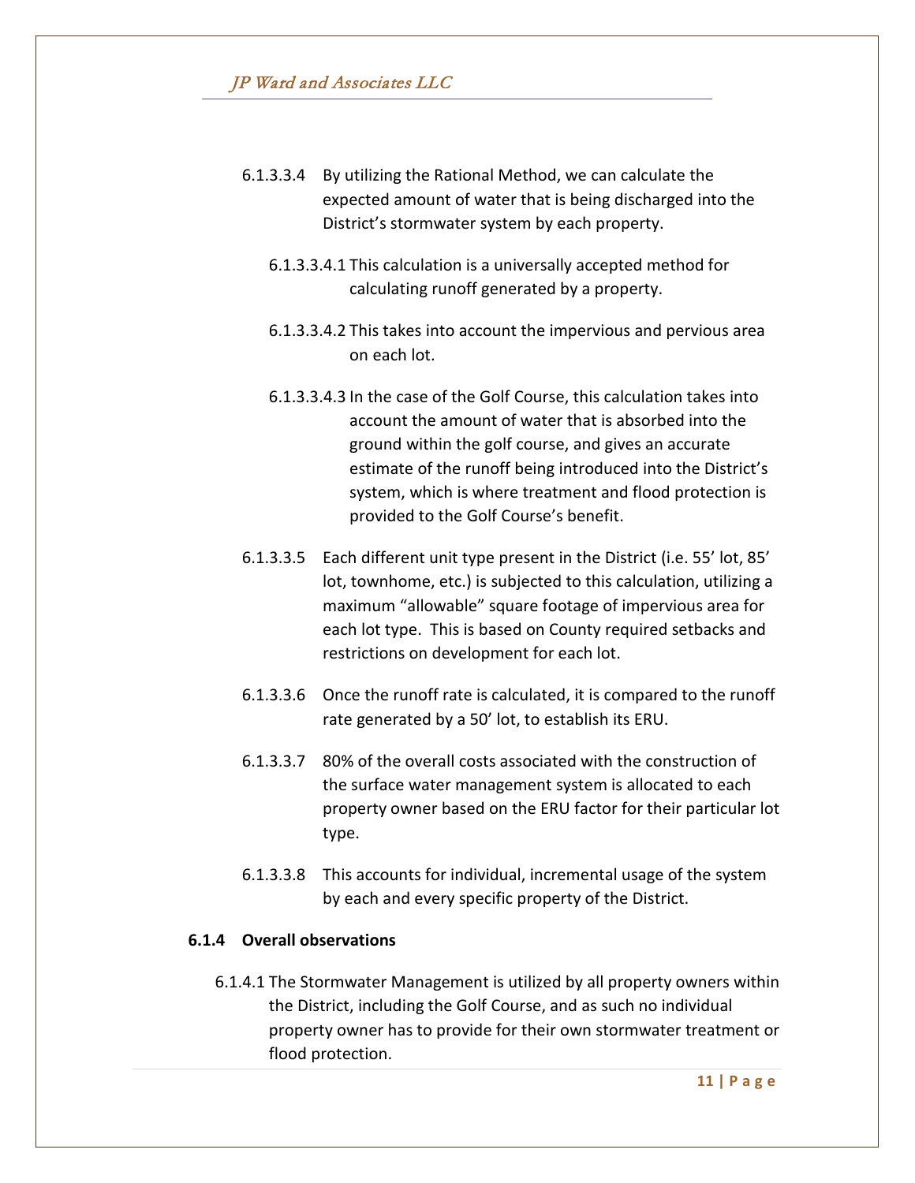6.1.3.3.4 By utilizing the Rational Method, we can calculate the expected amount of water that is being discharged into the District's stormwater system by each property.

6.1.3.3.4.1 This calculation is a universally accepted method for calculating runoff generated by a property.

6.1.3.3.4.2 This takes into account the impervious and pervious area on each lot.

6.1.3.3.4.3 In the case of the Golf Course, this calculation takes into account the amount of water that is absorbed into the ground within the golf course, and gives an accurate estimate of the runoff being introduced into the District's system, which is where treatment and flood protection is provided to the Golf Course's benefit.

6.1.3.3.5 Each different unit type present in the District (i.e. 55' lot, 85' lot, townhome, etc.) is subjected to this calculation, utilizing a maximum "allowable" square footage of impervious area for each lot type. This is based on County required setbacks and restrictions on development for each lot.

6.1.3.3.6 Once the runoff rate is calculated, it is compared to the runoff rate generated by a 50' lot, to establish its ERU.

6.1.3.3.7 80% of the overall costs associated with the construction of the surface water management system is allocated to each property owner based on the ERU factor for their particular lot type.

6.1.3.3.8 This accounts for individual, incremental usage of the system by each and every specific property of the District.

### 6.1.4 Overall observations

6.1.4.1 The Stormwater Management is utilized by all property owners within the District, including the Golf Course, and as such no individual property owner has to provide for their own stormwater treatment or flood protection.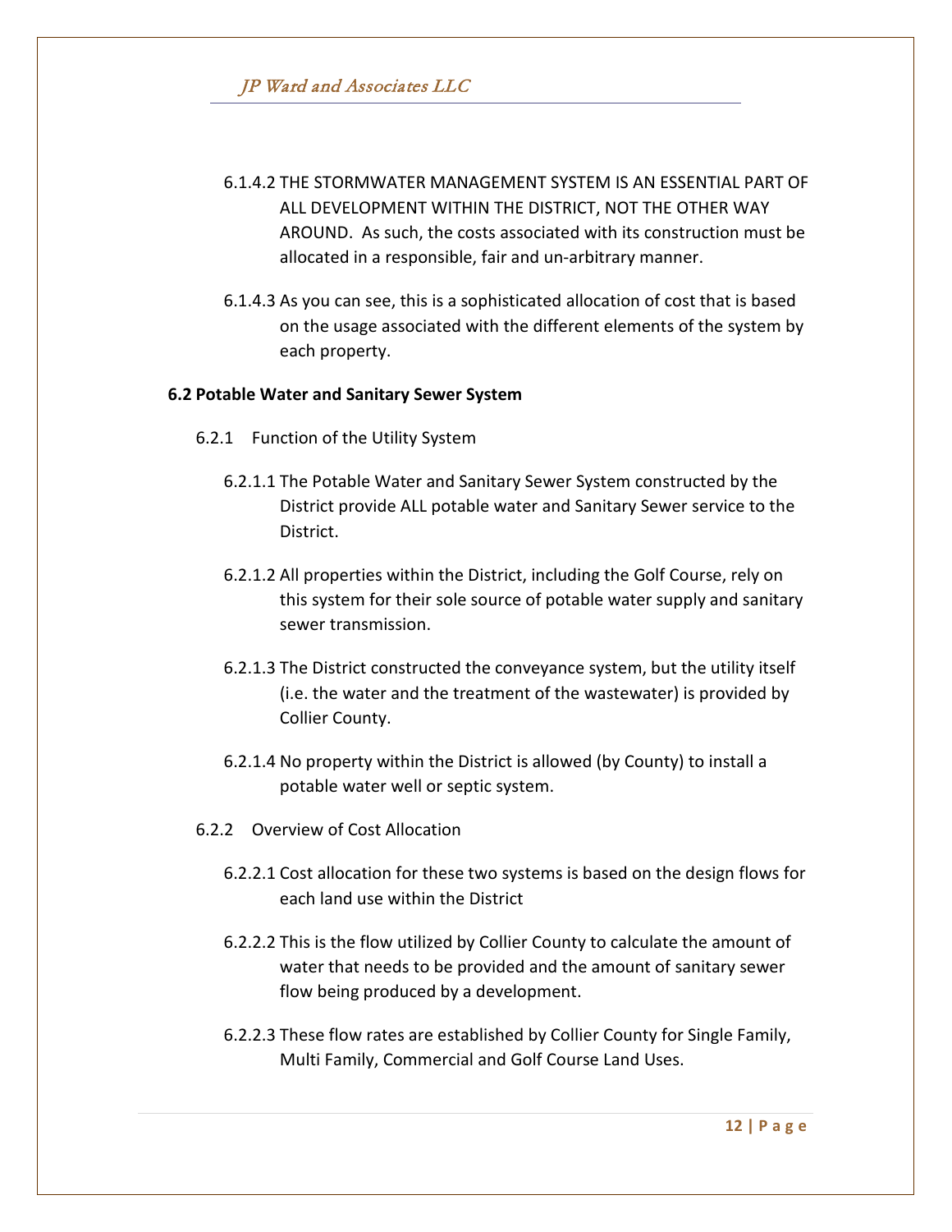6.1.4.2 THE STORMWATER MANAGEMENT SYSTEM IS AN ESSENTIAL PART OF ALL DEVELOPMENT WITHIN THE DISTRICT, NOT THE OTHER WAY AROUND. As such, the costs associated with its construction must be allocated in a responsible, fair and un-arbitrary manner.

6.1.4.3 As you can see, this is a sophisticated allocation of cost that is based on the usage associated with the different elements of the system by each property.

**6.2 Potable Water and Sanitary Sewer System**

6.2.1 Function of the Utility System

6.2.1.1 The Potable Water and Sanitary Sewer System constructed by the District provide ALL potable water and Sanitary Sewer service to the District.

6.2.1.2 All properties within the District, including the Golf Course, rely on this system for their sole source of potable water supply and sanitary sewer transmission.

6.2.1.3 The District constructed the conveyance system, but the utility itself (i.e. the water and the treatment of the wastewater) is provided by Collier County.

6.2.1.4 No property within the District is allowed (by County) to install a potable water well or septic system.

6.2.2 Overview of Cost Allocation

6.2.2.1 Cost allocation for these two systems is based on the design flows for each land use within the District

6.2.2.2 This is the flow utilized by Collier County to calculate the amount of water that needs to be provided and the amount of sanitary sewer flow being produced by a development.

6.2.2.3 These flow rates are established by Collier County for Single Family, Multi Family, Commercial and Golf Course Land Uses.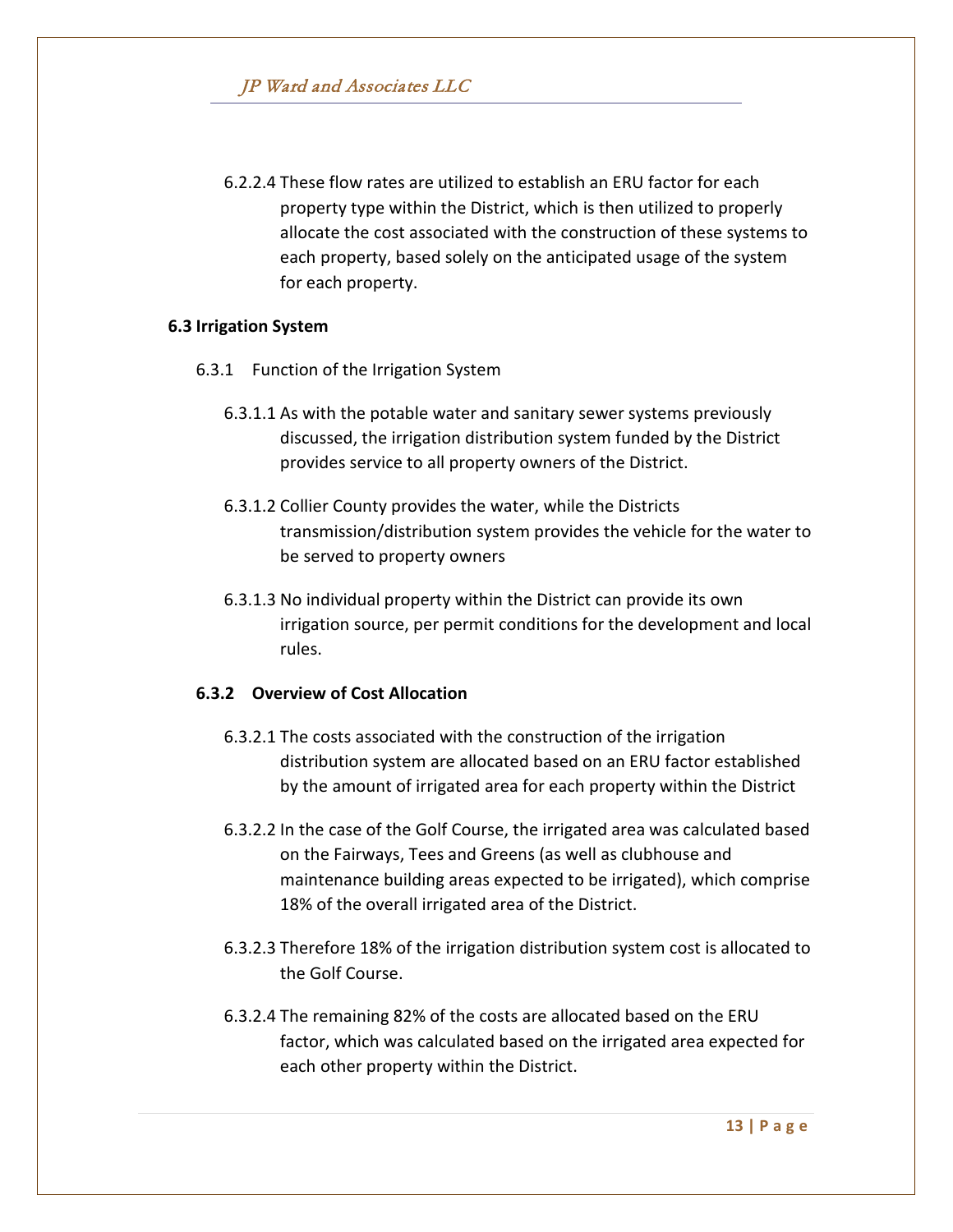6.2.2.4 These flow rates are utilized to establish an ERU factor for each property type within the District, which is then utilized to properly allocate the cost associated with the construction of these systems to each property, based solely on the anticipated usage of the system for each property.

**6.3 Irrigation System**

6.3.1 Function of the Irrigation System

6.3.1.1 As with the potable water and sanitary sewer systems previously discussed, the irrigation distribution system funded by the District provides service to all property owners of the District.

6.3.1.2 Collier County provides the water, while the Districts transmission/distribution system provides the vehicle for the water to be served to property owners

6.3.1.3 No individual property within the District can provide its own irrigation source, per permit conditions for the development and local rules.

**6.3.2 Overview of Cost Allocation**

6.3.2.1 The costs associated with the construction of the irrigation distribution system are allocated based on an ERU factor established by the amount of irrigated area for each property within the District

6.3.2.2 In the case of the Golf Course, the irrigated area was calculated based on the Fairways, Tees and Greens (as well as clubhouse and maintenance building areas expected to be irrigated), which comprise 18% of the overall irrigated area of the District.

6.3.2.3 Therefore 18% of the irrigation distribution system cost is allocated to the Golf Course.

6.3.2.4 The remaining 82% of the costs are allocated based on the ERU factor, which was calculated based on the irrigated area expected for each other property within the District.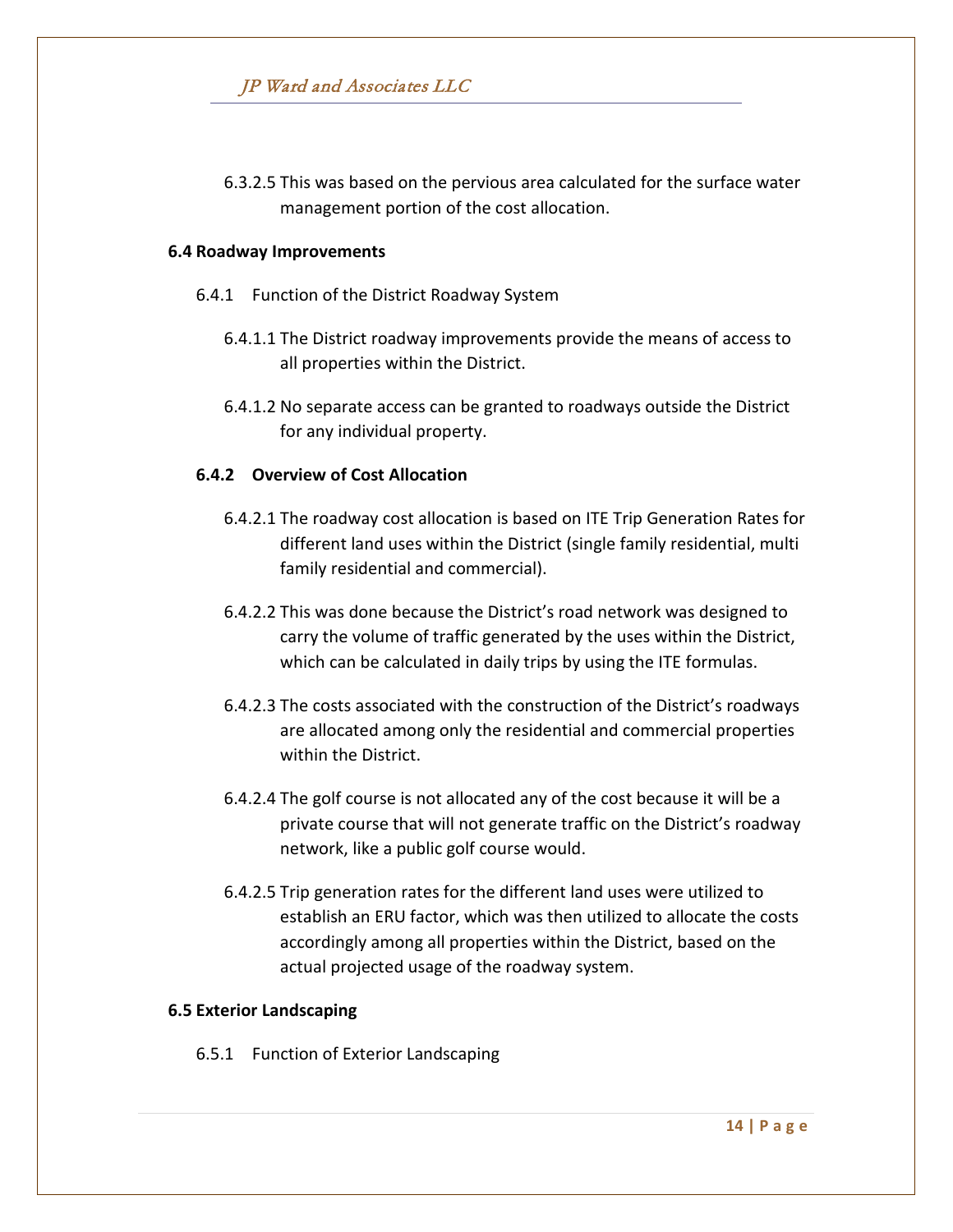6.3.2.5 This was based on the pervious area calculated for the surface water management portion of the cost allocation.

**6.4 Roadway Improvements**

6.4.1 Function of the District Roadway System

6.4.1.1 The District roadway improvements provide the means of access to all properties within the District.

6.4.1.2 No separate access can be granted to roadways outside the District for any individual property.

**6.4.2 Overview of Cost Allocation**

6.4.2.1 The roadway cost allocation is based on ITE Trip Generation Rates for different land uses within the District (single family residential, multi family residential and commercial).

6.4.2.2 This was done because the District's road network was designed to carry the volume of traffic generated by the uses within the District, which can be calculated in daily trips by using the ITE formulas.

6.4.2.3 The costs associated with the construction of the District's roadways are allocated among only the residential and commercial properties within the District.

6.4.2.4 The golf course is not allocated any of the cost because it will be a private course that will not generate traffic on the District's roadway network, like a public golf course would.

6.4.2.5 Trip generation rates for the different land uses were utilized to establish an ERU factor, which was then utilized to allocate the costs accordingly among all properties within the District, based on the actual projected usage of the roadway system.

**6.5 Exterior Landscaping**

6.5.1 Function of Exterior Landscaping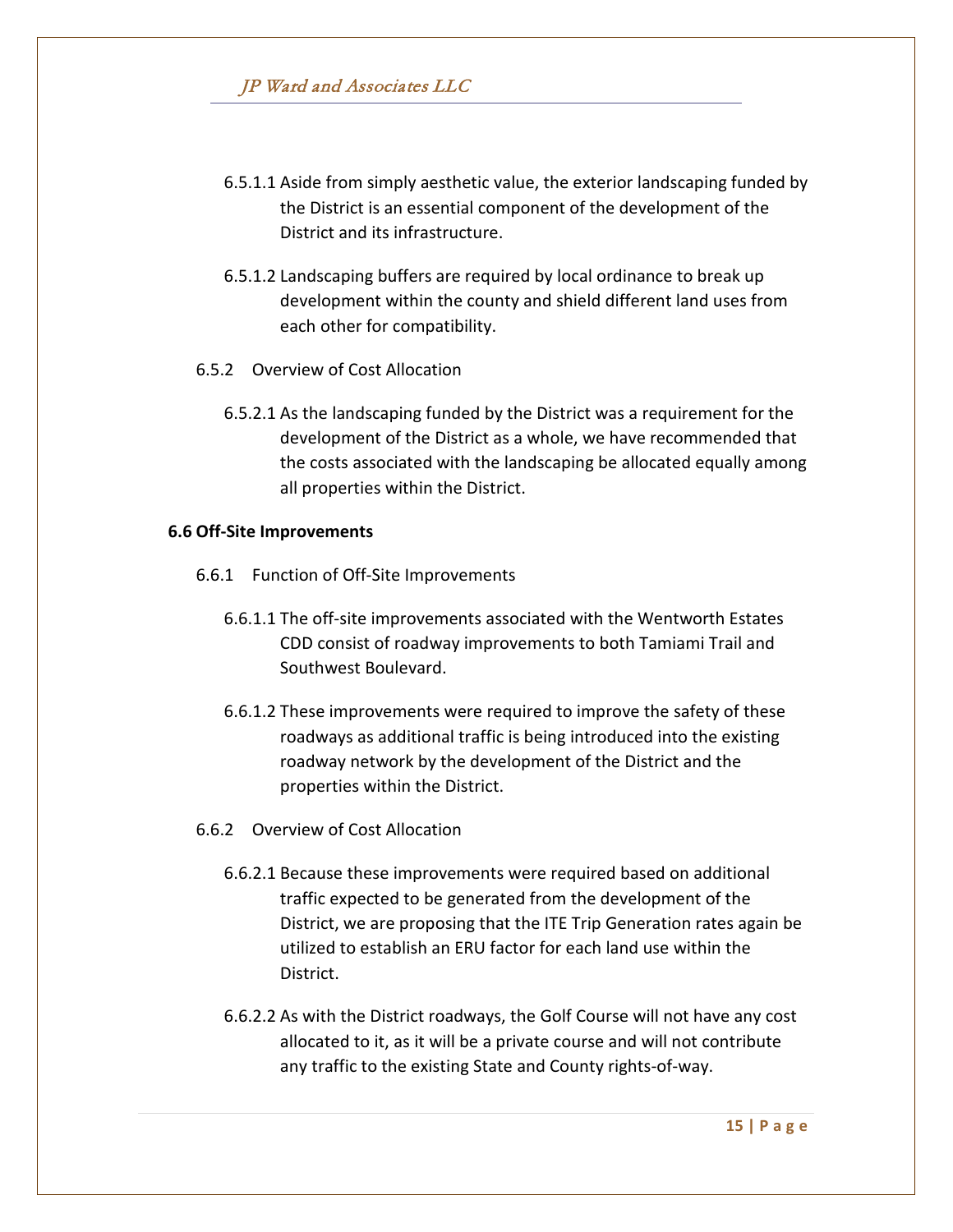6.5.1.1 Aside from simply aesthetic value, the exterior landscaping funded by the District is an essential component of the development of the District and its infrastructure.

6.5.1.2 Landscaping buffers are required by local ordinance to break up development within the county and shield different land uses from each other for compatibility.

6.5.2 Overview of Cost Allocation

6.5.2.1 As the landscaping funded by the District was a requirement for the development of the District as a whole, we have recommended that the costs associated with the landscaping be allocated equally among all properties within the District.

**6.6 Off-Site Improvements**

6.6.1 Function of Off-Site Improvements

6.6.1.1 The off-site improvements associated with the Wentworth Estates CDD consist of roadway improvements to both Tamiami Trail and Southwest Boulevard.

6.6.1.2 These improvements were required to improve the safety of these roadways as additional traffic is being introduced into the existing roadway network by the development of the District and the properties within the District.

6.6.2 Overview of Cost Allocation

6.6.2.1 Because these improvements were required based on additional traffic expected to be generated from the development of the District, we are proposing that the ITE Trip Generation rates again be utilized to establish an ERU factor for each land use within the District.

6.6.2.2 As with the District roadways, the Golf Course will not have any cost allocated to it, as it will be a private course and will not contribute any traffic to the existing State and County rights-of-way.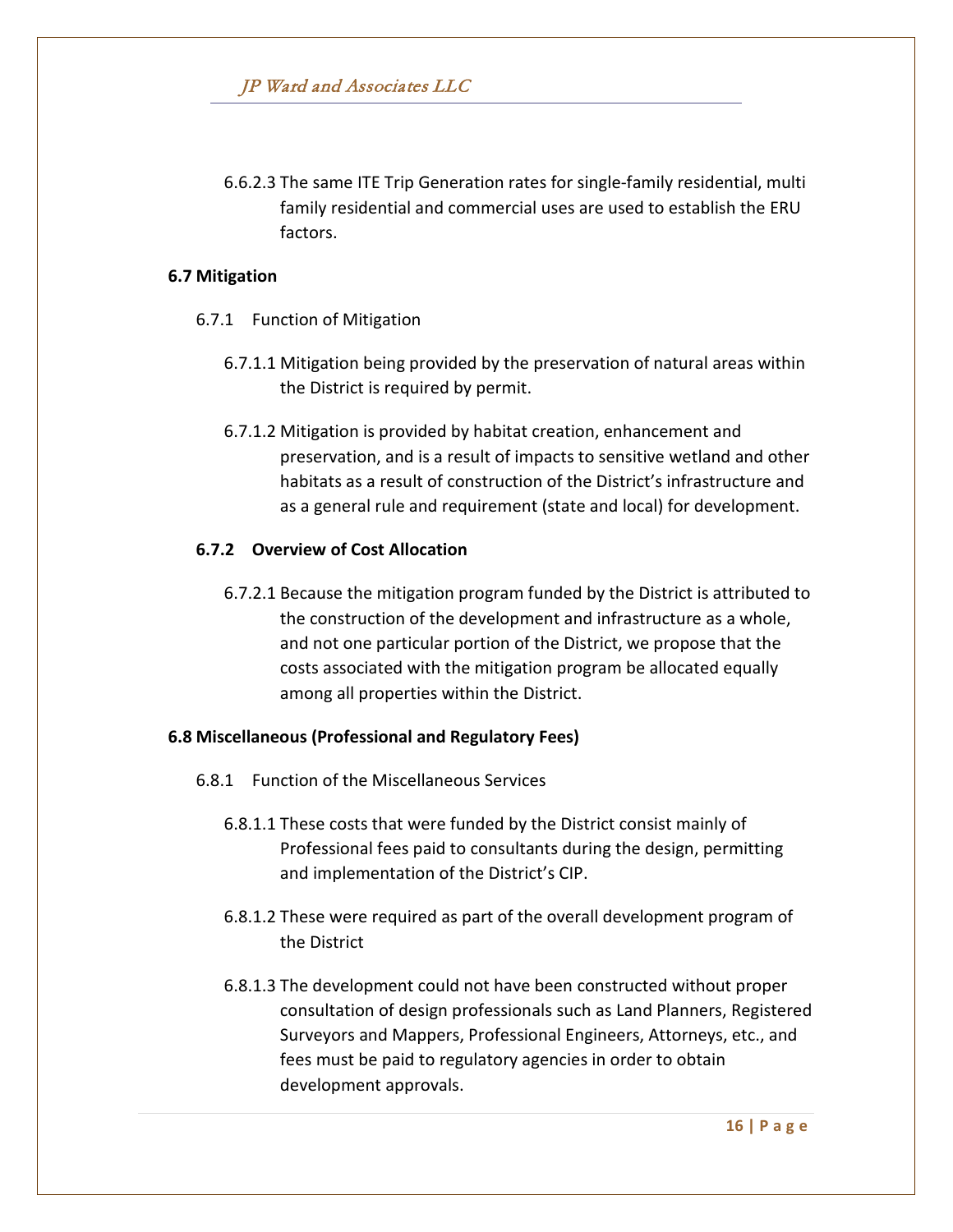6.6.2.3 The same ITE Trip Generation rates for single-family residential, multi family residential and commercial uses are used to establish the ERU factors.

**6.7 Mitigation**

6.7.1 Function of Mitigation

6.7.1.1 Mitigation being provided by the preservation of natural areas within the District is required by permit.

6.7.1.2 Mitigation is provided by habitat creation, enhancement and preservation, and is a result of impacts to sensitive wetland and other habitats as a result of construction of the District's infrastructure and as a general rule and requirement (state and local) for development.

**6.7.2 Overview of Cost Allocation**

6.7.2.1 Because the mitigation program funded by the District is attributed to the construction of the development and infrastructure as a whole, and not one particular portion of the District, we propose that the costs associated with the mitigation program be allocated equally among all properties within the District.

**6.8 Miscellaneous (Professional and Regulatory Fees)**

6.8.1 Function of the Miscellaneous Services

6.8.1.1 These costs that were funded by the District consist mainly of Professional fees paid to consultants during the design, permitting and implementation of the District's CIP.

6.8.1.2 These were required as part of the overall development program of the District

6.8.1.3 The development could not have been constructed without proper consultation of design professionals such as Land Planners, Registered Surveyors and Mappers, Professional Engineers, Attorneys, etc., and fees must be paid to regulatory agencies in order to obtain development approvals.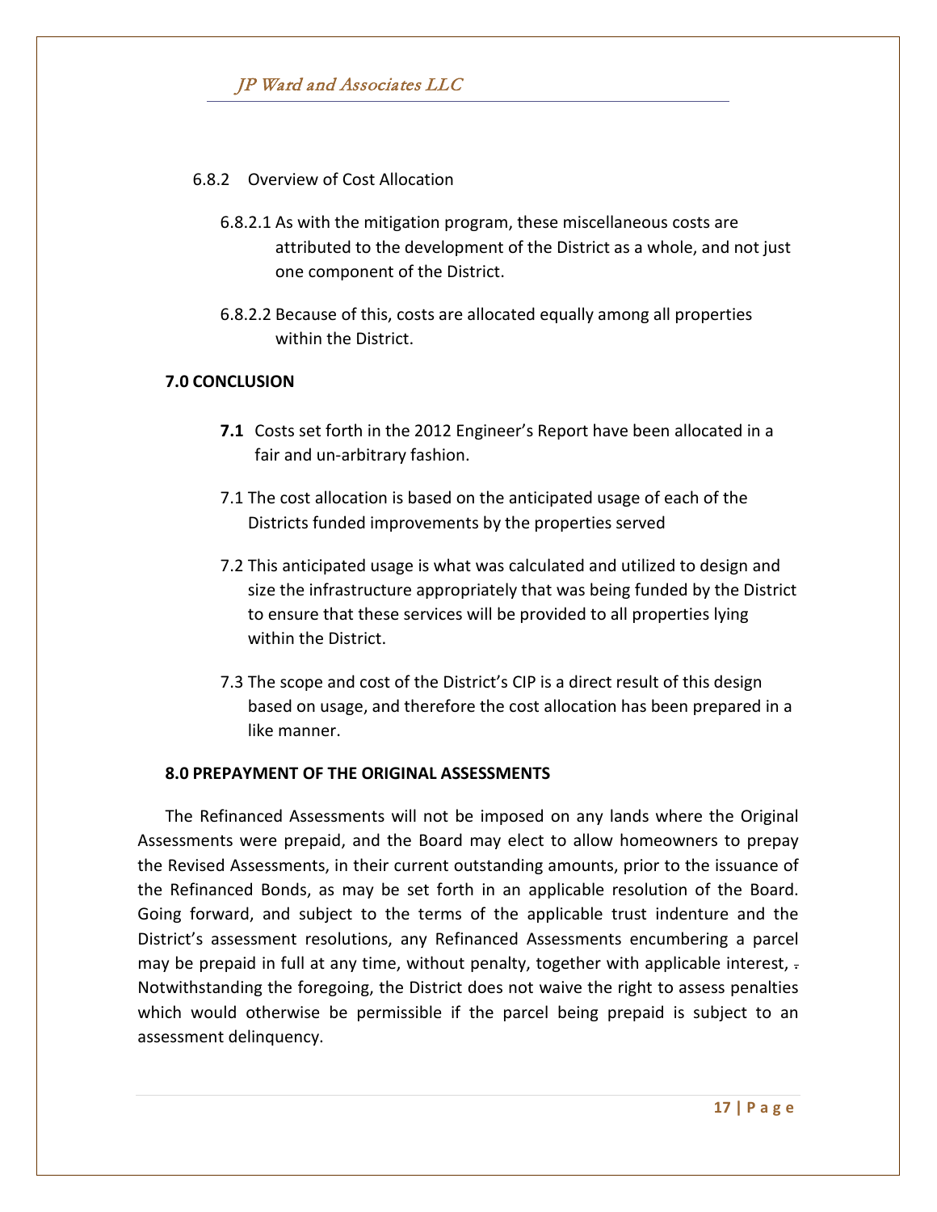6.8.2 Overview of Cost Allocation

6.8.2.1 As with the mitigation program, these miscellaneous costs are attributed to the development of the District as a whole, and not just one component of the District.

6.8.2.2 Because of this, costs are allocated equally among all properties within the District.

## 7.0 CONCLUSION

**7.1** Costs set forth in the 2012 Engineer's Report have been allocated in a fair and un-arbitrary fashion.

7.1 The cost allocation is based on the anticipated usage of each of the Districts funded improvements by the properties served

7.2 This anticipated usage is what was calculated and utilized to design and size the infrastructure appropriately that was being funded by the District to ensure that these services will be provided to all properties lying within the District.

7.3 The scope and cost of the District's CIP is a direct result of this design based on usage, and therefore the cost allocation has been prepared in a like manner.

## 8.0 PREPAYMENT OF THE ORIGINAL ASSESSMENTS

The Refinanced Assessments will not be imposed on any lands where the Original Assessments were prepaid, and the Board may elect to allow homeowners to prepay the Revised Assessments, in their current outstanding amounts, prior to the issuance of the Refinanced Bonds, as may be set forth in an applicable resolution of the Board. Going forward, and subject to the terms of the applicable trust indenture and the District's assessment resolutions, any Refinanced Assessments encumbering a parcel may be prepaid in full at any time, without penalty, together with applicable interest, . Notwithstanding the foregoing, the District does not waive the right to assess penalties which would otherwise be permissible if the parcel being prepaid is subject to an assessment delinquency.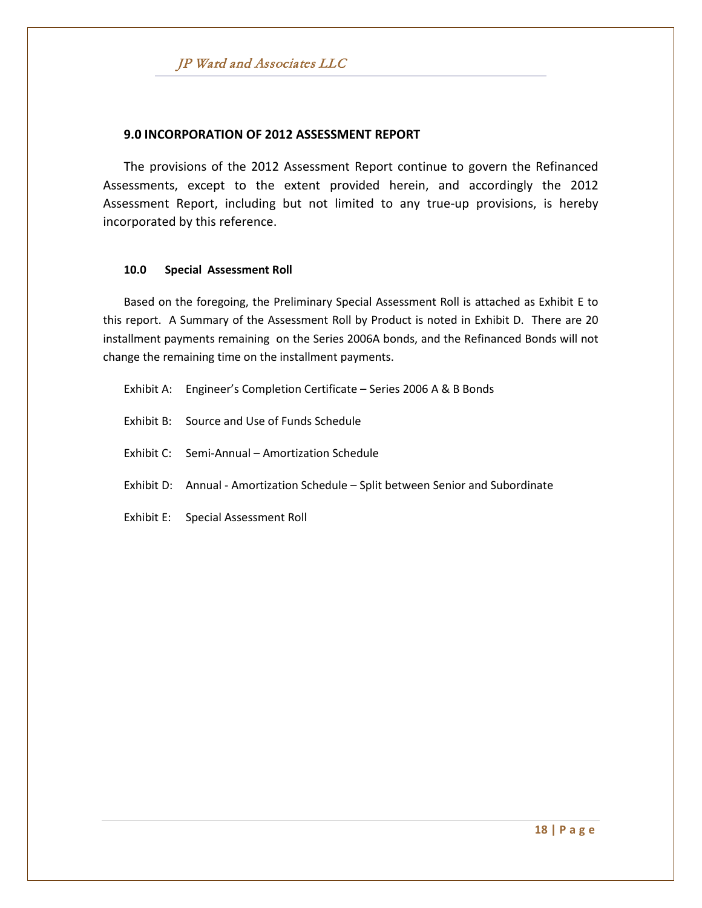## 9.0 INCORPORATION OF 2012 ASSESSMENT REPORT

The provisions of the 2012 Assessment Report continue to govern the Refinanced Assessments, except to the extent provided herein, and accordingly the 2012 Assessment Report, including but not limited to any true-up provisions, is hereby incorporated by this reference.

## 10.0 Special Assessment Roll

Based on the foregoing, the Preliminary Special Assessment Roll is attached as Exhibit E to this report. A Summary of the Assessment Roll by Product is noted in Exhibit D. There are 20 installment payments remaining on the Series 2006A bonds, and the Refinanced Bonds will not change the remaining time on the installment payments.

Exhibit A: Engineer's Completion Certificate – Series 2006 A & B Bonds

Exhibit B: Source and Use of Funds Schedule

Exhibit C: Semi-Annual – Amortization Schedule

Exhibit D: Annual - Amortization Schedule – Split between Senior and Subordinate

Exhibit E: Special Assessment Roll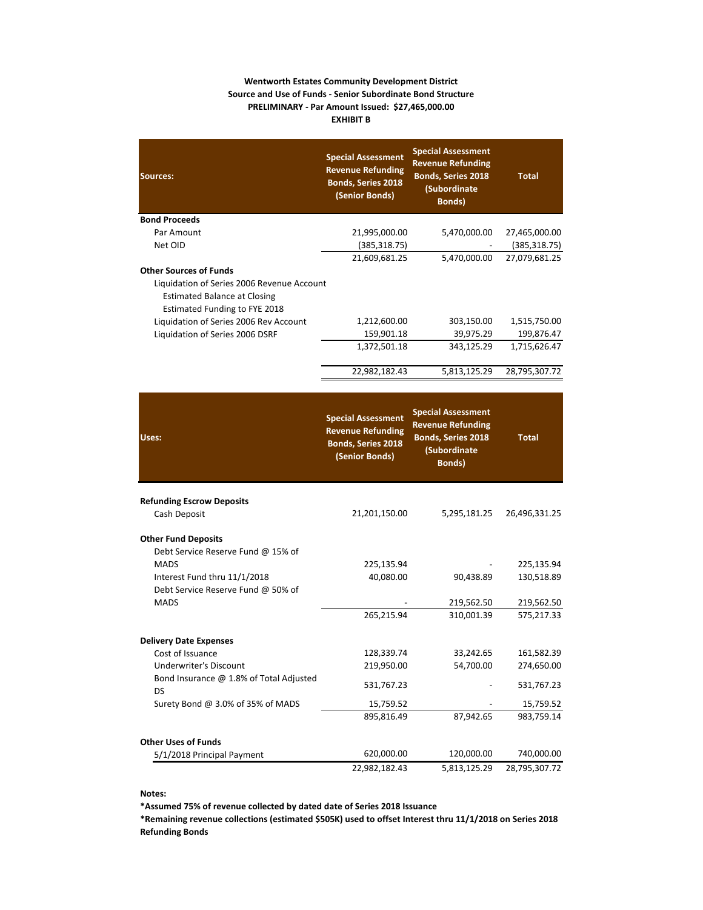**Wentworth Estates Community Development District**
**Source and Use of Funds - Senior Subordinate Bond Structure**
**PRELIMINARY - Par Amount Issued: $27,465,000.00**
**EXHIBIT B**

| Sources: | Special Assessment Revenue Refunding Bonds, Series 2018 (Senior Bonds) | Special Assessment Revenue Refunding Bonds, Series 2018 (Subordinate Bonds) | Total |
|---|---|---|---|
| **Bond Proceeds** | | | |
| Par Amount | 21,995,000.00 | 5,470,000.00 | 27,465,000.00 |
| Net OID | (385,318.75) | - | (385,318.75) |
| | 21,609,681.25 | 5,470,000.00 | 27,079,681.25 |
| **Other Sources of Funds** | | | |
| Liquidation of Series 2006 Revenue Account | | | |
| Estimated Balance at Closing | | | |
| Estimated Funding to FYE 2018 | | | |
| Liquidation of Series 2006 Rev Account | 1,212,600.00 | 303,150.00 | 1,515,750.00 |
| Liquidation of Series 2006 DSRF | 159,901.18 | 39,975.29 | 199,876.47 |
| | 1,372,501.18 | 343,125.29 | 1,715,626.47 |
| | 22,982,182.43 | 5,813,125.29 | 28,795,307.72 |

| Uses: | Special Assessment Revenue Refunding Bonds, Series 2018 (Senior Bonds) | Special Assessment Revenue Refunding Bonds, Series 2018 (Subordinate Bonds) | Total |
|---|---|---|---|
| **Refunding Escrow Deposits** | | | |
| Cash Deposit | 21,201,150.00 | 5,295,181.25 | 26,496,331.25 |
| **Other Fund Deposits** | | | |
| Debt Service Reserve Fund @ 15% of MADS | 225,135.94 | - | 225,135.94 |
| Interest Fund thru 11/1/2018 | 40,080.00 | 90,438.89 | 130,518.89 |
| Debt Service Reserve Fund @ 50% of MADS | - | 219,562.50 | 219,562.50 |
| | 265,215.94 | 310,001.39 | 575,217.33 |
| **Delivery Date Expenses** | | | |
| Cost of Issuance | 128,339.74 | 33,242.65 | 161,582.39 |
| Underwriter's Discount | 219,950.00 | 54,700.00 | 274,650.00 |
| Bond Insurance @ 1.8% of Total Adjusted DS | 531,767.23 | - | 531,767.23 |
| Surety Bond @ 3.0% of 35% of MADS | 15,759.52 | - | 15,759.52 |
| | 895,816.49 | 87,942.65 | 983,759.14 |
| **Other Uses of Funds** | | | |
| 5/1/2018 Principal Payment | 620,000.00 | 120,000.00 | 740,000.00 |
| | 22,982,182.43 | 5,813,125.29 | 28,795,307.72 |

**Notes:**

**\*Assumed 75% of revenue collected by dated date of Series 2018 Issuance**

**\*Remaining revenue collections (estimated $505K) used to offset Interest thru 11/1/2018 on Series 2018 Refunding Bonds**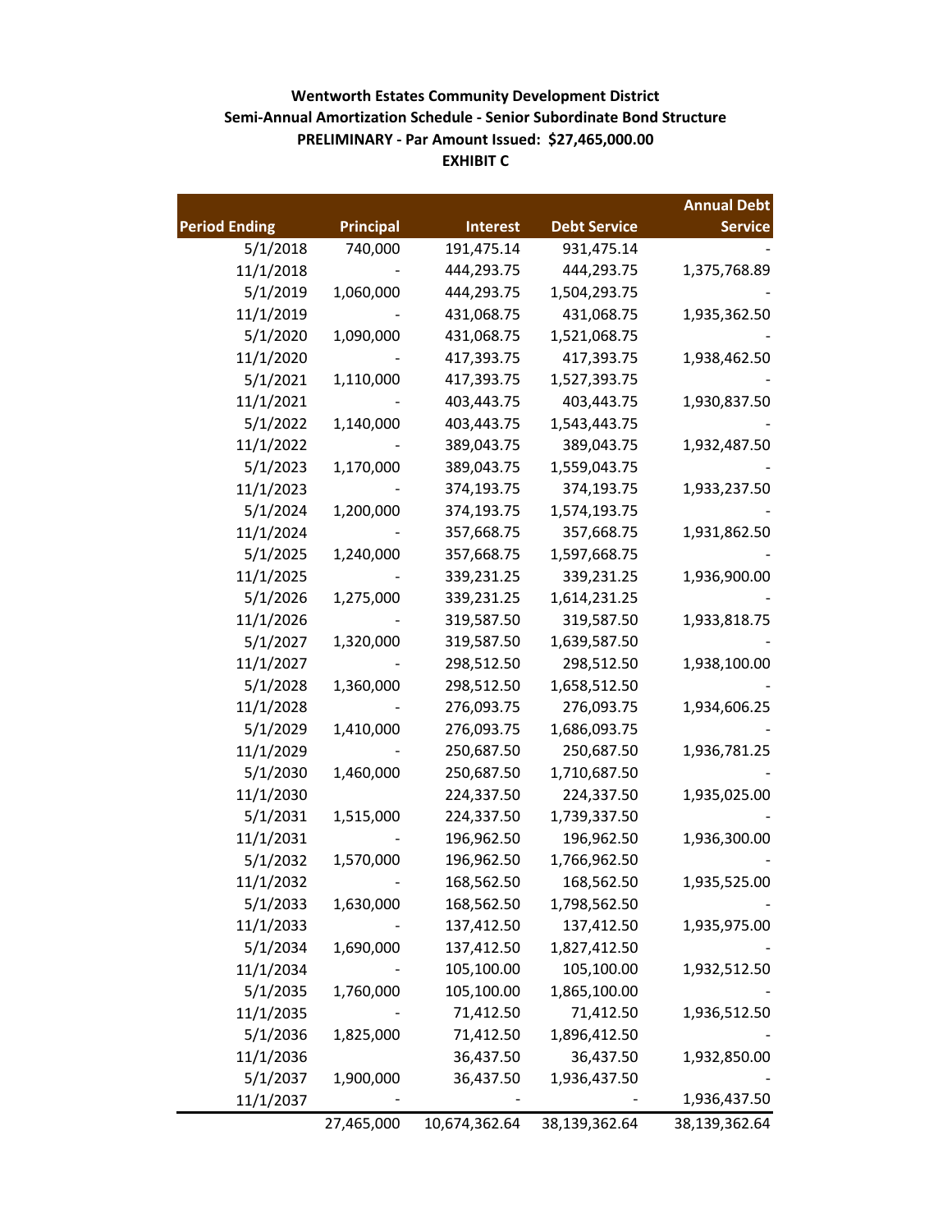**Wentworth Estates Community Development District**
**Semi-Annual Amortization Schedule - Senior Subordinate Bond Structure**
**PRELIMINARY - Par Amount Issued: $27,465,000.00**
**EXHIBIT C**

| Period Ending | Principal | Interest | Debt Service | Annual Debt Service |
|---|---|---|---|---|
| 5/1/2018 | 740,000 | 191,475.14 | 931,475.14 | - |
| 11/1/2018 | - | 444,293.75 | 444,293.75 | 1,375,768.89 |
| 5/1/2019 | 1,060,000 | 444,293.75 | 1,504,293.75 | - |
| 11/1/2019 | - | 431,068.75 | 431,068.75 | 1,935,362.50 |
| 5/1/2020 | 1,090,000 | 431,068.75 | 1,521,068.75 | - |
| 11/1/2020 | - | 417,393.75 | 417,393.75 | 1,938,462.50 |
| 5/1/2021 | 1,110,000 | 417,393.75 | 1,527,393.75 | - |
| 11/1/2021 | - | 403,443.75 | 403,443.75 | 1,930,837.50 |
| 5/1/2022 | 1,140,000 | 403,443.75 | 1,543,443.75 | - |
| 11/1/2022 | - | 389,043.75 | 389,043.75 | 1,932,487.50 |
| 5/1/2023 | 1,170,000 | 389,043.75 | 1,559,043.75 | - |
| 11/1/2023 | - | 374,193.75 | 374,193.75 | 1,933,237.50 |
| 5/1/2024 | 1,200,000 | 374,193.75 | 1,574,193.75 | - |
| 11/1/2024 | - | 357,668.75 | 357,668.75 | 1,931,862.50 |
| 5/1/2025 | 1,240,000 | 357,668.75 | 1,597,668.75 | - |
| 11/1/2025 | - | 339,231.25 | 339,231.25 | 1,936,900.00 |
| 5/1/2026 | 1,275,000 | 339,231.25 | 1,614,231.25 | - |
| 11/1/2026 | - | 319,587.50 | 319,587.50 | 1,933,818.75 |
| 5/1/2027 | 1,320,000 | 319,587.50 | 1,639,587.50 | - |
| 11/1/2027 | - | 298,512.50 | 298,512.50 | 1,938,100.00 |
| 5/1/2028 | 1,360,000 | 298,512.50 | 1,658,512.50 | - |
| 11/1/2028 | - | 276,093.75 | 276,093.75 | 1,934,606.25 |
| 5/1/2029 | 1,410,000 | 276,093.75 | 1,686,093.75 | - |
| 11/1/2029 | - | 250,687.50 | 250,687.50 | 1,936,781.25 |
| 5/1/2030 | 1,460,000 | 250,687.50 | 1,710,687.50 | - |
| 11/1/2030 | | 224,337.50 | 224,337.50 | 1,935,025.00 |
| 5/1/2031 | 1,515,000 | 224,337.50 | 1,739,337.50 | - |
| 11/1/2031 | - | 196,962.50 | 196,962.50 | 1,936,300.00 |
| 5/1/2032 | 1,570,000 | 196,962.50 | 1,766,962.50 | - |
| 11/1/2032 | - | 168,562.50 | 168,562.50 | 1,935,525.00 |
| 5/1/2033 | 1,630,000 | 168,562.50 | 1,798,562.50 | - |
| 11/1/2033 | - | 137,412.50 | 137,412.50 | 1,935,975.00 |
| 5/1/2034 | 1,690,000 | 137,412.50 | 1,827,412.50 | - |
| 11/1/2034 | - | 105,100.00 | 105,100.00 | 1,932,512.50 |
| 5/1/2035 | 1,760,000 | 105,100.00 | 1,865,100.00 | - |
| 11/1/2035 | - | 71,412.50 | 71,412.50 | 1,936,512.50 |
| 5/1/2036 | 1,825,000 | 71,412.50 | 1,896,412.50 | - |
| 11/1/2036 | | 36,437.50 | 36,437.50 | 1,932,850.00 |
| 5/1/2037 | 1,900,000 | 36,437.50 | 1,936,437.50 | - |
| 11/1/2037 | - | - | - | 1,936,437.50 |
| | 27,465,000 | 10,674,362.64 | 38,139,362.64 | 38,139,362.64 |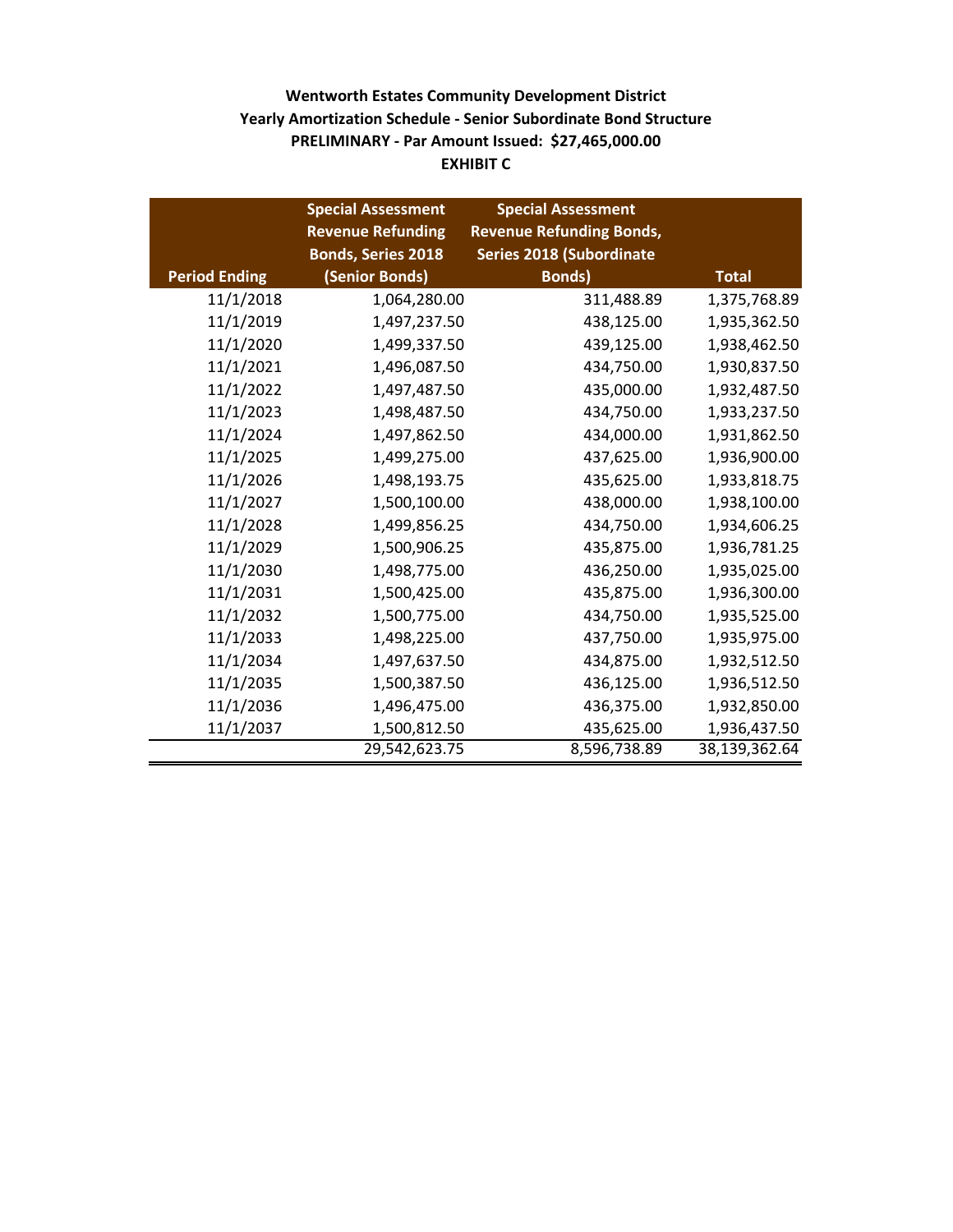**Wentworth Estates Community Development District**
**Yearly Amortization Schedule - Senior Subordinate Bond Structure**
**PRELIMINARY - Par Amount Issued: $27,465,000.00**
**EXHIBIT C**

| Period Ending | Special Assessment Revenue Refunding Bonds, Series 2018 (Senior Bonds) | Special Assessment Revenue Refunding Bonds, Series 2018 (Subordinate Bonds) | Total |
|---|---|---|---|
| 11/1/2018 | 1,064,280.00 | 311,488.89 | 1,375,768.89 |
| 11/1/2019 | 1,497,237.50 | 438,125.00 | 1,935,362.50 |
| 11/1/2020 | 1,499,337.50 | 439,125.00 | 1,938,462.50 |
| 11/1/2021 | 1,496,087.50 | 434,750.00 | 1,930,837.50 |
| 11/1/2022 | 1,497,487.50 | 435,000.00 | 1,932,487.50 |
| 11/1/2023 | 1,498,487.50 | 434,750.00 | 1,933,237.50 |
| 11/1/2024 | 1,497,862.50 | 434,000.00 | 1,931,862.50 |
| 11/1/2025 | 1,499,275.00 | 437,625.00 | 1,936,900.00 |
| 11/1/2026 | 1,498,193.75 | 435,625.00 | 1,933,818.75 |
| 11/1/2027 | 1,500,100.00 | 438,000.00 | 1,938,100.00 |
| 11/1/2028 | 1,499,856.25 | 434,750.00 | 1,934,606.25 |
| 11/1/2029 | 1,500,906.25 | 435,875.00 | 1,936,781.25 |
| 11/1/2030 | 1,498,775.00 | 436,250.00 | 1,935,025.00 |
| 11/1/2031 | 1,500,425.00 | 435,875.00 | 1,936,300.00 |
| 11/1/2032 | 1,500,775.00 | 434,750.00 | 1,935,525.00 |
| 11/1/2033 | 1,498,225.00 | 437,750.00 | 1,935,975.00 |
| 11/1/2034 | 1,497,637.50 | 434,875.00 | 1,932,512.50 |
| 11/1/2035 | 1,500,387.50 | 436,125.00 | 1,936,512.50 |
| 11/1/2036 | 1,496,475.00 | 436,375.00 | 1,932,850.00 |
| 11/1/2037 | 1,500,812.50 | 435,625.00 | 1,936,437.50 |
| | 29,542,623.75 | 8,596,738.89 | 38,139,362.64 |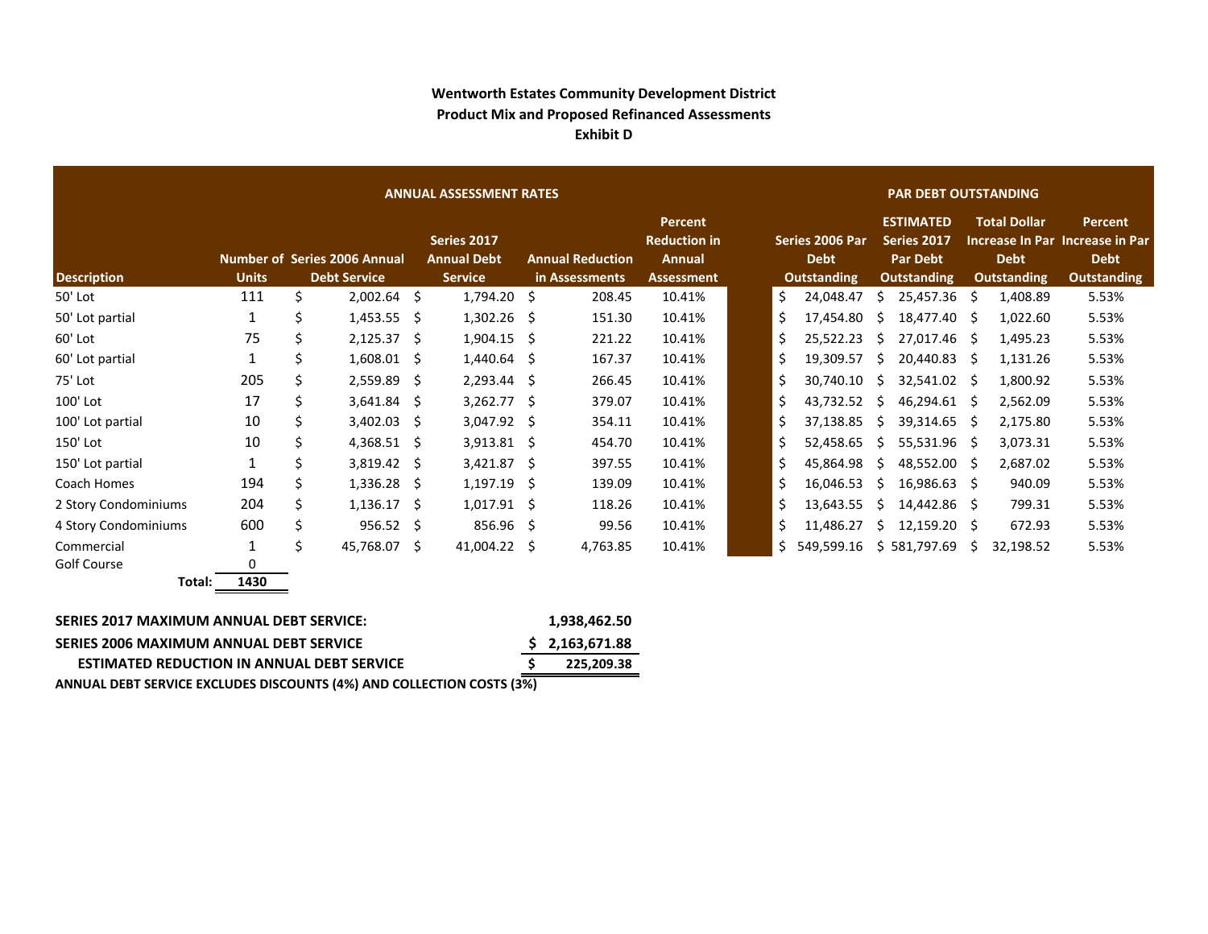# Wentworth Estates Community Development District

## Product Mix and Proposed Refinanced Assessments

### Exhibit D

| | | ANNUAL ASSESSMENT RATES | | | | PAR DEBT OUTSTANDING | | | |
|---|---|---|---|---|---|---|---|---|---|
| Description | Number of Units | Series 2006 Annual Debt Service | Series 2017 Annual Debt Service | Annual Reduction in Assessments | Percent Reduction in Annual Assessment | Series 2006 Par Debt Outstanding | ESTIMATED Series 2017 Par Debt Outstanding | Total Dollar Increase In Par Debt Outstanding | Percent Increase in Par Debt Outstanding |
| 50' Lot | 111 | $ 2,002.64 | $ 1,794.20 | $ 208.45 | 10.41% | $ 24,048.47 | $ 25,457.36 | $ 1,408.89 | 5.53% |
| 50' Lot partial | 1 | $ 1,453.55 | $ 1,302.26 | $ 151.30 | 10.41% | $ 17,454.80 | $ 18,477.40 | $ 1,022.60 | 5.53% |
| 60' Lot | 75 | $ 2,125.37 | $ 1,904.15 | $ 221.22 | 10.41% | $ 25,522.23 | $ 27,017.46 | $ 1,495.23 | 5.53% |
| 60' Lot partial | 1 | $ 1,608.01 | $ 1,440.64 | $ 167.37 | 10.41% | $ 19,309.57 | $ 20,440.83 | $ 1,131.26 | 5.53% |
| 75' Lot | 205 | $ 2,559.89 | $ 2,293.44 | $ 266.45 | 10.41% | $ 30,740.10 | $ 32,541.02 | $ 1,800.92 | 5.53% |
| 100' Lot | 17 | $ 3,641.84 | $ 3,262.77 | $ 379.07 | 10.41% | $ 43,732.52 | $ 46,294.61 | $ 2,562.09 | 5.53% |
| 100' Lot partial | 10 | $ 3,402.03 | $ 3,047.92 | $ 354.11 | 10.41% | $ 37,138.85 | $ 39,314.65 | $ 2,175.80 | 5.53% |
| 150' Lot | 10 | $ 4,368.51 | $ 3,913.81 | $ 454.70 | 10.41% | $ 52,458.65 | $ 55,531.96 | $ 3,073.31 | 5.53% |
| 150' Lot partial | 1 | $ 3,819.42 | $ 3,421.87 | $ 397.55 | 10.41% | $ 45,864.98 | $ 48,552.00 | $ 2,687.02 | 5.53% |
| Coach Homes | 194 | $ 1,336.28 | $ 1,197.19 | $ 139.09 | 10.41% | $ 16,046.53 | $ 16,986.63 | $ 940.09 | 5.53% |
| 2 Story Condominiums | 204 | $ 1,136.17 | $ 1,017.91 | $ 118.26 | 10.41% | $ 13,643.55 | $ 14,442.86 | $ 799.31 | 5.53% |
| 4 Story Condominiums | 600 | $ 956.52 | $ 856.96 | $ 99.56 | 10.41% | $ 11,486.27 | $ 12,159.20 | $ 672.93 | 5.53% |
| Commercial | 1 | $ 45,768.07 | $ 41,004.22 | $ 4,763.85 | 10.41% | $ 549,599.16 | $ 581,797.69 | $ 32,198.52 | 5.53% |
| Golf Course | 0 | | | | | | | | |
| **Total:** | **1430** | | | | | | | | |

| | |
|---|---|
| **SERIES 2017 MAXIMUM ANNUAL DEBT SERVICE:** | **1,938,462.50** |
| **SERIES 2006 MAXIMUM ANNUAL DEBT SERVICE** | **$ 2,163,671.88** |
| **ESTIMATED REDUCTION IN ANNUAL DEBT SERVICE** | **$ 225,209.38** |

**ANNUAL DEBT SERVICE EXCLUDES DISCOUNTS (4%) AND COLLECTION COSTS (3%)**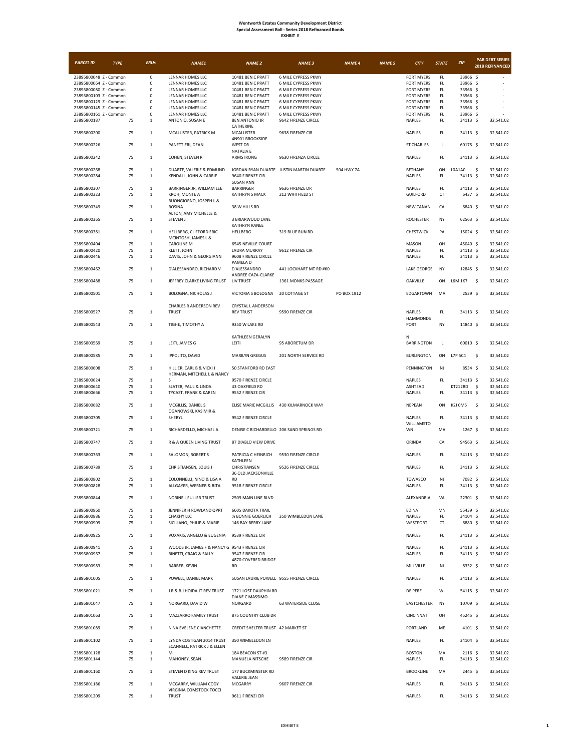**Wentworth Estates Community Development District**
**Special Assessment Roll - Series 2018 Refinanced Bonds**
**EXHIBIT E**

| PARCEL ID | TYPE | ERUs | NAME1 | NAME 2 | NAME 3 | NAME 4 | NAME 5 | CITY | STATE | ZIP | PAR DEBT SERIES 2018 REFINANCED |
|---|---|---|---|---|---|---|---|---|---|---|---|
| 23896800048 | Z - Common | 0 | LENNAR HOMES LLC | 10481 BEN C PRATT | 6 MILE CYPRESS PKWY | | | FORT MYERS | FL | 33966 | $ - |
| 23896800064 | Z - Common | 0 | LENNAR HOMES LLC | 10481 BEN C PRATT | 6 MILE CYPRESS PKWY | | | FORT MYERS | FL | 33966 | $ - |
| 23896800080 | Z - Common | 0 | LENNAR HOMES LLC | 10481 BEN C PRATT | 6 MILE CYPRESS PKWY | | | FORT MYERS | FL | 33966 | $ - |
| 23896800103 | Z - Common | 0 | LENNAR HOMES LLC | 10481 BEN C PRATT | 6 MILE CYPRESS PKWY | | | FORT MYERS | FL | 33966 | $ - |
| 23896800129 | Z - Common | 0 | LENNAR HOMES LLC | 10481 BEN C PRATT | 6 MILE CYPRESS PKWY | | | FORT MYERS | FL | 33966 | $ - |
| 23896800145 | Z - Common | 0 | LENNAR HOMES LLC | 10481 BEN C PRATT | 6 MILE CYPRESS PKWY | | | FORT MYERS | FL | 33966 | $ - |
| 23896800161 | Z - Common | 0 | LENNAR HOMES LLC | 10481 BEN C PRATT | 6 MILE CYPRESS PKWY | | | FORT MYERS | FL | 33966 | $ - |
| 23896800187 | 75 | 1 | ANTONIO, SUSAN E | BEN ANTONIO JR | 9642 FIRENZE CIRCLE | | | NAPLES | FL | 34113 | $ 32,541.02 |
| 23896800200 | 75 | 1 | MCALLISTER, PATRICK M | CATHERINE MCALLISTER | 9638 FIRENZE CIR | | | NAPLES | FL | 34113 | $ 32,541.02 |
| 23896800226 | 75 | 1 | PANETTIERI, DEAN | 4N901 BROOKSIDE WEST DR | | | | ST CHARLES | IL | 60175 | $ 32,541.02 |
| 23896800242 | 75 | 1 | COHEN, STEVEN R | NATALIA E ARMSTRONG | 9630 FIRENZA CIRCLE | | | NAPLES | FL | 34113 | $ 32,541.02 |
| 23896800268 | 75 | 1 | DUARTE, VALERIE & EDMUND | JORDAN RYAN DUARTE | JUSTIN MARTIN DUARTE | 504 HWY 7A | | BETHANY | ON | L0A1A0 | $ 32,541.02 |
| 23896800284 | 75 | 1 | KENDALL, JOHN & CARRIE | 9640 FIRENZE CIR | | | | NAPLES | FL | 34113 | $ 32,541.02 |
| 23896800307 | 75 | 1 | BARRINGER JR, WILLIAM LEE | SUSAN ANN BARRINGER | 9636 FIRENZE DR | | | NAPLES | FL | 34113 | $ 32,541.02 |
| 23896800323 | 75 | 1 | KROH, MONTE A | KATHRYN S MACK | 212 WHITFIELD ST | | | GUILFORD | CT | 6437 | $ 32,541.02 |
| 23896800349 | 75 | 1 | BUONGIORNO, JOSPEH L & ROSINA | 38 W HILLS RD | | | | NEW CANAN | CA | 6840 | $ 32,541.02 |
| 23896800365 | 75 | 1 | ALTON, AMY MICHELLE & STEVEN J | 3 BRIARWOOD LANE | | | | ROCHESTER | NY | 62563 | $ 32,541.02 |
| 23896800381 | 75 | 1 | HELLBERG, CLIFFORD ERIC | KATHRYN RANEE HELLBERG | 319 BLUE RUN RD | | | CHESTWICK | PA | 15024 | $ 32,541.02 |
| 23896800404 | 75 | 1 | MCINTOSH, JAMES L & CAROLINE M | 6545 NEVILLE COURT | | | | MASON | OH | 45040 | $ 32,541.02 |
| 23896800420 | 75 | 1 | KLETT, JOHN | LAURA MURRAY | 9612 FIRENZE CIR | | | NAPLES | FL | 34113 | $ 32,541.02 |
| 23896800446 | 75 | 1 | DAVIS, JOHN & GEORGIANN | 9608 FIRENZE CIRCLE | | | | NAPLES | FL | 34113 | $ 32,541.02 |
| 23896800462 | 75 | 1 | D'ALESSANDRO, RICHARD V | PAMELA D D'ALESSANDRO | 441 LOCKHART MT RD #60 | | | LAKE GEORGE | NY | 12845 | $ 32,541.02 |
| 23896800488 | 75 | 1 | JEFFREY CLARKE LIVING TRUST | ANDREE CAZA-CLARKE LIV TRUST | 1361 MONKS PASSAGE | | | OAKVILLE | ON | L6M 1K7 | $ 32,541.02 |
| 23896800501 | 75 | 1 | BOLOGNA, NICHOLAS J | VICTORIA S BOLOGNA | 20 COTTAGE ST | PO BOX 1912 | | EDGARTOWN | MA | 2539 | $ 32,541.02 |
| 23896800527 | 75 | 1 | CHARLES R ANDERSON REV TRUST | CRYSTAL L ANDERSON REV TRUST | 9590 FIRENZE CIR | | | NAPLES | FL | 34113 | $ 32,541.02 |
| 23896800543 | 75 | 1 | TIGHE, TIMOTHY A | 9350 W LAKE RD | | | | HAMMONDS PORT | NY | 14840 | $ 32,541.02 |
| 23896800569 | 75 | 1 | LEITI, JAMES G | KATHLEEN GERALYN LEITI | 95 ABORETUM DR | | | N BARRINGTON | IL | 60010 | $ 32,541.02 |
| 23896800585 | 75 | 1 | IPPOLITO, DAVID | MARILYN GREGUS | 201 NORTH SERVICE RD | | | BURLINGTON | ON | L7P 5C4 | $ 32,541.02 |
| 23896800608 | 75 | 1 | HILLIER, CARL B & VICKI J | 50 STANFORD RD EAST | | | | PENNINGTON | NJ | 8534 | $ 32,541.02 |
| 23896800624 | 75 | 1 | HERMAN, MITCHELL L & NANCY S | 9570 FIRENZE CIRCLE | | | | NAPLES | FL | 34113 | $ 32,541.02 |
| 23896800640 | 75 | 1 | SLATER, PAUL & LINDA | 43 OAKFIELD RD | | | | ASHTEAD | | KT212RD | $ 32,541.02 |
| 23896800666 | 75 | 1 | TYCAST, FRANK & KAREN | 9552 FIRENZE CIR | | | | NAPLES | FL | 34113 | $ 32,541.02 |
| 23896800682 | 75 | 1 | MCGILLIS, DANIEL S | ELISE MARIE MCGILLIS | 430 KILMARNOCK WAY | | | NEPEAN | ON | K2J 0M5 | $ 32,541.02 |
| 23896800705 | 75 | 1 | OGANOWSKI, KASIMIR & SHERYL | 9542 FIRENZE CIRCLE | | | | NAPLES | FL | 34113 | $ 32,541.02 |
| 23896800721 | 75 | 1 | RICHARDELLO, MICHAEL A | DENISE C RICHARDELLO | 206 SAND SPRINGS RD | | | WILLIAMSTOWN | MA | 1267 | $ 32,541.02 |
| 23896800747 | 75 | 1 | R & A QUEEN LIVING TRUST | 87 DIABLO VIEW DRIVE | | | | ORINDA | CA | 94563 | $ 32,541.02 |
| 23896800763 | 75 | 1 | SALOMON, ROBERT S | PATRICIA C HEINRICH | 9530 FIRENZE CIRCLE | | | NAPLES | FL | 34113 | $ 32,541.02 |
| 23896800789 | 75 | 1 | CHRISTIANSEN, LOUIS J | KATHLEEN CHRISTIANSEN | 9526 FIRENZE CIRCLE | | | NAPLES | FL | 34113 | $ 32,541.02 |
| 23896800802 | 75 | 1 | COLONNELLI, NINO & LISA A | 36 OLD JACKSONVILLE RD | | | | TOWASCO | NJ | 7082 | $ 32,541.02 |
| 23896800828 | 75 | 1 | ALLGAYER, WERNER & RITA | 9518 FIRENZE CIRCLE | | | | NAPLES | FL | 34113 | $ 32,541.02 |
| 23896800844 | 75 | 1 | NORINE L FULLER TRUST | 2509 MAIN LINE BLVD | | | | ALEXANDRIA | VA | 22301 | $ 32,541.02 |
| 23896800860 | 75 | 1 | JENNIFER H ROWLAND QPRT | 6605 DAKOTA TRAIL | | | | EDINA | MN | 55439 | $ 32,541.02 |
| 23896800886 | 75 | 1 | CHAKHY LLC | % BONNIE GOERLICH | 350 WIMBLEDON LANE | | | NAPLES | FL | 34104 | $ 32,541.02 |
| 23896800909 | 75 | 1 | SICILIANO, PHILIP & MARIE | 146 BAY BERRY LANE | | | | WESTPORT | CT | 6880 | $ 32,541.02 |
| 23896800925 | 75 | 1 | VOXAKIS, ANGELO & EUGENIA | 9539 FIRENZE CIR | | | | NAPLES | FL | 34113 | $ 32,541.02 |
| 23896800941 | 75 | 1 | WOODS JR, JAMES F & NANCY G | 9543 FIRENZE CIR | | | | NAPLES | FL | 34113 | $ 32,541.02 |
| 23896800967 | 75 | 1 | BINETTI, CRAIG & SALLY | 9547 FIRENZE CIR | | | | NAPLES | FL | 34113 | $ 32,541.02 |
| 23896800983 | 75 | 1 | BARBER, KEVIN | 4870 COVERED BRIDGE RD | | | | MILLVILLE | NJ | 8332 | $ 32,541.02 |
| 23896801005 | 75 | 1 | POWELL, DANIEL MARK | SUSAN LAURIE POWELL | 9555 FIRENZE CIRCLE | | | NAPLES | FL | 34113 | $ 32,541.02 |
| 23896801021 | 75 | 1 | J R & B J HOIDA JT REV TRUST | 1721 LOST DAUPHIN RD | | | | DE PERE | WI | 54115 | $ 32,541.02 |
| 23896801047 | 75 | 1 | NORGARD, DAVID W | DIANE C MASSIMO-NORGARD | 63 WATERSIDE CLOSE | | | EASTCHESTER | NY | 10709 | $ 32,541.02 |
| 23896801063 | 75 | 1 | MAZZARRO FAMILY TRUST | 875 COUNTRY CLUB DR | | | | CINCINNATI | OH | 45245 | $ 32,541.02 |
| 23896801089 | 75 | 1 | NINA EVELENE CIANCHETTE | CREDIT SHELTER TRUST | 42 MARKET ST | | | PORTLAND | ME | 4101 | $ 32,541.02 |
| 23896801102 | 75 | 1 | LYNDA COSTIGAN 2014 TRUST | 350 WIMBLEDON LN | | | | NAPLES | FL | 34104 | $ 32,541.02 |
| 23896801128 | 75 | 1 | SCANNELL, PATRICK J & ELLEN M | 184 BEACON ST #3 | | | | BOSTON | MA | 2116 | $ 32,541.02 |
| 23896801144 | 75 | 1 | MAHONEY, SEAN | MANUELA NITSCHE | 9589 FIRENZE CIR | | | NAPLES | FL | 34113 | $ 32,541.02 |
| 23896801160 | 75 | 1 | STEVEN D KING REV TRUST | 177 BUCKMINSTER RD | | | | BROOKLINE | MA | 2445 | $ 32,541.02 |
| 23896801186 | 75 | 1 | MCGARRY, WILLIAM CODY | VALERIE JEAN MCGARRY | 9607 FIRENZE CIR | | | NAPLES | FL | 34113 | $ 32,541.02 |
| 23896801209 | 75 | 1 | VIRGINIA COMSTOCK TOCCI TRUST | 9611 FIRENZI CIR | | | | NAPLES | FL | 34113 | $ 32,541.02 |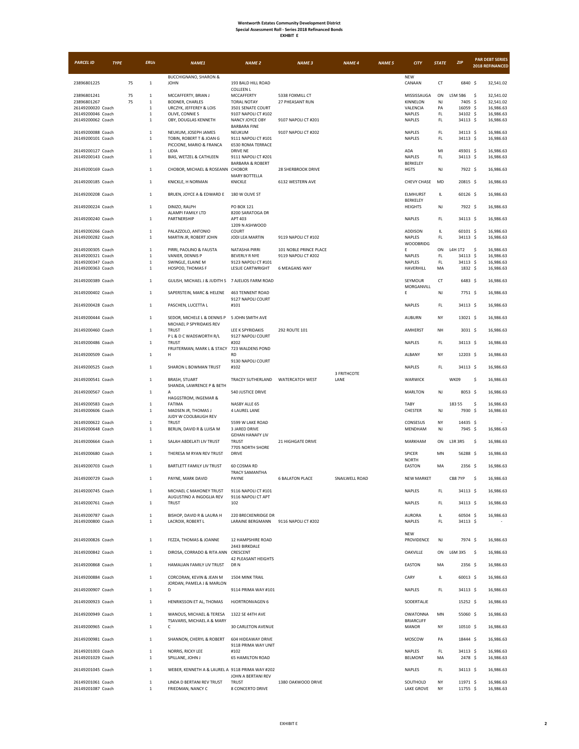**Wentworth Estates Community Development District**
**Special Assessment Roll - Series 2018 Refinanced Bonds**
**EXHIBIT E**

| PARCEL ID | TYPE | ERUs | NAME1 | NAME 2 | NAME 3 | NAME 4 | NAME 5 | CITY | STATE | ZIP | PAR DEBT SERIES 2018 REFINANCED |
|---|---|---|---|---|---|---|---|---|---|---|---|
| 23896801225 | 75 | 1 | BUCCHIGNANO, SHARON & JOHN | 193 BALD HILL ROAD | | | | NEW CANAAN | CT | 6840 | $ 32,541.02 |
| 23896801241 | 75 | 1 | MCCAFFERTY, BRIAN J | COLLEEN L MCCAFFERTY | 5338 FOXMILL CT | | | MISSISSAUGA | ON | L5M 5B6 | $ 32,541.02 |
| 23896801267 | 75 | 1 | BODNER, CHARLES | TORAL NOTAY | 27 PHEASANT RUN | | | KINNELON | NJ | 7405 | $ 32,541.02 |
| 26149200020 | Coach | 1 | URCZYK, JEFFEREY & LOIS | 3501 SENATE COURT | | | | VALENCIA | PA | 16059 | $ 16,986.63 |
| 26149200046 | Coach | 1 | OLIVE, CONNIE S | 9107 NAPOLI CT #102 | | | | NAPLES | FL | 34102 | $ 16,986.63 |
| 26149200062 | Coach | 1 | OBY, DOUGLAS KENNETH | NANCY JOYCE OBY | 9107 NAPOLI CT #201 | | | NAPLES | FL | 34113 | $ 16,986.63 |
| 26149200088 | Coach | 1 | NEUKUM, JOSEPH JAMES | BARBARA FINE NEUKUM | 9107 NAPOLI CT #202 | | | NAPLES | FL | 34113 | $ 16,986.63 |
| 26149200101 | Coach | 1 | TOBIN, ROBERT T & JOAN G | 9111 NAPOLI CT #101 | | | | NAPLES | FL | 34113 | $ 16,986.63 |
| 26149200127 | Coach | 1 | PICCIONE, MARIO & FRANCA LIDIA | 6530 ROMA TERRACE DRIVE NE | | | | ADA | MI | 49301 | $ 16,986.63 |
| 26149200143 | Coach | 1 | BIAS, WETZEL & CATHLEEN | 9111 NAPOLI CT #201 | | | | NAPLES | FL | 34113 | $ 16,986.63 |
| 26149200169 | Coach | 1 | CHOBOR, MICHAEL & ROSEANN | BARBARA & ROBERT CHOBOR | 28 SHERBROOK DRIVE | | | BERKELEY HGTS | NJ | 7922 | $ 16,986.63 |
| 26149200185 | Coach | 1 | KNICKLE, H NORMAN | MARY BOTTELLA KNICKLE | 6132 WESTERN AVE | | | CHEVY CHASE | MD | 20815 | $ 16,986.63 |
| 26149200208 | Coach | 1 | BRUEN, JOYCE A & EDWARD E | 180 W OLIVE ST | | | | ELMHURST | IL | 60126 | $ 16,986.63 |
| 26149200224 | Coach | 1 | DINIZO, RALPH | PO BOX 121 | | | | BERKELEY HEIGHTS | NJ | 7922 | $ 16,986.63 |
| 26149200240 | Coach | 1 | ALAMPI FAMILY LTD PARTNERSHIP | 8200 SARATOGA DR APT 403 | | | | NAPLES | FL | 34113 | $ 16,986.63 |
| 26149200266 | Coach | 1 | PALAZZOLO, ANTONIO | 1209 N ASHWOOD COURT | | | | ADDISON | IL | 60101 | $ 16,986.63 |
| 26149200282 | Coach | 1 | MARTIN JR, ROBERT JOHN | JODI LEA MARTIN | 9119 NAPOLI CT #102 | | | NAPLES | FL | 34113 | $ 16,986.63 |
| 26149200305 | Coach | 1 | PIRRI, PAOLINO & FAUSTA | NATASHA PIRRI | 101 NOBLE PRINCE PLACE | | | WOODBRIDGE | ON | L4H 1T2 | $ 16,986.63 |
| 26149200321 | Coach | 1 | VANIER, DENNIS P | BEVERLY R NYE | 9119 NAPOLI CT #202 | | | NAPLES | FL | 34113 | $ 16,986.63 |
| 26149200347 | Coach | 1 | SWINGLE, ELAINE M | 9123 NAPOLI CT #101 | | | | NAPLES | FL | 34113 | $ 16,986.63 |
| 26149200363 | Coach | 1 | HOSPOD, THOMAS F | LESLIE CARTWRIGHT | 6 MEAGANS WAY | | | HAVERHILL | MA | 1832 | $ 16,986.63 |
| 26149200389 | Coach | 1 | GULISH, MICHAEL J & JUDITH S | 7 AJELIOS FARM ROAD | | | | SEYMOUR | CT | 6483 | $ 16,986.63 |
| 26149200402 | Coach | 1 | SAPERSTEIN, MARC & HELENE | 463 TENNENT ROAD | | | | MORGANVILLE | NJ | 7751 | $ 16,986.63 |
| 26149200428 | Coach | 1 | PASCHEN, LUCETTA L | 9127 NAPOLI COURT #101 | | | | NAPLES | FL | 34113 | $ 16,986.63 |
| 26149200444 | Coach | 1 | SEDOR, MICHELE L & DENNIS P | 5 JOHN SMITH AVE | | | | AUBURN | NY | 13021 | $ 16,986.63 |
| 26149200460 | Coach | 1 | MICHAEL P SPYRIDAKIS REV TRUST | LEE K SPYRIDAKIS | 292 ROUTE 101 | | | AMHERST | NH | 3031 | $ 16,986.63 |
| 26149200486 | Coach | 1 | P L & D C WADSWORTH R/L TRUST | 9127 NAPOLI COURT #202 | | | | NAPLES | FL | 34113 | $ 16,986.63 |
| 26149200509 | Coach | 1 | FRUITERMAN, MARK L & STACY H | 723 WALDENS POND RD | | | | ALBANY | NY | 12203 | $ 16,986.63 |
| 26149200525 | Coach | 1 | SHARON L BOWMAN TRUST | 9130 NAPOLI COURT #102 | | | | NAPLES | FL | 34113 | $ 16,986.63 |
| 26149200541 | Coach | 1 | BRASH, STUART | TRACEY SUTHERLAND | WATERCATCH WEST | 3 FRITHCOTE LANE | | WARWICK | | WK09 | $ 16,986.63 |
| 26149200567 | Coach | 1 | SHANDA, LAWRENCE P & BETH A | 540 JUSTICE DRIVE | | | | MARLTON | NJ | 8053 | $ 16,986.63 |
| 26149200583 | Coach | 1 | HAGGSTROM, INGEMAR & FATIMA | NASBY ALLE 65 | | | | TABY | | 183 55 | $ 16,986.63 |
| 26149200606 | Coach | 1 | MADSEN JR, THOMAS J | 4 LAUREL LANE | | | | CHESTER | NJ | 7930 | $ 16,986.63 |
| 26149200622 | Coach | 1 | JUDY W COOLBAUGH REV TRUST | 5599 W LAKE ROAD | | | | CONSESUS | NY | 14435 | $ - |
| 26149200648 | Coach | 1 | BERLIN, DAVID R & LUISA M | 3 JARED DRIVE | | | | MENDHAM | NJ | 7945 | $ 16,986.63 |
| 26149200664 | Coach | 1 | SALAH ABDELATI LIV TRUST | GEHAN HANAFY LIV TRUST | 21 HIGHGATE DRIVE | | | MARKHAM | ON | L3R 3R5 | $ 16,986.63 |
| 26149200680 | Coach | 1 | THERESA M RYAN REV TRUST | 7705 NORTH SHORE DRIVE | | | | SPICER | MN | 56288 | $ 16,986.63 |
| 26149200703 | Coach | 1 | BARTLETT FAMILY LIV TRUST | 60 COSMA RD | | | | NORTH EASTON | MA | 2356 | $ 16,986.63 |
| 26149200729 | Coach | 1 | PAYNE, MARK DAVID | TRACY SAMANTHA PAYNE | 6 BALATON PLACE | SNAILWELL ROAD | | NEW MARKET | | CB8 7YP | $ 16,986.63 |
| 26149200745 | Coach | 1 | MICHAEL C MAHONEY TRUST | 9116 NAPOLI CT #101 | | | | NAPLES | FL | 34113 | $ 16,986.63 |
| 26149200761 | Coach | 1 | AUGUSTINO A INGOGLIA REV TRUST | 9116 NAPOLI CT APT 102 | | | | NAPLES | FL | 34113 | $ 16,986.63 |
| 26149200787 | Coach | 1 | BISHOP, DAVID R & LAURA H | 220 BRECKENRIDGE DR | | | | AURORA | IL | 60504 | $ 16,986.63 |
| 26149200800 | Coach | 1 | LACROIX, ROBERT L | LARAINE BERGMANN | 9116 NAPOLI CT #202 | | | NAPLES | FL | 34113 | $ - |
| 26149200826 | Coach | 1 | FEZZA, THOMAS & JOANNE | 12 HAMPSHIRE ROAD | | | | NEW PROVIDENCE | NJ | 7974 | $ 16,986.63 |
| 26149200842 | Coach | 1 | DIROSA, CORRADO & RITA ANN | 2443 BIRKDALE CRESCENT | | | | OAKVILLE | ON | L6M 3X5 | $ 16,986.63 |
| 26149200868 | Coach | 1 | HAMALIAN FAMILY LIV TRUST | 42 PLEASANT HEIGHTS DR N | | | | EASTON | MA | 2356 | $ 16,986.63 |
| 26149200884 | Coach | 1 | CORCORAN, KEVIN & JEAN M | 1504 MINK TRAIL | | | | CARY | IL | 60013 | $ 16,986.63 |
| 26149200907 | Coach | 1 | JORDAN, PAMELA J & MARLON D | 9114 PRIMA WAY #101 | | | | NAPLES | FL | 34113 | $ 16,986.63 |
| 26149200923 | Coach | 1 | HENRIKSSON ET AL, THOMAS | HJORTRONVAGEN 6 | | | | SODERTALJE | | 15252 | $ 16,986.63 |
| 26149200949 | Coach | 1 | WANOUS, MICHAEL & TERESA | 1322 SE 44TH AVE | | | | OWATONNA | MN | 55060 | $ 16,986.63 |
| 26149200965 | Coach | 1 | TSAVARIS, MICHAEL A & MARY C | 30 CARLETON AVENUE | | | | BRIARCLIFF MANOR | NY | 10510 | $ 16,986.63 |
| 26149200981 | Coach | 1 | SHANNON, CHERYL & ROBERT | 604 HIDEAWAY DRIVE | | | | MOSCOW | PA | 18444 | $ 16,986.63 |
| 26149201003 | Coach | 1 | NORRIS, RICKY LEE | 9118 PRIMA WAY UNIT #102 | | | | NAPLES | FL | 34113 | $ 16,986.63 |
| 26149201029 | Coach | 1 | SPILLANE, JOHN J | 65 HAMILTON ROAD | | | | BELMONT | MA | 2478 | $ 16,986.63 |
| 26149201045 | Coach | 1 | WEBER, KENNETH A & LAUREL A | 9118 PRIMA WAY #202 | | | | NAPLES | FL | 34113 | $ 16,986.63 |
| 26149201061 | Coach | 1 | LINDA D BERTANI REV TRUST | JOHN A BERTANI REV TRUST | 1380 OAKWOOD DRIVE | | | SOUTHOLD | NY | 11971 | $ 16,986.63 |
| 26149201087 | Coach | 1 | FRIEDMAN, NANCY C | 8 CONCERTO DRIVE | | | | LAKE GROVE | NY | 11755 | $ 16,986.63 |

EXHIBIT E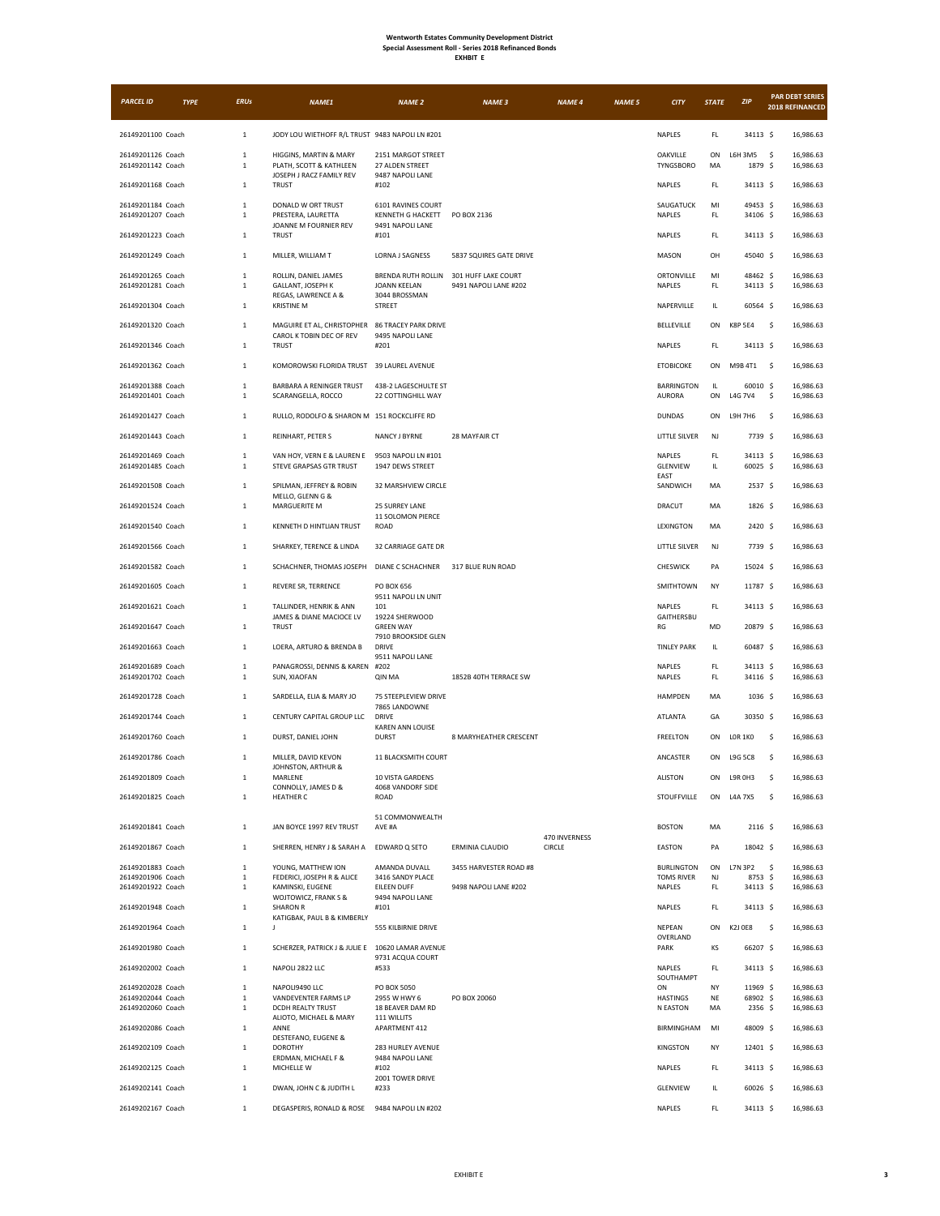**Wentworth Estates Community Development District**
**Special Assessment Roll - Series 2018 Refinanced Bonds**
**EXHIBIT E**

| PARCEL ID | TYPE | ERUs | NAME1 | NAME 2 | NAME 3 | NAME 4 | NAME 5 | CITY | STATE | ZIP | PAR DEBT SERIES 2018 REFINANCED |
|---|---|---|---|---|---|---|---|---|---|---|---|
| 26149201100 | Coach | 1 | JODY LOU WIETHOFF R/L TRUST | 9483 NAPOLI LN #201 | | | | NAPLES | FL | 34113 | $ 16,986.63 |
| 26149201126 | Coach | 1 | HIGGINS, MARTIN & MARY | 2151 MARGOT STREET | | | | OAKVILLE | ON | L6H 3M5 | $ 16,986.63 |
| 26149201142 | Coach | 1 | PLATH, SCOTT & KATHLEEN | 27 ALDEN STREET | | | | TYNGSBORO | MA | 1879 | $ 16,986.63 |
| 26149201168 | Coach | 1 | JOSEPH J RACZ FAMILY REV TRUST | 9487 NAPOLI LANE #102 | | | | NAPLES | FL | 34113 | $ 16,986.63 |
| 26149201184 | Coach | 1 | DONALD W ORT TRUST | 6101 RAVINES COURT | | | | SAUGATUCK | MI | 49453 | $ 16,986.63 |
| 26149201207 | Coach | 1 | PRESTERA, LAURETTA | KENNETH G HACKETT | PO BOX 2136 | | | NAPLES | FL | 34106 | $ 16,986.63 |
| 26149201223 | Coach | 1 | JOANNE M FOURNIER REV TRUST | 9491 NAPOLI LANE #101 | | | | NAPLES | FL | 34113 | $ 16,986.63 |
| 26149201249 | Coach | 1 | MILLER, WILLIAM T | LORNA J SAGNESS | 5837 SQUIRES GATE DRIVE | | | MASON | OH | 45040 | $ 16,986.63 |
| 26149201265 | Coach | 1 | ROLLIN, DANIEL JAMES | BRENDA RUTH ROLLIN | 301 HUFF LAKE COURT | | | ORTONVILLE | MI | 48462 | $ 16,986.63 |
| 26149201281 | Coach | 1 | GALLANT, JOSEPH K | JOANN KEELAN | 9491 NAPOLI LANE #202 | | | NAPLES | FL | 34113 | $ 16,986.63 |
| 26149201304 | Coach | 1 | REGAS, LAWRENCE A & KRISTINE M | 3044 BROSSMAN STREET | | | | NAPERVILLE | IL | 60564 | $ 16,986.63 |
| 26149201320 | Coach | 1 | MAGUIRE ET AL, CHRISTOPHER | 86 TRACEY PARK DRIVE | | | | BELLEVILLE | ON | K8P 5E4 | $ 16,986.63 |
| 26149201346 | Coach | 1 | CAROL K TOBIN DEC OF REV TRUST | 9495 NAPOLI LANE #201 | | | | NAPLES | FL | 34113 | $ 16,986.63 |
| 26149201362 | Coach | 1 | KOMOROWSKI FLORIDA TRUST | 39 LAUREL AVENUE | | | | ETOBICOKE | ON | M9B 4T1 | $ 16,986.63 |
| 26149201388 | Coach | 1 | BARBARA A RENINGER TRUST | 438-2 LAGESCHULTE ST | | | | BARRINGTON | IL | 60010 | $ 16,986.63 |
| 26149201401 | Coach | 1 | SCARANGELLA, ROCCO | 22 COTTINGHILL WAY | | | | AURORA | ON | L4G 7V4 | $ 16,986.63 |
| 26149201427 | Coach | 1 | RULLO, RODOLFO & SHARON M | 151 ROCKCLIFFE RD | | | | DUNDAS | ON | L9H 7H6 | $ 16,986.63 |
| 26149201443 | Coach | 1 | REINHART, PETER S | NANCY J BYRNE | 28 MAYFAIR CT | | | LITTLE SILVER | NJ | 7739 | $ 16,986.63 |
| 26149201469 | Coach | 1 | VAN HOY, VERN E & LAUREN E | 9503 NAPOLI LN #101 | | | | NAPLES | FL | 34113 | $ 16,986.63 |
| 26149201485 | Coach | 1 | STEVE GRAPSAS GTR TRUST | 1947 DEWS STREET | | | | GLENVIEW | IL | 60025 | $ 16,986.63 |
| 26149201508 | Coach | 1 | SPILMAN, JEFFREY & ROBIN | 32 MARSHVIEW CIRCLE | | | | EAST SANDWICH | MA | 2537 | $ 16,986.63 |
| 26149201524 | Coach | 1 | MELLO, GLENN G & MARGUERITE M | 25 SURREY LANE | | | | DRACUT | MA | 1826 | $ 16,986.63 |
| 26149201540 | Coach | 1 | KENNETH D HINTLIAN TRUST | 11 SOLOMON PIERCE ROAD | | | | LEXINGTON | MA | 2420 | $ 16,986.63 |
| 26149201566 | Coach | 1 | SHARKEY, TERENCE & LINDA | 32 CARRIAGE GATE DR | | | | LITTLE SILVER | NJ | 7739 | $ 16,986.63 |
| 26149201582 | Coach | 1 | SCHACHNER, THOMAS JOSEPH | DIANE C SCHACHNER | 317 BLUE RUN ROAD | | | CHESWICK | PA | 15024 | $ 16,986.63 |
| 26149201605 | Coach | 1 | REVERE SR, TERRENCE | PO BOX 656 | | | | SMITHTOWN | NY | 11787 | $ 16,986.63 |
| 26149201621 | Coach | 1 | TALLINDER, HENRIK & ANN | 9511 NAPOLI LN UNIT 101 | | | | NAPLES | FL | 34113 | $ 16,986.63 |
| 26149201647 | Coach | 1 | JAMES & DIANE MACIOCE LV TRUST | 19224 SHERWOOD GREEN WAY | | | | GAITHERSBURG | MD | 20879 | $ 16,986.63 |
| 26149201663 | Coach | 1 | LOERA, ARTURO & BRENDA B | 7910 BROOKSIDE GLEN DRIVE | | | | TINLEY PARK | IL | 60487 | $ 16,986.63 |
| 26149201689 | Coach | 1 | PANAGROSSI, DENNIS & KAREN | 9511 NAPOLI LANE #202 | | | | NAPLES | FL | 34113 | $ 16,986.63 |
| 26149201702 | Coach | 1 | SUN, XIAOFAN | QIN MA | 1852B 40TH TERRACE SW | | | NAPLES | FL | 34116 | $ 16,986.63 |
| 26149201728 | Coach | 1 | SARDELLA, ELIA & MARY JO | 75 STEEPLEVIEW DRIVE | | | | HAMPDEN | MA | 1036 | $ 16,986.63 |
| 26149201744 | Coach | 1 | CENTURY CAPITAL GROUP LLC | 7865 LANDOWNE DRIVE | | | | ATLANTA | GA | 30350 | $ 16,986.63 |
| 26149201760 | Coach | 1 | DURST, DANIEL JOHN | KAREN ANN LOUISE DURST | 8 MARYHEATHER CRESCENT | | | FREELTON | ON | L0R 1K0 | $ 16,986.63 |
| 26149201786 | Coach | 1 | MILLER, DAVID KEVON | 11 BLACKSMITH COURT | | | | ANCASTER | ON | L9G 5C8 | $ 16,986.63 |
| 26149201809 | Coach | 1 | JOHNSTON, ARTHUR & MARLENE | 10 VISTA GARDENS | | | | ALISTON | ON | L9R 0H3 | $ 16,986.63 |
| 26149201825 | Coach | 1 | CONNOLLY, JAMES D & HEATHER C | 4068 VANDORF SIDE ROAD | | | | STOUFFVILLE | ON | L4A 7X5 | $ 16,986.63 |
| 26149201841 | Coach | 1 | JAN BOYCE 1997 REV TRUST | 51 COMMONWEALTH AVE #A | | | | BOSTON | MA | 2116 | $ 16,986.63 |
| 26149201867 | Coach | 1 | SHERREN, HENRY J & SARAH A | EDWARD Q SETO | ERMINIA CLAUDIO | 470 INVERNESS CIRCLE | | EASTON | PA | 18042 | $ 16,986.63 |
| 26149201883 | Coach | 1 | YOUNG, MATTHEW ION | AMANDA DUVALL | 3455 HARVESTER ROAD #8 | | | BURLINGTON | ON | L7N 3P2 | $ 16,986.63 |
| 26149201906 | Coach | 1 | FEDERICI, JOSEPH R & ALICE | 3416 SANDY PLACE | | | | TOMS RIVER | NJ | 8753 | $ 16,986.63 |
| 26149201922 | Coach | 1 | KAMINSKI, EUGENE | EILEEN DUFF | 9498 NAPOLI LANE #202 | | | NAPLES | FL | 34113 | $ 16,986.63 |
| 26149201948 | Coach | 1 | WOJTOWICZ, FRANK S & SHARON R | 9494 NAPOLI LANE #101 | | | | NAPLES | FL | 34113 | $ 16,986.63 |
| 26149201964 | Coach | 1 | KATIGBAK, PAUL B & KIMBERLY J | 555 KILBIRNIE DRIVE | | | | NEPEAN | ON | K2J 0E8 | $ 16,986.63 |
| 26149201980 | Coach | 1 | SCHERZER, PATRICK J & JULIE E | 10620 LAMAR AVENUE | | | | OVERLAND PARK | KS | 66207 | $ 16,986.63 |
| 26149202002 | Coach | 1 | NAPOLI 2822 LLC | 9731 ACQUA COURT #533 | | | | NAPLES | FL | 34113 | $ 16,986.63 |
| 26149202028 | Coach | 1 | NAPOLI9490 LLC | PO BOX 5050 | | | | SOUTHAMPTON | NY | 11969 | $ 16,986.63 |
| 26149202044 | Coach | 1 | VANDEVENTER FARMS LP | 2955 W HWY 6 | PO BOX 20060 | | | HASTINGS | NE | 68902 | $ 16,986.63 |
| 26149202060 | Coach | 1 | DCDH REALTY TRUST | 18 BEAVER DAM RD | | | | N EASTON | MA | 2356 | $ 16,986.63 |
| 26149202086 | Coach | 1 | ALIOTO, MICHAEL & MARY ANNE | 111 WILLITS APARTMENT 412 | | | | BIRMINGHAM | MI | 48009 | $ 16,986.63 |
| 26149202109 | Coach | 1 | DESTEFANO, EUGENE & DOROTHY | 283 HURLEY AVENUE | | | | KINGSTON | NY | 12401 | $ 16,986.63 |
| 26149202125 | Coach | 1 | ERDMAN, MICHAEL F & MICHELLE W | 9484 NAPOLI LANE #102 | | | | NAPLES | FL | 34113 | $ 16,986.63 |
| 26149202141 | Coach | 1 | DWAN, JOHN C & JUDITH L | 2001 TOWER DRIVE #233 | | | | GLENVIEW | IL | 60026 | $ 16,986.63 |
| 26149202167 | Coach | 1 | DEGASPERIS, RONALD & ROSE | 9484 NAPOLI LN #202 | | | | NAPLES | FL | 34113 | $ 16,986.63 |

EXHIBIT E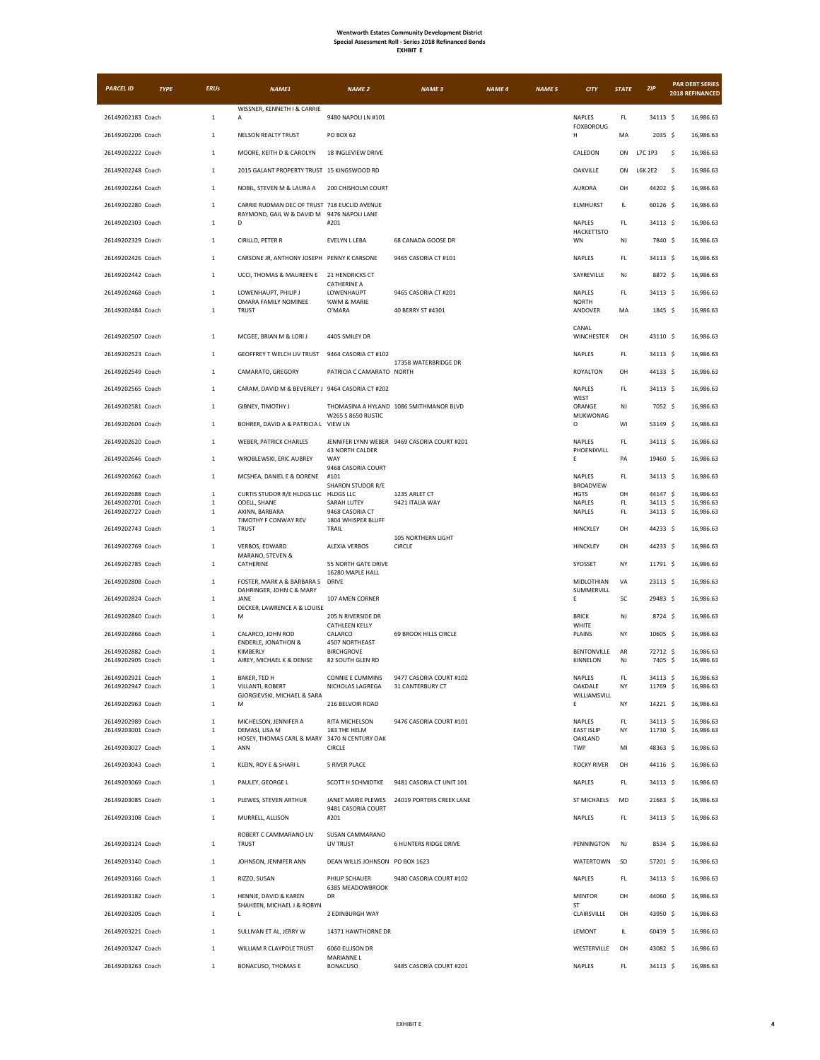**Wentworth Estates Community Development District**
**Special Assessment Roll - Series 2018 Refinanced Bonds**
**EXHIBIT E**

| PARCEL ID | TYPE | ERUs | NAME1 | NAME 2 | NAME 3 | NAME 4 | NAME 5 | CITY | STATE | ZIP | PAR DEBT SERIES 2018 REFINANCED |
|---|---|---|---|---|---|---|---|---|---|---|---|
| 26149202183 | Coach | 1 | WISSNER, KENNETH I & CARRIE A | 9480 NAPOLI LN #101 | | | | NAPLES | FL | 34113 | $ 16,986.63 |
| 26149202206 | Coach | 1 | NELSON REALTY TRUST | PO BOX 62 | | | | FOXBOROUGH | MA | 2035 | $ 16,986.63 |
| 26149202222 | Coach | 1 | MOORE, KEITH D & CAROLYN | 18 INGLEVIEW DRIVE | | | | CALEDON | ON | L7C 1P3 | $ 16,986.63 |
| 26149202248 | Coach | 1 | 2015 GALANT PROPERTY TRUST | 15 KINGSWOOD RD | | | | OAKVILLE | ON | L6K 2E2 | $ 16,986.63 |
| 26149202264 | Coach | 1 | NOBIL, STEVEN M & LAURA A | 200 CHISHOLM COURT | | | | AURORA | OH | 44202 | $ 16,986.63 |
| 26149202280 | Coach | 1 | CARRIE RUDMAN DEC OF TRUST | 718 EUCLID AVENUE | | | | ELMHURST | IL | 60126 | $ 16,986.63 |
| 26149202303 | Coach | 1 | RAYMOND, GAIL W & DAVID M D | 9476 NAPOLI LANE #201 | | | | NAPLES | FL | 34113 | $ 16,986.63 |
| 26149202329 | Coach | 1 | CIRILLO, PETER R | EVELYN L LEBA | 68 CANADA GOOSE DR | | | HACKETTSTOWN | NJ | 7840 | $ 16,986.63 |
| 26149202426 | Coach | 1 | CARSONE JR, ANTHONY JOSEPH | PENNY K CARSONE | 9465 CASORIA CT #101 | | | NAPLES | FL | 34113 | $ 16,986.63 |
| 26149202442 | Coach | 1 | UCCI, THOMAS & MAUREEN E | 21 HENDRICKS CT | | | | SAYREVILLE | NJ | 8872 | $ 16,986.63 |
| 26149202468 | Coach | 1 | LOWENHAUPT, PHILIP J | CATHERINE A LOWENHAUPT | 9465 CASORIA CT #201 | | | NAPLES | FL | 34113 | $ 16,986.63 |
| 26149202484 | Coach | 1 | OMARA FAMILY NOMINEE TRUST | %WM & MARIE O'MARA | 40 BERRY ST #4301 | | | NORTH ANDOVER | MA | 1845 | $ 16,986.63 |
| 26149202507 | Coach | 1 | MCGEE, BRIAN M & LORI J | 4405 SMILEY DR | | | | CANAL WINCHESTER | OH | 43110 | $ 16,986.63 |
| 26149202523 | Coach | 1 | GEOFFREY T WELCH LIV TRUST | 9464 CASORIA CT #102 | | | | NAPLES | FL | 34113 | $ 16,986.63 |
| 26149202549 | Coach | 1 | CAMARATO, GREGORY | PATRICIA C CAMARATO | 17358 WATERBRIDGE DR NORTH | | | ROYALTON | OH | 44133 | $ 16,986.63 |
| 26149202565 | Coach | 1 | CARAM, DAVID M & BEVERLEY J | 9464 CASORIA CT #202 | | | | NAPLES | FL | 34113 | $ 16,986.63 |
| 26149202581 | Coach | 1 | GIBNEY, TIMOTHY J | THOMASINA A HYLAND | 1086 SMITHMANOR BLVD | | | WEST ORANGE | NJ | 7052 | $ 16,986.63 |
| 26149202604 | Coach | 1 | BOHRER, DAVID A & PATRICIA L | W265 S 8650 RUSTIC VIEW LN | | | | MUKWONAGO | WI | 53149 | $ 16,986.63 |
| 26149202620 | Coach | 1 | WEBER, PATRICK CHARLES | JENNIFER LYNN WEBER | 9469 CASORIA COURT #201 | | | NAPLES | FL | 34113 | $ 16,986.63 |
| 26149202646 | Coach | 1 | WROBLEWSKI, ERIC AUBREY | 43 NORTH CALDER WAY | | | | PHOENIXVILLE | PA | 19460 | $ 16,986.63 |
| 26149202662 | Coach | 1 | MCSHEA, DANIEL E & DORENE | 9468 CASORIA COURT #101 | | | | NAPLES | FL | 34113 | $ 16,986.63 |
| 26149202688 | Coach | 1 | CURTIS STUDOR R/E HLDGS LLC | SHARON STUDOR R/E HLDGS LLC | 1235 ARLET CT | | | BROADVIEW HGTS | OH | 44147 | $ 16,986.63 |
| 26149202701 | Coach | 1 | ODELL, SHANE | SARAH LUTEY | 9421 ITALIA WAY | | | NAPLES | FL | 34113 | $ 16,986.63 |
| 26149202727 | Coach | 1 | AXINN, BARBARA | 9468 CASORIA CT | | | | NAPLES | FL | 34113 | $ 16,986.63 |
| 26149202743 | Coach | 1 | TIMOTHY F CONWAY REV TRUST | 1804 WHISPER BLUFF TRAIL | | | | HINCKLEY | OH | 44233 | $ 16,986.63 |
| 26149202769 | Coach | 1 | VERBOS, EDWARD | ALEXIA VERBOS | 105 NORTHERN LIGHT CIRCLE | | | HINCKLEY | OH | 44233 | $ 16,986.63 |
| 26149202785 | Coach | 1 | MARANO, STEVEN & CATHERINE | 55 NORTH GATE DRIVE | | | | SYOSSET | NY | 11791 | $ 16,986.63 |
| 26149202808 | Coach | 1 | FOSTER, MARK A & BARBARA S | 16280 MAPLE HALL DRIVE | | | | MIDLOTHIAN | VA | 23113 | $ 16,986.63 |
| 26149202824 | Coach | 1 | DAHRINGER, JOHN C & MARY JANE | 107 AMEN CORNER | | | | SUMMERVILLE | SC | 29483 | $ 16,986.63 |
| 26149202840 | Coach | 1 | DECKER, LAWRENCE A & LOUISE M | 205 N RIVERSIDE DR | | | | BRICK | NJ | 8724 | $ 16,986.63 |
| 26149202866 | Coach | 1 | CALARCO, JOHN ROD | CATHLEEN KELLY CALARCO | 69 BROOK HILLS CIRCLE | | | WHITE PLAINS | NY | 10605 | $ 16,986.63 |
| 26149202882 | Coach | 1 | ENDERLE, JONATHON & KIMBERLY | 4507 NORTHEAST BIRCHGROVE | | | | BENTONVILLE | AR | 72712 | $ 16,986.63 |
| 26149202905 | Coach | 1 | AIREY, MICHAEL K & DENISE | 82 SOUTH GLEN RD | | | | KINNELON | NJ | 7405 | $ 16,986.63 |
| 26149202921 | Coach | 1 | BAKER, TED H | CONNIE E CUMMINS | 9477 CASORIA COURT #102 | | | NAPLES | FL | 34113 | $ 16,986.63 |
| 26149202947 | Coach | 1 | VILLANTI, ROBERT | NICHOLAS LAGREGA | 31 CANTERBURY CT | | | OAKDALE | NY | 11769 | $ 16,986.63 |
| 26149202963 | Coach | 1 | GJORGIEVSKI, MICHAEL & SARA M | 216 BELVOIR ROAD | | | | WILLIAMSVILLE | NY | 14221 | $ 16,986.63 |
| 26149202989 | Coach | 1 | MICHELSON, JENNIFER A | RITA MICHELSON | 9476 CASORIA COURT #101 | | | NAPLES | FL | 34113 | $ 16,986.63 |
| 26149203001 | Coach | 1 | DEMASI, LISA M | 183 THE HELM | | | | EAST ISLIP | NY | 11730 | $ 16,986.63 |
| 26149203027 | Coach | 1 | HOSEY, THOMAS CARL & MARY ANN | 3470 N CENTURY OAK CIRCLE | | | | OAKLAND TWP | MI | 48363 | $ 16,986.63 |
| 26149203043 | Coach | 1 | KLEIN, ROY E & SHARI L | 5 RIVER PLACE | | | | ROCKY RIVER | OH | 44116 | $ 16,986.63 |
| 26149203069 | Coach | 1 | PAULEY, GEORGE L | SCOTT H SCHMIDTKE | 9481 CASORIA CT UNIT 101 | | | NAPLES | FL | 34113 | $ 16,986.63 |
| 26149203085 | Coach | 1 | PLEWES, STEVEN ARTHUR | JANET MARIE PLEWES | 24019 PORTERS CREEK LANE | | | ST MICHAELS | MD | 21663 | $ 16,986.63 |
| 26149203108 | Coach | 1 | MURRELL, ALLISON | 9481 CASORIA COURT #201 | | | | NAPLES | FL | 34113 | $ 16,986.63 |
| 26149203124 | Coach | 1 | ROBERT C CAMMARANO LIV TRUST | SUSAN CAMMARANO LIV TRUST | 6 HUNTERS RIDGE DRIVE | | | PENNINGTON | NJ | 8534 | $ 16,986.63 |
| 26149203140 | Coach | 1 | JOHNSON, JENNIFER ANN | DEAN WILLIS JOHNSON | PO BOX 1623 | | | WATERTOWN | SD | 57201 | $ 16,986.63 |
| 26149203166 | Coach | 1 | RIZZO, SUSAN | PHILIP SCHAUER | 9480 CASORIA COURT #102 | | | NAPLES | FL | 34113 | $ 16,986.63 |
| 26149203182 | Coach | 1 | HENNIE, DAVID & KAREN | 6385 MEADOWBROOK DR | | | | MENTOR | OH | 44060 | $ 16,986.63 |
| 26149203205 | Coach | 1 | SHAHEEN, MICHAEL J & ROBYN L | 2 EDINBURGH WAY | | | | ST CLAIRSVILLE | OH | 43950 | $ 16,986.63 |
| 26149203221 | Coach | 1 | SULLIVAN ET AL, JERRY W | 14371 HAWTHORNE DR | | | | LEMONT | IL | 60439 | $ 16,986.63 |
| 26149203247 | Coach | 1 | WILLIAM R CLAYPOLE TRUST | 6060 ELLISON DR | | | | WESTERVILLE | OH | 43082 | $ 16,986.63 |
| 26149203263 | Coach | 1 | BONACUSO, THOMAS E | MARIANNE L BONACUSO | 9485 CASORIA COURT #201 | | | NAPLES | FL | 34113 | $ 16,986.63 |

EXHIBIT E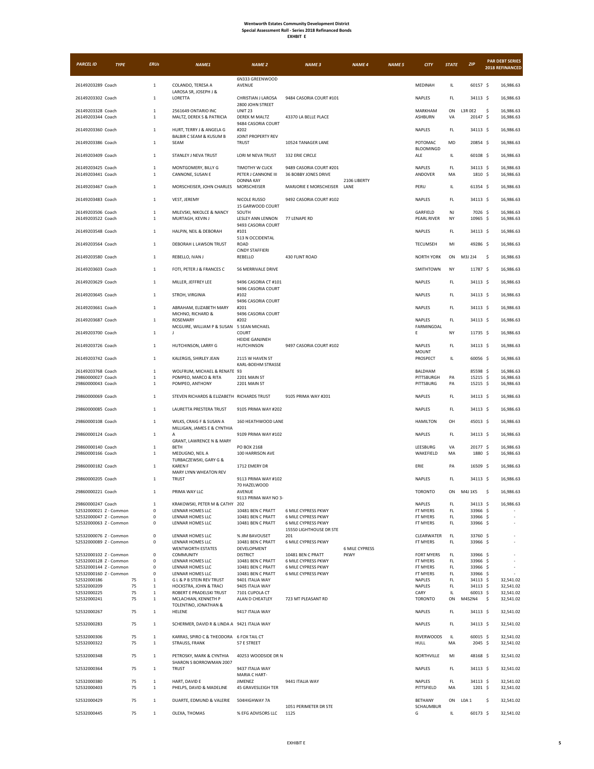**Wentworth Estates Community Development District**
**Special Assessment Roll - Series 2018 Refinanced Bonds**
**EXHIBIT E**

| PARCEL ID | TYPE | ERUs | NAME1 | NAME 2 | NAME 3 | NAME 4 | NAME 5 | CITY | STATE | ZIP | PAR DEBT SERIES 2018 REFINANCED |
|---|---|---|---|---|---|---|---|---|---|---|---|
| 26149203289 | Coach | 1 | COLANDO, TERESA A | 6N333 GREENWOOD AVENUE | | | | MEDINAH | IL | 60157 | $ 16,986.63 |
| 26149203302 | Coach | 1 | LAROSA SR, JOSEPH J & LORETTA | CHRISTIAN J LAROSA | 9484 CASORIA COURT #101 | | | NAPLES | FL | 34113 | $ 16,986.63 |
| 26149203328 | Coach | 1 | 2561649 ONTARIO INC | 2800 JOHN STREET UNIT 23 | | | | MARKHAM | ON | L3R 0E2 | $ 16,986.63 |
| 26149203344 | Coach | 1 | MALTZ, DEREK S & PATRICIA | DEREK M MALTZ | 43370 LA BELLE PLACE | | | ASHBURN | VA | 20147 | $ 16,986.63 |
| 26149203360 | Coach | 1 | HURT, TERRY J & ANGELA G | 9484 CASORIA COURT #202 | | | | NAPLES | FL | 34113 | $ 16,986.63 |
| 26149203386 | Coach | 1 | BALBIR C SEAM & KUSUM B SEAM | JOINT PROPERTY REV TRUST | 10524 TANAGER LANE | | | POTOMAC | MD | 20854 | $ 16,986.63 |
| 26149203409 | Coach | 1 | STANLEY J NEVA TRUST | LORI M NEVA TRUST | 332 ERIE CIRCLE | | | BLOOMINGDALE | IL | 60108 | $ 16,986.63 |
| 26149203425 | Coach | 1 | MONTGOMERY, BILLY G | TIMOTHY W CLICK | 9489 CASORIA COURT #201 | | | NAPLES | FL | 34113 | $ 16,986.63 |
| 26149203441 | Coach | 1 | CANNONE, SUSAN E | PETER J CANNONE III | 36 BOBBY JONES DRIVE | | | ANDOVER | MA | 1810 | $ 16,986.63 |
| 26149203467 | Coach | 1 | MORSCHEISER, JOHN CHARLES | DONNA KAY MORSCHEISER | MARJORIE E MORSCHEISER | 2106 LIBERTY LANE | | PERU | IL | 61354 | $ 16,986.63 |
| 26149203483 | Coach | 1 | VEST, JEREMY | NICOLE RUSSO | 9492 CASORIA COURT #102 | | | NAPLES | FL | 34113 | $ 16,986.63 |
| 26149203506 | Coach | 1 | MILEVSKI, NIKOLCE & NANCY | 15 GARWOOD COURT SOUTH | | | | GARFIELD | NJ | 7026 | $ 16,986.63 |
| 26149203522 | Coach | 1 | MURTAGH, KEVIN J | LESLEY ANN LENNON | 77 LENAPE RD | | | PEARL RIVER | NY | 10965 | $ 16,986.63 |
| 26149203548 | Coach | 1 | HALPIN, NEIL & DEBORAH | 9493 CASORIA COURT #101 | | | | NAPLES | FL | 34113 | $ 16,986.63 |
| 26149203564 | Coach | 1 | DEBORAH L LAWSON TRUST | 513 N OCCIDENTAL ROAD | | | | TECUMSEH | MI | 49286 | $ 16,986.63 |
| 26149203580 | Coach | 1 | REBELLO, IVAN J | CINDY STAFFIERI REBELLO | 430 FLINT ROAD | | | NORTH YORK | ON | M3J 2J4 | $ 16,986.63 |
| 26149203603 | Coach | 1 | FOTI, PETER J & FRANCES C | 56 MERRIVALE DRIVE | | | | SMITHTOWN | NY | 11787 | $ 16,986.63 |
| 26149203629 | Coach | 1 | MILLER, JEFFREY LEE | 9496 CASORIA CT #101 | | | | NAPLES | FL | 34113 | $ 16,986.63 |
| 26149203645 | Coach | 1 | STROH, VIRGINIA | 9496 CASORIA COURT #102 | | | | NAPLES | FL | 34113 | $ 16,986.63 |
| 26149203661 | Coach | 1 | ABRAHAM, ELIZABETH MARY | 9496 CASORIA COURT #201 | | | | NAPLES | FL | 34113 | $ 16,986.63 |
| 26149203687 | Coach | 1 | MICHNO, RICHARD & ROSEMARY | 9496 CASORIA COURT #202 | | | | NAPLES | FL | 34113 | $ 16,986.63 |
| 26149203700 | Coach | 1 | MCGUIRE, WILLIAM P & SUSAN J | 5 SEAN MICHAEL COURT | | | | FARMINGDALE | NY | 11735 | $ 16,986.63 |
| 26149203726 | Coach | 1 | HUTCHINSON, LARRY G | HEIDIE GANJINEH HUTCHINSON | 9497 CASORIA COURT #102 | | | NAPLES | FL | 34113 | $ 16,986.63 |
| 26149203742 | Coach | 1 | KALERGIS, SHIRLEY JEAN | 2115 W HAVEN ST | | | | MOUNT PROSPECT | IL | 60056 | $ 16,986.63 |
| 26149203768 | Coach | 1 | WOLFRUM, MICHAEL & RENATE | KARL-BOEHM STRASSE 93 | | | | BALDHAM | | 85598 | $ 16,986.63 |
| 29860000027 | Coach | 1 | POMPEO, MARCO & RITA | 2201 MAIN ST | | | | PITTSBURGH | PA | 15215 | $ 16,986.63 |
| 29860000043 | Coach | 1 | POMPEO, ANTHONY | 2201 MAIN ST | | | | PITTSBURG | PA | 15215 | $ 16,986.63 |
| 29860000069 | Coach | 1 | STEVEN RICHARDS & ELIZABETH | RICHARDS TRUST | 9105 PRIMA WAY #201 | | | NAPLES | FL | 34113 | $ 16,986.63 |
| 29860000085 | Coach | 1 | LAURETTA PRESTERA TRUST | 9105 PRIMA WAY #202 | | | | NAPLES | FL | 34113 | $ 16,986.63 |
| 29860000108 | Coach | 1 | WILKS, CRAIG F & SUSAN A | 160 HEATHWOOD LANE | | | | HAMILTON | OH | 45013 | $ 16,986.63 |
| 29860000124 | Coach | 1 | MILLIGAN, JAMES E & CYNTHIA A | 9109 PRIMA WAY #102 | | | | NAPLES | FL | 34113 | $ 16,986.63 |
| 29860000140 | Coach | 1 | GRANT, LAWRENCE N & MARY BETH | PO BOX 2168 | | | | LEESBURG | VA | 20177 | $ 16,986.63 |
| 29860000166 | Coach | 1 | MEDUGNO, NEIL A | 100 HARRISON AVE | | | | WAKEFIELD | MA | 1880 | $ 16,986.63 |
| 29860000182 | Coach | 1 | TURBACZEWSKI, GARY G & KAREN F | 1712 EMERY DR | | | | ERIE | PA | 16509 | $ 16,986.63 |
| 29860000205 | Coach | 1 | MARY LYNN WHEATON REV TRUST | 9113 PRIMA WAY #102 | | | | NAPLES | FL | 34113 | $ 16,986.63 |
| 29860000221 | Coach | 1 | PRIMA WAY LLC | 70 HAZELWOOD AVENUE | | | | TORONTO | ON | M4J 1K5 | $ 16,986.63 |
| 29860000247 | Coach | 1 | KRAKOWSKI, PETER M & CATHY | 9113 PRIMA WAY NO 3-202 | | | | NAPLES | FL | 34113 | $ 16,986.63 |
| 52532000021 | Z - Common | 0 | LENNAR HOMES LLC | 10481 BEN C PRATT | 6 MILE CYPRESS PKWY | | | FT MYERS | FL | 33966 | $ - |
| 52532000047 | Z - Common | 0 | LENNAR HOMES LLC | 10481 BEN C PRATT | 6 MILE CYPRESS PKWY | | | FT MYERS | FL | 33966 | $ - |
| 52532000063 | Z - Common | 0 | LENNAR HOMES LLC | 10481 BEN C PRATT | 6 MILE CYPRESS PKWY | | | FT MYERS | FL | 33966 | $ - |
| 52532000076 | Z - Common | 0 | LENNAR HOMES LLC | % JIM BAVOUSET | 15550 LIGHTHOUSE DR STE 201 | | | CLEARWATER | FL | 33760 | $ - |
| 52532000089 | Z - Common | 0 | LENNAR HOMES LLC | 10481 BEN C PRATT | 6 MILE CYPRESS PKWY | | | FT MYERS | FL | 33966 | $ - |
| 52532000102 | Z - Common | 0 | WENTWORTH ESTATES COMMUNITY | DEVELOPMENT DISTRICT | 10481 BEN C PRATT | 6 MILE CYPRESS PKWY | | FORT MYERS | FL | 33966 | $ - |
| 52532000128 | Z - Common | 0 | LENNAR HOMES LLC | 10481 BEN C PRATT | 6 MILE CYPRESS PKWY | | | FT MYERS | FL | 33966 | $ - |
| 52532000144 | Z - Common | 0 | LENNAR HOMES LLC | 10481 BEN C PRATT | 6 MILE CYPRESS PKWY | | | FT MYERS | FL | 33966 | $ - |
| 52532000160 | Z - Common | 0 | LENNAR HOMES LLC | 10481 BEN C PRATT | 6 MILE CYPRESS PKWY | | | FT MYERS | FL | 33966 | $ - |
| 52532000186 | 75 | 1 | G L & P B STEIN REV TRUST | 9401 ITALIA WAY | | | | NAPLES | FL | 34113 | $ 32,541.02 |
| 52532000209 | 75 | 1 | HOCKSTRA, JOHN & TRACI | 9405 ITALIA WAY | | | | NAPLES | FL | 34113 | $ 32,541.02 |
| 52532000225 | 75 | 1 | ROBERT E PRADELSKI TRUST | 7101 CUPOLA CT | | | | CARY | IL | 60013 | $ 32,541.02 |
| 52532000241 | 75 | 1 | MCLACHIAN, KENNETH P | ALAN D CHEATLEY | 723 MT PLEASANT RD | | | TORONTO | ON | M4S2N4 | $ 32,541.02 |
| 52532000267 | 75 | 1 | TOLENTINO, JONATHAN & HELENE | 9417 ITALIA WAY | | | | NAPLES | FL | 34113 | $ 32,541.02 |
| 52532000283 | 75 | 1 | SCHERMER, DAVID R & LINDA A | 9421 ITALIA WAY | | | | NAPLES | FL | 34113 | $ 32,541.02 |
| 52532000306 | 75 | 1 | KARRAS, SPIRO C & THEODORA | 6 FOX TAIL CT | | | | RIVERWOODS | IL | 60015 | $ 32,541.02 |
| 52532000322 | 75 | 1 | STRAUSS, FRANK | 57 E STREET | | | | HULL | MA | 2045 | $ 32,541.02 |
| 52532000348 | 75 | 1 | PETROSKY, MARK & CYNTHIA | 40253 WOODSIDE DR N | | | | NORTHVILLE | MI | 48168 | $ 32,541.02 |
| 52532000364 | 75 | 1 | SHARON S BORROWMAN 2007 TRUST | 9437 ITALIA WAY | | | | NAPLES | FL | 34113 | $ 32,541.02 |
| 52532000380 | 75 | 1 | HART, DAVID E | MARIA C HART-JIMENEZ | 9441 ITALIA WAY | | | NAPLES | FL | 34113 | $ 32,541.02 |
| 52532000403 | 75 | 1 | PHELPS, DAVID & MADELINE | 45 GRAVESLEIGH TER | | | | PITTSFIELD | MA | 1201 | $ 32,541.02 |
| 52532000429 | 75 | 1 | DUARTE, EDMUND & VALERIE | 504HIGHWAY 7A | | | | BETHANY | ON | L0A 1 | $ 32,541.02 |
| 52532000445 | 75 | 1 | OLEXA, THOMAS | % EFG ADVISORS LLC | 1051 PERIMETER DR STE 1125 | | | SCHAUMBURG | IL | 60173 | $ 32,541.02 |

EXHIBIT E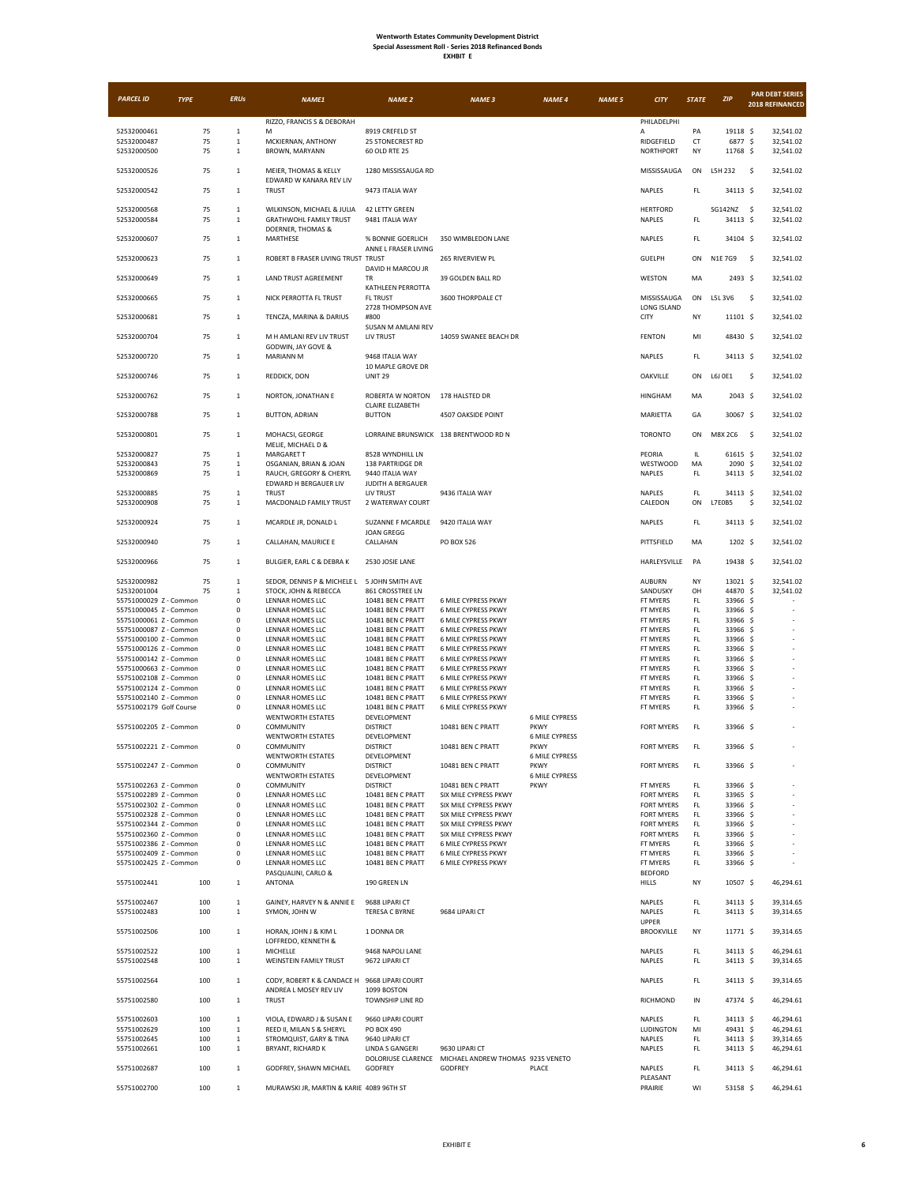**Wentworth Estates Community Development District**
**Special Assessment Roll - Series 2018 Refinanced Bonds**
**EXHIBIT E**

| PARCEL ID | TYPE | ERUs | NAME1 | NAME 2 | NAME 3 | NAME 4 | NAME 5 | CITY | STATE | ZIP | PAR DEBT SERIES 2018 REFINANCED |
|---|---|---|---|---|---|---|---|---|---|---|---|
| 52532000461 | 75 | 1 | RIZZO, FRANCIS S & DEBORAH M | 8919 CREFELD ST | | | | PHILADELPHIA | PA | 19118 | $ 32,541.02 |
| 52532000487 | 75 | 1 | MCKIERNAN, ANTHONY | 25 STONECREST RD | | | | RIDGEFIELD | CT | 6877 | $ 32,541.02 |
| 52532000500 | 75 | 1 | BROWN, MARYANN | 60 OLD RTE 25 | | | | NORTHPORT | NY | 11768 | $ 32,541.02 |
| 52532000526 | 75 | 1 | MEIER, THOMAS & KELLY | 1280 MISSISSAUGA RD | | | | MISSISSAUGA | ON | L5H 2J2 | $ 32,541.02 |
| 52532000542 | 75 | 1 | EDWARD W KANARA REV LIV TRUST | 9473 ITALIA WAY | | | | NAPLES | FL | 34113 | $ 32,541.02 |
| 52532000568 | 75 | 1 | WILKINSON, MICHAEL & JULIA | 42 LETTY GREEN | | | | HERTFORD | | SG142NZ | $ 32,541.02 |
| 52532000584 | 75 | 1 | GRATHWOHL FAMILY TRUST | 9481 ITALIA WAY | | | | NAPLES | FL | 34113 | $ 32,541.02 |
| 52532000607 | 75 | 1 | DOERNER, THOMAS & MARTHESE | % BONNIE GOERLICH | 350 WIMBLEDON LANE | | | NAPLES | FL | 34104 | $ 32,541.02 |
| 52532000623 | 75 | 1 | ROBERT B FRASER LIVING TRUST | ANNE L FRASER LIVING TRUST | 265 RIVERVIEW PL | | | GUELPH | ON | N1E 7G9 | $ 32,541.02 |
| 52532000649 | 75 | 1 | LAND TRUST AGREEMENT | DAVID H MARCOU JR TR | 39 GOLDEN BALL RD | | | WESTON | MA | 2493 | $ 32,541.02 |
| 52532000665 | 75 | 1 | NICK PERROTTA FL TRUST | KATHLEEN PERROTTA FL TRUST | 3600 THORPDALE CT | | | MISSISSAUGA | ON | L5L 3V6 | $ 32,541.02 |
| 52532000681 | 75 | 1 | TENCZA, MARINA & DARIUS | 2728 THOMPSON AVE #800 | | | | LONG ISLAND CITY | NY | 11101 | $ 32,541.02 |
| 52532000704 | 75 | 1 | M H AMLANI REV LIV TRUST | SUSAN M AMLANI REV LIV TRUST | 14059 SWANEE BEACH DR | | | FENTON | MI | 48430 | $ 32,541.02 |
| 52532000720 | 75 | 1 | GODWIN, JAY GOVE & MARIANN M | 9468 ITALIA WAY | | | | NAPLES | FL | 34113 | $ 32,541.02 |
| 52532000746 | 75 | 1 | REDDICK, DON | 10 MAPLE GROVE DR UNIT 29 | | | | OAKVILLE | ON | L6J 0E1 | $ 32,541.02 |
| 52532000762 | 75 | 1 | NORTON, JONATHAN E | ROBERTA W NORTON | 178 HALSTED DR | | | HINGHAM | MA | 2043 | $ 32,541.02 |
| 52532000788 | 75 | 1 | BUTTON, ADRIAN | CLAIRE ELIZABETH BUTTON | 4507 OAKSIDE POINT | | | MARIETTA | GA | 30067 | $ 32,541.02 |
| 52532000801 | 75 | 1 | MOHACSI, GEORGE | LORRAINE BRUNSWICK | 138 BRENTWOOD RD N | | | TORONTO | ON | M8X 2C6 | $ 32,541.02 |
| 52532000827 | 75 | 1 | MELIE, MICHAEL D & MARGARET T | 8528 WYNDHILL LN | | | | PEORIA | IL | 61615 | $ 32,541.02 |
| 52532000843 | 75 | 1 | OSGANIAN, BRIAN & JOAN | 138 PARTRIDGE DR | | | | WESTWOOD | MA | 2090 | $ 32,541.02 |
| 52532000869 | 75 | 1 | RAUCH, GREGORY & CHERYL | 9440 ITALIA WAY | | | | NAPLES | FL | 34113 | $ 32,541.02 |
| 52532000885 | 75 | 1 | EDWARD H BERGAUER LIV TRUST | JUDITH A BERGAUER LIV TRUST | 9436 ITALIA WAY | | | NAPLES | FL | 34113 | $ 32,541.02 |
| 52532000908 | 75 | 1 | MACDONALD FAMILY TRUST | 2 WATERWAY COURT | | | | CALEDON | ON | L7E0B5 | $ 32,541.02 |
| 52532000924 | 75 | 1 | MCARDLE JR, DONALD L | SUZANNE F MCARDLE | 9420 ITALIA WAY | | | NAPLES | FL | 34113 | $ 32,541.02 |
| 52532000940 | 75 | 1 | CALLAHAN, MAURICE E | JOAN GREGG CALLAHAN | PO BOX 526 | | | PITTSFIELD | MA | 1202 | $ 32,541.02 |
| 52532000966 | 75 | 1 | BULGIER, EARL C & DEBRA K | 2530 JOSIE LANE | | | | HARLEYSVILLE | PA | 19438 | $ 32,541.02 |
| 52532000982 | 75 | 1 | SEDOR, DENNIS P & MICHELE L | 5 JOHN SMITH AVE | | | | AUBURN | NY | 13021 | $ 32,541.02 |
| 52532001004 | 75 | 1 | STOCK, JOHN & REBECCA | 861 CROSSTREE LN | | | | SANDUSKY | OH | 44870 | $ 32,541.02 |
| 55751000029 | Z - Common | 0 | LENNAR HOMES LLC | 10481 BEN C PRATT | 6 MILE CYPRESS PKWY | | | FT MYERS | FL | 33966 | $ - |
| 55751000045 | Z - Common | 0 | LENNAR HOMES LLC | 10481 BEN C PRATT | 6 MILE CYPRESS PKWY | | | FT MYERS | FL | 33966 | $ - |
| 55751000061 | Z - Common | 0 | LENNAR HOMES LLC | 10481 BEN C PRATT | 6 MILE CYPRESS PKWY | | | FT MYERS | FL | 33966 | $ - |
| 55751000087 | Z - Common | 0 | LENNAR HOMES LLC | 10481 BEN C PRATT | 6 MILE CYPRESS PKWY | | | FT MYERS | FL | 33966 | $ - |
| 55751000100 | Z - Common | 0 | LENNAR HOMES LLC | 10481 BEN C PRATT | 6 MILE CYPRESS PKWY | | | FT MYERS | FL | 33966 | $ - |
| 55751000126 | Z - Common | 0 | LENNAR HOMES LLC | 10481 BEN C PRATT | 6 MILE CYPRESS PKWY | | | FT MYERS | FL | 33966 | $ - |
| 55751000142 | Z - Common | 0 | LENNAR HOMES LLC | 10481 BEN C PRATT | 6 MILE CYPRESS PKWY | | | FT MYERS | FL | 33966 | $ - |
| 55751000663 | Z - Common | 0 | LENNAR HOMES LLC | 10481 BEN C PRATT | 6 MILE CYPRESS PKWY | | | FT MYERS | FL | 33966 | $ - |
| 55751002108 | Z - Common | 0 | LENNAR HOMES LLC | 10481 BEN C PRATT | 6 MILE CYPRESS PKWY | | | FT MYERS | FL | 33966 | $ - |
| 55751002124 | Z - Common | 0 | LENNAR HOMES LLC | 10481 BEN C PRATT | 6 MILE CYPRESS PKWY | | | FT MYERS | FL | 33966 | $ - |
| 55751002140 | Z - Common | 0 | LENNAR HOMES LLC | 10481 BEN C PRATT | 6 MILE CYPRESS PKWY | | | FT MYERS | FL | 33966 | $ - |
| 55751002179 | Golf Course | | LENNAR HOMES LLC | 10481 BEN C PRATT | 6 MILE CYPRESS PKWY | | | FT MYERS | FL | 33966 | $ - |
| 55751002205 | Z - Common | 0 | WENTWORTH ESTATES COMMUNITY | DEVELOPMENT DISTRICT | 10481 BEN C PRATT | 6 MILE CYPRESS PKWY | | FORT MYERS | FL | 33966 | $ - |
| 55751002221 | Z - Common | 0 | WENTWORTH ESTATES COMMUNITY | DEVELOPMENT DISTRICT | 10481 BEN C PRATT | 6 MILE CYPRESS PKWY | | FORT MYERS | FL | 33966 | $ - |
| 55751002247 | Z - Common | 0 | WENTWORTH ESTATES COMMUNITY | DEVELOPMENT DISTRICT | 10481 BEN C PRATT | 6 MILE CYPRESS PKWY | | FORT MYERS | FL | 33966 | $ - |
| 55751002263 | Z - Common | 0 | WENTWORTH ESTATES COMMUNITY | DEVELOPMENT DISTRICT | 10481 BEN C PRATT | 6 MILE CYPRESS PKWY | | FT MYERS | FL | 33966 | $ - |
| 55751002289 | Z - Common | 0 | LENNAR HOMES LLC | 10481 BEN C PRATT | SIX MILE CYPRESS PKWY | | | FORT MYERS | FL | 33965 | $ - |
| 55751002302 | Z - Common | 0 | LENNAR HOMES LLC | 10481 BEN C PRATT | SIX MILE CYPRESS PKWY | | | FORT MYERS | FL | 33966 | $ - |
| 55751002328 | Z - Common | 0 | LENNAR HOMES LLC | 10481 BEN C PRATT | SIX MILE CYPRESS PKWY | | | FORT MYERS | FL | 33966 | $ - |
| 55751002344 | Z - Common | 0 | LENNAR HOMES LLC | 10481 BEN C PRATT | SIX MILE CYPRESS PKWY | | | FORT MYERS | FL | 33966 | $ - |
| 55751002360 | Z - Common | 0 | LENNAR HOMES LLC | 10481 BEN C PRATT | SIX MILE CYPRESS PKWY | | | FORT MYERS | FL | 33966 | $ - |
| 55751002386 | Z - Common | 0 | LENNAR HOMES LLC | 10481 BEN C PRATT | 6 MILE CYPRESS PKWY | | | FT MYERS | FL | 33966 | $ - |
| 55751002409 | Z - Common | 0 | LENNAR HOMES LLC | 10481 BEN C PRATT | 6 MILE CYPRESS PKWY | | | FT MYERS | FL | 33966 | $ - |
| 55751002425 | Z - Common | 0 | LENNAR HOMES LLC | 10481 BEN C PRATT | 6 MILE CYPRESS PKWY | | | FT MYERS | FL | 33966 | $ - |
| 55751002441 | 100 | 1 | PASQUALINI, CARLO & ANTONIA | 190 GREEN LN | | | | BEDFORD HILLS | NY | 10507 | $ 46,294.61 |
| 55751002467 | 100 | 1 | GAINEY, HARVEY N & ANNIE E | 9688 LIPARI CT | | | | NAPLES | FL | 34113 | $ 39,314.65 |
| 55751002483 | 100 | 1 | SYMON, JOHN W | TERESA C BYRNE | 9684 LIPARI CT | | | NAPLES | FL | 34113 | $ 39,314.65 |
| 55751002506 | 100 | 1 | HORAN, JOHN J & KIM L | 1 DONNA DR | | | | UPPER BROOKVILLE | NY | 11771 | $ 39,314.65 |
| 55751002522 | 100 | 1 | LOFFREDO, KENNETH & MICHELLE | 9468 NAPOLI LANE | | | | NAPLES | FL | 34113 | $ 46,294.61 |
| 55751002548 | 100 | 1 | WEINSTEIN FAMILY TRUST | 9672 LIPARI CT | | | | NAPLES | FL | 34113 | $ 39,314.65 |
| 55751002564 | 100 | 1 | CODY, ROBERT K & CANDACE H | 9668 LIPARI COURT | | | | NAPLES | FL | 34113 | $ 39,314.65 |
| 55751002580 | 100 | 1 | ANDREA L MOSEY REV LIV TRUST | 1099 BOSTON TOWNSHIP LINE RD | | | | RICHMOND | IN | 47374 | $ 46,294.61 |
| 55751002603 | 100 | 1 | VIOLA, EDWARD J & SUSAN E | 9660 LIPARI COURT | | | | NAPLES | FL | 34113 | $ 46,294.61 |
| 55751002629 | 100 | 1 | REED II, MILAN S & SHERYL | PO BOX 490 | | | | LUDINGTON | MI | 49431 | $ 46,294.61 |
| 55751002645 | 100 | 1 | STROMQUIST, GARY & TINA | 9640 LIPARI CT | | | | NAPLES | FL | 34113 | $ 39,314.65 |
| 55751002661 | 100 | 1 | BRYANT, RICHARD K | LINDA S GANGERI | 9630 LIPARI CT | | | NAPLES | FL | 34113 | $ 46,294.61 |
| 55751002687 | 100 | 1 | GODFREY, SHAWN MICHAEL | DOLORIUSE CLARENCE GODFREY | MICHAEL ANDREW THOMAS GODFREY | 9235 VENETO PLACE | | NAPLES | FL | 34113 | $ 46,294.61 |
| 55751002700 | 100 | 1 | MURAWSKI JR, MARTIN & KARIE | 4089 96TH ST | | | | PLEASANT PRAIRIE | WI | 53158 | $ 46,294.61 |

EXHIBIT E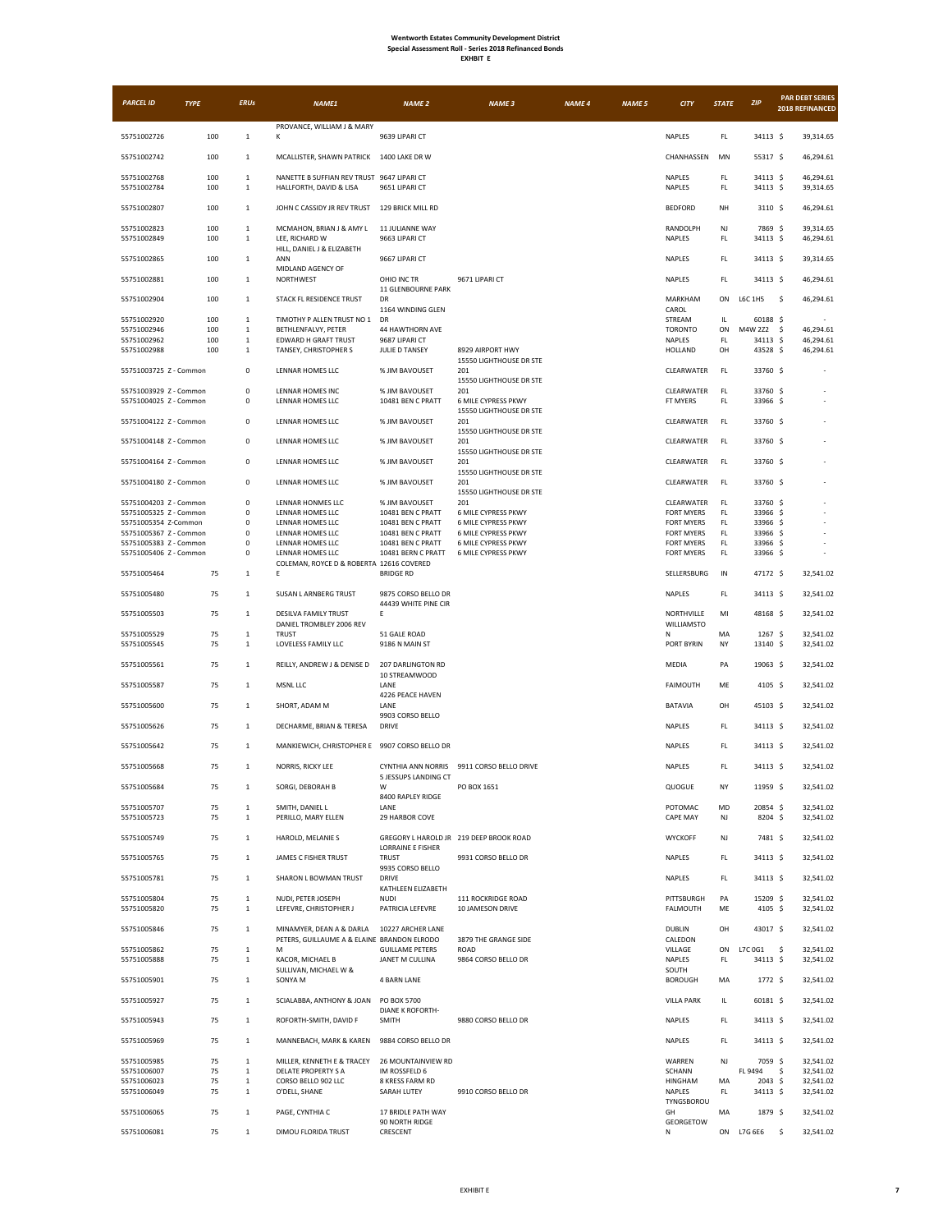**Wentworth Estates Community Development District**
**Special Assessment Roll - Series 2018 Refinanced Bonds**
**EXHIBIT E**

| PARCEL ID | TYPE | ERUs | NAME1 | NAME 2 | NAME 3 | NAME 4 | NAME 5 | CITY | STATE | ZIP | PAR DEBT SERIES 2018 REFINANCED |
|---|---|---|---|---|---|---|---|---|---|---|---|
| 55751002726 | 100 | 1 | PROVANCE, WILLIAM J & MARY K | 9639 LIPARI CT | | | | NAPLES | FL | 34113 | $ 39,314.65 |
| 55751002742 | 100 | 1 | MCALLISTER, SHAWN PATRICK | 1400 LAKE DR W | | | | CHANHASSEN | MN | 55317 | $ 46,294.61 |
| 55751002768 | 100 | 1 | NANETTE B SUFFIAN REV TRUST | 9647 LIPARI CT | | | | NAPLES | FL | 34113 | $ 46,294.61 |
| 55751002784 | 100 | 1 | HALLFORTH, DAVID & LISA | 9651 LIPARI CT | | | | NAPLES | FL | 34113 | $ 39,314.65 |
| 55751002807 | 100 | 1 | JOHN C CASSIDY JR REV TRUST | 129 BRICK MILL RD | | | | BEDFORD | NH | 3110 | $ 46,294.61 |
| 55751002823 | 100 | 1 | MCMAHON, BRIAN J & AMY L | 11 JULIANNE WAY | | | | RANDOLPH | NJ | 7869 | $ 39,314.65 |
| 55751002849 | 100 | 1 | LEE, RICHARD W | 9663 LIPARI CT | | | | NAPLES | FL | 34113 | $ 46,294.61 |
| 55751002865 | 100 | 1 | HILL, DANIEL J & ELIZABETH ANN | 9667 LIPARI CT | | | | NAPLES | FL | 34113 | $ 39,314.65 |
| 55751002881 | 100 | 1 | MIDLAND AGENCY OF NORTHWEST | OHIO INC TR | 9671 LIPARI CT | | | NAPLES | FL | 34113 | $ 46,294.61 |
| 55751002904 | 100 | 1 | STACK FL RESIDENCE TRUST | 11 GLENBOURNE PARK DR | | | | MARKHAM | ON | L6C 1H5 | $ 46,294.61 |
| 55751002920 | 100 | 1 | TIMOTHY P ALLEN TRUST NO 1 | 1164 WINDING GLEN DR | | | | CAROL STREAM | IL | 60188 | $ - |
| 55751002946 | 100 | 1 | BETHLENFALVY, PETER | 44 HAWTHORN AVE | | | | TORONTO | ON | M4W 2Z2 | $ 46,294.61 |
| 55751002962 | 100 | 1 | EDWARD H GRAFT TRUST | 9687 LIPARI CT | | | | NAPLES | FL | 34113 | $ 46,294.61 |
| 55751002988 | 100 | 1 | TANSEY, CHRISTOPHER S | JULIE D TANSEY | 8929 AIRPORT HWY | | | HOLLAND | OH | 43528 | $ 46,294.61 |
| 55751003725 | Z - Common | 0 | LENNAR HOMES LLC | % JIM BAVOUSET | 15550 LIGHTHOUSE DR STE 201 | | | CLEARWATER | FL | 33760 | $ - |
| 55751003929 | Z - Common | 0 | LENNAR HOMES INC | % JIM BAVOUSET | 15550 LIGHTHOUSE DR STE 201 | | | CLEARWATER | FL | 33760 | $ - |
| 55751004025 | Z - Common | 0 | LENNAR HOMES LLC | 10481 BEN C PRATT | 6 MILE CYPRESS PKWY | | | FT MYERS | FL | 33966 | $ - |
| 55751004122 | Z - Common | 0 | LENNAR HOMES LLC | % JIM BAVOUSET | 15550 LIGHTHOUSE DR STE 201 | | | CLEARWATER | FL | 33760 | $ - |
| 55751004148 | Z - Common | 0 | LENNAR HOMES LLC | % JIM BAVOUSET | 15550 LIGHTHOUSE DR STE 201 | | | CLEARWATER | FL | 33760 | $ - |
| 55751004164 | Z - Common | 0 | LENNAR HOMES LLC | % JIM BAVOUSET | 15550 LIGHTHOUSE DR STE 201 | | | CLEARWATER | FL | 33760 | $ - |
| 55751004180 | Z - Common | 0 | LENNAR HOMES LLC | % JIM BAVOUSET | 15550 LIGHTHOUSE DR STE 201 | | | CLEARWATER | FL | 33760 | $ - |
| 55751004203 | Z - Common | 0 | LENNAR HONMES LLC | % JIM BAVOUSET | 15550 LIGHTHOUSE DR STE 201 | | | CLEARWATER | FL | 33760 | $ - |
| 55751005325 | Z - Common | 0 | LENNAR HOMES LLC | 10481 BEN C PRATT | 6 MILE CYPRESS PKWY | | | FORT MYERS | FL | 33966 | $ - |
| 55751005354 | Z-Common | 0 | LENNAR HOMES LLC | 10481 BEN C PRATT | 6 MILE CYPRESS PKWY | | | FORT MYERS | FL | 33966 | $ - |
| 55751005367 | Z - Common | 0 | LENNAR HOMES LLC | 10481 BEN C PRATT | 6 MILE CYPRESS PKWY | | | FORT MYERS | FL | 33966 | $ - |
| 55751005383 | Z - Common | 0 | LENNAR HOMES LLC | 10481 BEN C PRATT | 6 MILE CYPRESS PKWY | | | FORT MYERS | FL | 33966 | $ - |
| 55751005406 | Z - Common | 0 | LENNAR HOMES LLC | 10481 BERN C PRATT | 6 MILE CYPRESS PKWY | | | FORT MYERS | FL | 33966 | $ - |
| 55751005464 | 75 | 1 | COLEMAN, ROYCE D & ROBERTA E | 12616 COVERED BRIDGE RD | | | | SELLERSBURG | IN | 47172 | $ 32,541.02 |
| 55751005480 | 75 | 1 | SUSAN L ARNBERG TRUST | 9875 CORSO BELLO DR | | | | NAPLES | FL | 34113 | $ 32,541.02 |
| 55751005503 | 75 | 1 | DESILVA FAMILY TRUST | 44439 WHITE PINE CIR E | | | | NORTHVILLE | MI | 48168 | $ 32,541.02 |
| 55751005529 | 75 | 1 | DANIEL TROMBLEY 2006 REV TRUST | 51 GALE ROAD | | | | WILLIAMSTON | MA | 1267 | $ 32,541.02 |
| 55751005545 | 75 | 1 | LOVELESS FAMILY LLC | 9186 N MAIN ST | | | | PORT BYRIN | NY | 13140 | $ 32,541.02 |
| 55751005561 | 75 | 1 | REILLY, ANDREW J & DENISE D | 207 DARLINGTON RD | | | | MEDIA | PA | 19063 | $ 32,541.02 |
| 55751005587 | 75 | 1 | MSNL LLC | 10 STREAMWOOD LANE | | | | FAIMOUTH | ME | 4105 | $ 32,541.02 |
| 55751005600 | 75 | 1 | SHORT, ADAM M | 4226 PEACE HAVEN LANE | | | | BATAVIA | OH | 45103 | $ 32,541.02 |
| 55751005626 | 75 | 1 | DECHARME, BRIAN & TERESA | 9903 CORSO BELLO DRIVE | | | | NAPLES | FL | 34113 | $ 32,541.02 |
| 55751005642 | 75 | 1 | MANKIEWICH, CHRISTOPHER E | 9907 CORSO BELLO DR | | | | NAPLES | FL | 34113 | $ 32,541.02 |
| 55751005668 | 75 | 1 | NORRIS, RICKY LEE | CYNTHIA ANN NORRIS | 9911 CORSO BELLO DRIVE | | | NAPLES | FL | 34113 | $ 32,541.02 |
| 55751005684 | 75 | 1 | SORGI, DEBORAH B | 5 JESSUPS LANDING CT W | PO BOX 1651 | | | QUOGUE | NY | 11959 | $ 32,541.02 |
| 55751005707 | 75 | 1 | SMITH, DANIEL L | 8400 RAPLEY RIDGE LANE | | | | POTOMAC | MD | 20854 | $ 32,541.02 |
| 55751005723 | 75 | 1 | PERILLO, MARY ELLEN | 29 HARBOR COVE | | | | CAPE MAY | NJ | 8204 | $ 32,541.02 |
| 55751005749 | 75 | 1 | HAROLD, MELANIE S | GREGORY L HAROLD JR | 219 DEEP BROOK ROAD | | | WYCKOFF | NJ | 7481 | $ 32,541.02 |
| 55751005765 | 75 | 1 | JAMES C FISHER TRUST | LORRAINE E FISHER TRUST | 9931 CORSO BELLO DR | | | NAPLES | FL | 34113 | $ 32,541.02 |
| 55751005781 | 75 | 1 | SHARON L BOWMAN TRUST | 9935 CORSO BELLO DRIVE | | | | NAPLES | FL | 34113 | $ 32,541.02 |
| 55751005804 | 75 | 1 | NUDI, PETER JOSEPH | KATHLEEN ELIZABETH NUDI | 111 ROCKRIDGE ROAD | | | PITTSBURGH | PA | 15209 | $ 32,541.02 |
| 55751005820 | 75 | 1 | LEFEVRE, CHRISTOPHER J | PATRICIA LEFEVRE | 10 JAMESON DRIVE | | | FALMOUTH | ME | 4105 | $ 32,541.02 |
| 55751005846 | 75 | 1 | MINAMYER, DEAN A & DARLA | 10227 ARCHER LANE | | | | DUBLIN | OH | 43017 | $ 32,541.02 |
| 55751005862 | 75 | 1 | PETERS, GUILLAUME A & ELAINE M | BRANDON ELRODO GUILLAME PETERS | 3879 THE GRANGE SIDE ROAD | | | CALEDON VILLAGE | ON | L7C 0G1 | $ 32,541.02 |
| 55751005888 | 75 | 1 | KACOR, MICHAEL B | JANET M CULLINA | 9864 CORSO BELLO DR | | | NAPLES | FL | 34113 | $ 32,541.02 |
| 55751005901 | 75 | 1 | SULLIVAN, MICHAEL W & SONYA M | 4 BARN LANE | | | | SOUTH BOROUGH | MA | 1772 | $ 32,541.02 |
| 55751005927 | 75 | 1 | SCIALABBA, ANTHONY & JOAN | PO BOX 5700 | | | | VILLA PARK | IL | 60181 | $ 32,541.02 |
| 55751005943 | 75 | 1 | ROFORTH-SMITH, DAVID F | DIANE K ROFORTH-SMITH | 9880 CORSO BELLO DR | | | NAPLES | FL | 34113 | $ 32,541.02 |
| 55751005969 | 75 | 1 | MANNEBACH, MARK & KAREN | 9884 CORSO BELLO DR | | | | NAPLES | FL | 34113 | $ 32,541.02 |
| 55751005985 | 75 | 1 | MILLER, KENNETH E & TRACEY | 26 MOUNTAINVIEW RD | | | | WARREN | NJ | 7059 | $ 32,541.02 |
| 55751006007 | 75 | 1 | DELATE PROPERTY S A | IM ROSSFELD 6 | | | | SCHANN | FL 9494 | | $ 32,541.02 |
| 55751006023 | 75 | 1 | CORSO BELLO 902 LLC | 8 KRESS FARM RD | | | | HINGHAM | MA | 2043 | $ 32,541.02 |
| 55751006049 | 75 | 1 | O'DELL, SHANE | SARAH LUTEY | 9910 CORSO BELLO DR | | | NAPLES | FL | 34113 | $ 32,541.02 |
| 55751006065 | 75 | 1 | PAGE, CYNTHIA C | 17 BRIDLE PATH WAY | | | | TYNGSBOROUGH | MA | 1879 | $ 32,541.02 |
| 55751006081 | 75 | 1 | DIMOU FLORIDA TRUST | 90 NORTH RIDGE CRESCENT | | | | GEORGETOWN | ON | L7G 6E6 | $ 32,541.02 |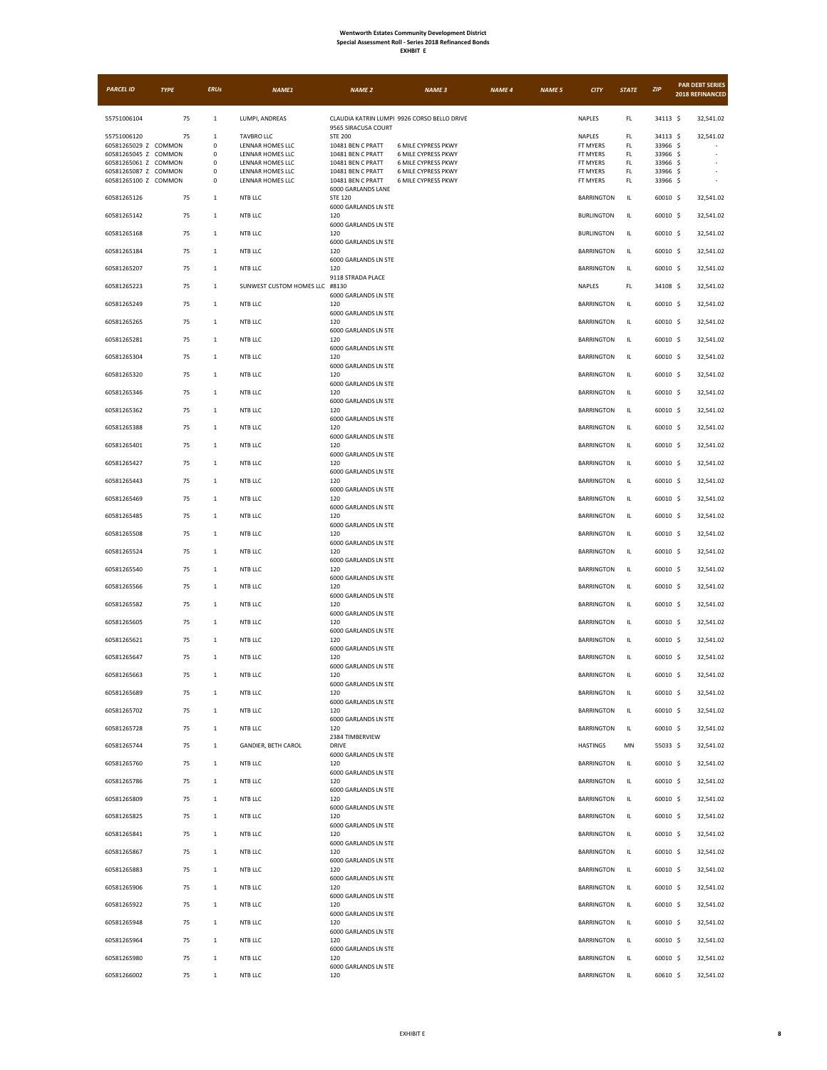**Wentworth Estates Community Development District**
**Special Assessment Roll - Series 2018 Refinanced Bonds**
**EXHIBIT E**

| PARCEL ID | TYPE | ERUs | NAME1 | NAME 2 | NAME 3 | NAME 4 | NAME 5 | CITY | STATE | ZIP | PAR DEBT SERIES 2018 REFINANCED |
|---|---|---|---|---|---|---|---|---|---|---|---|
| 55751006104 | 75 | 1 | LUMPI, ANDREAS | CLAUDIA KATRIN LUMPI | 9926 CORSO BELLO DRIVE | | | NAPLES | FL | 34113 | $ 32,541.02 |
| 55751006120 | 75 | 1 | TAVBRO LLC | 9565 SIRACUSA COURT STE 200 | | | | NAPLES | FL | 34113 | $ 32,541.02 |
| 60581265029 | Z COMMON | 0 | LENNAR HOMES LLC | 10481 BEN C PRATT | 6 MILE CYPRESS PKWY | | | FT MYERS | FL | 33966 | $ - |
| 60581265045 | Z COMMON | 0 | LENNAR HOMES LLC | 10481 BEN C PRATT | 6 MILE CYPRESS PKWY | | | FT MYERS | FL | 33966 | $ - |
| 60581265061 | Z COMMON | 0 | LENNAR HOMES LLC | 10481 BEN C PRATT | 6 MILE CYPRESS PKWY | | | FT MYERS | FL | 33966 | $ - |
| 60581265087 | Z COMMON | 0 | LENNAR HOMES LLC | 10481 BEN C PRATT | 6 MILE CYPRESS PKWY | | | FT MYERS | FL | 33966 | $ - |
| 60581265100 | Z COMMON | 0 | LENNAR HOMES LLC | 10481 BEN C PRATT | 6 MILE CYPRESS PKWY | | | FT MYERS | FL | 33966 | $ - |
| 60581265126 | 75 | 1 | NTB LLC | 6000 GARLANDS LANE STE 120 | | | | BARRINGTON | IL | 60010 | $ 32,541.02 |
| 60581265142 | 75 | 1 | NTB LLC | 6000 GARLANDS LN STE 120 | | | | BURLINGTON | IL | 60010 | $ 32,541.02 |
| 60581265168 | 75 | 1 | NTB LLC | 6000 GARLANDS LN STE 120 | | | | BURLINGTON | IL | 60010 | $ 32,541.02 |
| 60581265184 | 75 | 1 | NTB LLC | 6000 GARLANDS LN STE 120 | | | | BARRINGTON | IL | 60010 | $ 32,541.02 |
| 60581265207 | 75 | 1 | NTB LLC | 6000 GARLANDS LN STE 120 | | | | BARRINGTON | IL | 60010 | $ 32,541.02 |
| 60581265223 | 75 | 1 | SUNWEST CUSTOM HOMES LLC | 9118 STRADA PLACE #8130 | | | | NAPLES | FL | 34108 | $ 32,541.02 |
| 60581265249 | 75 | 1 | NTB LLC | 6000 GARLANDS LN STE 120 | | | | BARRINGTON | IL | 60010 | $ 32,541.02 |
| 60581265265 | 75 | 1 | NTB LLC | 6000 GARLANDS LN STE 120 | | | | BARRINGTON | IL | 60010 | $ 32,541.02 |
| 60581265281 | 75 | 1 | NTB LLC | 6000 GARLANDS LN STE 120 | | | | BARRINGTON | IL | 60010 | $ 32,541.02 |
| 60581265304 | 75 | 1 | NTB LLC | 6000 GARLANDS LN STE 120 | | | | BARRINGTON | IL | 60010 | $ 32,541.02 |
| 60581265320 | 75 | 1 | NTB LLC | 6000 GARLANDS LN STE 120 | | | | BARRINGTON | IL | 60010 | $ 32,541.02 |
| 60581265346 | 75 | 1 | NTB LLC | 6000 GARLANDS LN STE 120 | | | | BARRINGTON | IL | 60010 | $ 32,541.02 |
| 60581265362 | 75 | 1 | NTB LLC | 6000 GARLANDS LN STE 120 | | | | BARRINGTON | IL | 60010 | $ 32,541.02 |
| 60581265388 | 75 | 1 | NTB LLC | 6000 GARLANDS LN STE 120 | | | | BARRINGTON | IL | 60010 | $ 32,541.02 |
| 60581265401 | 75 | 1 | NTB LLC | 6000 GARLANDS LN STE 120 | | | | BARRINGTON | IL | 60010 | $ 32,541.02 |
| 60581265427 | 75 | 1 | NTB LLC | 6000 GARLANDS LN STE 120 | | | | BARRINGTON | IL | 60010 | $ 32,541.02 |
| 60581265443 | 75 | 1 | NTB LLC | 6000 GARLANDS LN STE 120 | | | | BARRINGTON | IL | 60010 | $ 32,541.02 |
| 60581265469 | 75 | 1 | NTB LLC | 6000 GARLANDS LN STE 120 | | | | BARRINGTON | IL | 60010 | $ 32,541.02 |
| 60581265485 | 75 | 1 | NTB LLC | 6000 GARLANDS LN STE 120 | | | | BARRINGTON | IL | 60010 | $ 32,541.02 |
| 60581265508 | 75 | 1 | NTB LLC | 6000 GARLANDS LN STE 120 | | | | BARRINGTON | IL | 60010 | $ 32,541.02 |
| 60581265524 | 75 | 1 | NTB LLC | 6000 GARLANDS LN STE 120 | | | | BARRINGTON | IL | 60010 | $ 32,541.02 |
| 60581265540 | 75 | 1 | NTB LLC | 6000 GARLANDS LN STE 120 | | | | BARRINGTON | IL | 60010 | $ 32,541.02 |
| 60581265566 | 75 | 1 | NTB LLC | 6000 GARLANDS LN STE 120 | | | | BARRINGTON | IL | 60010 | $ 32,541.02 |
| 60581265582 | 75 | 1 | NTB LLC | 6000 GARLANDS LN STE 120 | | | | BARRINGTON | IL | 60010 | $ 32,541.02 |
| 60581265605 | 75 | 1 | NTB LLC | 6000 GARLANDS LN STE 120 | | | | BARRINGTON | IL | 60010 | $ 32,541.02 |
| 60581265621 | 75 | 1 | NTB LLC | 6000 GARLANDS LN STE 120 | | | | BARRINGTON | IL | 60010 | $ 32,541.02 |
| 60581265647 | 75 | 1 | NTB LLC | 6000 GARLANDS LN STE 120 | | | | BARRINGTON | IL | 60010 | $ 32,541.02 |
| 60581265663 | 75 | 1 | NTB LLC | 6000 GARLANDS LN STE 120 | | | | BARRINGTON | IL | 60010 | $ 32,541.02 |
| 60581265689 | 75 | 1 | NTB LLC | 6000 GARLANDS LN STE 120 | | | | BARRINGTON | IL | 60010 | $ 32,541.02 |
| 60581265702 | 75 | 1 | NTB LLC | 6000 GARLANDS LN STE 120 | | | | BARRINGTON | IL | 60010 | $ 32,541.02 |
| 60581265728 | 75 | 1 | NTB LLC | 6000 GARLANDS LN STE 120 | | | | BARRINGTON | IL | 60010 | $ 32,541.02 |
| 60581265744 | 75 | 1 | GANDIER, BETH CAROL | 2384 TIMBERVIEW DRIVE | | | | HASTINGS | MN | 55033 | $ 32,541.02 |
| 60581265760 | 75 | 1 | NTB LLC | 6000 GARLANDS LN STE 120 | | | | BARRINGTON | IL | 60010 | $ 32,541.02 |
| 60581265786 | 75 | 1 | NTB LLC | 6000 GARLANDS LN STE 120 | | | | BARRINGTON | IL | 60010 | $ 32,541.02 |
| 60581265809 | 75 | 1 | NTB LLC | 6000 GARLANDS LN STE 120 | | | | BARRINGTON | IL | 60010 | $ 32,541.02 |
| 60581265825 | 75 | 1 | NTB LLC | 6000 GARLANDS LN STE 120 | | | | BARRINGTON | IL | 60010 | $ 32,541.02 |
| 60581265841 | 75 | 1 | NTB LLC | 6000 GARLANDS LN STE 120 | | | | BARRINGTON | IL | 60010 | $ 32,541.02 |
| 60581265867 | 75 | 1 | NTB LLC | 6000 GARLANDS LN STE 120 | | | | BARRINGTON | IL | 60010 | $ 32,541.02 |
| 60581265883 | 75 | 1 | NTB LLC | 6000 GARLANDS LN STE 120 | | | | BARRINGTON | IL | 60010 | $ 32,541.02 |
| 60581265906 | 75 | 1 | NTB LLC | 6000 GARLANDS LN STE 120 | | | | BARRINGTON | IL | 60010 | $ 32,541.02 |
| 60581265922 | 75 | 1 | NTB LLC | 6000 GARLANDS LN STE 120 | | | | BARRINGTON | IL | 60010 | $ 32,541.02 |
| 60581265948 | 75 | 1 | NTB LLC | 6000 GARLANDS LN STE 120 | | | | BARRINGTON | IL | 60010 | $ 32,541.02 |
| 60581265964 | 75 | 1 | NTB LLC | 6000 GARLANDS LN STE 120 | | | | BARRINGTON | IL | 60010 | $ 32,541.02 |
| 60581265980 | 75 | 1 | NTB LLC | 6000 GARLANDS LN STE 120 | | | | BARRINGTON | IL | 60010 | $ 32,541.02 |
| 60581266002 | 75 | 1 | NTB LLC | 6000 GARLANDS LN STE 120 | | | | BARRINGTON | IL | 60610 | $ 32,541.02 |

EXHIBIT E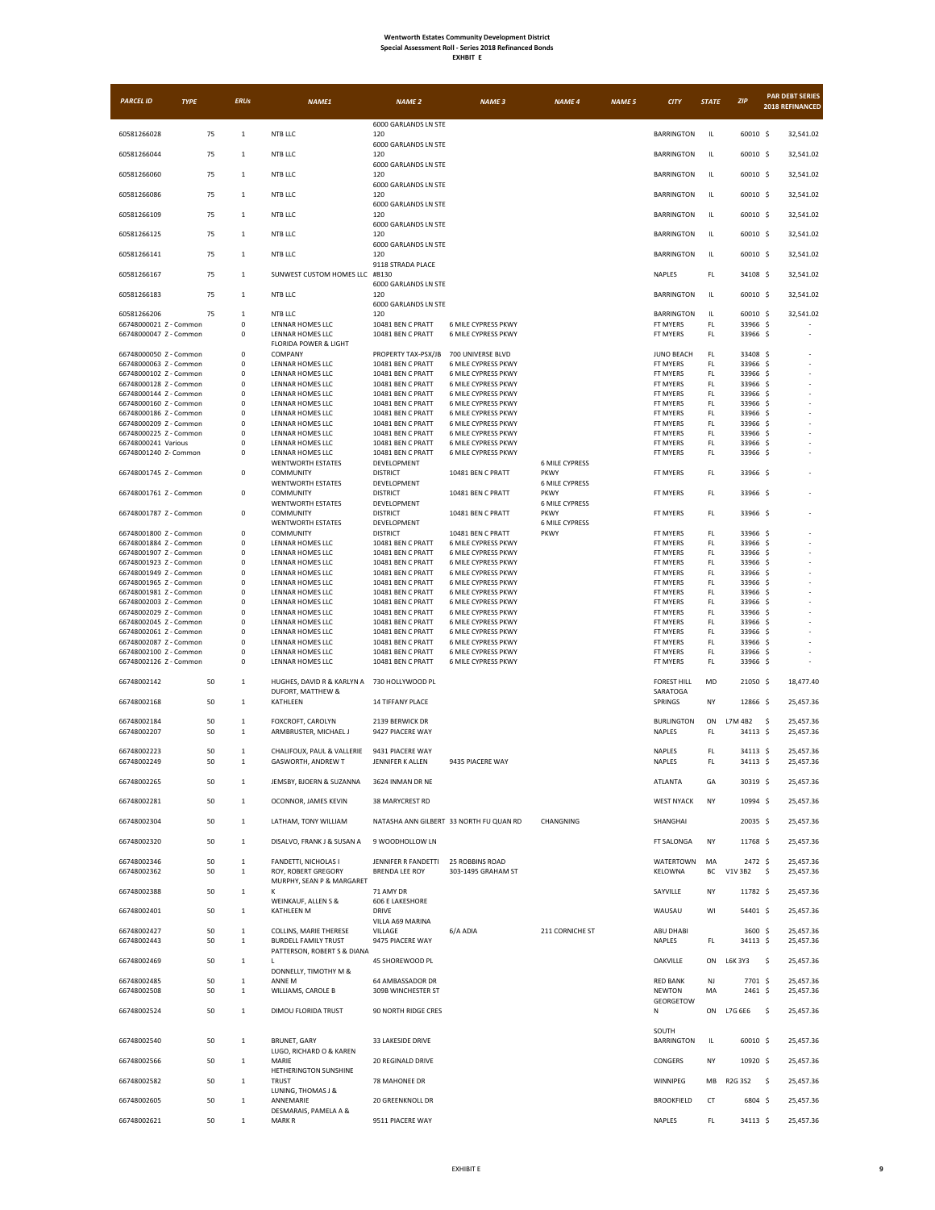**Wentworth Estates Community Development District**
**Special Assessment Roll - Series 2018 Refinanced Bonds**
**EXHIBIT E**

| PARCEL ID | TYPE | ERUs | NAME1 | NAME 2 | NAME 3 | NAME 4 | NAME 5 | CITY | STATE | ZIP | PAR DEBT SERIES 2018 REFINANCED |
|---|---|---|---|---|---|---|---|---|---|---|---|
| 60581266028 | 75 | 1 | NTB LLC | 6000 GARLANDS LN STE 120 | | | | BARRINGTON | IL | 60010 | $ 32,541.02 |
| 60581266044 | 75 | 1 | NTB LLC | 6000 GARLANDS LN STE 120 | | | | BARRINGTON | IL | 60010 | $ 32,541.02 |
| 60581266060 | 75 | 1 | NTB LLC | 6000 GARLANDS LN STE 120 | | | | BARRINGTON | IL | 60010 | $ 32,541.02 |
| 60581266086 | 75 | 1 | NTB LLC | 6000 GARLANDS LN STE 120 | | | | BARRINGTON | IL | 60010 | $ 32,541.02 |
| 60581266109 | 75 | 1 | NTB LLC | 6000 GARLANDS LN STE 120 | | | | BARRINGTON | IL | 60010 | $ 32,541.02 |
| 60581266125 | 75 | 1 | NTB LLC | 6000 GARLANDS LN STE 120 | | | | BARRINGTON | IL | 60010 | $ 32,541.02 |
| 60581266141 | 75 | 1 | NTB LLC | 6000 GARLANDS LN STE 120 | | | | BARRINGTON | IL | 60010 | $ 32,541.02 |
| 60581266167 | 75 | 1 | SUNWEST CUSTOM HOMES LLC | 9118 STRADA PLACE #8130 | | | | NAPLES | FL | 34108 | $ 32,541.02 |
| 60581266183 | 75 | 1 | NTB LLC | 6000 GARLANDS LN STE 120 | | | | BARRINGTON | IL | 60010 | $ 32,541.02 |
| 60581266206 | 75 | 1 | NTB LLC | 6000 GARLANDS LN STE 120 | | | | BARRINGTON | IL | 60010 | $ 32,541.02 |
| 66748000021 | Z - Common | 0 | LENNAR HOMES LLC | 10481 BEN C PRATT | 6 MILE CYPRESS PKWY | | | FT MYERS | FL | 33966 | $ - |
| 66748000047 | Z - Common | 0 | LENNAR HOMES LLC | 10481 BEN C PRATT | 6 MILE CYPRESS PKWY | | | FT MYERS | FL | 33966 | $ - |
| 66748000050 | Z - Common | 0 | FLORIDA POWER & LIGHT COMPANY | PROPERTY TAX-PSX/JB | 700 UNIVERSE BLVD | | | JUNO BEACH | FL | 33408 | $ - |
| 66748000063 | Z - Common | 0 | LENNAR HOMES LLC | 10481 BEN C PRATT | 6 MILE CYPRESS PKWY | | | FT MYERS | FL | 33966 | $ - |
| 66748000102 | Z - Common | 0 | LENNAR HOMES LLC | 10481 BEN C PRATT | 6 MILE CYPRESS PKWY | | | FT MYERS | FL | 33966 | $ - |
| 66748000128 | Z - Common | 0 | LENNAR HOMES LLC | 10481 BEN C PRATT | 6 MILE CYPRESS PKWY | | | FT MYERS | FL | 33966 | $ - |
| 66748000144 | Z - Common | 0 | LENNAR HOMES LLC | 10481 BEN C PRATT | 6 MILE CYPRESS PKWY | | | FT MYERS | FL | 33966 | $ - |
| 66748000160 | Z - Common | 0 | LENNAR HOMES LLC | 10481 BEN C PRATT | 6 MILE CYPRESS PKWY | | | FT MYERS | FL | 33966 | $ - |
| 66748000186 | Z - Common | 0 | LENNAR HOMES LLC | 10481 BEN C PRATT | 6 MILE CYPRESS PKWY | | | FT MYERS | FL | 33966 | $ - |
| 66748000209 | Z - Common | 0 | LENNAR HOMES LLC | 10481 BEN C PRATT | 6 MILE CYPRESS PKWY | | | FT MYERS | FL | 33966 | $ - |
| 66748000225 | Z - Common | 0 | LENNAR HOMES LLC | 10481 BEN C PRATT | 6 MILE CYPRESS PKWY | | | FT MYERS | FL | 33966 | $ - |
| 66748000241 | Various | 0 | LENNAR HOMES LLC | 10481 BEN C PRATT | 6 MILE CYPRESS PKWY | | | FT MYERS | FL | 33966 | $ - |
| 66748001240 | Z- Common | 0 | LENNAR HOMES LLC | 10481 BEN C PRATT | 6 MILE CYPRESS PKWY | | | FT MYERS | FL | 33966 | $ - |
| 66748001745 | Z - Common | 0 | WENTWORTH ESTATES COMMUNITY | DEVELOPMENT DISTRICT | 10481 BEN C PRATT | 6 MILE CYPRESS PKWY | | FT MYERS | FL | 33966 | $ - |
| 66748001761 | Z - Common | 0 | WENTWORTH ESTATES COMMUNITY | DEVELOPMENT DISTRICT | 10481 BEN C PRATT | 6 MILE CYPRESS PKWY | | FT MYERS | FL | 33966 | $ - |
| 66748001787 | Z - Common | 0 | WENTWORTH ESTATES COMMUNITY | DEVELOPMENT DISTRICT | 10481 BEN C PRATT | 6 MILE CYPRESS PKWY | | FT MYERS | FL | 33966 | $ - |
| 66748001800 | Z - Common | 0 | WENTWORTH ESTATES COMMUNITY | DEVELOPMENT DISTRICT | 10481 BEN C PRATT | 6 MILE CYPRESS PKWY | | FT MYERS | FL | 33966 | $ - |
| 66748001884 | Z - Common | 0 | LENNAR HOMES LLC | 10481 BEN C PRATT | 6 MILE CYPRESS PKWY | | | FT MYERS | FL | 33966 | $ - |
| 66748001907 | Z - Common | 0 | LENNAR HOMES LLC | 10481 BEN C PRATT | 6 MILE CYPRESS PKWY | | | FT MYERS | FL | 33966 | $ - |
| 66748001923 | Z - Common | 0 | LENNAR HOMES LLC | 10481 BEN C PRATT | 6 MILE CYPRESS PKWY | | | FT MYERS | FL | 33966 | $ - |
| 66748001949 | Z - Common | 0 | LENNAR HOMES LLC | 10481 BEN C PRATT | 6 MILE CYPRESS PKWY | | | FT MYERS | FL | 33966 | $ - |
| 66748001965 | Z - Common | 0 | LENNAR HOMES LLC | 10481 BEN C PRATT | 6 MILE CYPRESS PKWY | | | FT MYERS | FL | 33966 | $ - |
| 66748001981 | Z - Common | 0 | LENNAR HOMES LLC | 10481 BEN C PRATT | 6 MILE CYPRESS PKWY | | | FT MYERS | FL | 33966 | $ - |
| 66748002003 | Z - Common | 0 | LENNAR HOMES LLC | 10481 BEN C PRATT | 6 MILE CYPRESS PKWY | | | FT MYERS | FL | 33966 | $ - |
| 66748002029 | Z - Common | 0 | LENNAR HOMES LLC | 10481 BEN C PRATT | 6 MILE CYPRESS PKWY | | | FT MYERS | FL | 33966 | $ - |
| 66748002045 | Z - Common | 0 | LENNAR HOMES LLC | 10481 BEN C PRATT | 6 MILE CYPRESS PKWY | | | FT MYERS | FL | 33966 | $ - |
| 66748002061 | Z - Common | 0 | LENNAR HOMES LLC | 10481 BEN C PRATT | 6 MILE CYPRESS PKWY | | | FT MYERS | FL | 33966 | $ - |
| 66748002087 | Z - Common | 0 | LENNAR HOMES LLC | 10481 BEN C PRATT | 6 MILE CYPRESS PKWY | | | FT MYERS | FL | 33966 | $ - |
| 66748002100 | Z - Common | 0 | LENNAR HOMES LLC | 10481 BEN C PRATT | 6 MILE CYPRESS PKWY | | | FT MYERS | FL | 33966 | $ - |
| 66748002126 | Z - Common | 0 | LENNAR HOMES LLC | 10481 BEN C PRATT | 6 MILE CYPRESS PKWY | | | FT MYERS | FL | 33966 | $ - |
| 66748002142 | 50 | 1 | HUGHES, DAVID R & KARLYN A | 730 HOLLYWOOD PL | | | | FOREST HILL | MD | 21050 | $ 18,477.40 |
| 66748002168 | 50 | 1 | DUFORT, MATTHEW & KATHLEEN | 14 TIFFANY PLACE | | | | SARATOGA SPRINGS | NY | 12866 | $ 25,457.36 |
| 66748002184 | 50 | 1 | FOXCROFT, CAROLYN | 2139 BERWICK DR | | | | BURLINGTON | ON | L7M 4B2 | $ 25,457.36 |
| 66748002207 | 50 | 1 | ARMBRUSTER, MICHAEL J | 9427 PIACERE WAY | | | | NAPLES | FL | 34113 | $ 25,457.36 |
| 66748002223 | 50 | 1 | CHALIFOUX, PAUL & VALLERIE | 9431 PIACERE WAY | | | | NAPLES | FL | 34113 | $ 25,457.36 |
| 66748002249 | 50 | 1 | GASWORTH, ANDREW T | JENNIFER K ALLEN | 9435 PIACERE WAY | | | NAPLES | FL | 34113 | $ 25,457.36 |
| 66748002265 | 50 | 1 | JEMSBY, BJOERN & SUZANNA | 3624 INMAN DR NE | | | | ATLANTA | GA | 30319 | $ 25,457.36 |
| 66748002281 | 50 | 1 | OCONNOR, JAMES KEVIN | 38 MARYCREST RD | | | | WEST NYACK | NY | 10994 | $ 25,457.36 |
| 66748002304 | 50 | 1 | LATHAM, TONY WILLIAM | NATASHA ANN GILBERT | 33 NORTH FU QUAN RD | CHANGNING | | SHANGHAI | | 20035 | $ 25,457.36 |
| 66748002320 | 50 | 1 | DISALVO, FRANK J & SUSAN A | 9 WOODHOLLOW LN | | | | FT SALONGA | NY | 11768 | $ 25,457.36 |
| 66748002346 | 50 | 1 | FANDETTI, NICHOLAS I | JENNIFER R FANDETTI | 25 ROBBINS ROAD | | | WATERTOWN | MA | 2472 | $ 25,457.36 |
| 66748002362 | 50 | 1 | ROY, ROBERT GREGORY | BRENDA LEE ROY | 303-1495 GRAHAM ST | | | KELOWNA | BC | V1V 3B2 | $ 25,457.36 |
| 66748002388 | 50 | 1 | MURPHY, SEAN P & MARGARET K | 71 AMY DR | | | | SAYVILLE | NY | 11782 | $ 25,457.36 |
| 66748002401 | 50 | 1 | WEINKAUF, ALLEN S & KATHLEEN M | 606 E LAKESHORE DRIVE | | | | WAUSAU | WI | 54401 | $ 25,457.36 |
| 66748002427 | 50 | 1 | COLLINS, MARIE THERESE | VILLA A69 MARINA VILLAGE | 6/A ADIA | 211 CORNICHE ST | | ABU DHABI | | 3600 | $ 25,457.36 |
| 66748002443 | 50 | 1 | BURDELL FAMILY TRUST | 9475 PIACERE WAY | | | | NAPLES | FL | 34113 | $ 25,457.36 |
| 66748002469 | 50 | 1 | PATTERSON, ROBERT S & DIANA L | 45 SHOREWOOD PL | | | | OAKVILLE | ON | L6K 3Y3 | $ 25,457.36 |
| 66748002485 | 50 | 1 | DONNELLY, TIMOTHY M & ANNE M | 64 AMBASSADOR DR | | | | RED BANK | NJ | 7701 | $ 25,457.36 |
| 66748002508 | 50 | 1 | WILLIAMS, CAROLE B | 309B WINCHESTER ST | | | | NEWTON | MA | 2461 | $ 25,457.36 |
| 66748002524 | 50 | 1 | DIMOU FLORIDA TRUST | 90 NORTH RIDGE CRES | | | | GEORGETOWN | ON | L7G 6E6 | $ 25,457.36 |
| 66748002540 | 50 | 1 | BRUNET, GARY | 33 LAKESIDE DRIVE | | | | SOUTH BARRINGTON | IL | 60010 | $ 25,457.36 |
| 66748002566 | 50 | 1 | LUGO, RICHARD O & KAREN MARIE | 20 REGINALD DRIVE | | | | CONGERS | NY | 10920 | $ 25,457.36 |
| 66748002582 | 50 | 1 | HETHERINGTON SUNSHINE TRUST | 78 MAHONEE DR | | | | WINNIPEG | MB | R2G 3S2 | $ 25,457.36 |
| 66748002605 | 50 | 1 | LUNING, THOMAS J & ANNEMARIE | 20 GREENKNOLL DR | | | | BROOKFIELD | CT | 6804 | $ 25,457.36 |
| 66748002621 | 50 | 1 | DESMARAIS, PAMELA A & MARK R | 9511 PIACERE WAY | | | | NAPLES | FL | 34113 | $ 25,457.36 |

EXHIBIT E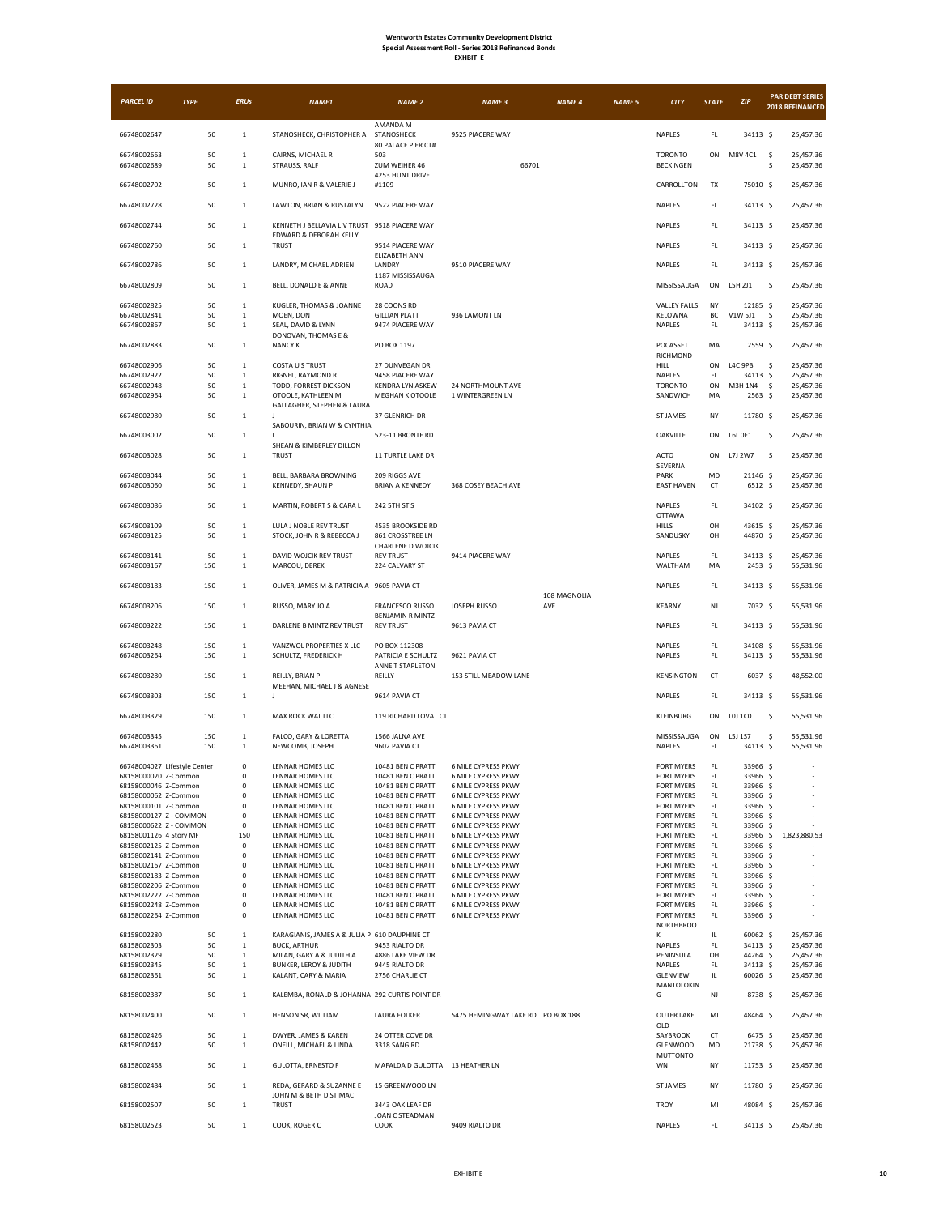# Wentworth Estates Community Development District
## Special Assessment Roll - Series 2018 Refinanced Bonds
### EXHIBIT E

| PARCEL ID | TYPE | ERUs | NAME1 | NAME 2 | NAME 3 | NAME 4 | NAME 5 | CITY | STATE | ZIP | PAR DEBT SERIES 2018 REFINANCED |
|---|---|---|---|---|---|---|---|---|---|---|---|
| 66748002647 | 50 | 1 | STANOSHECK, CHRISTOPHER A | AMANDA M STANOSHECK | 9525 PIACERE WAY | | | NAPLES | FL | 34113 | $ 25,457.36 |
| 66748002663 | 50 | 1 | CAIRNS, MICHAEL R | 80 PALACE PIER CT# 503 | | | | TORONTO | ON | M8V 4C1 | $ 25,457.36 |
| 66748002689 | 50 | 1 | STRAUSS, RALF | ZUM WEIHER 46 | 66701 | | | BECKINGEN | | | $ 25,457.36 |
| 66748002702 | 50 | 1 | MUNRO, IAN R & VALERIE J | 4253 HUNT DRIVE #1109 | | | | CARROLLTON | TX | 75010 | $ 25,457.36 |
| 66748002728 | 50 | 1 | LAWTON, BRIAN & RUSTALYN | 9522 PIACERE WAY | | | | NAPLES | FL | 34113 | $ 25,457.36 |
| 66748002744 | 50 | 1 | KENNETH J BELLAVIA LIV TRUST | 9518 PIACERE WAY | | | | NAPLES | FL | 34113 | $ 25,457.36 |
| 66748002760 | 50 | 1 | EDWARD & DEBORAH KELLY TRUST | 9514 PIACERE WAY | | | | NAPLES | FL | 34113 | $ 25,457.36 |
| 66748002786 | 50 | 1 | LANDRY, MICHAEL ADRIEN | ELIZABETH ANN LANDRY | 9510 PIACERE WAY | | | NAPLES | FL | 34113 | $ 25,457.36 |
| 66748002809 | 50 | 1 | BELL, DONALD E & ANNE | 1187 MISSISSAUGA ROAD | | | | MISSISSAUGA | ON | L5H 2J1 | $ 25,457.36 |
| 66748002825 | 50 | 1 | KUGLER, THOMAS & JOANNE | 28 COONS RD | | | | VALLEY FALLS | NY | 12185 | $ 25,457.36 |
| 66748002841 | 50 | 1 | MOEN, DON | GILLIAN PLATT | 936 LAMONT LN | | | KELOWNA | BC | V1W 5J1 | $ 25,457.36 |
| 66748002867 | 50 | 1 | SEAL, DAVID & LYNN | 9474 PIACERE WAY | | | | NAPLES | FL | 34113 | $ 25,457.36 |
| 66748002883 | 50 | 1 | DONOVAN, THOMAS E & NANCY K | PO BOX 1197 | | | | POCASSET | MA | 2559 | $ 25,457.36 |
| 66748002906 | 50 | 1 | COSTA U S TRUST | 27 DUNVEGAN DR | | | | RICHMOND HILL | ON | L4C 9PB | $ 25,457.36 |
| 66748002922 | 50 | 1 | RIGNEL, RAYMOND R | 9458 PIACERE WAY | | | | NAPLES | FL | 34113 | $ 25,457.36 |
| 66748002948 | 50 | 1 | TODD, FORREST DICKSON | KENDRA LYN ASKEW | 24 NORTHMOUNT AVE | | | TORONTO | ON | M3H 1N4 | $ 25,457.36 |
| 66748002964 | 50 | 1 | OTOOLE, KATHLEEN M | MEGHAN K OTOOLE | 1 WINTERGREEN LN | | | SANDWICH | MA | 2563 | $ 25,457.36 |
| 66748002980 | 50 | 1 | GALLAGHER, STEPHEN & LAURA J | 37 GLENRICH DR | | | | ST JAMES | NY | 11780 | $ 25,457.36 |
| 66748003002 | 50 | 1 | SABOURIN, BRIAN W & CYNTHIA L | 523-11 BRONTE RD | | | | OAKVILLE | ON | L6L 0E1 | $ 25,457.36 |
| 66748003028 | 50 | 1 | SHEAN & KIMBERLEY DILLON TRUST | 11 TURTLE LAKE DR | | | | ACTO | ON | L7J 2W7 | $ 25,457.36 |
| 66748003044 | 50 | 1 | BELL, BARBARA BROWNING | 209 RIGGS AVE | | | | SEVERNA PARK | MD | 21146 | $ 25,457.36 |
| 66748003060 | 50 | 1 | KENNEDY, SHAUN P | BRIAN A KENNEDY | 368 COSEY BEACH AVE | | | EAST HAVEN | CT | 6512 | $ 25,457.36 |
| 66748003086 | 50 | 1 | MARTIN, ROBERT S & CARA L | 242 5TH ST S | | | | NAPLES | FL | 34102 | $ 25,457.36 |
| 66748003109 | 50 | 1 | LULA J NOBLE REV TRUST | 4535 BROOKSIDE RD | | | | OTTAWA HILLS | OH | 43615 | $ 25,457.36 |
| 66748003125 | 50 | 1 | STOCK, JOHN R & REBECCA J | 861 CROSSTREE LN | | | | SANDUSKY | OH | 44870 | $ 25,457.36 |
| 66748003141 | 50 | 1 | DAVID WOJCIK REV TRUST | CHARLENE D WOJCIK REV TRUST | 9414 PIACERE WAY | | | NAPLES | FL | 34113 | $ 25,457.36 |
| 66748003167 | 150 | 1 | MARCOU, DEREK | 224 CALVARY ST | | | | WALTHAM | MA | 2453 | $ 55,531.96 |
| 66748003183 | 150 | 1 | OLIVER, JAMES M & PATRICIA A | 9605 PAVIA CT | | | | NAPLES | FL | 34113 | $ 55,531.96 |
| 66748003206 | 150 | 1 | RUSSO, MARY JO A | FRANCESCO RUSSO | JOSEPH RUSSO | 108 MAGNOLIA AVE | | KEARNY | NJ | 7032 | $ 55,531.96 |
| 66748003222 | 150 | 1 | DARLENE B MINTZ REV TRUST | BENJAMIN R MINTZ REV TRUST | 9613 PAVIA CT | | | NAPLES | FL | 34113 | $ 55,531.96 |
| 66748003248 | 150 | 1 | VANZWOL PROPERTIES X LLC | PO BOX 112308 | | | | NAPLES | FL | 34108 | $ 55,531.96 |
| 66748003264 | 150 | 1 | SCHULTZ, FREDERICK H | PATRICIA E SCHULTZ | 9621 PAVIA CT | | | NAPLES | FL | 34113 | $ 55,531.96 |
| 66748003280 | 150 | 1 | REILLY, BRIAN P | ANNE T STAPLETON REILLY | 153 STILL MEADOW LANE | | | KENSINGTON | CT | 6037 | $ 48,552.00 |
| 66748003303 | 150 | 1 | MEEHAN, MICHAEL J & AGNESE J | 9614 PAVIA CT | | | | NAPLES | FL | 34113 | $ 55,531.96 |
| 66748003329 | 150 | 1 | MAX ROCK WAL LLC | 119 RICHARD LOVAT CT | | | | KLEINBURG | ON | L0J 1C0 | $ 55,531.96 |
| 66748003345 | 150 | 1 | FALCO, GARY & LORETTA | 1566 JALNA AVE | | | | MISSISSAUGA | ON | L5J 1S7 | $ 55,531.96 |
| 66748003361 | 150 | 1 | NEWCOMB, JOSEPH | 9602 PAVIA CT | | | | NAPLES | FL | 34113 | $ 55,531.96 |
| 66748004027 | Lifestyle Center | 0 | LENNAR HOMES LLC | 10481 BEN C PRATT | 6 MILE CYPRESS PKWY | | | FORT MYERS | FL | 33966 | $ - |
| 68158000020 | Z-Common | 0 | LENNAR HOMES LLC | 10481 BEN C PRATT | 6 MILE CYPRESS PKWY | | | FORT MYERS | FL | 33966 | $ - |
| 68158000046 | Z-Common | 0 | LENNAR HOMES LLC | 10481 BEN C PRATT | 6 MILE CYPRESS PKWY | | | FORT MYERS | FL | 33966 | $ - |
| 68158000062 | Z-Common | 0 | LENNAR HOMES LLC | 10481 BEN C PRATT | 6 MILE CYPRESS PKWY | | | FORT MYERS | FL | 33966 | $ - |
| 68158000101 | Z-Common | 0 | LENNAR HOMES LLC | 10481 BEN C PRATT | 6 MILE CYPRESS PKWY | | | FORT MYERS | FL | 33966 | $ - |
| 68158000127 | Z - COMMON | 0 | LENNAR HOMES LLC | 10481 BEN C PRATT | 6 MILE CYPRESS PKWY | | | FORT MYERS | FL | 33966 | $ - |
| 68158000622 | Z - COMMON | 0 | LENNAR HOMES LLC | 10481 BEN C PRATT | 6 MILE CYPRESS PKWY | | | FORT MYERS | FL | 33966 | $ - |
| 68158001126 | 4 Story MF | 150 | LENNAR HOMES LLC | 10481 BEN C PRATT | 6 MILE CYPRESS PKWY | | | FORT MYERS | FL | 33966 | $ 1,823,880.53 |
| 68158002125 | Z-Common | 0 | LENNAR HOMES LLC | 10481 BEN C PRATT | 6 MILE CYPRESS PKWY | | | FORT MYERS | FL | 33966 | $ - |
| 68158002141 | Z-Common | 0 | LENNAR HOMES LLC | 10481 BEN C PRATT | 6 MILE CYPRESS PKWY | | | FORT MYERS | FL | 33966 | $ - |
| 68158002167 | Z-Common | 0 | LENNAR HOMES LLC | 10481 BEN C PRATT | 6 MILE CYPRESS PKWY | | | FORT MYERS | FL | 33966 | $ - |
| 68158002183 | Z-Common | 0 | LENNAR HOMES LLC | 10481 BEN C PRATT | 6 MILE CYPRESS PKWY | | | FORT MYERS | FL | 33966 | $ - |
| 68158002206 | Z-Common | 0 | LENNAR HOMES LLC | 10481 BEN C PRATT | 6 MILE CYPRESS PKWY | | | FORT MYERS | FL | 33966 | $ - |
| 68158002222 | Z-Common | 0 | LENNAR HOMES LLC | 10481 BEN C PRATT | 6 MILE CYPRESS PKWY | | | FORT MYERS | FL | 33966 | $ - |
| 68158002248 | Z-Common | 0 | LENNAR HOMES LLC | 10481 BEN C PRATT | 6 MILE CYPRESS PKWY | | | FORT MYERS | FL | 33966 | $ - |
| 68158002264 | Z-Common | 0 | LENNAR HOMES LLC | 10481 BEN C PRATT | 6 MILE CYPRESS PKWY | | | FORT MYERS | FL | 33966 | $ - |
| 68158002280 | 50 | 1 | KARAGIANIS, JAMES A & JULIA P | 610 DAUPHINE CT | | | | NORTHBROOK | IL | 60062 | $ 25,457.36 |
| 68158002303 | 50 | 1 | BUCK, ARTHUR | 9453 RIALTO DR | | | | NAPLES | FL | 34113 | $ 25,457.36 |
| 68158002329 | 50 | 1 | MILAN, GARY A & JUDITH A | 4886 LAKE VIEW DR | | | | PENINSULA | OH | 44264 | $ 25,457.36 |
| 68158002345 | 50 | 1 | BUNKER, LEROY & JUDITH | 9445 RIALTO DR | | | | NAPLES | FL | 34113 | $ 25,457.36 |
| 68158002361 | 50 | 1 | KALANT, CARY & MARIA | 2756 CHARLIE CT | | | | GLENVIEW | IL | 60026 | $ 25,457.36 |
| 68158002387 | 50 | 1 | KALEMBA, RONALD & JOHANNA | 292 CURTIS POINT DR | | | | MANTOLOKING | NJ | 8738 | $ 25,457.36 |
| 68158002400 | 50 | 1 | HENSON SR, WILLIAM | LAURA FOLKER | 5475 HEMINGWAY LAKE RD | PO BOX 188 | | OUTER LAKE | MI | 48464 | $ 25,457.36 |
| 68158002426 | 50 | 1 | DWYER, JAMES & KAREN | 24 OTTER COVE DR | | | | OLD SAYBROOK | CT | 6475 | $ 25,457.36 |
| 68158002442 | 50 | 1 | ONEILL, MICHAEL & LINDA | 3318 SANG RD | | | | GLENWOOD | MD | 21738 | $ 25,457.36 |
| 68158002468 | 50 | 1 | GULOTTA, ERNESTO F | MAFALDA D GULOTTA | 13 HEATHER LN | | | MUTTONTOWN | NY | 11753 | $ 25,457.36 |
| 68158002484 | 50 | 1 | REDA, GERARD & SUZANNE E | 15 GREENWOOD LN | | | | ST JAMES | NY | 11780 | $ 25,457.36 |
| 68158002507 | 50 | 1 | JOHN M & BETH D STIMAC TRUST | 3443 OAK LEAF DR | | | | TROY | MI | 48084 | $ 25,457.36 |
| 68158002523 | 50 | 1 | COOK, ROGER C | JOAN C STEADMAN COOK | 9409 RIALTO DR | | | NAPLES | FL | 34113 | $ 25,457.36 |

EXHIBIT E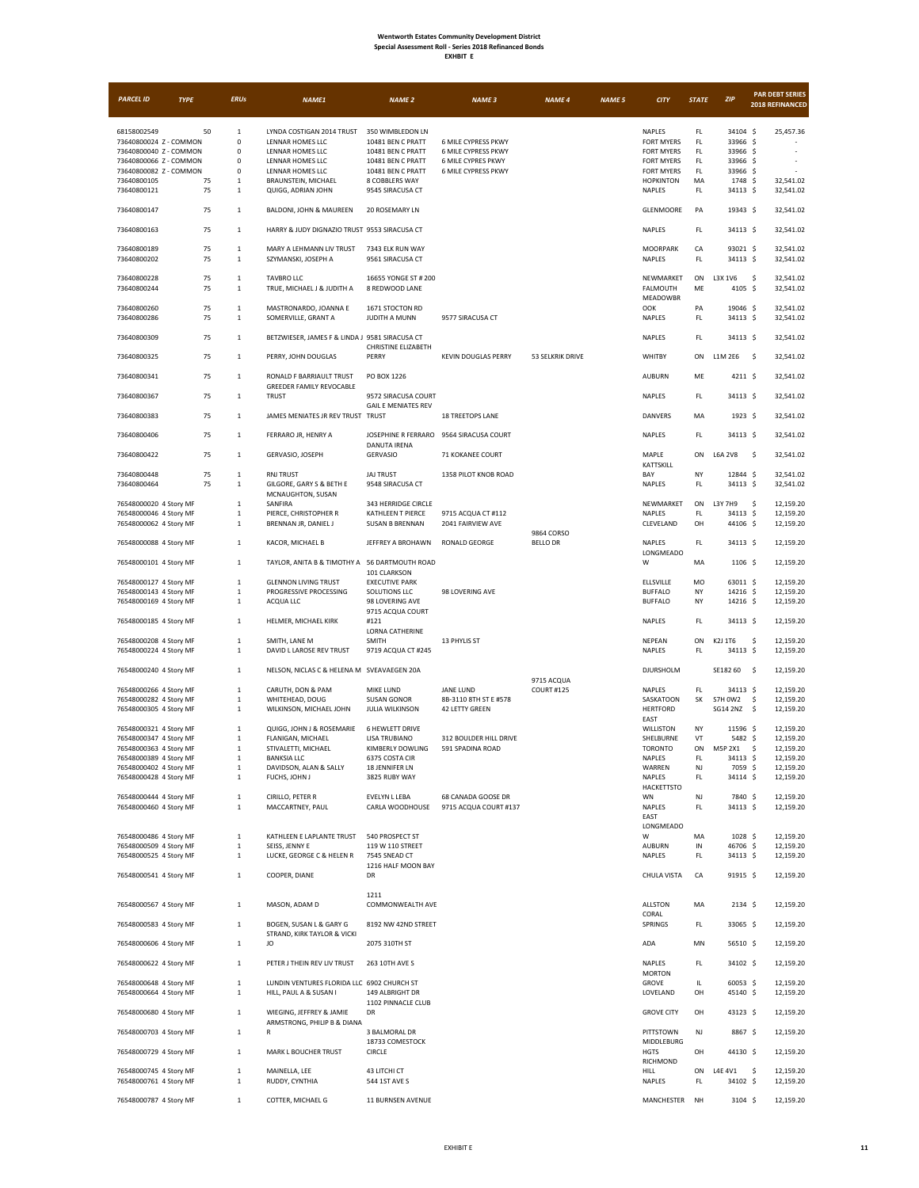**Wentworth Estates Community Development District**
**Special Assessment Roll - Series 2018 Refinanced Bonds**
**EXHIBIT E**

| PARCEL ID | TYPE | ERUs | NAME1 | NAME 2 | NAME 3 | NAME 4 | NAME 5 | CITY | STATE | ZIP | PAR DEBT SERIES 2018 REFINANCED |
|---|---|---|---|---|---|---|---|---|---|---|---|
| 68158002549 | 50 | 1 | LYNDA COSTIGAN 2014 TRUST | 350 WIMBLEDON LN | | | | NAPLES | FL | 34104 | $ 25,457.36 |
| 73640800024 | Z - COMMON | 0 | LENNAR HOMES LLC | 10481 BEN C PRATT | 6 MILE CYPRESS PKWY | | | FORT MYERS | FL | 33966 | $ - |
| 73640800040 | Z - COMMON | 0 | LENNAR HOMES LLC | 10481 BEN C PRATT | 6 MILE CYPRESS PKWY | | | FORT MYERS | FL | 33966 | $ - |
| 73640800066 | Z - COMMON | 0 | LENNAR HOMES LLC | 10481 BEN C PRATT | 6 MILE CYPRES PKWY | | | FORT MYERS | FL | 33966 | $ - |
| 73640800082 | Z - COMMON | 0 | LENNAR HOMES LLC | 10481 BEN C PRATT | 6 MILE CYPRESS PKWY | | | FORT MYERS | FL | 33966 | $ - |
| 73640800105 | 75 | 1 | BRAUNSTEIN, MICHAEL | 8 COBBLERS WAY | | | | HOPKINTON | MA | 1748 | $ 32,541.02 |
| 73640800121 | 75 | 1 | QUIGG, ADRIAN JOHN | 9545 SIRACUSA CT | | | | NAPLES | FL | 34113 | $ 32,541.02 |
| 73640800147 | 75 | 1 | BALDONI, JOHN & MAUREEN | 20 ROSEMARY LN | | | | GLENMOORE | PA | 19343 | $ 32,541.02 |
| 73640800163 | 75 | 1 | HARRY & JUDY DIGNAZIO TRUST | 9553 SIRACUSA CT | | | | NAPLES | FL | 34113 | $ 32,541.02 |
| 73640800189 | 75 | 1 | MARY A LEHMANN LIV TRUST | 7343 ELK RUN WAY | | | | MOORPARK | CA | 93021 | $ 32,541.02 |
| 73640800202 | 75 | 1 | SZYMANSKI, JOSEPH A | 9561 SIRACUSA CT | | | | NAPLES | FL | 34113 | $ 32,541.02 |
| 73640800228 | 75 | 1 | TAVBRO LLC | 16655 YONGE ST # 200 | | | | NEWMARKET | ON | L3X 1V6 | $ 32,541.02 |
| 73640800244 | 75 | 1 | TRUE, MICHAEL J & JUDITH A | 8 REDWOOD LANE | | | | FALMOUTH | ME | 4105 | $ 32,541.02 |
| 73640800260 | 75 | 1 | MASTRONARDO, JOANNA E | 1671 STOCTON RD | | | | MEADOWBROOK | PA | 19046 | $ 32,541.02 |
| 73640800286 | 75 | 1 | SOMERVILLE, GRANT A | JUDITH A MUNN | 9577 SIRACUSA CT | | | NAPLES | FL | 34113 | $ 32,541.02 |
| 73640800309 | 75 | 1 | BETZWIESER, JAMES F & LINDA J | 9581 SIRACUSA CT | | | | NAPLES | FL | 34113 | $ 32,541.02 |
| 73640800325 | 75 | 1 | PERRY, JOHN DOUGLAS | CHRISTINE ELIZABETH PERRY | KEVIN DOUGLAS PERRY | 53 SELKRIK DRIVE | | WHITBY | ON | L1M 2E6 | $ 32,541.02 |
| 73640800341 | 75 | 1 | RONALD F BARRIAULT TRUST | PO BOX 1226 | | | | AUBURN | ME | 4211 | $ 32,541.02 |
| 73640800367 | 75 | 1 | GREEDER FAMILY REVOCABLE TRUST | 9572 SIRACUSA COURT | | | | NAPLES | FL | 34113 | $ 32,541.02 |
| 73640800383 | 75 | 1 | JAMES MENIATES JR REV TRUST | GAIL E MENIATES REV TRUST | 18 TREETOPS LANE | | | DANVERS | MA | 1923 | $ 32,541.02 |
| 73640800406 | 75 | 1 | FERRARO JR, HENRY A | JOSEPHINE R FERRARO | 9564 SIRACUSA COURT | | | NAPLES | FL | 34113 | $ 32,541.02 |
| 73640800422 | 75 | 1 | GERVASIO, JOSEPH | DANUTA IRENA GERVASIO | 71 KOKANEE COURT | | | MAPLE | ON | L6A 2V8 | $ 32,541.02 |
| 73640800448 | 75 | 1 | RNJ TRUST | JAJ TRUST | 1358 PILOT KNOB ROAD | | | KATTSKILL BAY | NY | 12844 | $ 32,541.02 |
| 73640800464 | 75 | 1 | GILGORE, GARY S & BETH E | 9548 SIRACUSA CT | | | | NAPLES | FL | 34113 | $ 32,541.02 |
| 76548000020 | 4 Story MF | 1 | MCNAUGHTON, SUSAN SANFIRA | 343 HERRIDGE CIRCLE | | | | NEWMARKET | ON | L3Y 7H9 | $ 12,159.20 |
| 76548000046 | 4 Story MF | 1 | PIERCE, CHRISTOPHER R | KATHLEEN T PIERCE | 9715 ACQUA CT #112 | | | NAPLES | FL | 34113 | $ 12,159.20 |
| 76548000062 | 4 Story MF | 1 | BRENNAN JR, DANIEL J | SUSAN B BRENNAN | 2041 FAIRVIEW AVE | | | CLEVELAND | OH | 44106 | $ 12,159.20 |
| 76548000088 | 4 Story MF | 1 | KACOR, MICHAEL B | JEFFREY A BROHAWN | RONALD GEORGE | 9864 CORSO BELLO DR | | NAPLES | FL | 34113 | $ 12,159.20 |
| 76548000101 | 4 Story MF | 1 | TAYLOR, ANITA B & TIMOTHY A | 56 DARTMOUTH ROAD | | | | LONGMEADOW | MA | 1106 | $ 12,159.20 |
| 76548000127 | 4 Story MF | 1 | GLENNON LIVING TRUST | 101 CLARKSON EXECUTIVE PARK | | | | ELLSVILLE | MO | 63011 | $ 12,159.20 |
| 76548000143 | 4 Story MF | 1 | PROGRESSIVE PROCESSING | SOLUTIONS LLC | 98 LOVERING AVE | | | BUFFALO | NY | 14216 | $ 12,159.20 |
| 76548000169 | 4 Story MF | 1 | ACQUA LLC | 98 LOVERING AVE | | | | BUFFALO | NY | 14216 | $ 12,159.20 |
| 76548000185 | 4 Story MF | 1 | HELMER, MICHAEL KIRK | 9715 ACQUA COURT #121 | | | | NAPLES | FL | 34113 | $ 12,159.20 |
| 76548000208 | 4 Story MF | 1 | SMITH, LANE M | LORNA CATHERINE SMITH | 13 PHYLIS ST | | | NEPEAN | ON | K2J 1T6 | $ 12,159.20 |
| 76548000224 | 4 Story MF | 1 | DAVID L LAROSE REV TRUST | 9719 ACQUA CT #245 | | | | NAPLES | FL | 34113 | $ 12,159.20 |
| 76548000240 | 4 Story MF | 1 | NELSON, NICLAS C & HELENA M | SVEAVAEGEN 20A | | | | DJURSHOLM | | SE182 60 | $ 12,159.20 |
| 76548000266 | 4 Story MF | 1 | CARUTH, DON & PAM | MIKE LUND | JANE LUND | 9715 ACQUA COURT #125 | | NAPLES | FL | 34113 | $ 12,159.20 |
| 76548000282 | 4 Story MF | 1 | WHITEHEAD, DOUG | SUSAN GONOR | 8B-3110 8TH ST E #578 | | | SASKATOON | SK | S7H 0W2 | $ 12,159.20 |
| 76548000305 | 4 Story MF | 1 | WILKINSON, MICHAEL JOHN | JULIA WILKINSON | 42 LETTY GREEN | | | HERTFORD | | SG14 2NZ | $ 12,159.20 |
| 76548000321 | 4 Story MF | 1 | QUIGG, JOHN J & ROSEMARIE | 6 HEWLETT DRIVE | | | | EAST WILLISTON | NY | 11596 | $ 12,159.20 |
| 76548000347 | 4 Story MF | 1 | FLANIGAN, MICHAEL | LISA TRUBIANO | 312 BOULDER HILL DRIVE | | | SHELBURNE | VT | 5482 | $ 12,159.20 |
| 76548000363 | 4 Story MF | 1 | STIVALETTI, MICHAEL | KIMBERLY DOWLING | 591 SPADINA ROAD | | | TORONTO | ON | M5P 2X1 | $ 12,159.20 |
| 76548000389 | 4 Story MF | 1 | BANKSIA LLC | 6375 COSTA CIR | | | | NAPLES | FL | 34113 | $ 12,159.20 |
| 76548000402 | 4 Story MF | 1 | DAVIDSON, ALAN & SALLY | 18 JENNIFER LN | | | | WARREN | NJ | 7059 | $ 12,159.20 |
| 76548000428 | 4 Story MF | 1 | FUCHS, JOHN J | 3825 RUBY WAY | | | | NAPLES | FL | 34114 | $ 12,159.20 |
| 76548000444 | 4 Story MF | 1 | CIRILLO, PETER R | EVELYN L LEBA | 68 CANADA GOOSE DR | | | HACKETTSTOWN | NJ | 7840 | $ 12,159.20 |
| 76548000460 | 4 Story MF | 1 | MACCARTNEY, PAUL | CARLA WOODHOUSE | 9715 ACQUA COURT #137 | | | NAPLES | FL | 34113 | $ 12,159.20 |
| 76548000486 | 4 Story MF | 1 | KATHLEEN E LAPLANTE TRUST | 540 PROSPECT ST | | | | EAST LONGMEADOW | MA | 1028 | $ 12,159.20 |
| 76548000509 | 4 Story MF | 1 | SEISS, JENNY E | 119 W 110 STREET | | | | AUBURN | IN | 46706 | $ 12,159.20 |
| 76548000525 | 4 Story MF | 1 | LUCKE, GEORGE C & HELEN R | 7545 SNEAD CT | | | | NAPLES | FL | 34113 | $ 12,159.20 |
| 76548000541 | 4 Story MF | 1 | COOPER, DIANE | 1216 HALF MOON BAY DR | | | | CHULA VISTA | CA | 91915 | $ 12,159.20 |
| 76548000567 | 4 Story MF | 1 | MASON, ADAM D | 1211 COMMONWEALTH AVE | | | | ALLSTON | MA | 2134 | $ 12,159.20 |
| 76548000583 | 4 Story MF | 1 | BOGEN, SUSAN L & GARY G | 8192 NW 42ND STREET | | | | CORAL SPRINGS | FL | 33065 | $ 12,159.20 |
| 76548000606 | 4 Story MF | 1 | STRAND, KIRK TAYLOR & VICKI JO | 2075 310TH ST | | | | ADA | MN | 56510 | $ 12,159.20 |
| 76548000622 | 4 Story MF | 1 | PETER J THEIN REV LIV TRUST | 263 10TH AVE S | | | | NAPLES | FL | 34102 | $ 12,159.20 |
| 76548000648 | 4 Story MF | 1 | LUNDIN VENTURES FLORIDA LLC | 6902 CHURCH ST | | | | MORTON GROVE | IL | 60053 | $ 12,159.20 |
| 76548000664 | 4 Story MF | 1 | HILL, PAUL A & SUSAN I | 149 ALBRIGHT DR | | | | LOVELAND | OH | 45140 | $ 12,159.20 |
| 76548000680 | 4 Story MF | 1 | WIEGING, JEFFREY & JAMIE | 1102 PINNACLE CLUB DR | | | | GROVE CITY | OH | 43123 | $ 12,159.20 |
| 76548000703 | 4 Story MF | 1 | ARMSTRONG, PHILIP B & DIANA R | 3 BALMORAL DR | | | | PITTSTOWN | NJ | 8867 | $ 12,159.20 |
| 76548000729 | 4 Story MF | 1 | MARK L BOUCHER TRUST | 18733 COMESTOCK CIRCLE | | | | MIDDLEBURG HGTS | OH | 44130 | $ 12,159.20 |
| 76548000745 | 4 Story MF | 1 | MAINELLA, LEE | 43 LITCHI CT | | | | RICHMOND HILL | ON | L4E 4V1 | $ 12,159.20 |
| 76548000761 | 4 Story MF | 1 | RUDDY, CYNTHIA | 544 1ST AVE S | | | | NAPLES | FL | 34102 | $ 12,159.20 |
| 76548000787 | 4 Story MF | 1 | COTTER, MICHAEL G | 11 BURNSEN AVENUE | | | | MANCHESTER | NH | 3104 | $ 12,159.20 |

EXHIBIT E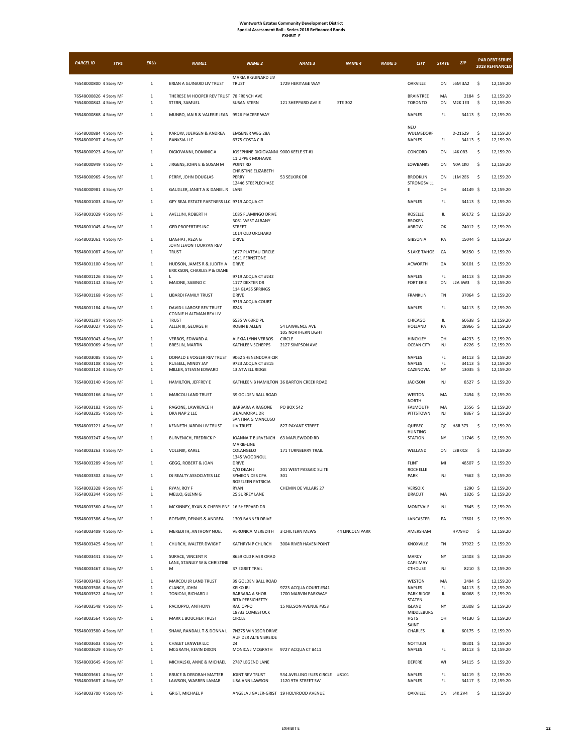**Wentworth Estates Community Development District**
**Special Assessment Roll - Series 2018 Refinanced Bonds**
**EXHIBIT E**

| PARCEL ID | TYPE | ERUs | NAME1 | NAME 2 | NAME 3 | NAME 4 | NAME 5 | CITY | STATE | ZIP | PAR DEBT SERIES 2018 REFINANCED |
|---|---|---|---|---|---|---|---|---|---|---|---|
| 76548000800 | 4 Story MF | 1 | BRIAN A GUINARD LIV TRUST | MARIA R GUINARD LIV TRUST | 1729 HERITAGE WAY | | | OAKVILLE | ON | L6M 3A2 | $ 12,159.20 |
| 76548000826 | 4 Story MF | 1 | THERESE M HOOPER REV TRUST | 78 FRENCH AVE | | | | BRAINTREE | MA | 2184 | $ 12,159.20 |
| 76548000842 | 4 Story MF | 1 | STERN, SAMUEL | SUSAN STERN | 121 SHEPPARD AVE E | STE 302 | | TORONTO | ON | M2K 1E3 | $ 12,159.20 |
| 76548000868 | 4 Story MF | 1 | MUNRO, IAN R & VALERIE JEAN | 9526 PIACERE WAY | | | | NAPLES | FL | 34113 | $ 12,159.20 |
| 76548000884 | 4 Story MF | 1 | KAROW, JUERGEN & ANDREA | EMSENER WEG 28A | | | | NEU WULMSDORF | | D-21629 | $ 12,159.20 |
| 76548000907 | 4 Story MF | 1 | BANKSIA LLC | 6375 COSTA CIR | | | | NAPLES | FL | 34113 | $ 12,159.20 |
| 76548000923 | 4 Story MF | 1 | DIGIOVANNI, DOMINIC A | JOSEPHINE DIGIOVANNI | 9000 KEELE ST #1 | | | CONCORD | ON | L4K 0B3 | $ 12,159.20 |
| 76548000949 | 4 Story MF | 1 | JIRGENS, JOHN E & SUSAN M | 11 UPPER MOHAWK POINT RD | | | | LOWBANKS | ON | N0A 1K0 | $ 12,159.20 |
| 76548000965 | 4 Story MF | 1 | PERRY, JOHN DOUGLAS | CHRISTINE ELIZABETH PERRY | 53 SELKIRK DR | | | BROOKLIN | ON | L1M 2E6 | $ 12,159.20 |
| 76548000981 | 4 Story MF | 1 | GAUGLER, JANET A & DANIEL R | 12446 STEEPLECHASE LANE | | | | STRONGSVILLE | OH | 44149 | $ 12,159.20 |
| 76548001003 | 4 Story MF | 1 | GFY REAL ESTATE PARTNERS LLC | 9719 ACQUA CT | | | | NAPLES | FL | 34113 | $ 12,159.20 |
| 76548001029 | 4 Story MF | 1 | AVELLINI, ROBERT H | 1085 FLAMINGO DRIVE | | | | ROSELLE | IL | 60172 | $ 12,159.20 |
| 76548001045 | 4 Story MF | 1 | GED PROPERTIES INC | 3061 WEST ALBANY STREET | | | | BROKEN ARROW | OK | 74012 | $ 12,159.20 |
| 76548001061 | 4 Story MF | 1 | LIAGHAT, REZA G | 1014 OLD ORCHARD DRIVE | | | | GIBSONIA | PA | 15044 | $ 12,159.20 |
| 76548001087 | 4 Story MF | 1 | JOHN LEVON TOURYAN REV TRUST | 1677 PLATEAU CIRCLE | | | | S LAKE TAHOE | CA | 96150 | $ 12,159.20 |
| 76548001100 | 4 Story MF | 1 | HUDSON, JAMES R & JUDITH A | 1621 FERNSTONE DRIVE | | | | ACWORTH | GA | 30101 | $ 12,159.20 |
| 76548001126 | 4 Story MF | 1 | ERICKSON, CHARLES P & DIANE L | 9719 ACQUA CT #242 | | | | NAPLES | FL | 34113 | $ 12,159.20 |
| 76548001142 | 4 Story MF | 1 | MAIONE, SABINO C | 1177 DEXTER DR | | | | FORT ERIE | ON | L2A 6W3 | $ 12,159.20 |
| 76548001168 | 4 Story MF | 1 | LIBARDI FAMILY TRUST | 114 GLASS SPRINGS DRIVE | | | | FRANKLIN | TN | 37064 | $ 12,159.20 |
| 76548001184 | 4 Story MF | 1 | DAVID L LAROSE REV TRUST | 9719 ACQUA COURT #245 | | | | NAPLES | FL | 34113 | $ 12,159.20 |
| 76548001207 | 4 Story MF | 1 | CONNIE H ALTMAN REV LIV TRUST | 6535 W 63RD PL | | | | CHICAGO | IL | 60638 | $ 12,159.20 |
| 76548003027 | 4 Story MF | 1 | ALLEN III, GEORGE H | ROBIN B ALLEN | 54 LAWRENCE AVE | | | HOLLAND | PA | 18966 | $ 12,159.20 |
| 76548003043 | 4 Story MF | 1 | VERBOS, EDWARD A | ALEXIA LYNN VERBOS | 105 NORTHERN LIGHT CIRCLE | | | HINCKLEY | OH | 44233 | $ 12,159.20 |
| 76548003069 | 4 Story MF | 1 | BRESLIN, MARTIN | KATHLEEN SCHEPPS | 2127 SIMPSON AVE | | | OCEAN CITY | NJ | 8226 | $ 12,159.20 |
| 76548003085 | 4 Story MF | 1 | DONALD E VOGLER REV TRUST | 9062 SHENENDOAH CIR | | | | NAPLES | FL | 34113 | $ 12,159.20 |
| 76548003108 | 4 Story MF | 1 | RUSSELL, MINDY JAY | 9723 ACQUA CT #315 | | | | NAPLES | FL | 34113 | $ 12,159.20 |
| 76548003124 | 4 Story MF | 1 | MILLER, STEVEN EDWARD | 13 ATWELL RIDGE | | | | CAZENOVIA | NY | 13035 | $ 12,159.20 |
| 76548003140 | 4 Story MF | 1 | HAMILTON, JEFFREY E | KATHLEEN B HAMILTON | 36 BARTON CREEK ROAD | | | JACKSON | NJ | 8527 | $ 12,159.20 |
| 76548003166 | 4 Story MF | 1 | MARCOU LAND TRUST | 39 GOLDEN BALL ROAD | | | | WESTON | MA | 2494 | $ 12,159.20 |
| 76548003182 | 4 Story MF | 1 | RAGONE, LAWRENCE H | BARBARA A RAGONE | PO BOX 542 | | | NORTH FALMOUTH | MA | 2556 | $ 12,159.20 |
| 76548003205 | 4 Story MF | 1 | DRA NAP 2 LLC | 3 BALMORAL DR | | | | PITTSTOWN | NJ | 8867 | $ 12,159.20 |
| 76548003221 | 4 Story MF | 1 | KENNETH JARDIN LIV TRUST | SANTINA G MANCUSO LIV TRUST | 827 PAYANT STREET | | | QUEBEC | QC | H8R 3Z3 | $ 12,159.20 |
| 76548003247 | 4 Story MF | 1 | BURVENICH, FREDRICK P | JOANNA T BURVENICH | 63 MAPLEWOOD RD | | | HUNTING STATION | NY | 11746 | $ 12,159.20 |
| 76548003263 | 4 Story MF | 1 | VOLENIK, KAREL | MARIE-LINE COLANGELO | 171 TURNBERRY TRAIL | | | WELLAND | ON | L3B 0C8 | $ 12,159.20 |
| 76548003289 | 4 Story MF | 1 | GEGG, ROBERT & JOAN | 1345 WOODNOLL DRIVE | | | | FLINT | MI | 48507 | $ 12,159.20 |
| 76548003302 | 4 Story MF | 1 | DJ REALTY ASSOCIATES LLC | C/O DEAN J SYMEONIDES CPA | 201 WEST PASSAIC SUITE 301 | | | ROCHELLE PARK | NJ | 7662 | $ 12,159.20 |
| 76548003328 | 4 Story MF | 1 | RYAN, ROY F | ROSELEEN PATRICIA RYAN | CHEMIN DE VILLARS 27 | | | VERSOIX | | 1290 | $ 12,159.20 |
| 76548003344 | 4 Story MF | 1 | MELLO, GLENN G | 25 SURREY LANE | | | | DRACUT | MA | 1826 | $ 12,159.20 |
| 76548003360 | 4 Story MF | 1 | MCKINNEY, RYAN & CHERYLENE | 16 SHEPPARD DR | | | | MONTVALE | NJ | 7645 | $ 12,159.20 |
| 76548003386 | 4 Story MF | 1 | ROEMER, DENNIS & ANDREA | 1309 BANNER DRIVE | | | | LANCASTER | PA | 17601 | $ 12,159.20 |
| 76548003409 | 4 Story MF | 1 | MEREDITH, ANTHONY NOEL | VERONICA MEREDITH | 3 CHILTERN MEWS | 44 LINCOLN PARK | | AMERSHAM | | HP79HD | $ 12,159.20 |
| 76548003425 | 4 Story MF | 1 | CHURCH, WALTER DWIGHT | KATHRYN P CHURCH | 3004 RIVER HAVEN POINT | | | KNOXVILLE | TN | 37922 | $ 12,159.20 |
| 76548003441 | 4 Story MF | 1 | SURACE, VINCENT R | 8659 OLD RIVER ORAD | | | | MARCY | NY | 13403 | $ 12,159.20 |
| 76548003467 | 4 Story MF | 1 | LANE, STANLEY W & CHRISTINE M | 37 EGRET TRAIL | | | | CAPE MAY CTHOUSE | NJ | 8210 | $ 12,159.20 |
| 76548003483 | 4 Story MF | 1 | MARCOU JR LAND TRUST | 39 GOLDEN BALL ROAD | | | | WESTON | MA | 2494 | $ 12,159.20 |
| 76548003506 | 4 Story MF | 1 | CLANCY, JOHN | KEIKO IBI | 9723 ACQUA COURT #341 | | | NAPLES | FL | 34113 | $ 12,159.20 |
| 76548003522 | 4 Story MF | 1 | TONIONI, RICHARD J | BARBARA A SHOR | 1700 MARVIN PARKWAY | | | PARK RIDGE | IL | 60068 | $ 12,159.20 |
| 76548003548 | 4 Story MF | 1 | RACIOPPO, ANTHONY | RITA PERSICHETTY-RACIOPPO | 15 NELSON AVENUE #353 | | | STATEN ISLAND | NY | 10308 | $ 12,159.20 |
| 76548003564 | 4 Story MF | 1 | MARK L BOUCHER TRUST | 18733 COMESTOCK CIRCLE | | | | MIDDLEBURG HGTS | OH | 44130 | $ 12,159.20 |
| 76548003580 | 4 Story MF | 1 | SHAW, RANDALL T & DONNA L | 7N275 WINDSOR DRIVE | | | | SAINT CHARLES | IL | 60175 | $ 12,159.20 |
| 76548003603 | 4 Story MF | 1 | CHALET LANWER LLC | AUF DER ALTEN BREIDE 24 | | | | NOTTULN | | 48301 | $ 12,159.20 |
| 76548003629 | 4 Story MF | 1 | MCGRATH, KEVIN DIXON | MONICA J MCGRATH | 9727 ACQUA CT #411 | | | NAPLES | FL | 34113 | $ 12,159.20 |
| 76548003645 | 4 Story MF | 1 | MICHALSKI, ANNE & MICHAEL | 2787 LEGEND LANE | | | | DEPERE | WI | 54115 | $ 12,159.20 |
| 76548003661 | 4 Story MF | 1 | BRUCE & DEBORAH MATTER | JOINT REV TRUST | 534 AVELLINO ISLES CIRCLE | #8101 | | NAPLES | FL | 34119 | $ 12,159.20 |
| 76548003687 | 4 Story MF | 1 | LAWSON, WARREN LAMAR | LISA ANN LAWSON | 1120 9TH STREET SW | | | NAPLES | FL | 34117 | $ 12,159.20 |
| 76548003700 | 4 Story MF | 1 | GRIST, MICHAEL P | ANGELA J GALER-GRIST | 19 HOLYROOD AVENUE | | | OAKVILLE | ON | L4K 2V4 | $ 12,159.20 |

EXHIBIT E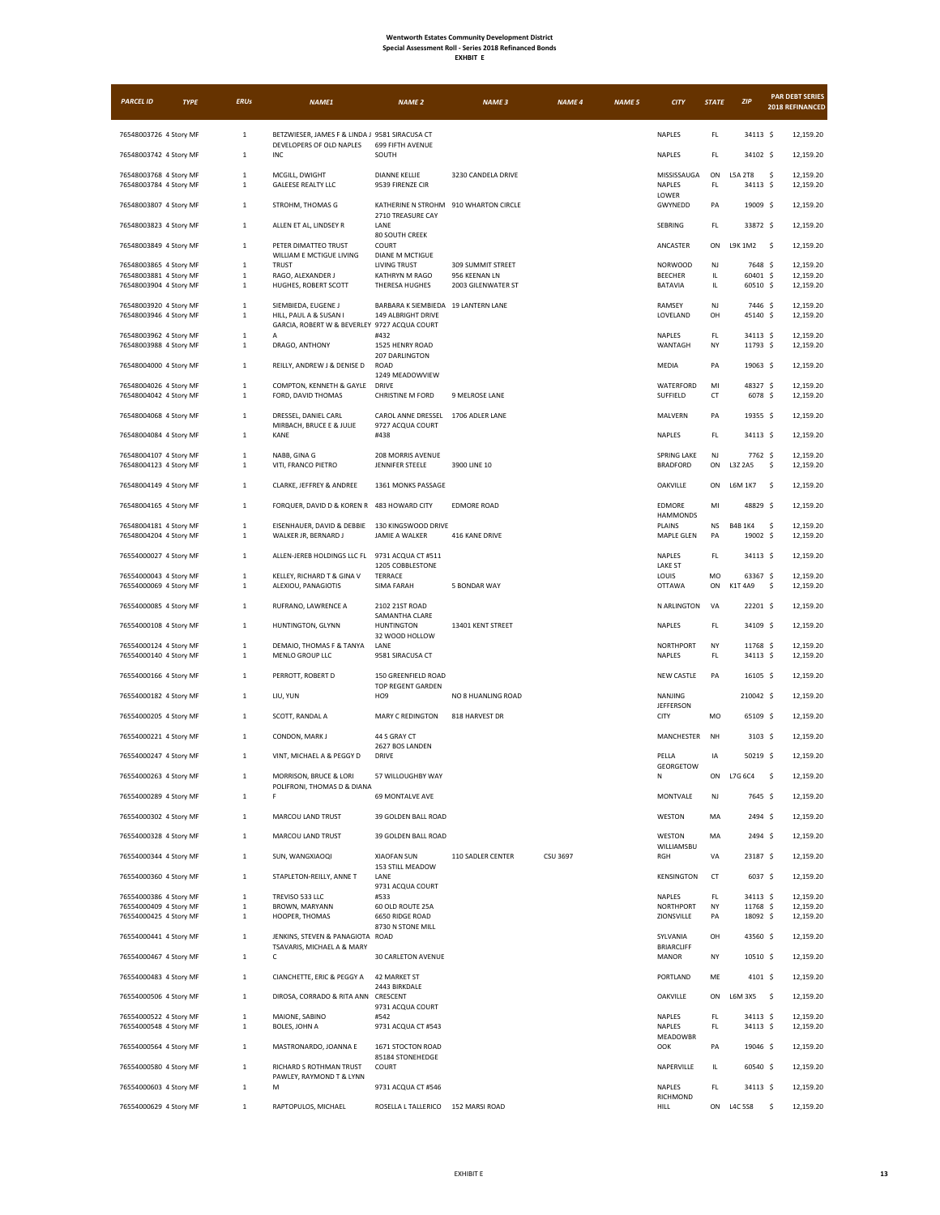# Wentworth Estates Community Development District
## Special Assessment Roll - Series 2018 Refinanced Bonds
### EXHIBIT E

| PARCEL ID | TYPE | ERUs | NAME1 | NAME 2 | NAME 3 | NAME 4 | NAME 5 | CITY | STATE | ZIP | PAR DEBT SERIES 2018 REFINANCED |
|---|---|---|---|---|---|---|---|---|---|---|---|
| 76548003726 | 4 Story MF | 1 | BETZWIESER, JAMES F & LINDA J | 9581 SIRACUSA CT | | | | NAPLES | FL | 34113 | $ 12,159.20 |
| 76548003742 | 4 Story MF | 1 | DEVELOPERS OF OLD NAPLES INC | 699 FIFTH AVENUE SOUTH | | | | NAPLES | FL | 34102 | $ 12,159.20 |
| 76548003768 | 4 Story MF | 1 | MCGILL, DWIGHT | DIANNE KELLIE | 3230 CANDELA DRIVE | | | MISSISSAUGA | ON | L5A 2T8 | $ 12,159.20 |
| 76548003784 | 4 Story MF | 1 | GALEESE REALTY LLC | 9539 FIRENZE CIR | | | | NAPLES | FL | 34113 | $ 12,159.20 |
| 76548003807 | 4 Story MF | 1 | STROHM, THOMAS G | KATHERINE N STROHM | 910 WHARTON CIRCLE | | | LOWER GWYNEDD | PA | 19009 | $ 12,159.20 |
| 76548003823 | 4 Story MF | 1 | ALLEN ET AL, LINDSEY R | 2710 TREASURE CAY LANE | | | | SEBRING | FL | 33872 | $ 12,159.20 |
| 76548003849 | 4 Story MF | 1 | PETER DIMATTEO TRUST | 80 SOUTH CREEK COURT | | | | ANCASTER | ON | L9K 1M2 | $ 12,159.20 |
| 76548003865 | 4 Story MF | 1 | WILLIAM E MCTIGUE LIVING TRUST | DIANE M MCTIGUE LIVING TRUST | 309 SUMMIT STREET | | | NORWOOD | NJ | 7648 | $ 12,159.20 |
| 76548003881 | 4 Story MF | 1 | RAGO, ALEXANDER J | KATHRYN M RAGO | 956 KEENAN LN | | | BEECHER | IL | 60401 | $ 12,159.20 |
| 76548003904 | 4 Story MF | 1 | HUGHES, ROBERT SCOTT | THERESA HUGHES | 2003 GILENWATER ST | | | BATAVIA | IL | 60510 | $ 12,159.20 |
| 76548003920 | 4 Story MF | 1 | SIEMBIEDA, EUGENE J | BARBARA K SIEMBIEDA | 19 LANTERN LANE | | | RAMSEY | NJ | 7446 | $ 12,159.20 |
| 76548003946 | 4 Story MF | 1 | HILL, PAUL A & SUSAN I | 149 ALBRIGHT DRIVE | | | | LOVELAND | OH | 45140 | $ 12,159.20 |
| 76548003962 | 4 Story MF | 1 | GARCIA, ROBERT W & BEVERLEY A | 9727 ACQUA COURT #432 | | | | NAPLES | FL | 34113 | $ 12,159.20 |
| 76548003988 | 4 Story MF | 1 | DRAGO, ANTHONY | 1525 HENRY ROAD | | | | WANTAGH | NY | 11793 | $ 12,159.20 |
| 76548004000 | 4 Story MF | 1 | REILLY, ANDREW J & DENISE D | 207 DARLINGTON ROAD | | | | MEDIA | PA | 19063 | $ 12,159.20 |
| 76548004026 | 4 Story MF | 1 | COMPTON, KENNETH & GAYLE | 1249 MEADOWVIEW DRIVE | | | | WATERFORD | MI | 48327 | $ 12,159.20 |
| 76548004042 | 4 Story MF | 1 | FORD, DAVID THOMAS | CHRISTINE M FORD | 9 MELROSE LANE | | | SUFFIELD | CT | 6078 | $ 12,159.20 |
| 76548004068 | 4 Story MF | 1 | DRESSEL, DANIEL CARL | CAROL ANNE DRESSEL | 1706 ADLER LANE | | | MALVERN | PA | 19355 | $ 12,159.20 |
| 76548004084 | 4 Story MF | 1 | MIRBACH, BRUCE E & JULIE KANE | 9727 ACQUA COURT #438 | | | | NAPLES | FL | 34113 | $ 12,159.20 |
| 76548004107 | 4 Story MF | 1 | NABB, GINA G | 208 MORRIS AVENUE | | | | SPRING LAKE | NJ | 7762 | $ 12,159.20 |
| 76548004123 | 4 Story MF | 1 | VITI, FRANCO PIETRO | JENNIFER STEELE | 3900 LINE 10 | | | BRADFORD | ON | L3Z 2A5 | $ 12,159.20 |
| 76548004149 | 4 Story MF | 1 | CLARKE, JEFFREY & ANDREE | 1361 MONKS PASSAGE | | | | OAKVILLE | ON | L6M 1K7 | $ 12,159.20 |
| 76548004165 | 4 Story MF | 1 | FORQUER, DAVID D & KOREN R | 483 HOWARD CITY | EDMORE ROAD | | | EDMORE | MI | 48829 | $ 12,159.20 |
| 76548004181 | 4 Story MF | 1 | EISENHAUER, DAVID & DEBBIE | 130 KINGSWOOD DRIVE | | | | HAMMONDS PLAINS | NS | B4B 1K4 | $ 12,159.20 |
| 76548004204 | 4 Story MF | 1 | WALKER JR, BERNARD J | JAMIE A WALKER | 416 KANE DRIVE | | | MAPLE GLEN | PA | 19002 | $ 12,159.20 |
| 76554000027 | 4 Story MF | 1 | ALLEN-JEREB HOLDINGS LLC FL | 9731 ACQUA CT #511 | | | | NAPLES | FL | 34113 | $ 12,159.20 |
| 76554000043 | 4 Story MF | 1 | KELLEY, RICHARD T & GINA V | 1205 COBBLESTONE TERRACE | | | | LAKE ST LOUIS | MO | 63367 | $ 12,159.20 |
| 76554000069 | 4 Story MF | 1 | ALEXIOU, PANAGIOTIS | SIMA FARAH | 5 BONDAR WAY | | | OTTAWA | ON | K1T 4A9 | $ 12,159.20 |
| 76554000085 | 4 Story MF | 1 | RUFRANO, LAWRENCE A | 2102 21ST ROAD | | | | N ARLINGTON | VA | 22201 | $ 12,159.20 |
| 76554000108 | 4 Story MF | 1 | HUNTINGTON, GLYNN | SAMANTHA CLARE HUNTINGTON | 13401 KENT STREET | | | NAPLES | FL | 34109 | $ 12,159.20 |
| 76554000124 | 4 Story MF | 1 | DEMAIO, THOMAS F & TANYA | 32 WOOD HOLLOW LANE | | | | NORTHPORT | NY | 11768 | $ 12,159.20 |
| 76554000140 | 4 Story MF | 1 | MENLO GROUP LLC | 9581 SIRACUSA CT | | | | NAPLES | FL | 34113 | $ 12,159.20 |
| 76554000166 | 4 Story MF | 1 | PERROTT, ROBERT D | 150 GREENFIELD ROAD | | | | NEW CASTLE | PA | 16105 | $ 12,159.20 |
| 76554000182 | 4 Story MF | 1 | LIU, YUN | TOP REGENT GARDEN HO9 | NO 8 HUANLING ROAD | | | NANJING | | 210042 | $ 12,159.20 |
| 76554000205 | 4 Story MF | 1 | SCOTT, RANDAL A | MARY C REDINGTON | 818 HARVEST DR | | | JEFFERSON CITY | MO | 65109 | $ 12,159.20 |
| 76554000221 | 4 Story MF | 1 | CONDON, MARK J | 44 S GRAY CT | | | | MANCHESTER | NH | 3103 | $ 12,159.20 |
| 76554000247 | 4 Story MF | 1 | VINT, MICHAEL A & PEGGY D | 2627 BOS LANDEN DRIVE | | | | PELLA | IA | 50219 | $ 12,159.20 |
| 76554000263 | 4 Story MF | 1 | MORRISON, BRUCE & LORI | 57 WILLOUGHBY WAY | | | | GEORGETOWN | ON | L7G 6C4 | $ 12,159.20 |
| 76554000289 | 4 Story MF | 1 | POLIFRONI, THOMAS D & DIANA F | 69 MONTALVE AVE | | | | MONTVALE | NJ | 7645 | $ 12,159.20 |
| 76554000302 | 4 Story MF | 1 | MARCOU LAND TRUST | 39 GOLDEN BALL ROAD | | | | WESTON | MA | 2494 | $ 12,159.20 |
| 76554000328 | 4 Story MF | 1 | MARCOU LAND TRUST | 39 GOLDEN BALL ROAD | | | | WESTON | MA | 2494 | $ 12,159.20 |
| 76554000344 | 4 Story MF | 1 | SUN, WANGXIAOQI | XIAOFAN SUN | 110 SADLER CENTER | CSU 3697 | | WILLIAMSBURGH | VA | 23187 | $ 12,159.20 |
| 76554000360 | 4 Story MF | 1 | STAPLETON-REILLY, ANNE T | 153 STILL MEADOW LANE | | | | KENSINGTON | CT | 6037 | $ 12,159.20 |
| 76554000386 | 4 Story MF | 1 | TREVISO 533 LLC | 9731 ACQUA COURT #533 | | | | NAPLES | FL | 34113 | $ 12,159.20 |
| 76554000409 | 4 Story MF | 1 | BROWN, MARYANN | 60 OLD ROUTE 25A | | | | NORTHPORT | NY | 11768 | $ 12,159.20 |
| 76554000425 | 4 Story MF | 1 | HOOPER, THOMAS | 6650 RIDGE ROAD | | | | ZIONSVILLE | PA | 18092 | $ 12,159.20 |
| 76554000441 | 4 Story MF | 1 | JENKINS, STEVEN & PANAGIOTA | 8730 N STONE MILL ROAD | | | | SYLVANIA | OH | 43560 | $ 12,159.20 |
| 76554000467 | 4 Story MF | 1 | TSAVARIS, MICHAEL A & MARY C | 30 CARLETON AVENUE | | | | BRIARCLIFF MANOR | NY | 10510 | $ 12,159.20 |
| 76554000483 | 4 Story MF | 1 | CIANCHETTE, ERIC & PEGGY A | 42 MARKET ST | | | | PORTLAND | ME | 4101 | $ 12,159.20 |
| 76554000506 | 4 Story MF | 1 | DIROSA, CORRADO & RITA ANN | 2443 BIRKDALE CRESCENT | | | | OAKVILLE | ON | L6M 3X5 | $ 12,159.20 |
| 76554000522 | 4 Story MF | 1 | MAIONE, SABINO | 9731 ACQUA COURT #542 | | | | NAPLES | FL | 34113 | $ 12,159.20 |
| 76554000548 | 4 Story MF | 1 | BOLES, JOHN A | 9731 ACQUA CT #543 | | | | NAPLES | FL | 34113 | $ 12,159.20 |
| 76554000564 | 4 Story MF | 1 | MASTRONARDO, JOANNA E | 1671 STOCTON ROAD | | | | MEADOWBROOK | PA | 19046 | $ 12,159.20 |
| 76554000580 | 4 Story MF | 1 | RICHARD S ROTHMAN TRUST | 85184 STONEHEDGE COURT | | | | NAPERVILLE | IL | 60540 | $ 12,159.20 |
| 76554000603 | 4 Story MF | 1 | PAWLEY, RAYMOND T & LYNN M | 9731 ACQUA CT #546 | | | | NAPLES | FL | 34113 | $ 12,159.20 |
| 76554000629 | 4 Story MF | 1 | RAPTOPULOS, MICHAEL | ROSELLA L TALLERICO | 152 MARSI ROAD | | | RICHMOND HILL | ON | L4C 5S8 | $ 12,159.20 |

EXHIBIT E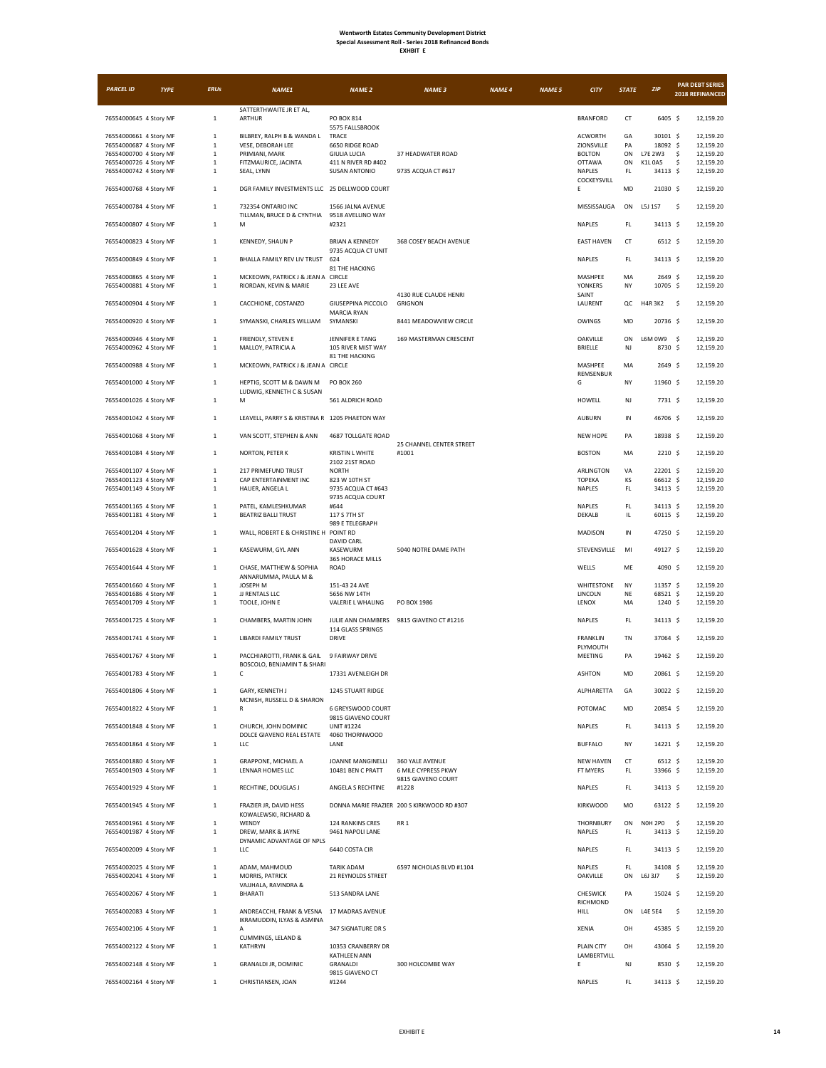# Wentworth Estates Community Development District
## Special Assessment Roll - Series 2018 Refinanced Bonds
### EXHIBIT E

| PARCEL ID | TYPE | ERUs | NAME1 | NAME 2 | NAME 3 | NAME 4 | NAME 5 | CITY | STATE | ZIP | PAR DEBT SERIES 2018 REFINANCED |
|---|---|---|---|---|---|---|---|---|---|---|---|
| 76554000645 | 4 Story MF | 1 | SATTERTHWAITE JR ET AL, ARTHUR | PO BOX 814 | | | | BRANFORD | CT | 6405 | $ 12,159.20 |
| 76554000661 | 4 Story MF | 1 | BILBREY, RALPH B & WANDA L | 5575 FALLSBROOK TRACE | | | | ACWORTH | GA | 30101 | $ 12,159.20 |
| 76554000687 | 4 Story MF | 1 | VESE, DEBORAH LEE | 6650 RIDGE ROAD | | | | ZIONSVILLE | PA | 18092 | $ 12,159.20 |
| 76554000700 | 4 Story MF | 1 | PRIMIANI, MARK | GIULIA LUCIA | 37 HEADWATER ROAD | | | BOLTON | ON | L7E 2W3 | $ 12,159.20 |
| 76554000726 | 4 Story MF | 1 | FITZMAURICE, JACINTA | 411 N RIVER RD #402 | | | | OTTAWA | ON | K1L 0A5 | $ 12,159.20 |
| 76554000742 | 4 Story MF | 1 | SEAL, LYNN | SUSAN ANTONIO | 9735 ACQUA CT #617 | | | NAPLES | FL | 34113 | $ 12,159.20 |
| 76554000768 | 4 Story MF | 1 | DGR FAMILY INVESTMENTS LLC | 25 DELLWOOD COURT | | | | COCKEYSVILLE | MD | 21030 | $ 12,159.20 |
| 76554000784 | 4 Story MF | 1 | 732354 ONTARIO INC | 1566 JALNA AVENUE | | | | MISSISSAUGA | ON | L5J 1S7 | $ 12,159.20 |
| 76554000807 | 4 Story MF | 1 | TILLMAN, BRUCE D & CYNTHIA M | 9518 AVELLINO WAY #2321 | | | | NAPLES | FL | 34113 | $ 12,159.20 |
| 76554000823 | 4 Story MF | 1 | KENNEDY, SHAUN P | BRIAN A KENNEDY | 368 COSEY BEACH AVENUE | | | EAST HAVEN | CT | 6512 | $ 12,159.20 |
| 76554000849 | 4 Story MF | 1 | BHALLA FAMILY REV LIV TRUST | 9735 ACQUA CT UNIT 624 | | | | NAPLES | FL | 34113 | $ 12,159.20 |
| 76554000865 | 4 Story MF | 1 | MCKEOWN, PATRICK J & JEAN A | 81 THE HACKING CIRCLE | | | | MASHPEE | MA | 2649 | $ 12,159.20 |
| 76554000881 | 4 Story MF | 1 | RIORDAN, KEVIN & MARIE | 23 LEE AVE | | | | YONKERS | NY | 10705 | $ 12,159.20 |
| 76554000904 | 4 Story MF | 1 | CACCHIONE, COSTANZO | GIUSEPPINA PICCOLO | 4130 RUE CLAUDE HENRI GRIGNON | | | SAINT LAURENT | QC | H4R 3K2 | $ 12,159.20 |
| 76554000920 | 4 Story MF | 1 | SYMANSKI, CHARLES WILLIAM | MARCIA RYAN SYMANSKI | 8441 MEADOWVIEW CIRCLE | | | OWINGS | MD | 20736 | $ 12,159.20 |
| 76554000946 | 4 Story MF | 1 | FRIENDLY, STEVEN E | JENNIFER E TANG | 169 MASTERMAN CRESCENT | | | OAKVILLE | ON | L6M 0W9 | $ 12,159.20 |
| 76554000962 | 4 Story MF | 1 | MALLOY, PATRICIA A | 105 RIVER MIST WAY | | | | BRIELLE | NJ | 8730 | $ 12,159.20 |
| 76554000988 | 4 Story MF | 1 | MCKEOWN, PATRICK J & JEAN A | 81 THE HACKING CIRCLE | | | | MASHPEE | MA | 2649 | $ 12,159.20 |
| 76554001000 | 4 Story MF | 1 | HEPTIG, SCOTT M & DAWN M | PO BOX 260 | | | | REMSENBURG | NY | 11960 | $ 12,159.20 |
| 76554001026 | 4 Story MF | 1 | LUDWIG, KENNETH C & SUSAN M | 561 ALDRICH ROAD | | | | HOWELL | NJ | 7731 | $ 12,159.20 |
| 76554001042 | 4 Story MF | 1 | LEAVELL, PARRY S & KRISTINA R | 1205 PHAETON WAY | | | | AUBURN | IN | 46706 | $ 12,159.20 |
| 76554001068 | 4 Story MF | 1 | VAN SCOTT, STEPHEN & ANN | 4687 TOLLGATE ROAD | | | | NEW HOPE | PA | 18938 | $ 12,159.20 |
| 76554001084 | 4 Story MF | 1 | NORTON, PETER K | KRISTIN L WHITE | 25 CHANNEL CENTER STREET #1001 | | | BOSTON | MA | 2210 | $ 12,159.20 |
| 76554001107 | 4 Story MF | 1 | 217 PRIMEFUND TRUST | 2102 21ST ROAD NORTH | | | | ARLINGTON | VA | 22201 | $ 12,159.20 |
| 76554001123 | 4 Story MF | 1 | CAP ENTERTAINMENT INC | 823 W 10TH ST | | | | TOPEKA | KS | 66612 | $ 12,159.20 |
| 76554001149 | 4 Story MF | 1 | HAUER, ANGELA L | 9735 ACQUA CT #643 | | | | NAPLES | FL | 34113 | $ 12,159.20 |
| 76554001165 | 4 Story MF | 1 | PATEL, KAMLESHKUMAR | 9735 ACQUA COURT #644 | | | | NAPLES | FL | 34113 | $ 12,159.20 |
| 76554001181 | 4 Story MF | 1 | BEATRIZ BALLI TRUST | 117 S 7TH ST | | | | DEKALB | IL | 60115 | $ 12,159.20 |
| 76554001204 | 4 Story MF | 1 | WALL, ROBERT E & CHRISTINE H | 989 E TELEGRAPH POINT RD | | | | MADISON | IN | 47250 | $ 12,159.20 |
| 76554001628 | 4 Story MF | 1 | KASEWURM, GYL ANN | DAVID CARL KASEWURM | 5040 NOTRE DAME PATH | | | STEVENSVILLE | MI | 49127 | $ 12,159.20 |
| 76554001644 | 4 Story MF | 1 | CHASE, MATTHEW & SOPHIA | 365 HORACE MILLS ROAD | | | | WELLS | ME | 4090 | $ 12,159.20 |
| 76554001660 | 4 Story MF | 1 | ANNARUMMA, PAULA M & JOSEPH M | 151-43 24 AVE | | | | WHITESTONE | NY | 11357 | $ 12,159.20 |
| 76554001686 | 4 Story MF | 1 | JJ RENTALS LLC | 5656 NW 14TH | | | | LINCOLN | NE | 68521 | $ 12,159.20 |
| 76554001709 | 4 Story MF | 1 | TOOLE, JOHN E | VALERIE L WHALING | PO BOX 1986 | | | LENOX | MA | 1240 | $ 12,159.20 |
| 76554001725 | 4 Story MF | 1 | CHAMBERS, MARTIN JOHN | JULIE ANN CHAMBERS | 9815 GIAVENO CT #1216 | | | NAPLES | FL | 34113 | $ 12,159.20 |
| 76554001741 | 4 Story MF | 1 | LIBARDI FAMILY TRUST | 114 GLASS SPRINGS DRIVE | | | | FRANKLIN | TN | 37064 | $ 12,159.20 |
| 76554001767 | 4 Story MF | 1 | PACCHIAROTTI, FRANK & GAIL | 9 FAIRWAY DRIVE | | | | PLYMOUTH MEETING | PA | 19462 | $ 12,159.20 |
| 76554001783 | 4 Story MF | 1 | BOSCOLO, BENJAMIN T & SHARI C | 17331 AVENLEIGH DR | | | | ASHTON | MD | 20861 | $ 12,159.20 |
| 76554001806 | 4 Story MF | 1 | GARY, KENNETH J | 1245 STUART RIDGE | | | | ALPHARETTA | GA | 30022 | $ 12,159.20 |
| 76554001822 | 4 Story MF | 1 | MCNISH, RUSSELL D & SHARON R | 6 GREYSWOOD COURT | | | | POTOMAC | MD | 20854 | $ 12,159.20 |
| 76554001848 | 4 Story MF | 1 | CHURCH, JOHN DOMINIC | 9815 GIAVENO COURT UNIT #1224 | | | | NAPLES | FL | 34113 | $ 12,159.20 |
| 76554001864 | 4 Story MF | 1 | DOLCE GIAVENO REAL ESTATE LLC | 4060 THORNWOOD LANE | | | | BUFFALO | NY | 14221 | $ 12,159.20 |
| 76554001880 | 4 Story MF | 1 | GRAPPONE, MICHAEL A | JOANNE MANGINELLI | 360 YALE AVENUE | | | NEW HAVEN | CT | 6512 | $ 12,159.20 |
| 76554001903 | 4 Story MF | 1 | LENNAR HOMES LLC | 10481 BEN C PRATT | 6 MILE CYPRESS PKWY | | | FT MYERS | FL | 33966 | $ 12,159.20 |
| 76554001929 | 4 Story MF | 1 | RECHTINE, DOUGLAS J | ANGELA S RECHTINE | 9815 GIAVENO COURT #1228 | | | NAPLES | FL | 34113 | $ 12,159.20 |
| 76554001945 | 4 Story MF | 1 | FRAZIER JR, DAVID HESS | DONNA MARIE FRAZIER | 200 S KIRKWOOD RD #307 | | | KIRKWOOD | MO | 63122 | $ 12,159.20 |
| 76554001961 | 4 Story MF | 1 | KOWALEWSKI, RICHARD & WENDY | 124 RANKINS CRES | RR 1 | | | THORNBURY | ON | N0H 2P0 | $ 12,159.20 |
| 76554001987 | 4 Story MF | 1 | DREW, MARK & JAYNE | 9461 NAPOLI LANE | | | | NAPLES | FL | 34113 | $ 12,159.20 |
| 76554002009 | 4 Story MF | 1 | DYNAMIC ADVANTAGE OF NPLS LLC | 6440 COSTA CIR | | | | NAPLES | FL | 34113 | $ 12,159.20 |
| 76554002025 | 4 Story MF | 1 | ADAM, MAHMOUD | TARIK ADAM | 6597 NICHOLAS BLVD #1104 | | | NAPLES | FL | 34108 | $ 12,159.20 |
| 76554002041 | 4 Story MF | 1 | MORRIS, PATRICK | 21 REYNOLDS STREET | | | | OAKVILLE | ON | L6J 3J7 | $ 12,159.20 |
| 76554002067 | 4 Story MF | 1 | VAJJHALA, RAVINDRA & BHARATI | 513 SANDRA LANE | | | | CHESWICK | PA | 15024 | $ 12,159.20 |
| 76554002083 | 4 Story MF | 1 | ANDREACCHI, FRANK & VESNA | 17 MADRAS AVENUE | | | | RICHMOND HILL | ON | L4E 5E4 | $ 12,159.20 |
| 76554002106 | 4 Story MF | 1 | IKRAMUDDIN, ILYAS & ASMINA A | 347 SIGNATURE DR S | | | | XENIA | OH | 45385 | $ 12,159.20 |
| 76554002122 | 4 Story MF | 1 | CUMMINGS, LELAND & KATHRYN | 10353 CRANBERRY DR | | | | PLAIN CITY | OH | 43064 | $ 12,159.20 |
| 76554002148 | 4 Story MF | 1 | GRANALDI JR, DOMINIC | KATHLEEN ANN GRANALDI | 300 HOLCOMBE WAY | | | LAMBERTVILLE | NJ | 8530 | $ 12,159.20 |
| 76554002164 | 4 Story MF | 1 | CHRISTIANSEN, JOAN | 9815 GIAVENO CT #1244 | | | | NAPLES | FL | 34113 | $ 12,159.20 |

EXHIBIT E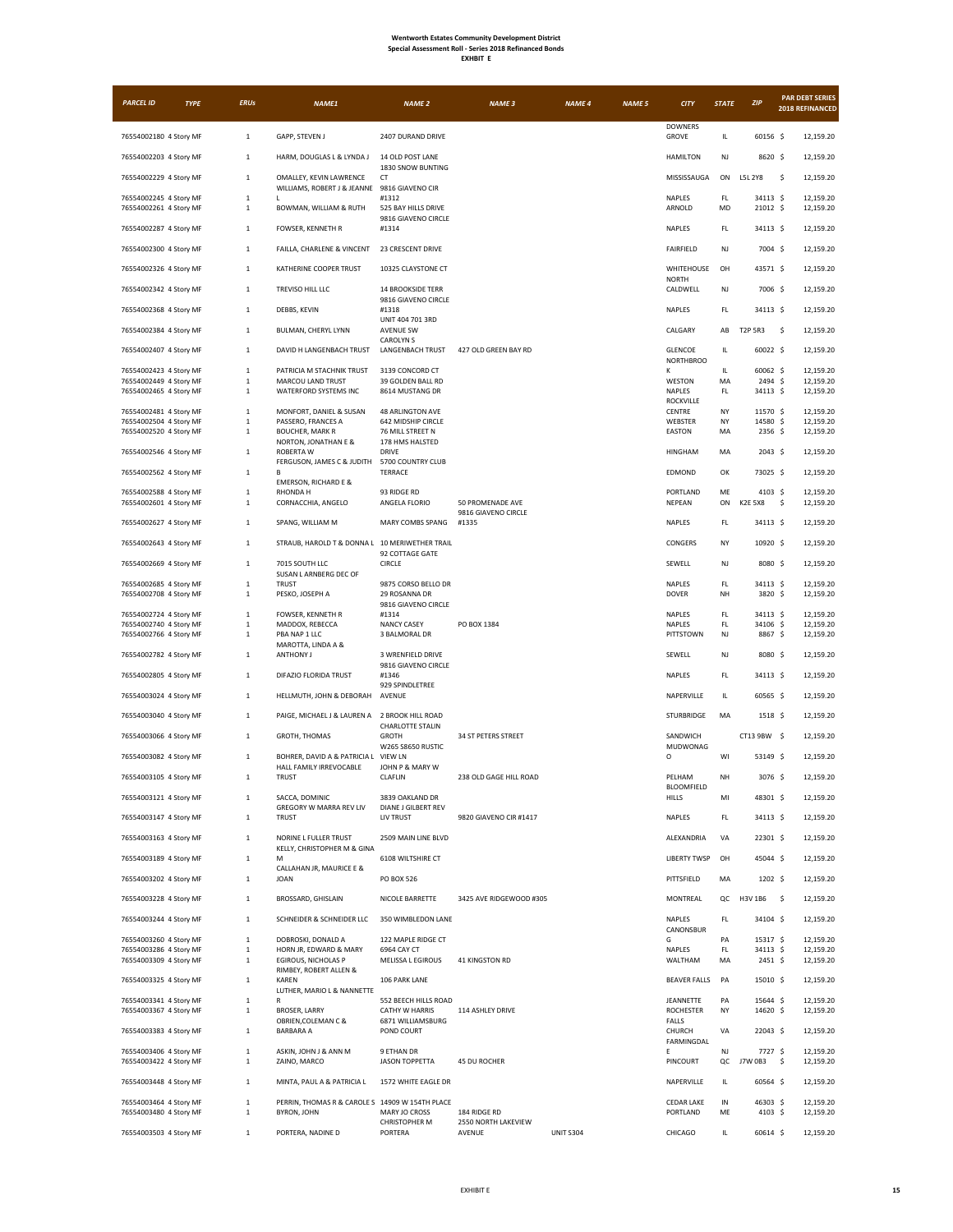**Wentworth Estates Community Development District**
**Special Assessment Roll - Series 2018 Refinanced Bonds**
**EXHIBIT E**

| PARCEL ID | TYPE | ERUs | NAME1 | NAME 2 | NAME 3 | NAME 4 | NAME 5 | CITY | STATE | ZIP | PAR DEBT SERIES 2018 REFINANCED |
|---|---|---|---|---|---|---|---|---|---|---|---|
| 76554002180 | 4 Story MF | 1 | GAPP, STEVEN J | 2407 DURAND DRIVE | | | | DOWNERS GROVE | IL | 60156 | $ 12,159.20 |
| 76554002203 | 4 Story MF | 1 | HARM, DOUGLAS L & LYNDA J | 14 OLD POST LANE | | | | HAMILTON | NJ | 8620 | $ 12,159.20 |
| 76554002229 | 4 Story MF | 1 | OMALLEY, KEVIN LAWRENCE | 1830 SNOW BUNTING CT | | | | MISSISSAUGA | ON | L5L 2Y8 | $ 12,159.20 |
| 76554002245 | 4 Story MF | 1 | WILLIAMS, ROBERT J & JEANNE L | 9816 GIAVENO CIR #1312 | | | | NAPLES | FL | 34113 | $ 12,159.20 |
| 76554002261 | 4 Story MF | 1 | BOWMAN, WILLIAM & RUTH | 525 BAY HILLS DRIVE | | | | ARNOLD | MD | 21012 | $ 12,159.20 |
| 76554002287 | 4 Story MF | 1 | FOWSER, KENNETH R | 9816 GIAVENO CIRCLE #1314 | | | | NAPLES | FL | 34113 | $ 12,159.20 |
| 76554002300 | 4 Story MF | 1 | FAILLA, CHARLENE & VINCENT | 23 CRESCENT DRIVE | | | | FAIRFIELD | NJ | 7004 | $ 12,159.20 |
| 76554002326 | 4 Story MF | 1 | KATHERINE COOPER TRUST | 10325 CLAYSTONE CT | | | | WHITEHOUSE | OH | 43571 | $ 12,159.20 |
| 76554002342 | 4 Story MF | 1 | TREVISO HILL LLC | 14 BROOKSIDE TERR | | | | NORTH CALDWELL | NJ | 7006 | $ 12,159.20 |
| 76554002368 | 4 Story MF | 1 | DEBBS, KEVIN | 9816 GIAVENO CIRCLE #1318 | | | | NAPLES | FL | 34113 | $ 12,159.20 |
| 76554002384 | 4 Story MF | 1 | BULMAN, CHERYL LYNN | UNIT 404 701 3RD AVENUE SW | | | | CALGARY | AB | T2P 5R3 | $ 12,159.20 |
| 76554002407 | 4 Story MF | 1 | DAVID H LANGENBACH TRUST | CAROLYN S LANGENBACH TRUST | 427 OLD GREEN BAY RD | | | GLENCOE | IL | 60022 | $ 12,159.20 |
| 76554002423 | 4 Story MF | 1 | PATRICIA M STACHNIK TRUST | 3139 CONCORD CT | | | | NORTHBROOK | IL | 60062 | $ 12,159.20 |
| 76554002449 | 4 Story MF | 1 | MARCOU LAND TRUST | 39 GOLDEN BALL RD | | | | WESTON | MA | 2494 | $ 12,159.20 |
| 76554002465 | 4 Story MF | 1 | WATERFORD SYSTEMS INC | 8614 MUSTANG DR | | | | NAPLES | FL | 34113 | $ 12,159.20 |
| 76554002481 | 4 Story MF | 1 | MONFORT, DANIEL & SUSAN | 48 ARLINGTON AVE | | | | ROCKVILLE CENTRE | NY | 11570 | $ 12,159.20 |
| 76554002504 | 4 Story MF | 1 | PASSERO, FRANCES A | 642 MIDSHIP CIRCLE | | | | WEBSTER | NY | 14580 | $ 12,159.20 |
| 76554002520 | 4 Story MF | 1 | BOUCHER, MARK R | 76 MILL STREET N | | | | EASTON | MA | 2356 | $ 12,159.20 |
| 76554002546 | 4 Story MF | 1 | NORTON, JONATHAN E & ROBERTA W | 178 HMS HALSTED DRIVE | | | | HINGHAM | MA | 2043 | $ 12,159.20 |
| 76554002562 | 4 Story MF | 1 | FERGUSON, JAMES C & JUDITH B | 5700 COUNTRY CLUB TERRACE | | | | EDMOND | OK | 73025 | $ 12,159.20 |
| 76554002588 | 4 Story MF | 1 | EMERSON, RICHARD E & RHONDA H | 93 RIDGE RD | | | | PORTLAND | ME | 4103 | $ 12,159.20 |
| 76554002601 | 4 Story MF | 1 | CORNACCHIA, ANGELO | ANGELA FLORIO | 50 PROMENADE AVE | | | NEPEAN | ON | K2E 5X8 | $ 12,159.20 |
| 76554002627 | 4 Story MF | 1 | SPANG, WILLIAM M | MARY COMBS SPANG | 9816 GIAVENO CIRCLE #1335 | | | NAPLES | FL | 34113 | $ 12,159.20 |
| 76554002643 | 4 Story MF | 1 | STRAUB, HAROLD T & DONNA L | 10 MERIWETHER TRAIL | | | | CONGERS | NY | 10920 | $ 12,159.20 |
| 76554002669 | 4 Story MF | 1 | 7015 SOUTH LLC | 92 COTTAGE GATE CIRCLE | | | | SEWELL | NJ | 8080 | $ 12,159.20 |
| 76554002685 | 4 Story MF | 1 | SUSAN L ARNBERG DEC OF TRUST | 9875 CORSO BELLO DR | | | | NAPLES | FL | 34113 | $ 12,159.20 |
| 76554002708 | 4 Story MF | 1 | PESKO, JOSEPH A | 29 ROSANNA DR | | | | DOVER | NH | 3820 | $ 12,159.20 |
| 76554002724 | 4 Story MF | 1 | FOWSER, KENNETH R | 9816 GIAVENO CIRCLE #1314 | | | | NAPLES | FL | 34113 | $ 12,159.20 |
| 76554002740 | 4 Story MF | 1 | MADDOX, REBECCA | NANCY CASEY | PO BOX 1384 | | | NAPLES | FL | 34106 | $ 12,159.20 |
| 76554002766 | 4 Story MF | 1 | PBA NAP 1 LLC | 3 BALMORAL DR | | | | PITTSTOWN | NJ | 8867 | $ 12,159.20 |
| 76554002782 | 4 Story MF | 1 | MAROTTA, LINDA A & ANTHONY J | 3 WRENFIELD DRIVE | | | | SEWELL | NJ | 8080 | $ 12,159.20 |
| 76554002805 | 4 Story MF | 1 | DIFAZIO FLORIDA TRUST | 9816 GIAVENO CIRCLE #1346 | | | | NAPLES | FL | 34113 | $ 12,159.20 |
| 76554003024 | 4 Story MF | 1 | HELLMUTH, JOHN & DEBORAH | 929 SPINDLETREE AVENUE | | | | NAPERVILLE | IL | 60565 | $ 12,159.20 |
| 76554003040 | 4 Story MF | 1 | PAIGE, MICHAEL J & LAUREN A | 2 BROOK HILL ROAD | | | | STURBRIDGE | MA | 1518 | $ 12,159.20 |
| 76554003066 | 4 Story MF | 1 | GROTH, THOMAS | CHARLOTTE STALIN GROTH | 34 ST PETERS STREET | | | SANDWICH | | CT13 9BW | $ 12,159.20 |
| 76554003082 | 4 Story MF | 1 | BOHRER, DAVID A & PATRICIA L | W265 S8650 RUSTIC VIEW LN | | | | MUDWONAGO | WI | 53149 | $ 12,159.20 |
| 76554003105 | 4 Story MF | 1 | HALL FAMILY IRREVOCABLE TRUST | JOHN P & MARY W CLAFLIN | 238 OLD GAGE HILL ROAD | | | PELHAM | NH | 3076 | $ 12,159.20 |
| 76554003121 | 4 Story MF | 1 | SACCA, DOMINIC | 3839 OAKLAND DR | | | | BLOOMFIELD HILLS | MI | 48301 | $ 12,159.20 |
| 76554003147 | 4 Story MF | 1 | GREGORY W MARRA REV LIV TRUST | DIANE J GILBERT REV LIV TRUST | 9820 GIAVENO CIR #1417 | | | NAPLES | FL | 34113 | $ 12,159.20 |
| 76554003163 | 4 Story MF | 1 | NORINE L FULLER TRUST | 2509 MAIN LINE BLVD | | | | ALEXANDRIA | VA | 22301 | $ 12,159.20 |
| 76554003189 | 4 Story MF | 1 | KELLY, CHRISTOPHER M & GINA M | 6108 WILTSHIRE CT | | | | LIBERTY TWSP | OH | 45044 | $ 12,159.20 |
| 76554003202 | 4 Story MF | 1 | CALLAHAN JR, MAURICE E & JOAN | PO BOX 526 | | | | PITTSFIELD | MA | 1202 | $ 12,159.20 |
| 76554003228 | 4 Story MF | 1 | BROSSARD, GHISLAIN | NICOLE BARRETTE | 3425 AVE RIDGEWOOD #305 | | | MONTREAL | QC | H3V 1B6 | $ 12,159.20 |
| 76554003244 | 4 Story MF | 1 | SCHNEIDER & SCHNEIDER LLC | 350 WIMBLEDON LANE | | | | NAPLES | FL | 34104 | $ 12,159.20 |
| 76554003260 | 4 Story MF | 1 | DOBROSKI, DONALD A | 122 MAPLE RIDGE CT | | | | CANONSBURG | PA | 15317 | $ 12,159.20 |
| 76554003286 | 4 Story MF | 1 | HORN JR, EDWARD & MARY | 6964 CAY CT | | | | NAPLES | FL | 34113 | $ 12,159.20 |
| 76554003309 | 4 Story MF | 1 | EGIROUS, NICHOLAS P | MELISSA L EGIROUS | 41 KINGSTON RD | | | WALTHAM | MA | 2451 | $ 12,159.20 |
| 76554003325 | 4 Story MF | 1 | RIMBEY, ROBERT ALLEN & KAREN | 106 PARK LANE | | | | BEAVER FALLS | PA | 15010 | $ 12,159.20 |
| 76554003341 | 4 Story MF | 1 | LUTHER, MARIO L & NANNETTE R | 552 BEECH HILLS ROAD | | | | JEANNETTE | PA | 15644 | $ 12,159.20 |
| 76554003367 | 4 Story MF | 1 | BROSER, LARRY | CATHY W HARRIS | 114 ASHLEY DRIVE | | | ROCHESTER | NY | 14620 | $ 12,159.20 |
| 76554003383 | 4 Story MF | 1 | OBRIEN,COLEMAN C & BARBARA A | 6871 WILLIAMSBURG POND COURT | | | | FALLS CHURCH | VA | 22043 | $ 12,159.20 |
| 76554003406 | 4 Story MF | 1 | ASKIN, JOHN J & ANN M | 9 ETHAN DR | | | | FARMINGDALE | NJ | 7727 | $ 12,159.20 |
| 76554003422 | 4 Story MF | 1 | ZAINO, MARCO | JASON TOPPETTA | 45 DU ROCHER | | | PINCOURT | QC | J7W 0B3 | $ 12,159.20 |
| 76554003448 | 4 Story MF | 1 | MINTA, PAUL A & PATRICIA L | 1572 WHITE EAGLE DR | | | | NAPERVILLE | IL | 60564 | $ 12,159.20 |
| 76554003464 | 4 Story MF | 1 | PERRIN, THOMAS R & CAROLE S | 14909 W 154TH PLACE | | | | CEDAR LAKE | IN | 46303 | $ 12,159.20 |
| 76554003480 | 4 Story MF | 1 | BYRON, JOHN | MARY JO CROSS | 184 RIDGE RD | | | PORTLAND | ME | 4103 | $ 12,159.20 |
| 76554003503 | 4 Story MF | 1 | PORTERA, NADINE D | CHRISTOPHER M PORTERA | 2550 NORTH LAKEVIEW AVENUE | UNIT S304 | | CHICAGO | IL | 60614 | $ 12,159.20 |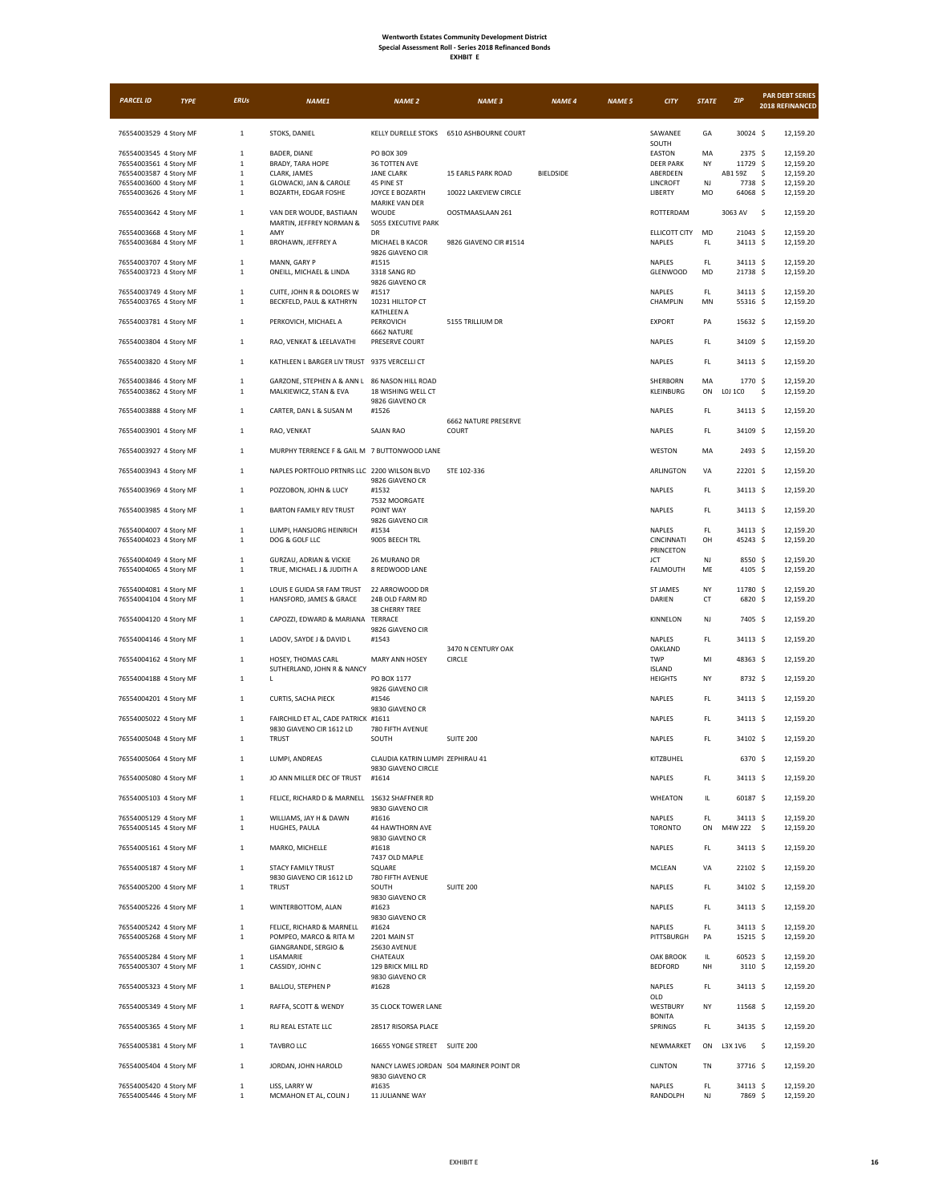**Wentworth Estates Community Development District**
**Special Assessment Roll - Series 2018 Refinanced Bonds**
**EXHIBIT E**

| PARCEL ID | TYPE | ERUs | NAME1 | NAME 2 | NAME 3 | NAME 4 | NAME 5 | CITY | STATE | ZIP | PAR DEBT SERIES 2018 REFINANCED |
|---|---|---|---|---|---|---|---|---|---|---|---|
| 76554003529 | 4 Story MF | 1 | STOKS, DANIEL | KELLY DURELLE STOKS | 6510 ASHBOURNE COURT | | | SAWANEE SOUTH | GA | 30024 | $ 12,159.20 |
| 76554003545 | 4 Story MF | 1 | BADER, DIANE | PO BOX 309 | | | | EASTON | MA | 2375 | $ 12,159.20 |
| 76554003561 | 4 Story MF | 1 | BRADY, TARA HOPE | 36 TOTTEN AVE | | | | DEER PARK | NY | 11729 | $ 12,159.20 |
| 76554003587 | 4 Story MF | 1 | CLARK, JAMES | JANE CLARK | 15 EARLS PARK ROAD | BIELDSIDE | | ABERDEEN | | AB1 59Z | $ 12,159.20 |
| 76554003600 | 4 Story MF | 1 | GLOWACKI, JAN & CAROLE | 45 PINE ST | | | | LINCROFT | NJ | 7738 | $ 12,159.20 |
| 76554003626 | 4 Story MF | 1 | BOZARTH, EDGAR FOSHE | JOYCE E BOZARTH | 10022 LAKEVIEW CIRCLE | | | LIBERTY | MO | 64068 | $ 12,159.20 |
| 76554003642 | 4 Story MF | 1 | VAN DER WOUDE, BASTIAAN | MARIKE VAN DER WOUDE | OOSTMAASLAAN 261 | | | ROTTERDAM | | 3063 AV | $ 12,159.20 |
| 76554003668 | 4 Story MF | 1 | MARTIN, JEFFREY NORMAN & AMY | 5055 EXECUTIVE PARK DR | | | | ELLICOTT CITY | MD | 21043 | $ 12,159.20 |
| 76554003684 | 4 Story MF | 1 | BROHAWN, JEFFREY A | MICHAEL B KACOR | 9826 GIAVENO CIR #1514 | | | NAPLES | FL | 34113 | $ 12,159.20 |
| 76554003707 | 4 Story MF | 1 | MANN, GARY P | 9826 GIAVENO CIR #1515 | | | | NAPLES | FL | 34113 | $ 12,159.20 |
| 76554003723 | 4 Story MF | 1 | ONEILL, MICHAEL & LINDA | 3318 SANG RD | | | | GLENWOOD | MD | 21738 | $ 12,159.20 |
| 76554003749 | 4 Story MF | 1 | CUITE, JOHN R & DOLORES W | 9826 GIAVENO CR #1517 | | | | NAPLES | FL | 34113 | $ 12,159.20 |
| 76554003765 | 4 Story MF | 1 | BECKFELD, PAUL & KATHRYN | 10231 HILLTOP CT | | | | CHAMPLIN | MN | 55316 | $ 12,159.20 |
| 76554003781 | 4 Story MF | 1 | PERKOVICH, MICHAEL A | KATHLEEN A PERKOVICH | 5155 TRILLIUM DR | | | EXPORT | PA | 15632 | $ 12,159.20 |
| 76554003804 | 4 Story MF | 1 | RAO, VENKAT & LEELAVATHI | 6662 NATURE PRESERVE COURT | | | | NAPLES | FL | 34109 | $ 12,159.20 |
| 76554003820 | 4 Story MF | 1 | KATHLEEN L BARGER LIV TRUST | 9375 VERCELLI CT | | | | NAPLES | FL | 34113 | $ 12,159.20 |
| 76554003846 | 4 Story MF | 1 | GARZONE, STEPHEN A & ANN L | 86 NASON HILL ROAD | | | | SHERBORN | MA | 1770 | $ 12,159.20 |
| 76554003862 | 4 Story MF | 1 | MALKIEWICZ, STAN & EVA | 18 WISHING WELL CT | | | | KLEINBURG | ON | L0J 1C0 | $ 12,159.20 |
| 76554003888 | 4 Story MF | 1 | CARTER, DAN L & SUSAN M | 9826 GIAVENO CR #1526 | | | | NAPLES | FL | 34113 | $ 12,159.20 |
| 76554003901 | 4 Story MF | 1 | RAO, VENKAT | SAJAN RAO | 6662 NATURE PRESERVE COURT | | | NAPLES | FL | 34109 | $ 12,159.20 |
| 76554003927 | 4 Story MF | 1 | MURPHY TERRENCE F & GAIL M | 7 BUTTONWOOD LANE | | | | WESTON | MA | 2493 | $ 12,159.20 |
| 76554003943 | 4 Story MF | 1 | NAPLES PORTFOLIO PRTNRS LLC | 2200 WILSON BLVD | STE 102-336 | | | ARLINGTON | VA | 22201 | $ 12,159.20 |
| 76554003969 | 4 Story MF | 1 | POZZOBON, JOHN & LUCY | 9826 GIAVENO CR #1532 | | | | NAPLES | FL | 34113 | $ 12,159.20 |
| 76554003985 | 4 Story MF | 1 | BARTON FAMILY REV TRUST | 7532 MOORGATE POINT WAY | | | | NAPLES | FL | 34113 | $ 12,159.20 |
| 76554004007 | 4 Story MF | 1 | LUMPI, HANSJORG HEINRICH | 9826 GIAVENO CIR #1534 | | | | NAPLES | FL | 34113 | $ 12,159.20 |
| 76554004023 | 4 Story MF | 1 | DOG & GOLF LLC | 9005 BEECH TRL | | | | CINCINNATI | OH | 45243 | $ 12,159.20 |
| 76554004049 | 4 Story MF | 1 | GURZAU, ADRIAN & VICKIE | 26 MURANO DR | | | | PRINCETON JCT | NJ | 8550 | $ 12,159.20 |
| 76554004065 | 4 Story MF | 1 | TRUE, MICHAEL J & JUDITH A | 8 REDWOOD LANE | | | | FALMOUTH | ME | 4105 | $ 12,159.20 |
| 76554004081 | 4 Story MF | 1 | LOUIS E GUIDA SR FAM TRUST | 22 ARROWOOD DR | | | | ST JAMES | NY | 11780 | $ 12,159.20 |
| 76554004104 | 4 Story MF | 1 | HANSFORD, JAMES & GRACE | 24B OLD FARM RD | | | | DARIEN | CT | 6820 | $ 12,159.20 |
| 76554004120 | 4 Story MF | 1 | CAPOZZI, EDWARD & MARIANA | 38 CHERRY TREE TERRACE | | | | KINNELON | NJ | 7405 | $ 12,159.20 |
| 76554004146 | 4 Story MF | 1 | LADOV, SAYDE J & DAVID L | 9826 GIAVENO CIR #1543 | | | | NAPLES | FL | 34113 | $ 12,159.20 |
| 76554004162 | 4 Story MF | 1 | HOSEY, THOMAS CARL | MARY ANN HOSEY | 3470 N CENTURY OAK CIRCLE | | | OAKLAND TWP | MI | 48363 | $ 12,159.20 |
| 76554004188 | 4 Story MF | 1 | SUTHERLAND, JOHN R & NANCY L | PO BOX 1177 | | | | ISLAND HEIGHTS | NY | 8732 | $ 12,159.20 |
| 76554004201 | 4 Story MF | 1 | CURTIS, SACHA PIECK | 9826 GIAVENO CIR #1546 | | | | NAPLES | FL | 34113 | $ 12,159.20 |
| 76554005022 | 4 Story MF | 1 | FAIRCHILD ET AL, CADE PATRICK | 9830 GIAVENO CR #1611 | | | | NAPLES | FL | 34113 | $ 12,159.20 |
| 76554005048 | 4 Story MF | 1 | 9830 GIAVENO CIR 1612 LD TRUST | 780 FIFTH AVENUE SOUTH | SUITE 200 | | | NAPLES | FL | 34102 | $ 12,159.20 |
| 76554005064 | 4 Story MF | 1 | LUMPI, ANDREAS | CLAUDIA KATRIN LUMPI | ZEPHIRAU 41 | | | KITZBUHEL | | 6370 | $ 12,159.20 |
| 76554005080 | 4 Story MF | 1 | JO ANN MILLER DEC OF TRUST | 9830 GIAVENO CIRCLE #1614 | | | | NAPLES | FL | 34113 | $ 12,159.20 |
| 76554005103 | 4 Story MF | 1 | FELICE, RICHARD D & MARNELL | 1S632 SHAFFNER RD | | | | WHEATON | IL | 60187 | $ 12,159.20 |
| 76554005129 | 4 Story MF | 1 | WILLIAMS, JAY H & DAWN | 9830 GIAVENO CIR #1616 | | | | NAPLES | FL | 34113 | $ 12,159.20 |
| 76554005145 | 4 Story MF | 1 | HUGHES, PAULA | 44 HAWTHORN AVE | | | | TORONTO | ON | M4W 2Z2 | $ 12,159.20 |
| 76554005161 | 4 Story MF | 1 | MARKO, MICHELLE | 9830 GIAVENO CR #1618 | | | | NAPLES | FL | 34113 | $ 12,159.20 |
| 76554005187 | 4 Story MF | 1 | STACY FAMILY TRUST | 7437 OLD MAPLE SQUARE | | | | MCLEAN | VA | 22102 | $ 12,159.20 |
| 76554005200 | 4 Story MF | 1 | 9830 GIAVENO CIR 1612 LD TRUST | 780 FIFTH AVENUE SOUTH | SUITE 200 | | | NAPLES | FL | 34102 | $ 12,159.20 |
| 76554005226 | 4 Story MF | 1 | WINTERBOTTOM, ALAN | 9830 GIAVENO CR #1623 | | | | NAPLES | FL | 34113 | $ 12,159.20 |
| 76554005242 | 4 Story MF | 1 | FELICE, RICHARD & MARNELL | 9830 GIAVENO CR #1624 | | | | NAPLES | FL | 34113 | $ 12,159.20 |
| 76554005268 | 4 Story MF | 1 | POMPEO, MARCO & RITA M | 2201 MAIN ST | | | | PITTSBURGH | PA | 15215 | $ 12,159.20 |
| 76554005284 | 4 Story MF | 1 | GIANGRANDE, SERGIO & LISAMARIE | 2S630 AVENUE CHATEAUX | | | | OAK BROOK | IL | 60523 | $ 12,159.20 |
| 76554005307 | 4 Story MF | 1 | CASSIDY, JOHN C | 129 BRICK MILL RD | | | | BEDFORD | NH | 3110 | $ 12,159.20 |
| 76554005323 | 4 Story MF | 1 | BALLOU, STEPHEN P | 9830 GIAVENO CR #1628 | | | | NAPLES | FL | 34113 | $ 12,159.20 |
| 76554005349 | 4 Story MF | 1 | RAFFA, SCOTT & WENDY | 35 CLOCK TOWER LANE | | | | OLD WESTBURY | NY | 11568 | $ 12,159.20 |
| 76554005365 | 4 Story MF | 1 | RLJ REAL ESTATE LLC | 28517 RISORSA PLACE | | | | BONITA SPRINGS | FL | 34135 | $ 12,159.20 |
| 76554005381 | 4 Story MF | 1 | TAVBRO LLC | 16655 YONGE STREET | SUITE 200 | | | NEWMARKET | ON | L3X 1V6 | $ 12,159.20 |
| 76554005404 | 4 Story MF | 1 | JORDAN, JOHN HAROLD | NANCY LAWES JORDAN | 504 MARINER POINT DR | | | CLINTON | TN | 37716 | $ 12,159.20 |
| 76554005420 | 4 Story MF | 1 | LISS, LARRY W | 9830 GIAVENO CR #1635 | | | | NAPLES | FL | 34113 | $ 12,159.20 |
| 76554005446 | 4 Story MF | 1 | MCMAHON ET AL, COLIN J | 11 JULIANNE WAY | | | | RANDOLPH | NJ | 7869 | $ 12,159.20 |

EXHIBIT E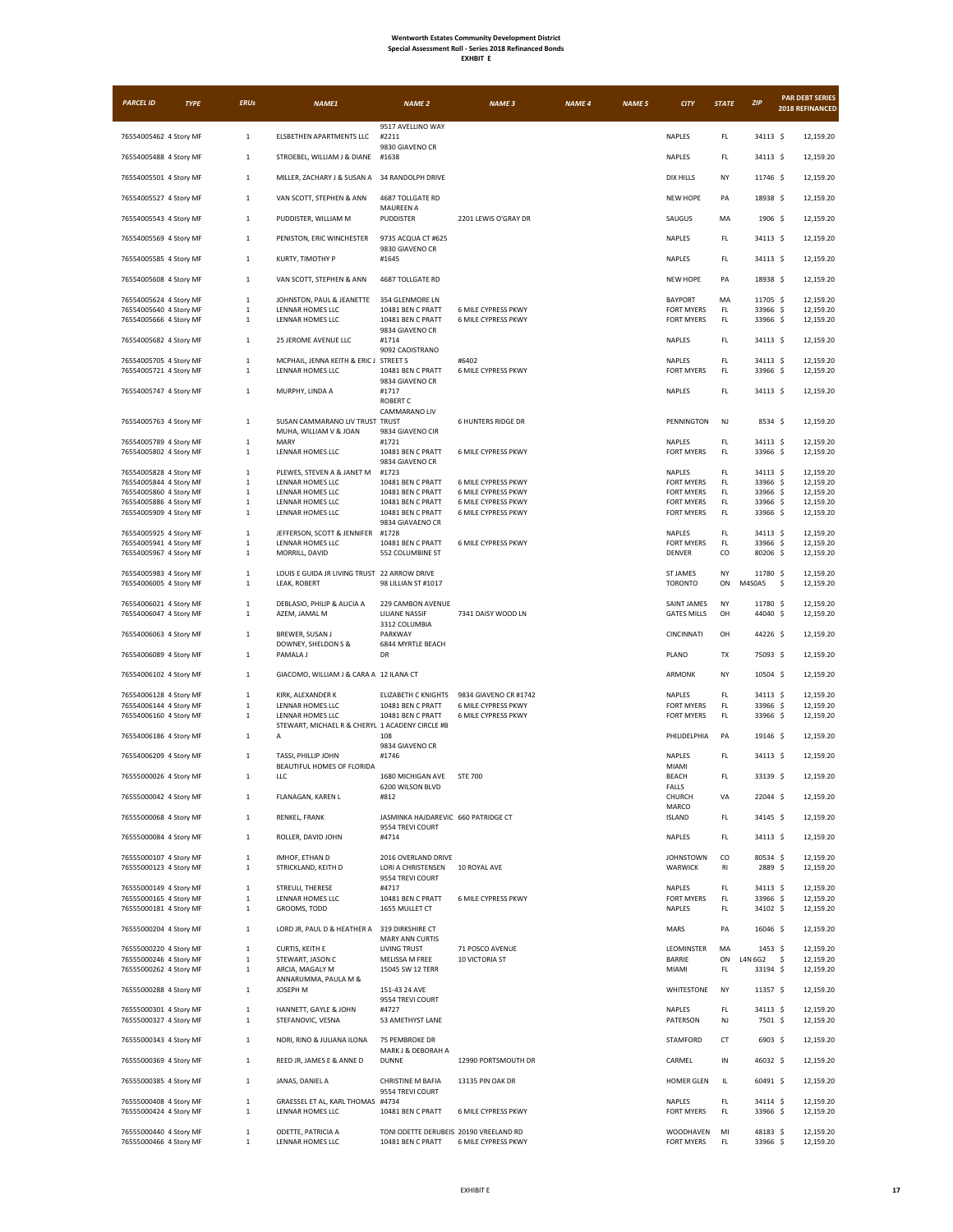# Wentworth Estates Community Development District
## Special Assessment Roll - Series 2018 Refinanced Bonds
### EXHIBIT E

| PARCEL ID | TYPE | ERUs | NAME1 | NAME 2 | NAME 3 | NAME 4 | NAME 5 | CITY | STATE | ZIP | PAR DEBT SERIES 2018 REFINANCED |
|---|---|---|---|---|---|---|---|---|---|---|---|
| 76554005462 | 4 Story MF | 1 | ELSBETHEN APARTMENTS LLC | 9517 AVELLINO WAY #2211 | | | | NAPLES | FL | 34113 | $ 12,159.20 |
| 76554005488 | 4 Story MF | 1 | STROEBEL, WILLIAM J & DIANE | 9830 GIAVENO CR #1638 | | | | NAPLES | FL | 34113 | $ 12,159.20 |
| 76554005501 | 4 Story MF | 1 | MILLER, ZACHARY J & SUSAN A | 34 RANDOLPH DRIVE | | | | DIX HILLS | NY | 11746 | $ 12,159.20 |
| 76554005527 | 4 Story MF | 1 | VAN SCOTT, STEPHEN & ANN | 4687 TOLLGATE RD | | | | NEW HOPE | PA | 18938 | $ 12,159.20 |
| 76554005543 | 4 Story MF | 1 | PUDDISTER, WILLIAM M | MAUREEN A PUDDISTER | 2201 LEWIS O'GRAY DR | | | SAUGUS | MA | 1906 | $ 12,159.20 |
| 76554005569 | 4 Story MF | 1 | PENISTON, ERIC WINCHESTER | 9735 ACQUA CT #625 | | | | NAPLES | FL | 34113 | $ 12,159.20 |
| 76554005585 | 4 Story MF | 1 | KURTY, TIMOTHY P | 9830 GIAVENO CR #1645 | | | | NAPLES | FL | 34113 | $ 12,159.20 |
| 76554005608 | 4 Story MF | 1 | VAN SCOTT, STEPHEN & ANN | 4687 TOLLGATE RD | | | | NEW HOPE | PA | 18938 | $ 12,159.20 |
| 76554005624 | 4 Story MF | 1 | JOHNSTON, PAUL & JEANETTE | 354 GLENMORE LN | | | | BAYPORT | MA | 11705 | $ 12,159.20 |
| 76554005640 | 4 Story MF | 1 | LENNAR HOMES LLC | 10481 BEN C PRATT | 6 MILE CYPRESS PKWY | | | FORT MYERS | FL | 33966 | $ 12,159.20 |
| 76554005666 | 4 Story MF | 1 | LENNAR HOMES LLC | 10481 BEN C PRATT | 6 MILE CYPRESS PKWY | | | FORT MYERS | FL | 33966 | $ 12,159.20 |
| 76554005682 | 4 Story MF | 1 | 25 JEROME AVENUE LLC | 9834 GIAVENO CR #1714 | | | | NAPLES | FL | 34113 | $ 12,159.20 |
| 76554005705 | 4 Story MF | 1 | MCPHAIL, JENNA KEITH & ERIC J | 9092 CAOISTRANO STREET S | #6402 | | | NAPLES | FL | 34113 | $ 12,159.20 |
| 76554005721 | 4 Story MF | 1 | LENNAR HOMES LLC | 10481 BEN C PRATT | 6 MILE CYPRESS PKWY | | | FORT MYERS | FL | 33966 | $ 12,159.20 |
| 76554005747 | 4 Story MF | 1 | MURPHY, LINDA A | 9834 GIAVENO CR #1717 | | | | NAPLES | FL | 34113 | $ 12,159.20 |
| 76554005763 | 4 Story MF | 1 | SUSAN CAMMARANO LIV TRUST | ROBERT C CAMMARANO LIV TRUST | 6 HUNTERS RIDGE DR | | | PENNINGTON | NJ | 8534 | $ 12,159.20 |
| 76554005789 | 4 Story MF | 1 | MUHA, WILLIAM V & JOAN MARY | 9834 GIAVENO CIR #1721 | | | | NAPLES | FL | 34113 | $ 12,159.20 |
| 76554005802 | 4 Story MF | 1 | LENNAR HOMES LLC | 10481 BEN C PRATT | 6 MILE CYPRESS PKWY | | | FORT MYERS | FL | 33966 | $ 12,159.20 |
| 76554005828 | 4 Story MF | 1 | PLEWES, STEVEN A & JANET M | 9834 GIAVENO CR #1723 | | | | NAPLES | FL | 34113 | $ 12,159.20 |
| 76554005844 | 4 Story MF | 1 | LENNAR HOMES LLC | 10481 BEN C PRATT | 6 MILE CYPRESS PKWY | | | FORT MYERS | FL | 33966 | $ 12,159.20 |
| 76554005860 | 4 Story MF | 1 | LENNAR HOMES LLC | 10481 BEN C PRATT | 6 MILE CYPRESS PKWY | | | FORT MYERS | FL | 33966 | $ 12,159.20 |
| 76554005886 | 4 Story MF | 1 | LENNAR HOMES LLC | 10481 BEN C PRATT | 6 MILE CYPRESS PKWY | | | FORT MYERS | FL | 33966 | $ 12,159.20 |
| 76554005909 | 4 Story MF | 1 | LENNAR HOMES LLC | 10481 BEN C PRATT | 6 MILE CYPRESS PKWY | | | FORT MYERS | FL | 33966 | $ 12,159.20 |
| 76554005925 | 4 Story MF | 1 | JEFFERSON, SCOTT & JENNIFER | 9834 GIAVAENO CR #1728 | | | | NAPLES | FL | 34113 | $ 12,159.20 |
| 76554005941 | 4 Story MF | 1 | LENNAR HOMES LLC | 10481 BEN C PRATT | 6 MILE CYPRESS PKWY | | | FORT MYERS | FL | 33966 | $ 12,159.20 |
| 76554005967 | 4 Story MF | 1 | MORRILL, DAVID | 552 COLUMBINE ST | | | | DENVER | CO | 80206 | $ 12,159.20 |
| 76554005983 | 4 Story MF | 1 | LOUIS E GUIDA JR LIVING TRUST | 22 ARROW DRIVE | | | | ST JAMES | NY | 11780 | $ 12,159.20 |
| 76554006005 | 4 Story MF | 1 | LEAK, ROBERT | 98 LILLIAN ST #1017 | | | | TORONTO | ON | M4S0A5 | $ 12,159.20 |
| 76554006021 | 4 Story MF | 1 | DEBLASIO, PHILIP & ALICIA A | 229 CAMBON AVENUE | | | | SAINT JAMES | NY | 11780 | $ 12,159.20 |
| 76554006047 | 4 Story MF | 1 | AZEM, JAMAL M | LILIANE NASSIF | 7341 DAISY WOOD LN | | | GATES MILLS | OH | 44040 | $ 12,159.20 |
| 76554006063 | 4 Story MF | 1 | BREWER, SUSAN J | 3312 COLUMBIA PARKWAY | | | | CINCINNATI | OH | 44226 | $ 12,159.20 |
| 76554006089 | 4 Story MF | 1 | DOWNEY, SHELDON S & PAMALA J | 6844 MYRTLE BEACH DR | | | | PLANO | TX | 75093 | $ 12,159.20 |
| 76554006102 | 4 Story MF | 1 | GIACOMO, WILLIAM J & CARA A | 12 ILANA CT | | | | ARMONK | NY | 10504 | $ 12,159.20 |
| 76554006128 | 4 Story MF | 1 | KIRK, ALEXANDER K | ELIZABETH C KNIGHTS | 9834 GIAVENO CR #1742 | | | NAPLES | FL | 34113 | $ 12,159.20 |
| 76554006144 | 4 Story MF | 1 | LENNAR HOMES LLC | 10481 BEN C PRATT | 6 MILE CYPRESS PKWY | | | FORT MYERS | FL | 33966 | $ 12,159.20 |
| 76554006160 | 4 Story MF | 1 | LENNAR HOMES LLC | 10481 BEN C PRATT | 6 MILE CYPRESS PKWY | | | FORT MYERS | FL | 33966 | $ 12,159.20 |
| 76554006186 | 4 Story MF | 1 | STEWART, MICHAEL R & CHERYL A | 1 ACADENY CIRCLE #B 108 | | | | PHILIDELPHIA | PA | 19146 | $ 12,159.20 |
| 76554006209 | 4 Story MF | 1 | TASSI, PHILLIP JOHN | 9834 GIAVENO CR #1746 | | | | NAPLES | FL | 34113 | $ 12,159.20 |
| 76555000026 | 4 Story MF | 1 | BEAUTIFUL HOMES OF FLORIDA LLC | 1680 MICHIGAN AVE | STE 700 | | | MIAMI BEACH | FL | 33139 | $ 12,159.20 |
| 76555000042 | 4 Story MF | 1 | FLANAGAN, KAREN L | 6200 WILSON BLVD #812 | | | | FALLS CHURCH | VA | 22044 | $ 12,159.20 |
| 76555000068 | 4 Story MF | 1 | RENKEL, FRANK | JASMINKA HAJDAREVIC | 660 PATRIDGE CT | | | MARCO ISLAND | FL | 34145 | $ 12,159.20 |
| 76555000084 | 4 Story MF | 1 | ROLLER, DAVID JOHN | 9554 TREVI COURT #4714 | | | | NAPLES | FL | 34113 | $ 12,159.20 |
| 76555000107 | 4 Story MF | 1 | IMHOF, ETHAN D | 2016 OVERLAND DRIVE | | | | JOHNSTOWN | CO | 80534 | $ 12,159.20 |
| 76555000123 | 4 Story MF | 1 | STRICKLAND, KEITH D | LORI A CHRISTENSEN | 10 ROYAL AVE | | | WARWICK | RI | 2889 | $ 12,159.20 |
| 76555000149 | 4 Story MF | 1 | STREULI, THERESE | 9554 TREVI COURT #4717 | | | | NAPLES | FL | 34113 | $ 12,159.20 |
| 76555000165 | 4 Story MF | 1 | LENNAR HOMES LLC | 10481 BEN C PRATT | 6 MILE CYPRESS PKWY | | | FORT MYERS | FL | 33966 | $ 12,159.20 |
| 76555000181 | 4 Story MF | 1 | GROOMS, TODD | 1655 MULLET CT | | | | NAPLES | FL | 34102 | $ 12,159.20 |
| 76555000204 | 4 Story MF | 1 | LORD JR, PAUL D & HEATHER A | 319 DIRKSHIRE CT | | | | MARS | PA | 16046 | $ 12,159.20 |
| 76555000220 | 4 Story MF | 1 | CURTIS, KEITH E | MARY ANN CURTIS LIVING TRUST | 71 POSCO AVENUE | | | LEOMINSTER | MA | 1453 | $ 12,159.20 |
| 76555000246 | 4 Story MF | 1 | STEWART, JASON C | MELISSA M FREE | 10 VICTORIA ST | | | BARRIE | ON | L4N 6G2 | $ 12,159.20 |
| 76555000262 | 4 Story MF | 1 | ARCIA, MAGALY M | 15045 SW 12 TERR | | | | MIAMI | FL | 33194 | $ 12,159.20 |
| 76555000288 | 4 Story MF | 1 | ANNARUMMA, PAULA M & JOSEPH M | 151-43 24 AVE | | | | WHITESTONE | NY | 11357 | $ 12,159.20 |
| 76555000301 | 4 Story MF | 1 | HANNETT, GAYLE & JOHN | 9554 TREVI COURT #4727 | | | | NAPLES | FL | 34113 | $ 12,159.20 |
| 76555000327 | 4 Story MF | 1 | STEFANOVIC, VESNA | 53 AMETHYST LANE | | | | PATERSON | NJ | 7501 | $ 12,159.20 |
| 76555000343 | 4 Story MF | 1 | NORI, RINO & JULIANA ILONA | 75 PEMBROKE DR | | | | STAMFORD | CT | 6903 | $ 12,159.20 |
| 76555000369 | 4 Story MF | 1 | REED JR, JAMES E & ANNE D | MARK J & DEBORAH A DUNNE | 12990 PORTSMOUTH DR | | | CARMEL | IN | 46032 | $ 12,159.20 |
| 76555000385 | 4 Story MF | 1 | JANAS, DANIEL A | CHRISTINE M BAFIA | 13135 PIN OAK DR | | | HOMER GLEN | IL | 60491 | $ 12,159.20 |
| 76555000408 | 4 Story MF | 1 | GRAESSEL ET AL, KARL THOMAS | 9554 TREVI COURT #4734 | | | | NAPLES | FL | 34114 | $ 12,159.20 |
| 76555000424 | 4 Story MF | 1 | LENNAR HOMES LLC | 10481 BEN C PRATT | 6 MILE CYPRESS PKWY | | | FORT MYERS | FL | 33966 | $ 12,159.20 |
| 76555000440 | 4 Story MF | 1 | ODETTE, PATRICIA A | TONI ODETTE DERUBEIS | 20190 VREELAND RD | | | WOODHAVEN | MI | 48183 | $ 12,159.20 |
| 76555000466 | 4 Story MF | 1 | LENNAR HOMES LLC | 10481 BEN C PRATT | 6 MILE CYPRESS PKWY | | | FORT MYERS | FL | 33966 | $ 12,159.20 |

EXHIBIT E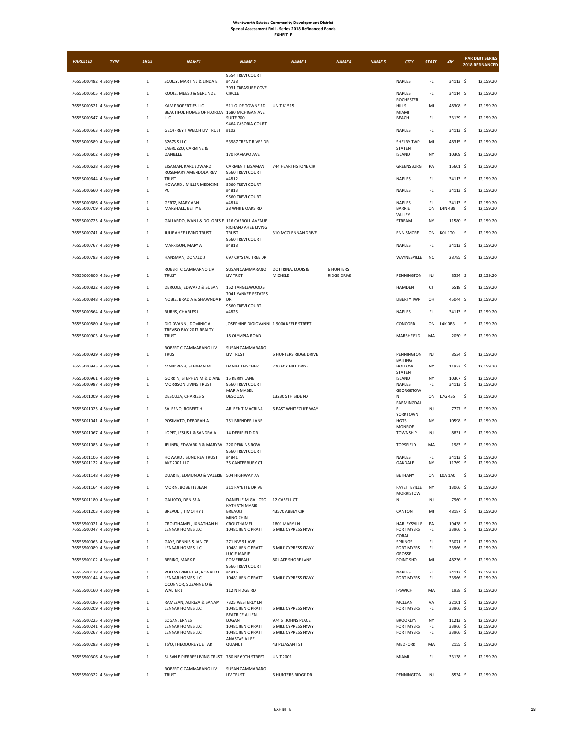**Wentworth Estates Community Development District**
**Special Assessment Roll - Series 2018 Refinanced Bonds**
**EXHIBIT E**

| PARCEL ID | TYPE | ERUs | NAME1 | NAME 2 | NAME 3 | NAME 4 | NAME 5 | CITY | STATE | ZIP | PAR DEBT SERIES 2018 REFINANCED |
|---|---|---|---|---|---|---|---|---|---|---|---|
| 76555000482 | 4 Story MF | 1 | SCULLY, MARTIN J & LINDA E | 9554 TREVI COURT #4738 | | | | NAPLES | FL | 34113 | $ 12,159.20 |
| 76555000505 | 4 Story MF | 1 | KOOLE, MEES J & GERLINDE | 3931 TREASURE COVE CIRCLE | | | | NAPLES | FL | 34114 | $ 12,159.20 |
| 76555000521 | 4 Story MF | 1 | KAM PROPERTIES LLC | 511 OLDE TOWNE RD | UNIT 81515 | | | ROCHESTER HILLS | MI | 48308 | $ 12,159.20 |
| 76555000547 | 4 Story MF | 1 | BEAUTIFUL HOMES OF FLORIDA LLC | 1680 MICHIGAN AVE SUITE 700 | | | | MIAMI BEACH | FL | 33139 | $ 12,159.20 |
| 76555000563 | 4 Story MF | 1 | GEOFFREY T WELCH LIV TRUST | 9464 CASORIA COURT #102 | | | | NAPLES | FL | 34113 | $ 12,159.20 |
| 76555000589 | 4 Story MF | 1 | 32675 S LLC | 53987 TRENT RIVER DR | | | | SHELBY TWP | MI | 48315 | $ 12,159.20 |
| 76555000602 | 4 Story MF | 1 | LABRUZZO, CARMINE & DANIELLE | 170 RAMAPO AVE | | | | STATEN ISLAND | NY | 10309 | $ 12,159.20 |
| 76555000628 | 4 Story MF | 1 | EISAMAN, KARL EDWARD | CARMEN T EISAMAN | 744 HEARTHSTONE CIR | | | GREENSBURG | PA | 15601 | $ 12,159.20 |
| 76555000644 | 4 Story MF | 1 | ROSEMARY AMENDOLA REV TRUST | 9560 TREVI COURT #4812 | | | | NAPLES | FL | 34113 | $ 12,159.20 |
| 76555000660 | 4 Story MF | 1 | HOWARD J MILLER MEDICINE PC | 9560 TREVI COURT #4813 | | | | NAPLES | FL | 34113 | $ 12,159.20 |
| 76555000686 | 4 Story MF | 1 | GERTZ, MARY ANN | 9560 TREVI COURT #4814 | | | | NAPLES | FL | 34113 | $ 12,159.20 |
| 76555000709 | 4 Story MF | 1 | MARSHALL, BETTY E | 28 WHITE OAKS RD | | | | BARRIE | ON | L4N 4B9 | $ 12,159.20 |
| 76555000725 | 4 Story MF | 1 | GALLARDO, IVAN J & DOLORES E | 116 CARROLL AVENUE | | | | VALLEY STREAM | NY | 11580 | $ 12,159.20 |
| 76555000741 | 4 Story MF | 1 | JULIE AHEE LIVING TRUST | RICHARD AHEE LIVING TRUST | 310 MCCLENNAN DRIVE | | | ENNISMORE | ON | K0L 1T0 | $ 12,159.20 |
| 76555000767 | 4 Story MF | 1 | MARRISON, MARY A | 9560 TREVI COURT #4818 | | | | NAPLES | FL | 34113 | $ 12,159.20 |
| 76555000783 | 4 Story MF | 1 | HANSMAN, DONALD J | 697 CRYSTAL TREE DR | | | | WAYNESVILLE | NC | 28785 | $ 12,159.20 |
| 76555000806 | 4 Story MF | 1 | ROBERT C CAMMARNO LIV TRUST | SUSAN CAMMARANO LIV TRIST | DOTTRINA, LOUIS & MICHELE | 6 HUNTERS RIDGE DRIVE | | PENNINGTON | NJ | 8534 | $ 12,159.20 |
| 76555000822 | 4 Story MF | 1 | DERCOLE, EDWARD & SUSAN | 152 TANGLEWOOD S | | | | HAMDEN | CT | 6518 | $ 12,159.20 |
| 76555000848 | 4 Story MF | 1 | NOBLE, BRAD A & SHAWNDA R | 7041 YANKEE ESTATES DR | | | | LIBERTY TWP | OH | 45044 | $ 12,159.20 |
| 76555000864 | 4 Story MF | 1 | BURNS, CHARLES J | 9560 TREVI COURT #4825 | | | | NAPLES | FL | 34113 | $ 12,159.20 |
| 76555000880 | 4 Story MF | 1 | DIGIOVANNI, DOMINIC A | JOSEPHINE DIGIOVANNI | 1 9000 KEELE STREET | | | CONCORD | ON | L4K 0B3 | $ 12,159.20 |
| 76555000903 | 4 Story MF | 1 | TREVISO BAY 2017 REALTY TRUST | 18 OLYMPIA ROAD | | | | MARSHFIELD | MA | 2050 | $ 12,159.20 |
| 76555000929 | 4 Story MF | 1 | ROBERT C CAMMARANO LIV TRUST | SUSAN CAMMARANO LIV TRUST | 6 HUNTERS RIDGE DRIVE | | | PENNINGTON | NJ | 8534 | $ 12,159.20 |
| 76555000945 | 4 Story MF | 1 | MANDRESH, STEPHAN M | DANIEL J FISCHER | 220 FOX HILL DRIVE | | | BAITING HOLLOW | NY | 11933 | $ 12,159.20 |
| 76555000961 | 4 Story MF | 1 | GORDIN, STEPHEN M & DIANE | 15 KERRY LANE | | | | STATEN ISLAND | NY | 10307 | $ 12,159.20 |
| 76555000987 | 4 Story MF | 1 | MORRISON LIVING TRUST | 9560 TREVI COURT | | | | NAPLES | FL | 34113 | $ 12,159.20 |
| 76555001009 | 4 Story MF | 1 | DESOUZA, CHARLES S | MARIA MABEL DESOUZA | 13230 5TH SIDE RD | | | GEORGETOWN | ON | L7G 4S5 | $ 12,159.20 |
| 76555001025 | 4 Story MF | 1 | SALERNO, ROBERT H | ARLEEN T MACRINA | 6 EAST WHITECLIFF WAY | | | FARMINGDALE | NJ | 7727 | $ 12,159.20 |
| 76555001041 | 4 Story MF | 1 | POSIMATO, DEBORAH A | 751 BRENDER LANE | | | | YORKTOWN HGTS | NY | 10598 | $ 12,159.20 |
| 76555001067 | 4 Story MF | 1 | LOPEZ, JESUS L & SANDRA A | 14 DEERFIELD DR | | | | MONROE TOWNSHIP | NJ | 8831 | $ 12,159.20 |
| 76555001083 | 4 Story MF | 1 | JELINEK, EDWARD R & MARY W | 220 PERKINS ROW | | | | TOPSFIELD | MA | 1983 | $ 12,159.20 |
| 76555001106 | 4 Story MF | 1 | HOWARD J SUND REV TRUST | 9560 TREVI COURT #4841 | | | | NAPLES | FL | 34113 | $ 12,159.20 |
| 76555001122 | 4 Story MF | 1 | AKZ 2001 LLC | 35 CANTERBURY CT | | | | OAKDALE | NY | 11769 | $ 12,159.20 |
| 76555001148 | 4 Story MF | 1 | DUARTE, EDMUNDO & VALERIE | 504 HIGHWAY 7A | | | | BETHANY | ON | L0A 1A0 | $ 12,159.20 |
| 76555001164 | 4 Story MF | 1 | MORIN, BOBETTE JEAN | 311 FAYETTE DRIVE | | | | FAYETTEVILLE | NY | 13066 | $ 12,159.20 |
| 76555001180 | 4 Story MF | 1 | GALIOTO, DENISE A | DANIELLE M GALIOTO | 12 CABELL CT | | | MORRISTOWN | NJ | 7960 | $ 12,159.20 |
| 76555001203 | 4 Story MF | 1 | BREAULT, TIMOTHY J | KATHRYN MARIE BREAULT | 43570 ABBEY CIR | | | CANTON | MI | 48187 | $ 12,159.20 |
| 76555500021 | 4 Story MF | 1 | CROUTHAMEL, JONATHAN H | MING-CHIN CROUTHAMEL | 1801 MARY LN | | | HARLEYSVILLE | PA | 19438 | $ 12,159.20 |
| 76555500047 | 4 Story MF | 1 | LENNAR HOMES LLC | 10481 BEN C PRATT | 6 MILE CYPRESS PKWY | | | FORT MYERS | FL | 33966 | $ 12,159.20 |
| 76555500063 | 4 Story MF | 1 | GAYS, DENNIS & JANICE | 271 NW 91 AVE | | | | CORAL SPRINGS | FL | 33071 | $ 12,159.20 |
| 76555500089 | 4 Story MF | 1 | LENNAR HOMES LLC | 10481 BEN C PRATT | 6 MILE CYPRESS PKWY | | | FORT MYERS | FL | 33966 | $ 12,159.20 |
| 76555500102 | 4 Story MF | 1 | BERING, MARK P | LUCIE MARIE POMERIEAU | 80 LAKE SHORE LANE | | | GROSSE POINT SHO | MI | 48236 | $ 12,159.20 |
| 76555500128 | 4 Story MF | 1 | POLLASTRINI ET AL, RONALD J | 9566 TREVI COURT #4916 | | | | NAPLES | FL | 34113 | $ 12,159.20 |
| 76555500144 | 4 Story MF | 1 | LENNAR HOMES LLC | 10481 BEN C PRATT | 6 MILE CYPRESS PKWY | | | FORT MYERS | FL | 33966 | $ 12,159.20 |
| 76555500160 | 4 Story MF | 1 | OCONNOR, SUZANNE O & WALTER J | 112 N RIDGE RD | | | | IPSWICH | MA | 1938 | $ 12,159.20 |
| 76555500186 | 4 Story MF | 1 | RAMEZAN, ALIREZA & SANAM | 7325 WESTERLY LN | | | | MCLEAN | VA | 22101 | $ 12,159.20 |
| 76555500209 | 4 Story MF | 1 | LENNAR HOMES LLC | 10481 BEN C PRATT | 6 MILE CYPRESS PKWY | | | FORT MYERS | FL | 33966 | $ 12,159.20 |
| 76555500225 | 4 Story MF | 1 | LOGAN, ERNEST | BEATRICE ALLEN-LOGAN | 974 ST JOHNS PLACE | | | BROOKLYN | NY | 11213 | $ 12,159.20 |
| 76555500241 | 4 Story MF | 1 | LENNAR HOMES LLC | 10481 BEN C PRATT | 6 MILE CYPRESS PKWY | | | FORT MYERS | FL | 33966 | $ 12,159.20 |
| 76555500267 | 4 Story MF | 1 | LENNAR HOMES LLC | 10481 BEN C PRATT | 6 MILE CYPRESS PKWY | | | FORT MYERS | FL | 33966 | $ 12,159.20 |
| 76555500283 | 4 Story MF | 1 | TS'O, THEODORE YUE TAK | ANASTASIA LEE QUANDT | 43 PLEASANT ST | | | MEDFORD | MA | 2155 | $ 12,159.20 |
| 76555500306 | 4 Story MF | 1 | SUSAN E PIERRES LIVING TRUST | 780 NE 69TH STREET | UNIT 2001 | | | MIAMI | FL | 33138 | $ 12,159.20 |
| 76555500322 | 4 Story MF | 1 | ROBERT C CAMMARANO LIV TRUST | SUSAN CAMMARANO LIV TRUST | 6 HUNTERS RIDGE DR | | | PENNINGTON | NJ | 8534 | $ 12,159.20 |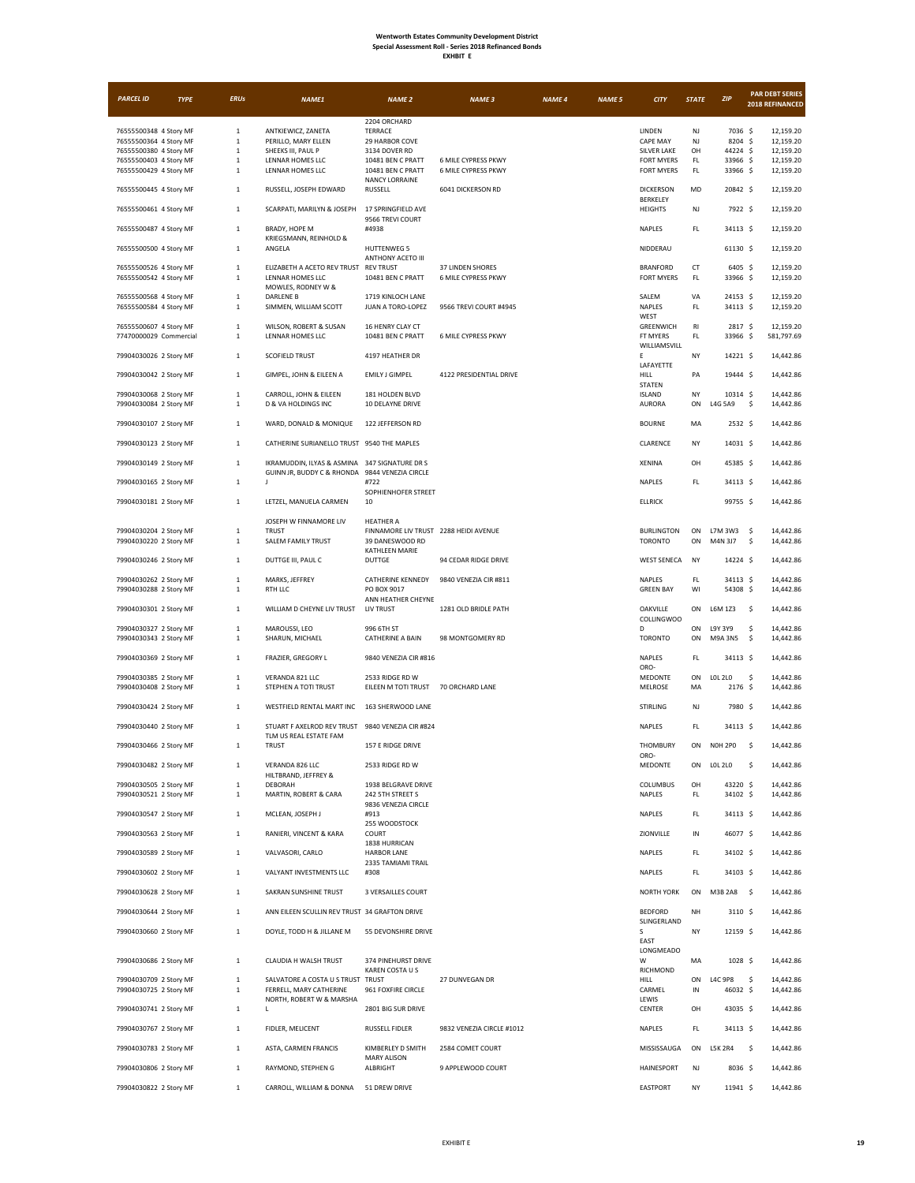# Wentworth Estates Community Development District
## Special Assessment Roll - Series 2018 Refinanced Bonds
### EXHIBIT E

| PARCEL ID | TYPE | ERUs | NAME1 | NAME 2 | NAME 3 | NAME 4 | NAME 5 | CITY | STATE | ZIP | PAR DEBT SERIES 2018 REFINANCED |
|---|---|---|---|---|---|---|---|---|---|---|---|
| 76555500348 | 4 Story MF | 1 | ANTKIEWICZ, ZANETA | 2204 ORCHARD TERRACE | | | | LINDEN | NJ | 7036 | $ 12,159.20 |
| 76555500364 | 4 Story MF | 1 | PERILLO, MARY ELLEN | 29 HARBOR COVE | | | | CAPE MAY | NJ | 8204 | $ 12,159.20 |
| 76555500380 | 4 Story MF | 1 | SHEEKS III, PAUL P | 3134 DOVER RD | | | | SILVER LAKE | OH | 44224 | $ 12,159.20 |
| 76555500403 | 4 Story MF | 1 | LENNAR HOMES LLC | 10481 BEN C PRATT | 6 MILE CYPRESS PKWY | | | FORT MYERS | FL | 33966 | $ 12,159.20 |
| 76555500429 | 4 Story MF | 1 | LENNAR HOMES LLC | 10481 BEN C PRATT | 6 MILE CYPRESS PKWY | | | FORT MYERS | FL | 33966 | $ 12,159.20 |
| 76555500445 | 4 Story MF | 1 | RUSSELL, JOSEPH EDWARD | NANCY LORRAINE RUSSELL | 6041 DICKERSON RD | | | DICKERSON | MD | 20842 | $ 12,159.20 |
| 76555500461 | 4 Story MF | 1 | SCARPATI, MARILYN & JOSEPH | 17 SPRINGFIELD AVE | | | | BERKELEY HEIGHTS | NJ | 7922 | $ 12,159.20 |
| 76555500487 | 4 Story MF | 1 | BRADY, HOPE M | 9566 TREVI COURT #4938 | | | | NAPLES | FL | 34113 | $ 12,159.20 |
| 76555500500 | 4 Story MF | 1 | KRIEGSMANN, REINHOLD & ANGELA | HUTTENWEG 5 | | | | NIDDERAU | | 61130 | $ 12,159.20 |
| 76555500526 | 4 Story MF | 1 | ELIZABETH A ACETO REV TRUST | ANTHONY ACETO III REV TRUST | 37 LINDEN SHORES | | | BRANFORD | CT | 6405 | $ 12,159.20 |
| 76555500542 | 4 Story MF | 1 | LENNAR HOMES LLC | 10481 BEN C PRATT | 6 MILE CYPRESS PKWY | | | FORT MYERS | FL | 33966 | $ 12,159.20 |
| 76555500568 | 4 Story MF | 1 | MOWLES, RODNEY W & DARLENE B | 1719 KINLOCH LANE | | | | SALEM | VA | 24153 | $ 12,159.20 |
| 76555500584 | 4 Story MF | 1 | SIMMEN, WILLIAM SCOTT | JUAN A TORO-LOPEZ | 9566 TREVI COURT #4945 | | | NAPLES | FL | 34113 | $ 12,159.20 |
| 76555500607 | 4 Story MF | 1 | WILSON, ROBERT & SUSAN | 16 HENRY CLAY CT | | | | WEST GREENWICH | RI | 2817 | $ 12,159.20 |
| 77470000029 | Commercial | 1 | LENNAR HOMES LLC | 10481 BEN C PRATT | 6 MILE CYPRESS PKWY | | | FT MYERS | FL | 33966 | $ 581,797.69 |
| 79904030026 | 2 Story MF | 1 | SCOFIELD TRUST | 4197 HEATHER DR | | | | WILLIAMSVILLE | NY | 14221 | $ 14,442.86 |
| 79904030042 | 2 Story MF | 1 | GIMPEL, JOHN & EILEEN A | EMILY J GIMPEL | 4122 PRESIDENTIAL DRIVE | | | LAFAYETTE HILL | PA | 19444 | $ 14,442.86 |
| 79904030068 | 2 Story MF | 1 | CARROLL, JOHN & EILEEN | 181 HOLDEN BLVD | | | | STATEN ISLAND | NY | 10314 | $ 14,442.86 |
| 79904030084 | 2 Story MF | 1 | D & VA HOLDINGS INC | 10 DELAYNE DRIVE | | | | AURORA | ON | L4G 5A9 | $ 14,442.86 |
| 79904030107 | 2 Story MF | 1 | WARD, DONALD & MONIQUE | 122 JEFFERSON RD | | | | BOURNE | MA | 2532 | $ 14,442.86 |
| 79904030123 | 2 Story MF | 1 | CATHERINE SURIANELLO TRUST | 9540 THE MAPLES | | | | CLARENCE | NY | 14031 | $ 14,442.86 |
| 79904030149 | 2 Story MF | 1 | IKRAMUDDIN, ILYAS & ASMINA | 347 SIGNATURE DR S | | | | XENINA | OH | 45385 | $ 14,442.86 |
| 79904030165 | 2 Story MF | 1 | GUINN JR, BUDDY C & RHONDA J | 9844 VENEZIA CIRCLE #722 | | | | NAPLES | FL | 34113 | $ 14,442.86 |
| 79904030181 | 2 Story MF | 1 | LETZEL, MANUELA CARMEN | SOPHIENHOFER STREET 10 | | | | ELLRICK | | 99755 | $ 14,442.86 |
| 79904030204 | 2 Story MF | 1 | JOSEPH W FINNAMORE LIV TRUST | HEATHER A FINNAMORE LIV TRUST | 2288 HEIDI AVENUE | | | BURLINGTON | ON | L7M 3W3 | $ 14,442.86 |
| 79904030220 | 2 Story MF | 1 | SALEM FAMILY TRUST | 39 DANESWOOD RD | | | | TORONTO | ON | M4N 3J7 | $ 14,442.86 |
| 79904030246 | 2 Story MF | 1 | DUTTGE III, PAUL C | KATHLEEN MARIE DUTTGE | 94 CEDAR RIDGE DRIVE | | | WEST SENECA | NY | 14224 | $ 14,442.86 |
| 79904030262 | 2 Story MF | 1 | MARKS, JEFFREY | CATHERINE KENNEDY | 9840 VENEZIA CIR #811 | | | NAPLES | FL | 34113 | $ 14,442.86 |
| 79904030288 | 2 Story MF | 1 | RTH LLC | PO BOX 9017 | | | | GREEN BAY | WI | 54308 | $ 14,442.86 |
| 79904030301 | 2 Story MF | 1 | WILLIAM D CHEYNE LIV TRUST | ANN HEATHER CHEYNE LIV TRUST | 1281 OLD BRIDLE PATH | | | OAKVILLE | ON | L6M 1Z3 | $ 14,442.86 |
| 79904030327 | 2 Story MF | 1 | MAROUSSI, LEO | 996 6TH ST | | | | COLLINGWOOD | ON | L9Y 3Y9 | $ 14,442.86 |
| 79904030343 | 2 Story MF | 1 | SHARUN, MICHAEL | CATHERINE A BAIN | 98 MONTGOMERY RD | | | TORONTO | ON | M9A 3N5 | $ 14,442.86 |
| 79904030369 | 2 Story MF | 1 | FRAZIER, GREGORY L | 9840 VENEZIA CIR #816 | | | | NAPLES | FL | 34113 | $ 14,442.86 |
| 79904030385 | 2 Story MF | 1 | VERANDA 821 LLC | 2533 RIDGE RD W | | | | ORO-MEDONTE | ON | L0L 2L0 | $ 14,442.86 |
| 79904030408 | 2 Story MF | 1 | STEPHEN A TOTI TRUST | EILEEN M TOTI TRUST | 70 ORCHARD LANE | | | MELROSE | MA | 2176 | $ 14,442.86 |
| 79904030424 | 2 Story MF | 1 | WESTFIELD RENTAL MART INC | 163 SHERWOOD LANE | | | | STIRLING | NJ | 7980 | $ 14,442.86 |
| 79904030440 | 2 Story MF | 1 | STUART F AXELROD REV TRUST | 9840 VENEZIA CIR #824 | | | | NAPLES | FL | 34113 | $ 14,442.86 |
| 79904030466 | 2 Story MF | 1 | TLM US REAL ESTATE FAM TRUST | 157 E RIDGE DRIVE | | | | THOMBURY | ON | N0H 2P0 | $ 14,442.86 |
| 79904030482 | 2 Story MF | 1 | VERANDA 826 LLC | 2533 RIDGE RD W | | | | ORO-MEDONTE | ON | L0L 2L0 | $ 14,442.86 |
| 79904030505 | 2 Story MF | 1 | HILTBRAND, JEFFREY & DEBORAH | 1938 BELGRAVE DRIVE | | | | COLUMBUS | OH | 43220 | $ 14,442.86 |
| 79904030521 | 2 Story MF | 1 | MARTIN, ROBERT & CARA | 242 5TH STREET S | | | | NAPLES | FL | 34102 | $ 14,442.86 |
| 79904030547 | 2 Story MF | 1 | MCLEAN, JOSEPH J | 9836 VENEZIA CIRCLE #913 | | | | NAPLES | FL | 34113 | $ 14,442.86 |
| 79904030563 | 2 Story MF | 1 | RANIERI, VINCENT & KARA | 255 WOODSTOCK COURT | | | | ZIONVILLE | IN | 46077 | $ 14,442.86 |
| 79904030589 | 2 Story MF | 1 | VALVASORI, CARLO | 1838 HURRICAN HARBOR LANE | | | | NAPLES | FL | 34102 | $ 14,442.86 |
| 79904030602 | 2 Story MF | 1 | VALYANT INVESTMENTS LLC | 2335 TAMIAMI TRAIL #308 | | | | NAPLES | FL | 34103 | $ 14,442.86 |
| 79904030628 | 2 Story MF | 1 | SAKRAN SUNSHINE TRUST | 3 VERSAILLES COURT | | | | NORTH YORK | ON | M3B 2A8 | $ 14,442.86 |
| 79904030644 | 2 Story MF | 1 | ANN EILEEN SCULLIN REV TRUST | 34 GRAFTON DRIVE | | | | BEDFORD | NH | 3110 | $ 14,442.86 |
| 79904030660 | 2 Story MF | 1 | DOYLE, TODD H & JILLANE M | 55 DEVONSHIRE DRIVE | | | | SLINGERLANDS | NY | 12159 | $ 14,442.86 |
| 79904030686 | 2 Story MF | 1 | CLAUDIA H WALSH TRUST | 374 PINEHURST DRIVE | | | | EAST LONGMEADOW | MA | 1028 | $ 14,442.86 |
| 79904030709 | 2 Story MF | 1 | SALVATORE A COSTA U S TRUST | KAREN COSTA U S TRUST | 27 DUNVEGAN DR | | | RICHMOND HILL | ON | L4C 9P8 | $ 14,442.86 |
| 79904030725 | 2 Story MF | 1 | FERRELL, MARY CATHERINE | 961 FOXFIRE CIRCLE | | | | CARMEL | IN | 46032 | $ 14,442.86 |
| 79904030741 | 2 Story MF | 1 | NORTH, ROBERT W & MARSHA L | 2801 BIG SUR DRIVE | | | | LEWIS CENTER | OH | 43035 | $ 14,442.86 |
| 79904030767 | 2 Story MF | 1 | FIDLER, MELICENT | RUSSELL FIDLER | 9832 VENEZIA CIRCLE #1012 | | | NAPLES | FL | 34113 | $ 14,442.86 |
| 79904030783 | 2 Story MF | 1 | ASTA, CARMEN FRANCIS | KIMBERLEY D SMITH | 2584 COMET COURT | | | MISSISSAUGA | ON | L5K 2R4 | $ 14,442.86 |
| 79904030806 | 2 Story MF | 1 | RAYMOND, STEPHEN G | MARY ALISON ALBRIGHT | 9 APPLEWOOD COURT | | | HAINESPORT | NJ | 8036 | $ 14,442.86 |
| 79904030822 | 2 Story MF | 1 | CARROLL, WILLIAM & DONNA | 51 DREW DRIVE | | | | EASTPORT | NY | 11941 | $ 14,442.86 |

EXHIBIT E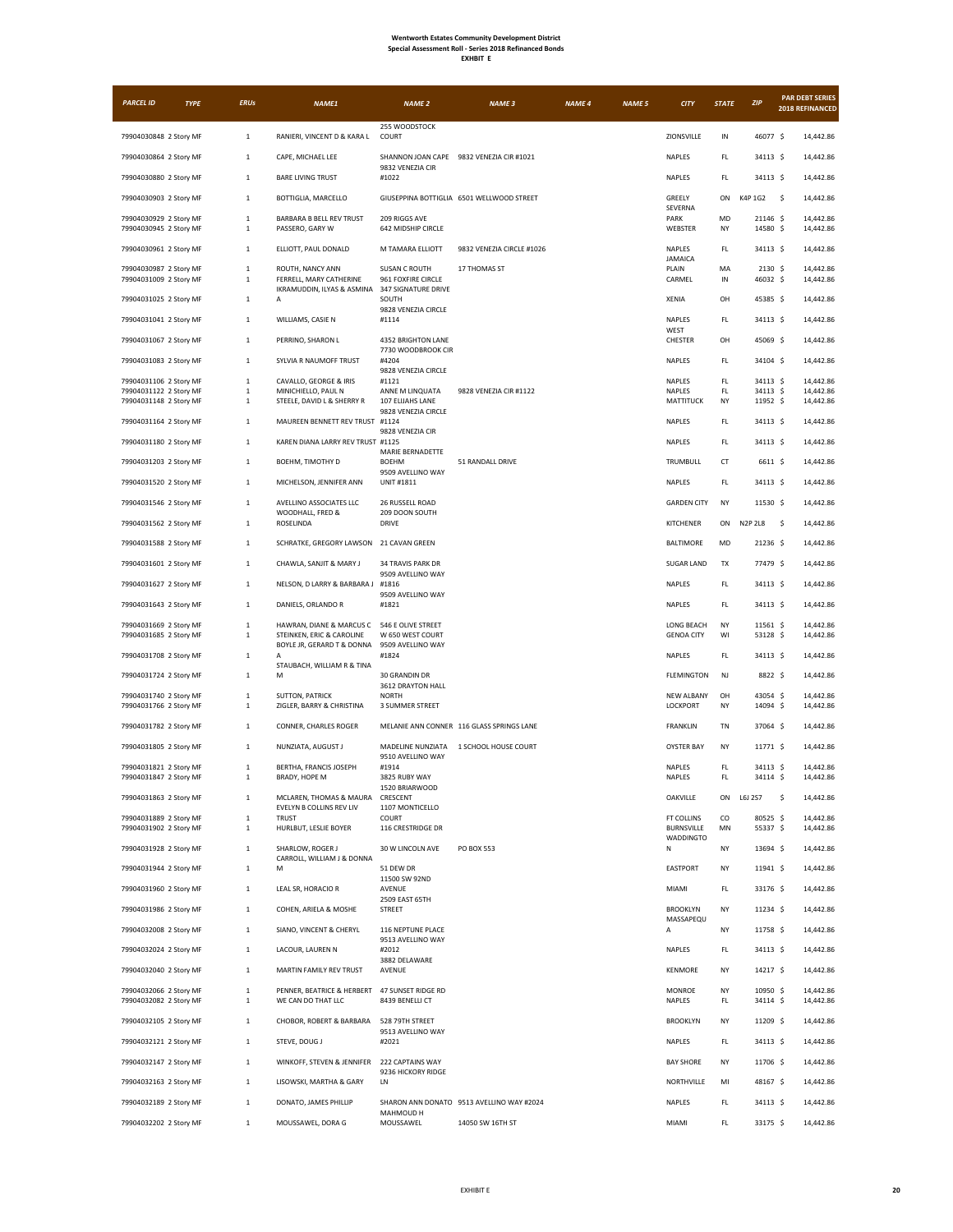**Wentworth Estates Community Development District**
**Special Assessment Roll - Series 2018 Refinanced Bonds**
**EXHIBIT E**

| PARCEL ID | TYPE | ERUs | NAME1 | NAME 2 | NAME 3 | NAME 4 | NAME 5 | CITY | STATE | ZIP | PAR DEBT SERIES 2018 REFINANCED |
|---|---|---|---|---|---|---|---|---|---|---|---|
| 79904030848 | 2 Story MF | 1 | RANIERI, VINCENT D & KARA L | 255 WOODSTOCK COURT | | | | ZIONSVILLE | IN | 46077 | $ 14,442.86 |
| 79904030864 | 2 Story MF | 1 | CAPE, MICHAEL LEE | SHANNON JOAN CAPE | 9832 VENEZIA CIR #1021 | | | NAPLES | FL | 34113 | $ 14,442.86 |
| 79904030880 | 2 Story MF | 1 | BARE LIVING TRUST | 9832 VENEZIA CIR #1022 | | | | NAPLES | FL | 34113 | $ 14,442.86 |
| 79904030903 | 2 Story MF | 1 | BOTTIGLIA, MARCELLO | GIUSEPPINA BOTTIGLIA | 6501 WELLWOOD STREET | | | GREELY | ON | K4P 1G2 | $ 14,442.86 |
| 79904030929 | 2 Story MF | 1 | BARBARA B BELL REV TRUST | 209 RIGGS AVE | | | | SEVERNA PARK | MD | 21146 | $ 14,442.86 |
| 79904030945 | 2 Story MF | 1 | PASSERO, GARY W | 642 MIDSHIP CIRCLE | | | | WEBSTER | NY | 14580 | $ 14,442.86 |
| 79904030961 | 2 Story MF | 1 | ELLIOTT, PAUL DONALD | M TAMARA ELLIOTT | 9832 VENEZIA CIRCLE #1026 | | | NAPLES | FL | 34113 | $ 14,442.86 |
| 79904030987 | 2 Story MF | 1 | ROUTH, NANCY ANN | SUSAN C ROUTH | 17 THOMAS ST | | | JAMAICA PLAIN | MA | 2130 | $ 14,442.86 |
| 79904031009 | 2 Story MF | 1 | FERRELL, MARY CATHERINE | 961 FOXFIRE CIRCLE | | | | CARMEL | IN | 46032 | $ 14,442.86 |
| 79904031025 | 2 Story MF | 1 | IKRAMUDDIN, ILYAS & ASMINA A | 347 SIGNATURE DRIVE SOUTH | | | | XENIA | OH | 45385 | $ 14,442.86 |
| 79904031041 | 2 Story MF | 1 | WILLIAMS, CASIE N | 9828 VENEZIA CIRCLE #1114 | | | | NAPLES | FL | 34113 | $ 14,442.86 |
| 79904031067 | 2 Story MF | 1 | PERRINO, SHARON L | 4352 BRIGHTON LANE | | | | WEST CHESTER | OH | 45069 | $ 14,442.86 |
| 79904031083 | 2 Story MF | 1 | SYLVIA R NAUMOFF TRUST | 7730 WOODBROOK CIR #4204 | | | | NAPLES | FL | 34104 | $ 14,442.86 |
| 79904031106 | 2 Story MF | 1 | CAVALLO, GEORGE & IRIS | 9828 VENEZIA CIRCLE #1121 | | | | NAPLES | FL | 34113 | $ 14,442.86 |
| 79904031122 | 2 Story MF | 1 | MINICHIELLO, PAUL N | ANNE M LINQUATA | 9828 VENEZIA CIR #1122 | | | NAPLES | FL | 34113 | $ 14,442.86 |
| 79904031148 | 2 Story MF | 1 | STEELE, DAVID L & SHERRY R | 107 ELIJAHS LANE | | | | MATTITUCK | NY | 11952 | $ 14,442.86 |
| 79904031164 | 2 Story MF | 1 | MAUREEN BENNETT REV TRUST | 9828 VENEZIA CIRCLE #1124 | | | | NAPLES | FL | 34113 | $ 14,442.86 |
| 79904031180 | 2 Story MF | 1 | KAREN DIANA LARRY REV TRUST | 9828 VENEZIA CIR #1125 | | | | NAPLES | FL | 34113 | $ 14,442.86 |
| 79904031203 | 2 Story MF | 1 | BOEHM, TIMOTHY D | MARIE BERNADETTE BOEHM | 51 RANDALL DRIVE | | | TRUMBULL | CT | 6611 | $ 14,442.86 |
| 79904031520 | 2 Story MF | 1 | MICHELSON, JENNIFER ANN | 9509 AVELLINO WAY UNIT #1811 | | | | NAPLES | FL | 34113 | $ 14,442.86 |
| 79904031546 | 2 Story MF | 1 | AVELLINO ASSOCIATES LLC | 26 RUSSELL ROAD | | | | GARDEN CITY | NY | 11530 | $ 14,442.86 |
| 79904031562 | 2 Story MF | 1 | WOODHALL, FRED & ROSELINDA | 209 DOON SOUTH DRIVE | | | | KITCHENER | ON | N2P 2L8 | $ 14,442.86 |
| 79904031588 | 2 Story MF | 1 | SCHRATKE, GREGORY LAWSON | 21 CAVAN GREEN | | | | BALTIMORE | MD | 21236 | $ 14,442.86 |
| 79904031601 | 2 Story MF | 1 | CHAWLA, SANJIT & MARY J | 34 TRAVIS PARK DR | | | | SUGAR LAND | TX | 77479 | $ 14,442.86 |
| 79904031627 | 2 Story MF | 1 | NELSON, D LARRY & BARBARA J | 9509 AVELLINO WAY #1816 | | | | NAPLES | FL | 34113 | $ 14,442.86 |
| 79904031643 | 2 Story MF | 1 | DANIELS, ORLANDO R | 9509 AVELLINO WAY #1821 | | | | NAPLES | FL | 34113 | $ 14,442.86 |
| 79904031669 | 2 Story MF | 1 | HAWRAN, DIANE & MARCUS C | 546 E OLIVE STREET | | | | LONG BEACH | NY | 11561 | $ 14,442.86 |
| 79904031685 | 2 Story MF | 1 | STEINKEN, ERIC & CAROLINE | W 650 WEST COURT | | | | GENOA CITY | WI | 53128 | $ 14,442.86 |
| 79904031708 | 2 Story MF | 1 | BOYLE JR, GERARD T & DONNA A | 9509 AVELLINO WAY #1824 | | | | NAPLES | FL | 34113 | $ 14,442.86 |
| 79904031724 | 2 Story MF | 1 | STAUBACH, WILLIAM R & TINA M | 30 GRANDIN DR | | | | FLEMINGTON | NJ | 8822 | $ 14,442.86 |
| 79904031740 | 2 Story MF | 1 | SUTTON, PATRICK | 3612 DRAYTON HALL NORTH | | | | NEW ALBANY | OH | 43054 | $ 14,442.86 |
| 79904031766 | 2 Story MF | 1 | ZIGLER, BARRY & CHRISTINA | 3 SUMMER STREET | | | | LOCKPORT | NY | 14094 | $ 14,442.86 |
| 79904031782 | 2 Story MF | 1 | CONNER, CHARLES ROGER | MELANIE ANN CONNER | 116 GLASS SPRINGS LANE | | | FRANKLIN | TN | 37064 | $ 14,442.86 |
| 79904031805 | 2 Story MF | 1 | NUNZIATA, AUGUST J | MADELINE NUNZIATA | 1 SCHOOL HOUSE COURT | | | OYSTER BAY | NY | 11771 | $ 14,442.86 |
| 79904031821 | 2 Story MF | 1 | BERTHA, FRANCIS JOSEPH | 9510 AVELLINO WAY #1914 | | | | NAPLES | FL | 34113 | $ 14,442.86 |
| 79904031847 | 2 Story MF | 1 | BRADY, HOPE M | 3825 RUBY WAY | | | | NAPLES | FL | 34114 | $ 14,442.86 |
| 79904031863 | 2 Story MF | 1 | MCLAREN, THOMAS & MAURA | 1520 BRIARWOOD CRESCENT | | | | OAKVILLE | ON | L6J 2S7 | $ 14,442.86 |
| 79904031889 | 2 Story MF | 1 | EVELYN B COLLINS REV LIV TRUST | 1107 MONTICELLO COURT | | | | FT COLLINS | CO | 80525 | $ 14,442.86 |
| 79904031902 | 2 Story MF | 1 | HURLBUT, LESLIE BOYER | 116 CRESTRIDGE DR | | | | BURNSVILLE | MN | 55337 | $ 14,442.86 |
| 79904031928 | 2 Story MF | 1 | SHARLOW, ROGER J | 30 W LINCOLN AVE | PO BOX 553 | | | WADDINGTON | NY | 13694 | $ 14,442.86 |
| 79904031944 | 2 Story MF | 1 | CARROLL, WILLIAM J & DONNA M | 51 DEW DR | | | | EASTPORT | NY | 11941 | $ 14,442.86 |
| 79904031960 | 2 Story MF | 1 | LEAL SR, HORACIO R | 11500 SW 92ND AVENUE | | | | MIAMI | FL | 33176 | $ 14,442.86 |
| 79904031986 | 2 Story MF | 1 | COHEN, ARIELA & MOSHE | 2509 EAST 65TH STREET | | | | BROOKLYN | NY | 11234 | $ 14,442.86 |
| 79904032008 | 2 Story MF | 1 | SIANO, VINCENT & CHERYL | 116 NEPTUNE PLACE | | | | MASSAPEQUA | NY | 11758 | $ 14,442.86 |
| 79904032024 | 2 Story MF | 1 | LACOUR, LAUREN N | 9513 AVELLINO WAY #2012 | | | | NAPLES | FL | 34113 | $ 14,442.86 |
| 79904032040 | 2 Story MF | 1 | MARTIN FAMILY REV TRUST | 3882 DELAWARE AVENUE | | | | KENMORE | NY | 14217 | $ 14,442.86 |
| 79904032066 | 2 Story MF | 1 | PENNER, BEATRICE & HERBERT | 47 SUNSET RIDGE RD | | | | MONROE | NY | 10950 | $ 14,442.86 |
| 79904032082 | 2 Story MF | 1 | WE CAN DO THAT LLC | 8439 BENELLI CT | | | | NAPLES | FL | 34114 | $ 14,442.86 |
| 79904032105 | 2 Story MF | 1 | CHOBOR, ROBERT & BARBARA | 528 79TH STREET | | | | BROOKLYN | NY | 11209 | $ 14,442.86 |
| 79904032121 | 2 Story MF | 1 | STEVE, DOUG J | 9513 AVELLINO WAY #2021 | | | | NAPLES | FL | 34113 | $ 14,442.86 |
| 79904032147 | 2 Story MF | 1 | WINKOFF, STEVEN & JENNIFER | 222 CAPTAINS WAY | | | | BAY SHORE | NY | 11706 | $ 14,442.86 |
| 79904032163 | 2 Story MF | 1 | LISOWSKI, MARTHA & GARY | 9236 HICKORY RIDGE LN | | | | NORTHVILLE | MI | 48167 | $ 14,442.86 |
| 79904032189 | 2 Story MF | 1 | DONATO, JAMES PHILLIP | SHARON ANN DONATO | 9513 AVELLINO WAY #2024 | | | NAPLES | FL | 34113 | $ 14,442.86 |
| 79904032202 | 2 Story MF | 1 | MOUSSAWEL, DORA G | MAHMOUD H MOUSSAWEL | 14050 SW 16TH ST | | | MIAMI | FL | 33175 | $ 14,442.86 |

EXHIBIT E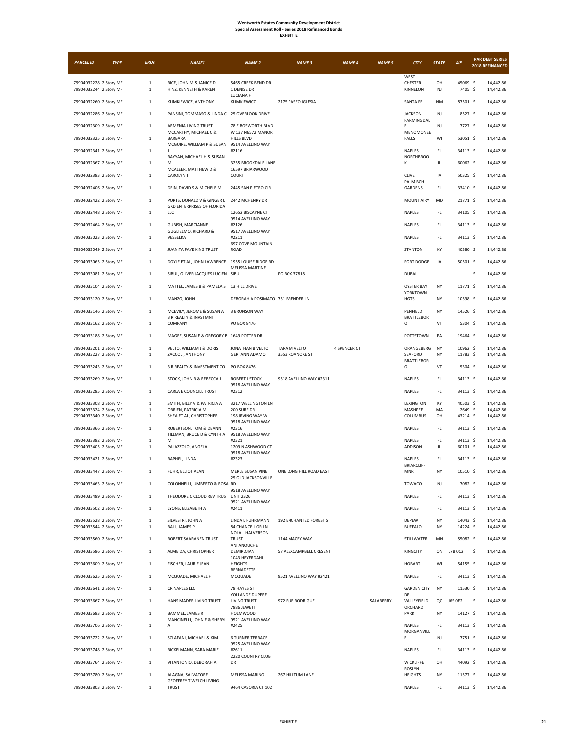# Wentworth Estates Community Development District
## Special Assessment Roll - Series 2018 Refinanced Bonds
### EXHIBIT E

| PARCEL ID | TYPE | ERUs | NAME1 | NAME 2 | NAME 3 | NAME 4 | NAME 5 | CITY | STATE | ZIP | PAR DEBT SERIES 2018 REFINANCED |
|---|---|---|---|---|---|---|---|---|---|---|---|
| 79904032228 | 2 Story MF | 1 | RICE, JOHN M & JANICE D | 5465 CREEK BEND DR | | | | WEST CHESTER | OH | 45069 | $ 14,442.86 |
| 79904032244 | 2 Story MF | 1 | HINZ, KENNETH & KAREN | 1 DENISE DR | | | | KINNELON | NJ | 7405 | $ 14,442.86 |
| 79904032260 | 2 Story MF | 1 | KLIMKIEWICZ, ANTHONY | LUCIANA F KLIMKIEWICZ | 2175 PASEO IGLESIA | | | SANTA FE | NM | 87501 | $ 14,442.86 |
| 79904032286 | 2 Story MF | 1 | PANSINI, TOMMASO & LINDA C | 25 OVERLOOK DRIVE | | | | JACKSON | NJ | 8527 | $ 14,442.86 |
| 79904032309 | 2 Story MF | 1 | ARMENIA LIVING TRUST | 78 E BOSWORTH BLVD | | | | FARMINGDALE | NJ | 7727 | $ 14,442.86 |
| 79904032325 | 2 Story MF | 1 | MCCARTHY, MICHAEL C & BARBARA | W 137 N6572 MANOR HILLS BLVD | | | | MENOMONEE FALLS | WI | 53051 | $ 14,442.86 |
| 79904032341 | 2 Story MF | 1 | MCGUIRE, WILLIAM P & SUSAN J | 9514 AVELLINO WAY #2116 | | | | NAPLES | FL | 34113 | $ 14,442.86 |
| 79904032367 | 2 Story MF | 1 | RAYYAN, MICHAEL H & SUSAN M | 3255 BROOKDALE LANE | | | | NORTHBROOK | IL | 60062 | $ 14,442.86 |
| 79904032383 | 2 Story MF | 1 | MCALEER, MATTHEW D & CAROLYN T | 16597 BRIARWOOD COURT | | | | CLIVE | IA | 50325 | $ 14,442.86 |
| 79904032406 | 2 Story MF | 1 | DEIN, DAVID S & MICHELE M | 2445 SAN PIETRO CIR | | | | PALM BCH GARDENS | FL | 33410 | $ 14,442.86 |
| 79904032422 | 2 Story MF | 1 | PORTS, DONALD V & GINGER L | 2442 MCHENRY DR | | | | MOUNT AIRY | MD | 21771 | $ 14,442.86 |
| 79904032448 | 2 Story MF | 1 | GKD ENTERPRISES OF FLORIDA LLC | 12652 BISCAYNE CT | | | | NAPLES | FL | 34105 | $ 14,442.86 |
| 79904032464 | 2 Story MF | 1 | GUBISH, MARCIANNE | 9514 AVELLINO WAY #2126 | | | | NAPLES | FL | 34113 | $ 14,442.86 |
| 79904033023 | 2 Story MF | 1 | GUGLIELMO, RICHARD & VESSELKA | 9517 AVELLINO WAY #2211 | | | | NAPLES | FL | 34113 | $ 14,442.86 |
| 79904033049 | 2 Story MF | 1 | JUANITA FAYE KING TRUST | 697 COVE MOUNTAIN ROAD | | | | STANTON | KY | 40380 | $ 14,442.86 |
| 79904033065 | 2 Story MF | 1 | DOYLE ET AL, JOHN LAWRENCE | 1955 LOUISE RIDGE RD | | | | FORT DODGE | IA | 50501 | $ 14,442.86 |
| 79904033081 | 2 Story MF | 1 | SIBUL, OLIVER JACQUES LUCIEN | MELISSA MARTINE SIBUL | PO BOX 37818 | | | DUBAI | | | $ 14,442.86 |
| 79904033104 | 2 Story MF | 1 | MATTEL, JAMES B & PAMELA S | 13 HILL DRIVE | | | | OYSTER BAY | NY | 11771 | $ 14,442.86 |
| 79904033120 | 2 Story MF | 1 | MANZO, JOHN | DEBORAH A POSIMATO | 751 BRENDER LN | | | YORKTOWN HGTS | NY | 10598 | $ 14,442.86 |
| 79904033146 | 2 Story MF | 1 | MCEVILY, JEROME & SUSAN A | 3 BRUNSON WAY | | | | PENFIELD | NY | 14526 | $ 14,442.86 |
| 79904033162 | 2 Story MF | 1 | 3 R REALTY & INVSTMNT COMPANY | PO BOX 8476 | | | | BRATTLEBORO | VT | 5304 | $ 14,442.86 |
| 79904033188 | 2 Story MF | 1 | MAGEE, SUSAN E & GREGORY B | 1649 POTTER DR | | | | POTTSTOWN | PA | 19464 | $ 14,442.86 |
| 79904033201 | 2 Story MF | 1 | VELTO, WILLIAM J & DORIS | JONATHAN B VELTO | TARA M VELTO | 4 SPENCER CT | | ORANGEBERG | NY | 10962 | $ 14,442.86 |
| 79904033227 | 2 Story MF | 1 | ZACCOLI, ANTHONY | GERI ANN ADAMO | 3553 ROANOKE ST | | | SEAFORD | NY | 11783 | $ 14,442.86 |
| 79904033243 | 2 Story MF | 1 | 3 R REALTY & INVESTMENT CO | PO BOX 8476 | | | | BRATTLEBORO | VT | 5304 | $ 14,442.86 |
| 79904033269 | 2 Story MF | 1 | STOCK, JOHN R & REBECCA J | ROBERT J STOCK | 9518 AVELLINO WAY #2311 | | | NAPLES | FL | 34113 | $ 14,442.86 |
| 79904033285 | 2 Story MF | 1 | CARLA E COUNCILL TRUST | 9518 AVELLINO WAY #2312 | | | | NAPLES | FL | 34113 | $ 14,442.86 |
| 79904033308 | 2 Story MF | 1 | SMITH, BILLY V & PATRICIA A | 3217 WELLINGTON LN | | | | LEXINGTON | KY | 40503 | $ 14,442.86 |
| 79904033324 | 2 Story MF | 1 | OBRIEN, PATRICIA M | 200 SURF DR | | | | MASHPEE | MA | 2649 | $ 14,442.86 |
| 79904033340 | 2 Story MF | 1 | SHEA ET AL, CHRISTOPHER | 198 IRVING WAY W | | | | COLUMBUS | OH | 43214 | $ 14,442.86 |
| 79904033366 | 2 Story MF | 1 | ROBERTSON, TOM & DEANN | 9518 AVELLINO WAY #2316 | | | | NAPLES | FL | 34113 | $ 14,442.86 |
| 79904033382 | 2 Story MF | 1 | TILLMAN, BRUCE D & CYNTHIA M | 9518 AVELLINO WAY #2321 | | | | NAPLES | FL | 34113 | $ 14,442.86 |
| 79904033405 | 2 Story MF | 1 | PALAZZOLO, ANGELA | 1209 N ASHWOOD CT | | | | ADDISON | IL | 60101 | $ 14,442.86 |
| 79904033421 | 2 Story MF | 1 | RAPHEL, LINDA | 9518 AVELLINO WAY #2323 | | | | NAPLES | FL | 34113 | $ 14,442.86 |
| 79904033447 | 2 Story MF | 1 | FUHR, ELLIOT ALAN | MERLE SUSAN PINE | ONE LONG HILL ROAD EAST | | | BRIARCLIFF MNR | NY | 10510 | $ 14,442.86 |
| 79904033463 | 2 Story MF | 1 | COLONNELLI, UMBERTO & ROSA | 25 OLD JACKSONVILLE RD | | | | TOWACO | NJ | 7082 | $ 14,442.86 |
| 79904033489 | 2 Story MF | 1 | THEODORE C CLOUD REV TRUST | 9518 AVELLINO WAY UNIT 2326 | | | | NAPLES | FL | 34113 | $ 14,442.86 |
| 79904033502 | 2 Story MF | 1 | LYONS, ELIZABETH A | 9521 AVELLINO WAY #2411 | | | | NAPLES | FL | 34113 | $ 14,442.86 |
| 79904033528 | 2 Story MF | 1 | SILVESTRI, JOHN A | LINDA L FUHRMANN | 192 ENCHANTED FOREST S | | | DEPEW | NY | 14043 | $ 14,442.86 |
| 79904033544 | 2 Story MF | 1 | BALL, JAMES P | 84 CHANCELLOR LN | | | | BUFFALO | NY | 14224 | $ 14,442.86 |
| 79904033560 | 2 Story MF | 1 | ROBERT SAARANEN TRUST | NOLA L HALVERSON TRUST | 1144 MACEY WAY | | | STILLWATER | MN | 55082 | $ 14,442.86 |
| 79904033586 | 2 Story MF | 1 | ALMEIDA, CHRISTOPHER | ANI ANOUCHE DEMIRDJIAN | 57 ALEXCAMPBELL CRESENT | | | KINGCITY | ON | L7B 0C2 | $ 14,442.86 |
| 79904033609 | 2 Story MF | 1 | FISCHER, LAURIE JEAN | 1043 HEYERDAHL HEIGHTS | | | | HOBART | WI | 54155 | $ 14,442.86 |
| 79904033625 | 2 Story MF | 1 | MCQUADE, MICHAEL F | BERNADETTE MCQUADE | 9521 AVELLINO WAY #2421 | | | NAPLES | FL | 34113 | $ 14,442.86 |
| 79904033641 | 2 Story MF | 1 | CR NAPLES LLC | 78 HAYES ST | | | | GARDEN CITY | NY | 11530 | $ 14,442.86 |
| 79904033667 | 2 Story MF | 1 | HANS MADER LIVING TRUST | YOLLANDE DUPERE LIVING TRUST | 972 RUE RODRIGUE | | SALABERRY- | DE-VALLEYFIELD | QC | J6S 0E2 | $ 14,442.86 |
| 79904033683 | 2 Story MF | 1 | BAMMEL, JAMES R | 7886 JEWETT HOLMWOOD | | | | ORCHARD PARK | NY | 14127 | $ 14,442.86 |
| 79904033706 | 2 Story MF | 1 | MANCINELLI, JOHN E & SHERYL A | 9521 AVELLINO WAY #2425 | | | | NAPLES | FL | 34113 | $ 14,442.86 |
| 79904033722 | 2 Story MF | 1 | SCLAFANI, MICHAEL & KIM | 6 TURNER TERRACE | | | | MORGANVILLE | NJ | 7751 | $ 14,442.86 |
| 79904033748 | 2 Story MF | 1 | BICKELMANN, SARA MARIE | 9525 AVELLINO WAY #2611 | | | | NAPLES | FL | 34113 | $ 14,442.86 |
| 79904033764 | 2 Story MF | 1 | VITANTONIO, DEBORAH A | 2220 COUNTRY CLUB DR | | | | WICKLIFFE | OH | 44092 | $ 14,442.86 |
| 79904033780 | 2 Story MF | 1 | ALAGNA, SALVATORE | MELISSA MARINO | 267 HILLTUM LANE | | | ROSLYN HEIGHTS | NY | 11577 | $ 14,442.86 |
| 79904033803 | 2 Story MF | 1 | GEOFFREY T WELCH LIVING TRUST | 9464 CASORIA CT 102 | | | | NAPLES | FL | 34113 | $ 14,442.86 |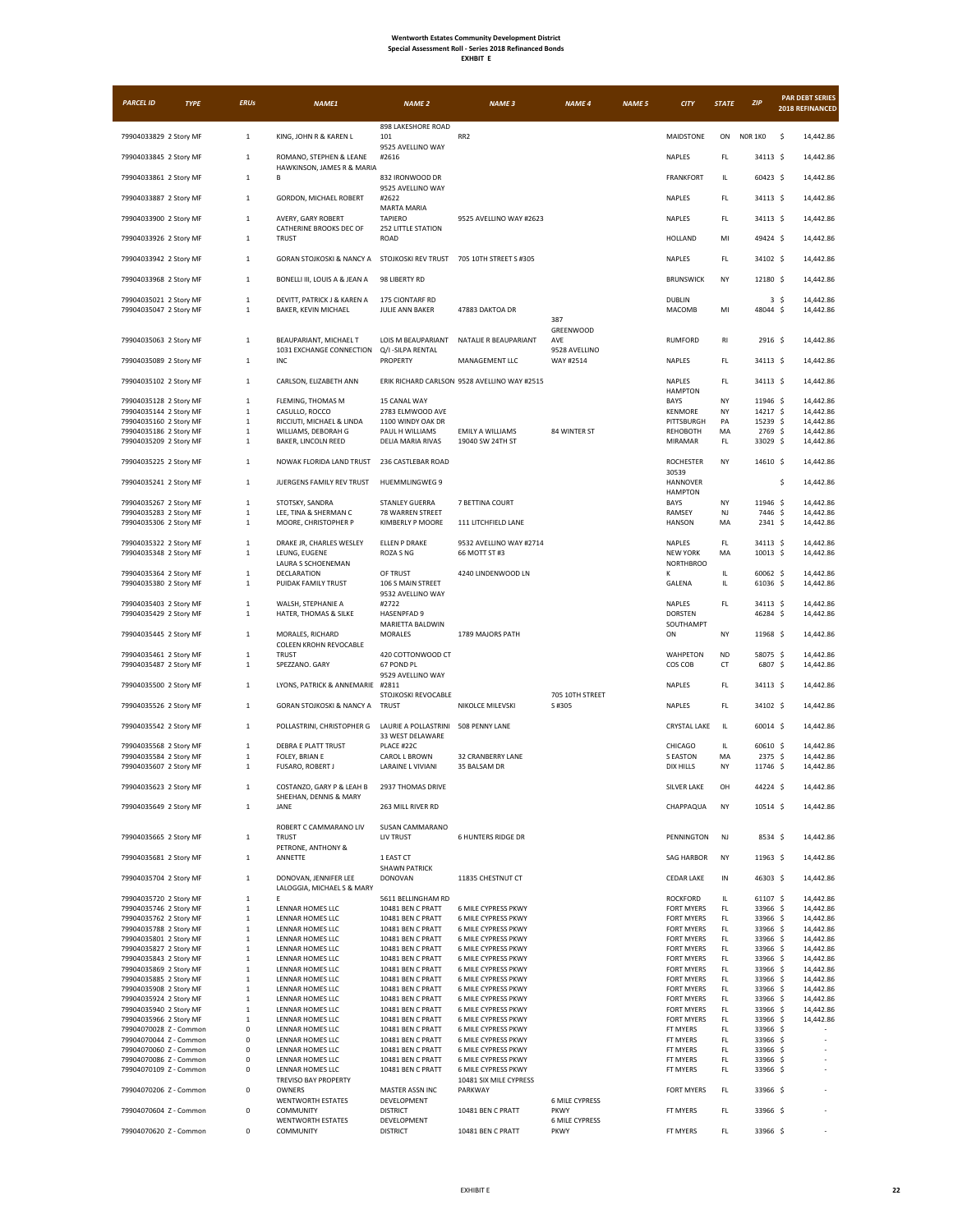**Wentworth Estates Community Development District**
**Special Assessment Roll - Series 2018 Refinanced Bonds**
**EXHIBIT E**

| PARCEL ID | TYPE | ERUs | NAME1 | NAME 2 | NAME 3 | NAME 4 | NAME 5 | CITY | STATE | ZIP | PAR DEBT SERIES 2018 REFINANCED |
|---|---|---|---|---|---|---|---|---|---|---|---|
| 79904033829 | 2 Story MF | 1 | KING, JOHN R & KAREN L | 898 LAKESHORE ROAD 101 | RR2 | | | MAIDSTONE | ON | N0R 1K0 | $ 14,442.86 |
| 79904033845 | 2 Story MF | 1 | ROMANO, STEPHEN & LEANE | 9525 AVELLINO WAY #2616 | | | | NAPLES | FL | 34113 | $ 14,442.86 |
| 79904033861 | 2 Story MF | 1 | HAWKINSON, JAMES R & MARIA B | 832 IRONWOOD DR | | | | FRANKFORT | IL | 60423 | $ 14,442.86 |
| 79904033887 | 2 Story MF | 1 | GORDON, MICHAEL ROBERT | 9525 AVELLINO WAY #2622 | | | | NAPLES | FL | 34113 | $ 14,442.86 |
| 79904033900 | 2 Story MF | 1 | AVERY, GARY ROBERT | MARTA MARIA TAPIERO | 9525 AVELLINO WAY #2623 | | | NAPLES | FL | 34113 | $ 14,442.86 |
| 79904033926 | 2 Story MF | 1 | CATHERINE BROOKS DEC OF TRUST | 252 LITTLE STATION ROAD | | | | HOLLAND | MI | 49424 | $ 14,442.86 |
| 79904033942 | 2 Story MF | 1 | GORAN STOJKOSKI & NANCY A | STOJKOSKI REV TRUST | 705 10TH STREET S #305 | | | NAPLES | FL | 34102 | $ 14,442.86 |
| 79904033968 | 2 Story MF | 1 | BONELLI III, LOUIS A & JEAN A | 98 LIBERTY RD | | | | BRUNSWICK | NY | 12180 | $ 14,442.86 |
| 79904035021 | 2 Story MF | 1 | DEVITT, PATRICK J & KAREN A | 175 CIONTARF RD | | | | DUBLIN | | 3 | $ 14,442.86 |
| 79904035047 | 2 Story MF | 1 | BAKER, KEVIN MICHAEL | JULIE ANN BAKER | 47883 DAKTOA DR | | | MACOMB | MI | 48044 | $ 14,442.86 |
| 79904035063 | 2 Story MF | 1 | BEAUPARIANT, MICHAEL T | LOIS M BEAUPARIANT | NATALIE R BEAUPARIANT | 387 GREENWOOD AVE | | RUMFORD | RI | 2916 | $ 14,442.86 |
| 79904035089 | 2 Story MF | 1 | 1031 EXCHANGE CONNECTION INC | Q/I -SILPA RENTAL PROPERTY | MANAGEMENT LLC | 9528 AVELLINO WAY #2514 | | NAPLES | FL | 34113 | $ 14,442.86 |
| 79904035102 | 2 Story MF | 1 | CARLSON, ELIZABETH ANN | ERIK RICHARD CARLSON | 9528 AVELLINO WAY #2515 | | | NAPLES | FL | 34113 | $ 14,442.86 |
| 79904035128 | 2 Story MF | 1 | FLEMING, THOMAS M | 15 CANAL WAY | | | | HAMPTON BAYS | NY | 11946 | $ 14,442.86 |
| 79904035144 | 2 Story MF | 1 | CASULLO, ROCCO | 2783 ELMWOOD AVE | | | | KENMORE | NY | 14217 | $ 14,442.86 |
| 79904035160 | 2 Story MF | 1 | RICCIUTI, MICHAEL & LINDA | 1100 WINDY OAK DR | | | | PITTSBURGH | PA | 15239 | $ 14,442.86 |
| 79904035186 | 2 Story MF | 1 | WILLIAMS, DEBORAH G | PAUL H WILLIAMS | EMILY A WILLIAMS | 84 WINTER ST | | REHOBOTH | MA | 2769 | $ 14,442.86 |
| 79904035209 | 2 Story MF | 1 | BAKER, LINCOLN REED | DELIA MARIA RIVAS | 19040 SW 24TH ST | | | MIRAMAR | FL | 33029 | $ 14,442.86 |
| 79904035225 | 2 Story MF | 1 | NOWAK FLORIDA LAND TRUST | 236 CASTLEBAR ROAD | | | | ROCHESTER | NY | 14610 | $ 14,442.86 |
| 79904035241 | 2 Story MF | 1 | JUERGENS FAMILY REV TRUST | HUEMMLINGWEG 9 | | | | 30539 HANNOVER | | | $ 14,442.86 |
| 79904035267 | 2 Story MF | 1 | STOTSKY, SANDRA | STANLEY GUERRA | 7 BETTINA COURT | | | HAMPTON BAYS | NY | 11946 | $ 14,442.86 |
| 79904035283 | 2 Story MF | 1 | LEE, TINA & SHERMAN C | 78 WARREN STREET | | | | RAMSEY | NJ | 7446 | $ 14,442.86 |
| 79904035306 | 2 Story MF | 1 | MOORE, CHRISTOPHER P | KIMBERLY P MOORE | 111 LITCHFIELD LANE | | | HANSON | MA | 2341 | $ 14,442.86 |
| 79904035322 | 2 Story MF | 1 | DRAKE JR, CHARLES WESLEY | ELLEN P DRAKE | 9532 AVELLINO WAY #2714 | | | NAPLES | FL | 34113 | $ 14,442.86 |
| 79904035348 | 2 Story MF | 1 | LEUNG, EUGENE | ROZA S NG | 66 MOTT ST #3 | | | NEW YORK | MA | 10013 | $ 14,442.86 |
| 79904035364 | 2 Story MF | 1 | LAURA S SCHOENEMAN DECLARATION | OF TRUST | 4240 LINDENWOOD LN | | | NORTHBROOK | IL | 60062 | $ 14,442.86 |
| 79904035380 | 2 Story MF | 1 | PUIDAK FAMILY TRUST | 106 S MAIN STREET | | | | GALENA | IL | 61036 | $ 14,442.86 |
| 79904035403 | 2 Story MF | 1 | WALSH, STEPHANIE A | 9532 AVELLINO WAY #2722 | | | | NAPLES | FL | 34113 | $ 14,442.86 |
| 79904035429 | 2 Story MF | 1 | HATER, THOMAS & SILKE | HASENPFAD 9 | | | | DORSTEN | | 46284 | $ 14,442.86 |
| 79904035445 | 2 Story MF | 1 | MORALES, RICHARD | MARIETTA BALDWIN MORALES | 1789 MAJORS PATH | | | SOUTHAMPTON | NY | 11968 | $ 14,442.86 |
| 79904035461 | 2 Story MF | 1 | COLEEN KROHN REVOCABLE TRUST | 420 COTTONWOOD CT | | | | WAHPETON | ND | 58075 | $ 14,442.86 |
| 79904035487 | 2 Story MF | 1 | SPEZZANO. GARY | 67 POND PL | | | | COS COB | CT | 6807 | $ 14,442.86 |
| 79904035500 | 2 Story MF | 1 | LYONS, PATRICK & ANNEMARIE | 9529 AVELLINO WAY #2811 | | | | NAPLES | FL | 34113 | $ 14,442.86 |
| 79904035526 | 2 Story MF | 1 | GORAN STOJKOSKI & NANCY A | STOJKOSKI REVOCABLE TRUST | NIKOLCE MILEVSKI | 705 10TH STREET S #305 | | NAPLES | FL | 34102 | $ 14,442.86 |
| 79904035542 | 2 Story MF | 1 | POLLASTRINI, CHRISTOPHER G | LAURIE A POLLASTRINI | 508 PENNY LANE | | | CRYSTAL LAKE | IL | 60014 | $ 14,442.86 |
| 79904035568 | 2 Story MF | 1 | DEBRA E PLATT TRUST | 33 WEST DELAWARE PLACE #22C | | | | CHICAGO | IL | 60610 | $ 14,442.86 |
| 79904035584 | 2 Story MF | 1 | FOLEY, BRIAN E | CAROL L BROWN | 32 CRANBERRY LANE | | | S EASTON | MA | 2375 | $ 14,442.86 |
| 79904035607 | 2 Story MF | 1 | FUSARO, ROBERT J | LARAINE L VIVIANI | 35 BALSAM DR | | | DIX HILLS | NY | 11746 | $ 14,442.86 |
| 79904035623 | 2 Story MF | 1 | COSTANZO, GARY P & LEAH B | 2937 THOMAS DRIVE | | | | SILVER LAKE | OH | 44224 | $ 14,442.86 |
| 79904035649 | 2 Story MF | 1 | SHEEHAN, DENNIS & MARY JANE | 263 MILL RIVER RD | | | | CHAPPAQUA | NY | 10514 | $ 14,442.86 |
| 79904035665 | 2 Story MF | 1 | ROBERT C CAMMARANO LIV TRUST | SUSAN CAMMARANO LIV TRUST | 6 HUNTERS RIDGE DR | | | PENNINGTON | NJ | 8534 | $ 14,442.86 |
| 79904035681 | 2 Story MF | 1 | PETRONE, ANTHONY & ANNETTE | 1 EAST CT | | | | SAG HARBOR | NY | 11963 | $ 14,442.86 |
| 79904035704 | 2 Story MF | 1 | DONOVAN, JENNIFER LEE | SHAWN PATRICK DONOVAN | 11835 CHESTNUT CT | | | CEDAR LAKE | IN | 46303 | $ 14,442.86 |
| 79904035720 | 2 Story MF | 1 | LALOGGIA, MICHAEL S & MARY E | 5611 BELLINGHAM RD | | | | ROCKFORD | IL | 61107 | $ 14,442.86 |
| 79904035746 | 2 Story MF | 1 | LENNAR HOMES LLC | 10481 BEN C PRATT | 6 MILE CYPRESS PKWY | | | FORT MYERS | FL | 33966 | $ 14,442.86 |
| 79904035762 | 2 Story MF | 1 | LENNAR HOMES LLC | 10481 BEN C PRATT | 6 MILE CYPRESS PKWY | | | FORT MYERS | FL | 33966 | $ 14,442.86 |
| 79904035788 | 2 Story MF | 1 | LENNAR HOMES LLC | 10481 BEN C PRATT | 6 MILE CYPRESS PKWY | | | FORT MYERS | FL | 33966 | $ 14,442.86 |
| 79904035801 | 2 Story MF | 1 | LENNAR HOMES LLC | 10481 BEN C PRATT | 6 MILE CYPRESS PKWY | | | FORT MYERS | FL | 33966 | $ 14,442.86 |
| 79904035827 | 2 Story MF | 1 | LENNAR HOMES LLC | 10481 BEN C PRATT | 6 MILE CYPRESS PKWY | | | FORT MYERS | FL | 33966 | $ 14,442.86 |
| 79904035843 | 2 Story MF | 1 | LENNAR HOMES LLC | 10481 BEN C PRATT | 6 MILE CYPRESS PKWY | | | FORT MYERS | FL | 33966 | $ 14,442.86 |
| 79904035869 | 2 Story MF | 1 | LENNAR HOMES LLC | 10481 BEN C PRATT | 6 MILE CYPRESS PKWY | | | FORT MYERS | FL | 33966 | $ 14,442.86 |
| 79904035885 | 2 Story MF | 1 | LENNAR HOMES LLC | 10481 BEN C PRATT | 6 MILE CYPRESS PKWY | | | FORT MYERS | FL | 33966 | $ 14,442.86 |
| 79904035908 | 2 Story MF | 1 | LENNAR HOMES LLC | 10481 BEN C PRATT | 6 MILE CYPRESS PKWY | | | FORT MYERS | FL | 33966 | $ 14,442.86 |
| 79904035924 | 2 Story MF | 1 | LENNAR HOMES LLC | 10481 BEN C PRATT | 6 MILE CYPRESS PKWY | | | FORT MYERS | FL | 33966 | $ 14,442.86 |
| 79904035940 | 2 Story MF | 1 | LENNAR HOMES LLC | 10481 BEN C PRATT | 6 MILE CYPRESS PKWY | | | FORT MYERS | FL | 33966 | $ 14,442.86 |
| 79904035966 | 2 Story MF | 1 | LENNAR HOMES LLC | 10481 BEN C PRATT | 6 MILE CYPRESS PKWY | | | FORT MYERS | FL | 33966 | $ 14,442.86 |
| 79904070028 | Z - Common | 0 | LENNAR HOMES LLC | 10481 BEN C PRATT | 6 MILE CYPRESS PKWY | | | FT MYERS | FL | 33966 | $ - |
| 79904070044 | Z - Common | 0 | LENNAR HOMES LLC | 10481 BEN C PRATT | 6 MILE CYPRESS PKWY | | | FT MYERS | FL | 33966 | $ - |
| 79904070060 | Z - Common | 0 | LENNAR HOMES LLC | 10481 BEN C PRATT | 6 MILE CYPRESS PKWY | | | FT MYERS | FL | 33966 | $ - |
| 79904070086 | Z - Common | 0 | LENNAR HOMES LLC | 10481 BEN C PRATT | 6 MILE CYPRESS PKWY | | | FT MYERS | FL | 33966 | $ - |
| 79904070109 | Z - Common | 0 | LENNAR HOMES LLC | 10481 BEN C PRATT | 6 MILE CYPRESS PKWY | | | FT MYERS | FL | 33966 | $ - |
| 79904070206 | Z - Common | 0 | TREVISO BAY PROPERTY OWNERS | MASTER ASSN INC | 10481 SIX MILE CYPRESS PARKWAY | | | FORT MYERS | FL | 33966 | $ - |
| 79904070604 | Z - Common | 0 | WENTWORTH ESTATES COMMUNITY | DEVELOPMENT DISTRICT | 10481 BEN C PRATT | 6 MILE CYPRESS PKWY | | FT MYERS | FL | 33966 | $ - |
| 79904070620 | Z - Common | 0 | WENTWORTH ESTATES COMMUNITY | DEVELOPMENT DISTRICT | 10481 BEN C PRATT | 6 MILE CYPRESS PKWY | | FT MYERS | FL | 33966 | $ - |

EXHIBIT E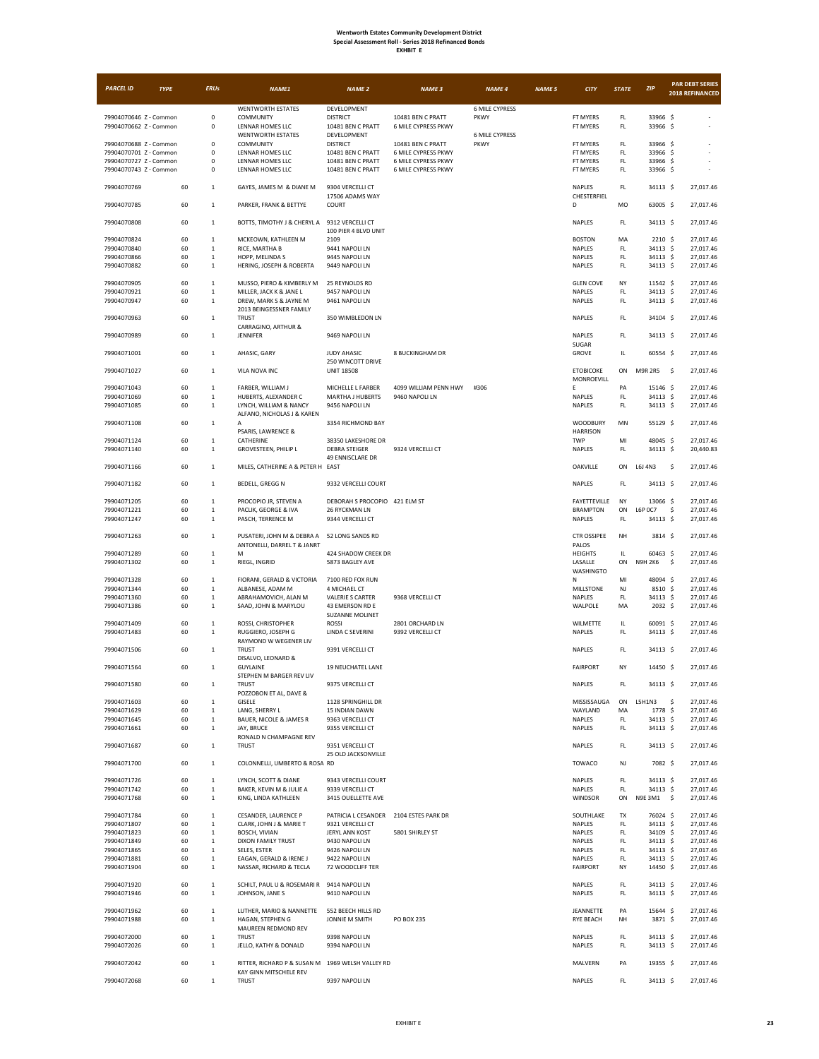**Wentworth Estates Community Development District**
**Special Assessment Roll - Series 2018 Refinanced Bonds**
**EXHIBIT E**

| PARCEL ID | TYPE | ERUs | NAME1 | NAME 2 | NAME 3 | NAME 4 | NAME 5 | CITY | STATE | ZIP | PAR DEBT SERIES 2018 REFINANCED |
|---|---|---|---|---|---|---|---|---|---|---|---|
| 79904070646 | Z - Common | 0 | WENTWORTH ESTATES COMMUNITY | DEVELOPMENT DISTRICT | 10481 BEN C PRATT | 6 MILE CYPRESS PKWY | | FT MYERS | FL | 33966 | $ - |
| 79904070662 | Z - Common | 0 | LENNAR HOMES LLC | 10481 BEN C PRATT | 6 MILE CYPRESS PKWY | | | FT MYERS | FL | 33966 | $ - |
| 79904070688 | Z - Common | 0 | WENTWORTH ESTATES COMMUNITY | DEVELOPMENT DISTRICT | 10481 BEN C PRATT | 6 MILE CYPRESS PKWY | | FT MYERS | FL | 33966 | $ - |
| 79904070701 | Z - Common | 0 | LENNAR HOMES LLC | 10481 BEN C PRATT | 6 MILE CYPRESS PKWY | | | FT MYERS | FL | 33966 | $ - |
| 79904070727 | Z - Common | 0 | LENNAR HOMES LLC | 10481 BEN C PRATT | 6 MILE CYPRESS PKWY | | | FT MYERS | FL | 33966 | $ - |
| 79904070743 | Z - Common | 0 | LENNAR HOMES LLC | 10481 BEN C PRATT | 6 MILE CYPRESS PKWY | | | FT MYERS | FL | 33966 | $ - |
| 79904070769 | 60 | 1 | GAYES, JAMES M & DIANE M | 9304 VERCELLI CT | | | | NAPLES | FL | 34113 | $ 27,017.46 |
| 79904070785 | 60 | 1 | PARKER, FRANK & BETTYE | 17506 ADAMS WAY COURT | | | | CHESTERFIELD | MO | 63005 | $ 27,017.46 |
| 79904070808 | 60 | 1 | BOTTS, TIMOTHY J & CHERYL A | 9312 VERCELLI CT | | | | NAPLES | FL | 34113 | $ 27,017.46 |
| 79904070824 | 60 | 1 | MCKEOWN, KATHLEEN M | 100 PIER 4 BLVD UNIT 2109 | | | | BOSTON | MA | 2210 | $ 27,017.46 |
| 79904070840 | 60 | 1 | RICE, MARTHA B | 9441 NAPOLI LN | | | | NAPLES | FL | 34113 | $ 27,017.46 |
| 79904070866 | 60 | 1 | HOPP, MELINDA S | 9445 NAPOLI LN | | | | NAPLES | FL | 34113 | $ 27,017.46 |
| 79904070882 | 60 | 1 | HERING, JOSEPH & ROBERTA | 9449 NAPOLI LN | | | | NAPLES | FL | 34113 | $ 27,017.46 |
| 79904070905 | 60 | 1 | MUSSO, PIERO & KIMBERLY M | 25 REYNOLDS RD | | | | GLEN COVE | NY | 11542 | $ 27,017.46 |
| 79904070921 | 60 | 1 | MILLER, JACK K & JANE L | 9457 NAPOLI LN | | | | NAPLES | FL | 34113 | $ 27,017.46 |
| 79904070947 | 60 | 1 | DREW, MARK S & JAYNE M | 9461 NAPOLI LN | | | | NAPLES | FL | 34113 | $ 27,017.46 |
| 79904070963 | 60 | 1 | 2013 BEINGESSNER FAMILY TRUST | 350 WIMBLEDON LN | | | | NAPLES | FL | 34104 | $ 27,017.46 |
| 79904070989 | 60 | 1 | CARRAGINO, ARTHUR & JENNIFER | 9469 NAPOLI LN | | | | NAPLES | FL | 34113 | $ 27,017.46 |
| 79904071001 | 60 | 1 | AHASIC, GARY | JUDY AHASIC | 8 BUCKINGHAM DR | | | SUGAR GROVE | IL | 60554 | $ 27,017.46 |
| 79904071027 | 60 | 1 | VILA NOVA INC | 250 WINCOTT DRIVE UNIT 18508 | | | | ETOBICOKE | ON | M9R 2R5 | $ 27,017.46 |
| 79904071043 | 60 | 1 | FARBER, WILLIAM J | MICHELLE L FARBER | 4099 WILLIAM PENN HWY | #306 | | MONROEVILLE | PA | 15146 | $ 27,017.46 |
| 79904071069 | 60 | 1 | HUBERTS, ALEXANDER C | MARTHA J HUBERTS | 9460 NAPOLI LN | | | NAPLES | FL | 34113 | $ 27,017.46 |
| 79904071085 | 60 | 1 | LYNCH, WILLIAM & NANCY | 9456 NAPOLI LN | | | | NAPLES | FL | 34113 | $ 27,017.46 |
| 79904071108 | 60 | 1 | ALFANO, NICHOLAS J & KAREN A | 3354 RICHMOND BAY | | | | WOODBURY | MN | 55129 | $ 27,017.46 |
| 79904071124 | 60 | 1 | PSARIS, LAWRENCE & CATHERINE | 38350 LAKESHORE DR | | | | HARRISON TWP | MI | 48045 | $ 27,017.46 |
| 79904071140 | 60 | 1 | GROVESTEEN, PHILIP L | DEBRA STEIGER | 9324 VERCELLI CT | | | NAPLES | FL | 34113 | $ 20,440.83 |
| 79904071166 | 60 | 1 | MILES, CATHERINE A & PETER H | 49 ENNISCLARE DR EAST | | | | OAKVILLE | ON | L6J 4N3 | $ 27,017.46 |
| 79904071182 | 60 | 1 | BEDELL, GREGG N | 9332 VERCELLI COURT | | | | NAPLES | FL | 34113 | $ 27,017.46 |
| 79904071205 | 60 | 1 | PROCOPIO JR, STEVEN A | DEBORAH S PROCOPIO | 421 ELM ST | | | FAYETTEVILLE | NY | 13066 | $ 27,017.46 |
| 79904071221 | 60 | 1 | PACLIK, GEORGE & IVA | 26 RYCKMAN LN | | | | BRAMPTON | ON | L6P 0C7 | $ 27,017.46 |
| 79904071247 | 60 | 1 | PASCH, TERRENCE M | 9344 VERCELLI CT | | | | NAPLES | FL | 34113 | $ 27,017.46 |
| 79904071263 | 60 | 1 | PUSATERI, JOHN M & DEBRA A | 52 LONG SANDS RD | | | | CTR OSSIPEE | NH | 3814 | $ 27,017.46 |
| 79904071289 | 60 | 1 | ANTONELLI, DARREL T & JANRT M | 424 SHADOW CREEK DR | | | | PALOS HEIGHTS | IL | 60463 | $ 27,017.46 |
| 79904071302 | 60 | 1 | RIEGL, INGRID | 5873 BAGLEY AVE | | | | LASALLE | ON | N9H 2K6 | $ 27,017.46 |
| 79904071328 | 60 | 1 | FIORANI, GERALD & VICTORIA | 7100 RED FOX RUN | | | | WASHINGTON | MI | 48094 | $ 27,017.46 |
| 79904071344 | 60 | 1 | ALBANESE, ADAM M | 4 MICHAEL CT | | | | MILLSTONE | NJ | 8510 | $ 27,017.46 |
| 79904071360 | 60 | 1 | ABRAHAMOVICH, ALAN M | VALERIE S CARTER | 9368 VERCELLI CT | | | NAPLES | FL | 34113 | $ 27,017.46 |
| 79904071386 | 60 | 1 | SAAD, JOHN & MARYLOU | 43 EMERSON RD E | | | | WALPOLE | MA | 2032 | $ 27,017.46 |
| 79904071409 | 60 | 1 | ROSSI, CHRISTOPHER | SUZANNE MOLINET ROSSI | 2801 ORCHARD LN | | | WILMETTE | IL | 60091 | $ 27,017.46 |
| 79904071483 | 60 | 1 | RUGGIERO, JOSEPH G | LINDA C SEVERINI | 9392 VERCELLI CT | | | NAPLES | FL | 34113 | $ 27,017.46 |
| 79904071506 | 60 | 1 | RAYMOND W WEGENER LIV TRUST | 9391 VERCELLI CT | | | | NAPLES | FL | 34113 | $ 27,017.46 |
| 79904071564 | 60 | 1 | DISALVO, LEONARD & GUYLAINE | 19 NEUCHATEL LANE | | | | FAIRPORT | NY | 14450 | $ 27,017.46 |
| 79904071580 | 60 | 1 | STEPHEN M BARGER REV LIV TRUST | 9375 VERCELLI CT | | | | NAPLES | FL | 34113 | $ 27,017.46 |
| 79904071603 | 60 | 1 | POZZOBON ET AL, DAVE & GISELE | 1128 SPRINGHILL DR | | | | MISSISSAUGA | ON | L5H1N3 | $ 27,017.46 |
| 79904071629 | 60 | 1 | LANG, SHERRY L | 15 INDIAN DAWN | | | | WAYLAND | MA | 1778 | $ 27,017.46 |
| 79904071645 | 60 | 1 | BAUER, NICOLE & JAMES R | 9363 VERCELLI CT | | | | NAPLES | FL | 34113 | $ 27,017.46 |
| 79904071661 | 60 | 1 | JAY, BRUCE | 9355 VERCELLI CT | | | | NAPLES | FL | 34113 | $ 27,017.46 |
| 79904071687 | 60 | 1 | RONALD N CHAMPAGNE REV TRUST | 9351 VERCELLI CT | | | | NAPLES | FL | 34113 | $ 27,017.46 |
| 79904071700 | 60 | 1 | COLONNELLI, UMBERTO & ROSA | 25 OLD JACKSONVILLE RD | | | | TOWACO | NJ | 7082 | $ 27,017.46 |
| 79904071726 | 60 | 1 | LYNCH, SCOTT & DIANE | 9343 VERCELLI COURT | | | | NAPLES | FL | 34113 | $ 27,017.46 |
| 79904071742 | 60 | 1 | BAKER, KEVIN M & JULIE A | 9339 VERCELLI CT | | | | NAPLES | FL | 34113 | $ 27,017.46 |
| 79904071768 | 60 | 1 | KING, LINDA KATHLEEN | 3415 OUELLETTE AVE | | | | WINDSOR | ON | N9E 3M1 | $ 27,017.46 |
| 79904071784 | 60 | 1 | CESANDER, LAURENCE P | PATRICIA L CESANDER | 2104 ESTES PARK DR | | | SOUTHLAKE | TX | 76024 | $ 27,017.46 |
| 79904071807 | 60 | 1 | CLARK, JOHN J & MARIE T | 9321 VERCELLI CT | | | | NAPLES | FL | 34113 | $ 27,017.46 |
| 79904071823 | 60 | 1 | BOSCH, VIVIAN | JERYL ANN KOST | 5801 SHIRLEY ST | | | NAPLES | FL | 34109 | $ 27,017.46 |
| 79904071849 | 60 | 1 | DIXON FAMILY TRUST | 9430 NAPOLI LN | | | | NAPLES | FL | 34113 | $ 27,017.46 |
| 79904071865 | 60 | 1 | SELES, ESTER | 9426 NAPOLI LN | | | | NAPLES | FL | 34113 | $ 27,017.46 |
| 79904071881 | 60 | 1 | EAGAN, GERALD & IRENE J | 9422 NAPOLI LN | | | | NAPLES | FL | 34113 | $ 27,017.46 |
| 79904071904 | 60 | 1 | NASSAR, RICHARD & TECLA | 72 WOODCLIFF TER | | | | FAIRPORT | NY | 14450 | $ 27,017.46 |
| 79904071920 | 60 | 1 | SCHILT, PAUL U & ROSEMARI R | 9414 NAPOLI LN | | | | NAPLES | FL | 34113 | $ 27,017.46 |
| 79904071946 | 60 | 1 | JOHNSON, JANE S | 9410 NAPOLI LN | | | | NAPLES | FL | 34113 | $ 27,017.46 |
| 79904071962 | 60 | 1 | LUTHER, MARIO & NANNETTE | 552 BEECH HILLS RD | | | | JEANNETTE | PA | 15644 | $ 27,017.46 |
| 79904071988 | 60 | 1 | HAGAN, STEPHEN G | JONNIE M SMITH | PO BOX 235 | | | RYE BEACH | NH | 3871 | $ 27,017.46 |
| 79904072000 | 60 | 1 | MAUREEN REDMOND REV TRUST | 9398 NAPOLI LN | | | | NAPLES | FL | 34113 | $ 27,017.46 |
| 79904072026 | 60 | 1 | JELLO, KATHY & DONALD | 9394 NAPOLI LN | | | | NAPLES | FL | 34113 | $ 27,017.46 |
| 79904072042 | 60 | 1 | RITTER, RICHARD P & SUSAN M | 1969 WELSH VALLEY RD | | | | MALVERN | PA | 19355 | $ 27,017.46 |
| 79904072068 | 60 | 1 | KAY GINN MITSCHELE REV TRUST | 9397 NAPOLI LN | | | | NAPLES | FL | 34113 | $ 27,017.46 |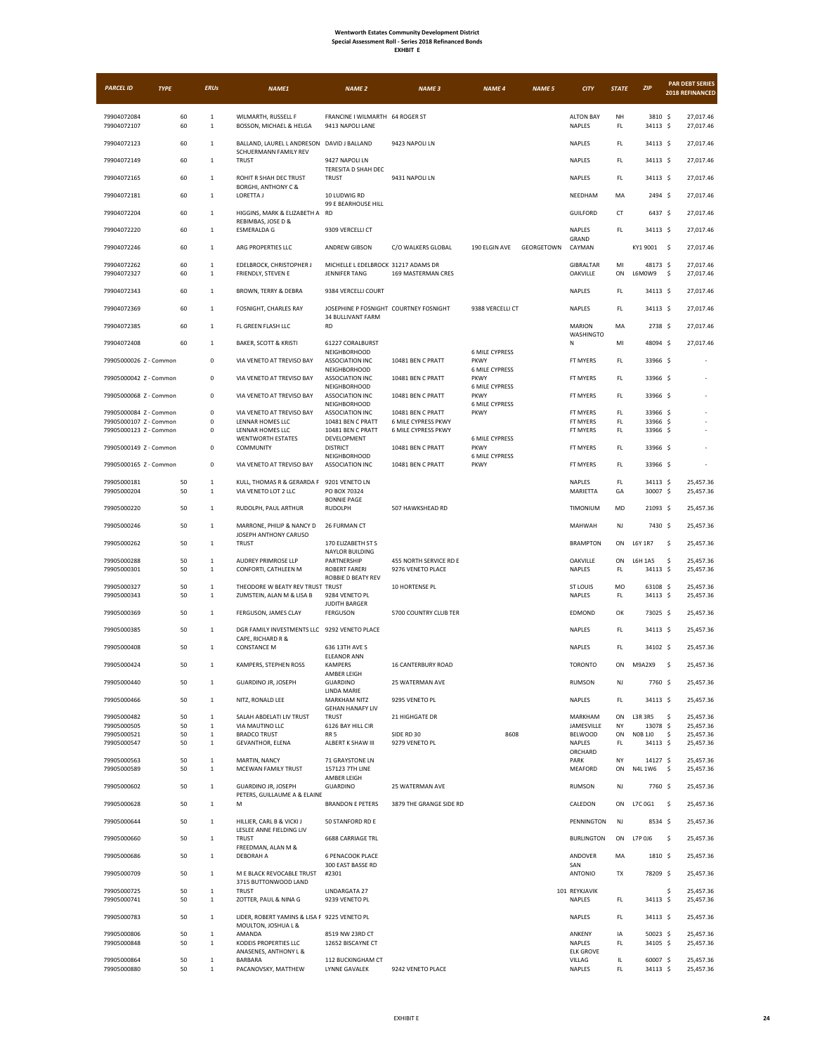**Wentworth Estates Community Development District**
**Special Assessment Roll - Series 2018 Refinanced Bonds**
**EXHBIT E**

| PARCEL ID | TYPE | ERUs | NAME1 | NAME 2 | NAME 3 | NAME 4 | NAME 5 | CITY | STATE | ZIP | PAR DEBT SERIES 2018 REFINANCED |
|---|---|---|---|---|---|---|---|---|---|---|---|
| 79904072084 | 60 | 1 | WILMARTH, RUSSELL F | FRANCINE I WILMARTH | 64 ROGER ST | | | ALTON BAY | NH | 3810 | $ 27,017.46 |
| 79904072107 | 60 | 1 | BOSSON, MICHAEL & HELGA | 9413 NAPOLI LANE | | | | NAPLES | FL | 34113 | $ 27,017.46 |
| 79904072123 | 60 | 1 | BALLAND, LAUREL L ANDRESON | DAVID J BALLAND | 9423 NAPOLI LN | | | NAPLES | FL | 34113 | $ 27,017.46 |
| 79904072149 | 60 | 1 | SCHUERMANN FAMILY REV TRUST | 9427 NAPOLI LN | | | | NAPLES | FL | 34113 | $ 27,017.46 |
| 79904072165 | 60 | 1 | ROHIT R SHAH DEC TRUST | TERESITA D SHAH DEC TRUST | 9431 NAPOLI LN | | | NAPLES | FL | 34113 | $ 27,017.46 |
| 79904072181 | 60 | 1 | BORGHI, ANTHONY C & LORETTA J | 10 LUDWIG RD | | | | NEEDHAM | MA | 2494 | $ 27,017.46 |
| 79904072204 | 60 | 1 | HIGGINS, MARK & ELIZABETH A | 99 E BEARHOUSE HILL RD | | | | GUILFORD | CT | 6437 | $ 27,017.46 |
| 79904072220 | 60 | 1 | REBIMBAS, JOSE D & ESMERALDA G | 9309 VERCELLI CT | | | | NAPLES | FL | 34113 | $ 27,017.46 |
| 79904072246 | 60 | 1 | ARG PROPERTIES LLC | ANDREW GIBSON | C/O WALKERS GLOBAL | 190 ELGIN AVE | GEORGETOWN | GRAND CAYMAN | | KY1 9001 | $ 27,017.46 |
| 79904072262 | 60 | 1 | EDELBROCK, CHRISTOPHER J | MICHELLE L EDELBROCK | 31217 ADAMS DR | | | GIBRALTAR | MI | 48173 | $ 27,017.46 |
| 79904072327 | 60 | 1 | FRIENDLY, STEVEN E | JENNIFER TANG | 169 MASTERMAN CRES | | | OAKVILLE | ON | L6M0W9 | $ 27,017.46 |
| 79904072343 | 60 | 1 | BROWN, TERRY & DEBRA | 9384 VERCELLI COURT | | | | NAPLES | FL | 34113 | $ 27,017.46 |
| 79904072369 | 60 | 1 | FOSNIGHT, CHARLES RAY | JOSEPHINE P FOSNIGHT | COURTNEY FOSNIGHT | 9388 VERCELLI CT | | NAPLES | FL | 34113 | $ 27,017.46 |
| 79904072385 | 60 | 1 | FL GREEN FLASH LLC | 34 BULLIVANT FARM RD | | | | MARION | MA | 2738 | $ 27,017.46 |
| 79904072408 | 60 | 1 | BAKER, SCOTT & KRISTI | 61227 CORALBURST | | | | WASHINGTON | MI | 48094 | $ 27,017.46 |
| 79905000026 | Z - Common | 0 | VIA VENETO AT TREVISO BAY | NEIGHBORHOOD ASSOCIATION INC | 10481 BEN C PRATT | 6 MILE CYPRESS PKWY | | FT MYERS | FL | 33966 | $ - |
| 79905000042 | Z - Common | 0 | VIA VENETO AT TREVISO BAY | NEIGHBORHOOD ASSOCIATION INC | 10481 BEN C PRATT | 6 MILE CYPRESS PKWY | | FT MYERS | FL | 33966 | $ - |
| 79905000068 | Z - Common | 0 | VIA VENETO AT TREVISO BAY | NEIGHBORHOOD ASSOCIATION INC | 10481 BEN C PRATT | 6 MILE CYPRESS PKWY | | FT MYERS | FL | 33966 | $ - |
| 79905000084 | Z - Common | 0 | VIA VENETO AT TREVISO BAY | NEIGHBORHOOD ASSOCIATION INC | 10481 BEN C PRATT | 6 MILE CYPRESS PKWY | | FT MYERS | FL | 33966 | $ - |
| 79905000107 | Z - Common | 0 | LENNAR HOMES LLC | 10481 BEN C PRATT | 6 MILE CYPRESS PKWY | | | FT MYERS | FL | 33966 | $ - |
| 79905000123 | Z - Common | 0 | LENNAR HOMES LLC | 10481 BEN C PRATT | 6 MILE CYPRESS PKWY | | | FT MYERS | FL | 33966 | $ - |
| 79905000149 | Z - Common | 0 | WENTWORTH ESTATES COMMUNITY | DEVELOPMENT DISTRICT | 10481 BEN C PRATT | 6 MILE CYPRESS PKWY | | FT MYERS | FL | 33966 | $ - |
| 79905000165 | Z - Common | 0 | VIA VENETO AT TREVISO BAY | NEIGHBORHOOD ASSOCIATION INC | 10481 BEN C PRATT | 6 MILE CYPRESS PKWY | | FT MYERS | FL | 33966 | $ - |
| 79905000181 | 50 | 1 | KULL, THOMAS R & GERARDA F | 9201 VENETO LN | | | | NAPLES | FL | 34113 | $ 25,457.36 |
| 79905000204 | 50 | 1 | VIA VENETO LOT 2 LLC | PO BOX 70324 | | | | MARIETTA | GA | 30007 | $ 25,457.36 |
| 79905000220 | 50 | 1 | RUDOLPH, PAUL ARTHUR | BONNIE PAGE RUDOLPH | 507 HAWKSHEAD RD | | | TIMONIUM | MD | 21093 | $ 25,457.36 |
| 79905000246 | 50 | 1 | MARRONE, PHILIP & NANCY D | 26 FURMAN CT | | | | MAHWAH | NJ | 7430 | $ 25,457.36 |
| 79905000262 | 50 | 1 | JOSEPH ANTHONY CARUSO TRUST | 170 ELIZABETH ST S | | | | BRAMPTON | ON | L6Y 1R7 | $ 25,457.36 |
| 79905000288 | 50 | 1 | AUDREY PRIMROSE LLP | NAYLOR BUILDING PARTNERSHIP | 455 NORTH SERVICE RD E | | | OAKVILLE | ON | L6H 1A5 | $ 25,457.36 |
| 79905000301 | 50 | 1 | CONFORTI, CATHLEEN M | ROBERT FARERI | 9276 VENETO PLACE | | | NAPLES | FL | 34113 | $ 25,457.36 |
| 79905000327 | 50 | 1 | THEODORE W BEATY REV TRUST | ROBBIE D BEATY REV TRUST | 10 HORTENSE PL | | | ST LOUIS | MO | 63108 | $ 25,457.36 |
| 79905000343 | 50 | 1 | ZUMSTEIN, ALAN M & LISA B | 9284 VENETO PL | | | | NAPLES | FL | 34113 | $ 25,457.36 |
| 79905000369 | 50 | 1 | FERGUSON, JAMES CLAY | JUDITH BARGER FERGUSON | 5700 COUNTRY CLUB TER | | | EDMOND | OK | 73025 | $ 25,457.36 |
| 79905000385 | 50 | 1 | DGR FAMILY INVESTMENTS LLC | 9292 VENETO PLACE | | | | NAPLES | FL | 34113 | $ 25,457.36 |
| 79905000408 | 50 | 1 | CAPE, RICHARD R & CONSTANCE M | 636 13TH AVE S | | | | NAPLES | FL | 34102 | $ 25,457.36 |
| 79905000424 | 50 | 1 | KAMPERS, STEPHEN ROSS | ELEANOR ANN KAMPERS | 16 CANTERBURY ROAD | | | TORONTO | ON | M9A2X9 | $ 25,457.36 |
| 79905000440 | 50 | 1 | GUARDINO JR, JOSEPH | AMBER LEIGH GUARDINO | 25 WATERMAN AVE | | | RUMSON | NJ | 7760 | $ 25,457.36 |
| 79905000466 | 50 | 1 | NITZ, RONALD LEE | LINDA MARIE MARKHAM NITZ | 9295 VENETO PL | | | NAPLES | FL | 34113 | $ 25,457.36 |
| 79905000482 | 50 | 1 | SALAH ABDELATI LIV TRUST | GEHAN HANAFY LIV TRUST | 21 HIGHGATE DR | | | MARKHAM | ON | L3R 3R5 | $ 25,457.36 |
| 79905000505 | 50 | 1 | VIA MAUTINO LLC | 6126 BAY HILL CIR | | | | JAMESVILLE | NY | 13078 | $ 25,457.36 |
| 79905000521 | 50 | 1 | BRADCO TRUST | RR 5 | SIDE RD 30 | 8608 | | BELWOOD | ON | N0B 1J0 | $ 25,457.36 |
| 79905000547 | 50 | 1 | GEVANTHOR, ELENA | ALBERT K SHAW III | 9279 VENETO PL | | | NAPLES | FL | 34113 | $ 25,457.36 |
| 79905000563 | 50 | 1 | MARTIN, NANCY | 71 GRAYSTONE LN | | | | ORCHARD PARK | NY | 14127 | $ 25,457.36 |
| 79905000589 | 50 | 1 | MCEWAN FAMILY TRUST | 157123 7TH LINE | | | | MEAFORD | ON | N4L 1W6 | $ 25,457.36 |
| 79905000602 | 50 | 1 | GUARDINO JR, JOSEPH | AMBER LEIGH GUARDINO | 25 WATERMAN AVE | | | RUMSON | NJ | 7760 | $ 25,457.36 |
| 79905000628 | 50 | 1 | PETERS, GUILLAUME A & ELAINE M | BRANDON E PETERS | 3879 THE GRANGE SIDE RD | | | CALEDON | ON | L7C 0G1 | $ 25,457.36 |
| 79905000644 | 50 | 1 | HILLIER, CARL B & VICKI J | 50 STANFORD RD E | | | | PENNINGTON | NJ | 8534 | $ 25,457.36 |
| 79905000660 | 50 | 1 | LESLEE ANNE FIELDING LIV TRUST | 6688 CARRIAGE TRL | | | | BURLINGTON | ON | L7P 0J6 | $ 25,457.36 |
| 79905000686 | 50 | 1 | FREEDMAN, ALAN M & DEBORAH A | 6 PENACOOK PLACE | | | | ANDOVER | MA | 1810 | $ 25,457.36 |
| 79905000709 | 50 | 1 | M E BLACK REVOCABLE TRUST | 300 EAST BASSE RD #2301 | | | | SAN ANTONIO | TX | 78209 | $ 25,457.36 |
| 79905000725 | 50 | 1 | 3715 BUTTONWOOD LAND TRUST | LINDARGATA 27 | | | 101 | REYKJAVIK | | | $ 25,457.36 |
| 79905000741 | 50 | 1 | ZOTTER, PAUL & NINA G | 9239 VENETO PL | | | | NAPLES | FL | 34113 | $ 25,457.36 |
| 79905000783 | 50 | 1 | LIDER, ROBERT YAMINS & LISA F | 9225 VENETO PL | | | | NAPLES | FL | 34113 | $ 25,457.36 |
| 79905000806 | 50 | 1 | MOULTON, JOSHUA L & AMANDA | 8519 NW 23RD CT | | | | ANKENY | IA | 50023 | $ 25,457.36 |
| 79905000848 | 50 | 1 | KODEIS PROPERTIES LLC | 12652 BISCAYNE CT | | | | NAPLES | FL | 34105 | $ 25,457.36 |
| 79905000864 | 50 | 1 | ANASENES, ANTHONY L & BARBARA | 112 BUCKINGHAM CT | | | | ELK GROVE VILLAG | IL | 60007 | $ 25,457.36 |
| 79905000880 | 50 | 1 | PACANOVSKY, MATTHEW | LYNNE GAVALEK | 9242 VENETO PLACE | | | NAPLES | FL | 34113 | $ 25,457.36 |

EXHIBIT E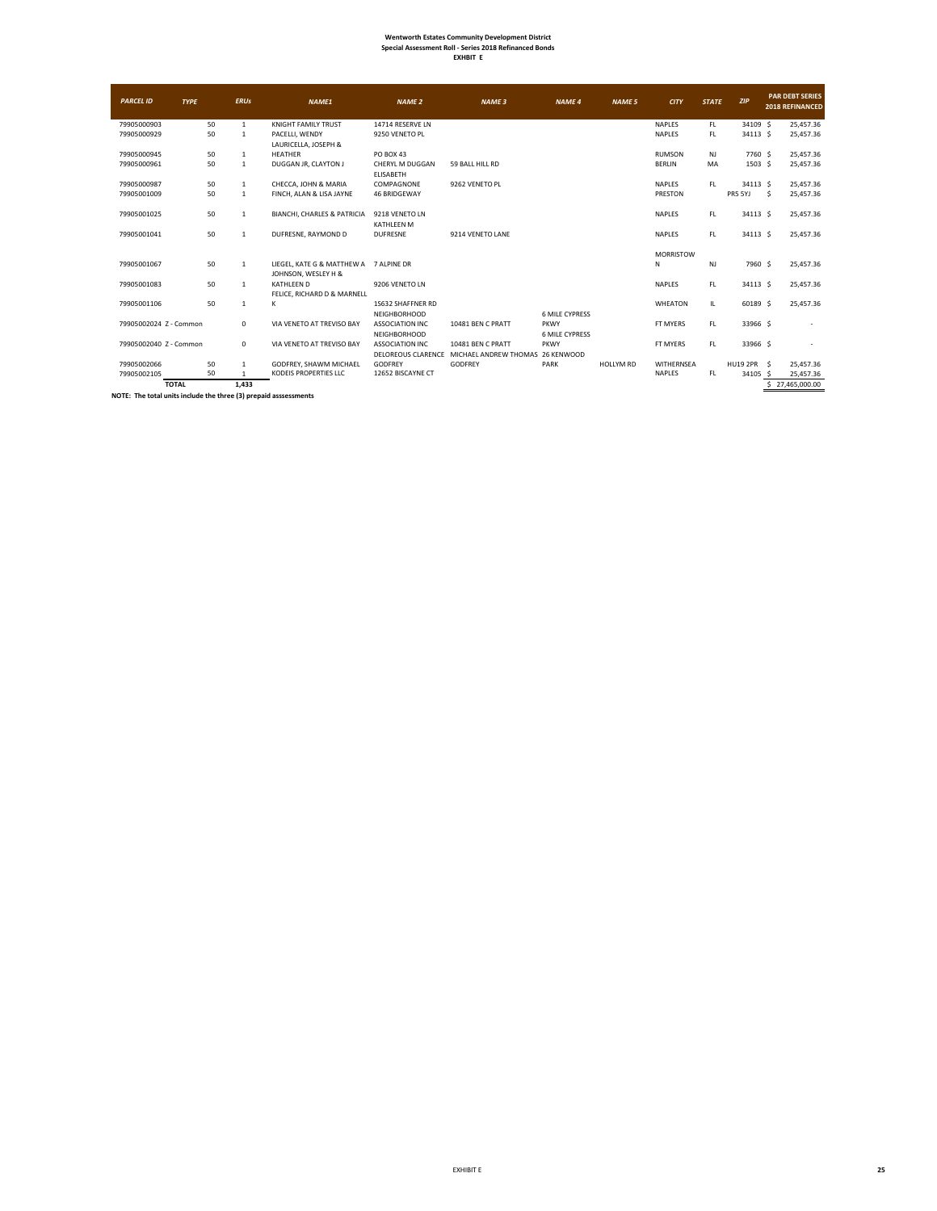**Wentworth Estates Community Development District**
**Special Assessment Roll - Series 2018 Refinanced Bonds**
**EXHIBIT E**

| PARCEL ID | TYPE | ERUs | NAME1 | NAME 2 | NAME 3 | NAME 4 | NAME 5 | CITY | STATE | ZIP | PAR DEBT SERIES 2018 REFINANCED |
|---|---|---|---|---|---|---|---|---|---|---|---|
| 79905000903 | 50 | 1 | KNIGHT FAMILY TRUST | 14714 RESERVE LN | | | | NAPLES | FL | 34109 | $ 25,457.36 |
| 79905000929 | 50 | 1 | PACELLI, WENDY | 9250 VENETO PL | | | | NAPLES | FL | 34113 | $ 25,457.36 |
| 79905000945 | 50 | 1 | LAURICELLA, JOSEPH & HEATHER | PO BOX 43 | | | | RUMSON | NJ | 7760 | $ 25,457.36 |
| 79905000961 | 50 | 1 | DUGGAN JR, CLAYTON J | CHERYL M DUGGAN | 59 BALL HILL RD | | | BERLIN | MA | 1503 | $ 25,457.36 |
| 79905000987 | 50 | 1 | CHECCA, JOHN & MARIA | ELISABETH COMPAGNONE | 9262 VENETO PL | | | NAPLES | FL | 34113 | $ 25,457.36 |
| 79905001009 | 50 | 1 | FINCH, ALAN & LISA JAYNE | 46 BRIDGEWAY | | | | PRESTON | | PR5 5YJ | $ 25,457.36 |
| 79905001025 | 50 | 1 | BIANCHI, CHARLES & PATRICIA | 9218 VENETO LN | | | | NAPLES | FL | 34113 | $ 25,457.36 |
| 79905001041 | 50 | 1 | DUFRESNE, RAYMOND D | KATHLEEN M DUFRESNE | 9214 VENETO LANE | | | NAPLES | FL | 34113 | $ 25,457.36 |
| 79905001067 | 50 | 1 | LIEGEL, KATE G & MATTHEW A | 7 ALPINE DR | | | | MORRISTOWN | NJ | 7960 | $ 25,457.36 |
| 79905001083 | 50 | 1 | JOHNSON, WESLEY H & KATHLEEN D | 9206 VENETO LN | | | | NAPLES | FL | 34113 | $ 25,457.36 |
| 79905001106 | 50 | 1 | FELICE, RICHARD D & MARNELL K | 1S632 SHAFFNER RD | | | | WHEATON | IL | 60189 | $ 25,457.36 |
| 79905002024 | Z - Common | 0 | VIA VENETO AT TREVISO BAY | NEIGHBORHOOD ASSOCIATION INC | 10481 BEN C PRATT | 6 MILE CYPRESS PKWY | | FT MYERS | FL | 33966 | $ - |
| 79905002040 | Z - Common | 0 | VIA VENETO AT TREVISO BAY | NEIGHBORHOOD ASSOCIATION INC | 10481 BEN C PRATT | 6 MILE CYPRESS PKWY | | FT MYERS | FL | 33966 | $ - |
| 79905002066 | 50 | 1 | GODFREY, SHAWM MICHAEL | DELOREOUS CLARENCE GODFREY | MICHAEL ANDREW THOMAS GODFREY | 26 KENWOOD PARK | HOLLYM RD | WITHERNSEA | | HU19 2PR | $ 25,457.36 |
| 79905002105 | 50 | 1 | KODEIS PROPERTIES LLC | 12652 BISCAYNE CT | | | | NAPLES | FL | 34105 | $ 25,457.36 |
| | TOTAL | 1,433 | | | | | | | | | $ 27,465,000.00 |

**NOTE: The total units include the three (3) prepaid asssessments**

EXHIBIT E